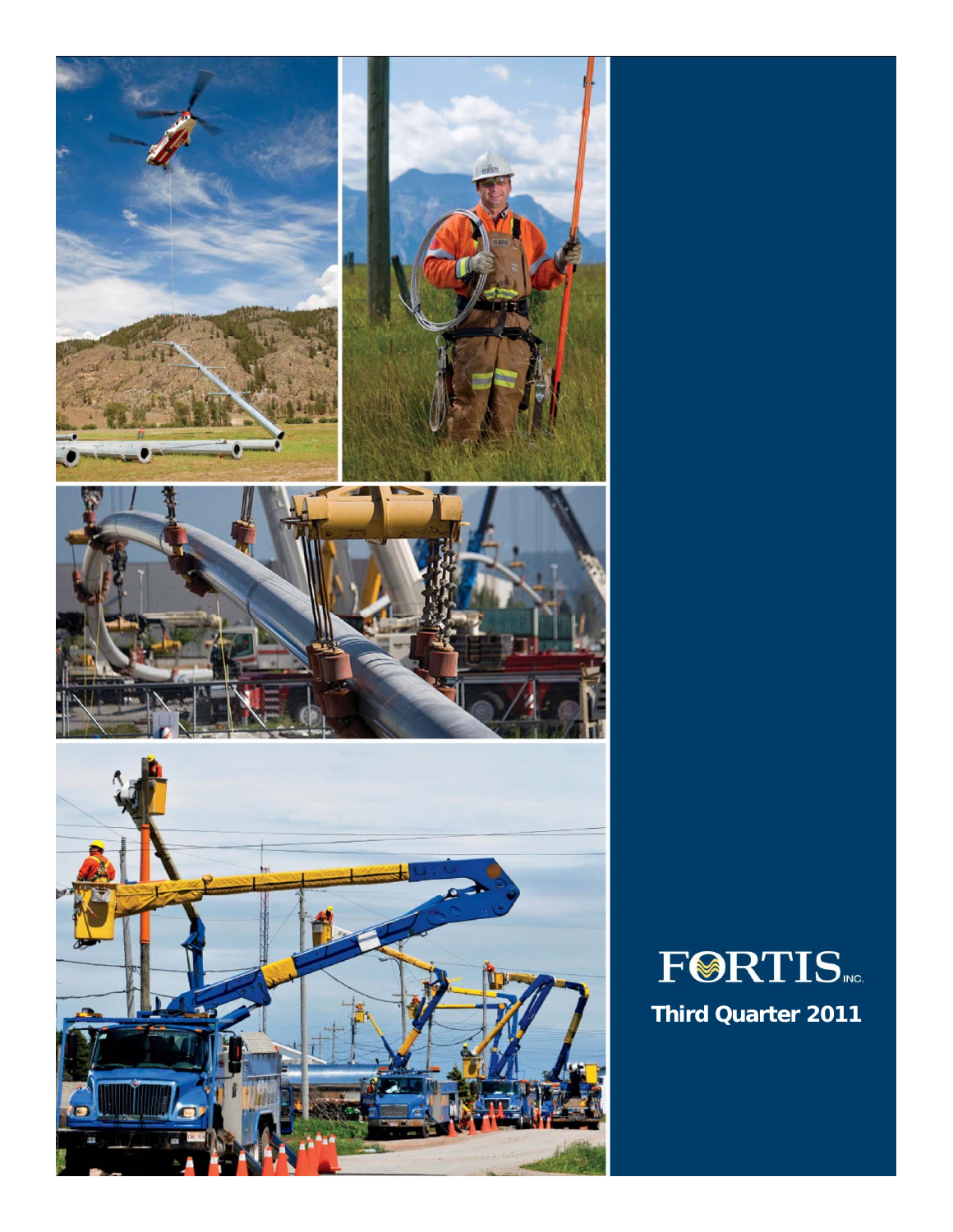FORTIS INC.

**Third Quarter 2011**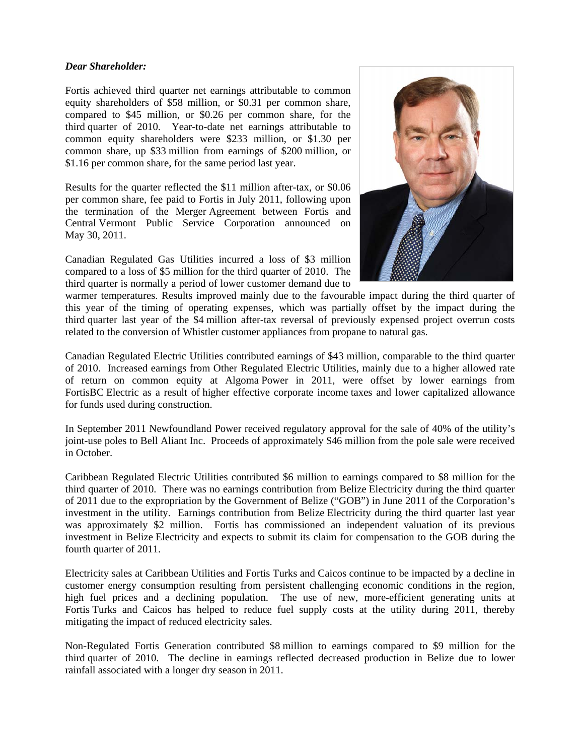***Dear Shareholder:***

Fortis achieved third quarter net earnings attributable to common equity shareholders of $58 million, or $0.31 per common share, compared to $45 million, or $0.26 per common share, for the third quarter of 2010. Year-to-date net earnings attributable to common equity shareholders were $233 million, or $1.30 per common share, up $33 million from earnings of $200 million, or $1.16 per common share, for the same period last year.

Results for the quarter reflected the $11 million after-tax, or $0.06 per common share, fee paid to Fortis in July 2011, following upon the termination of the Merger Agreement between Fortis and Central Vermont Public Service Corporation announced on May 30, 2011.

Canadian Regulated Gas Utilities incurred a loss of $3 million compared to a loss of $5 million for the third quarter of 2010. The third quarter is normally a period of lower customer demand due to warmer temperatures. Results improved mainly due to the favourable impact during the third quarter of this year of the timing of operating expenses, which was partially offset by the impact during the third quarter last year of the $4 million after-tax reversal of previously expensed project overrun costs related to the conversion of Whistler customer appliances from propane to natural gas.

Canadian Regulated Electric Utilities contributed earnings of $43 million, comparable to the third quarter of 2010. Increased earnings from Other Regulated Electric Utilities, mainly due to a higher allowed rate of return on common equity at Algoma Power in 2011, were offset by lower earnings from FortisBC Electric as a result of higher effective corporate income taxes and lower capitalized allowance for funds used during construction.

In September 2011 Newfoundland Power received regulatory approval for the sale of 40% of the utility's joint-use poles to Bell Aliant Inc. Proceeds of approximately $46 million from the pole sale were received in October.

Caribbean Regulated Electric Utilities contributed $6 million to earnings compared to $8 million for the third quarter of 2010. There was no earnings contribution from Belize Electricity during the third quarter of 2011 due to the expropriation by the Government of Belize ("GOB") in June 2011 of the Corporation's investment in the utility. Earnings contribution from Belize Electricity during the third quarter last year was approximately $2 million. Fortis has commissioned an independent valuation of its previous investment in Belize Electricity and expects to submit its claim for compensation to the GOB during the fourth quarter of 2011.

Electricity sales at Caribbean Utilities and Fortis Turks and Caicos continue to be impacted by a decline in customer energy consumption resulting from persistent challenging economic conditions in the region, high fuel prices and a declining population. The use of new, more-efficient generating units at Fortis Turks and Caicos has helped to reduce fuel supply costs at the utility during 2011, thereby mitigating the impact of reduced electricity sales.

Non-Regulated Fortis Generation contributed $8 million to earnings compared to $9 million for the third quarter of 2010. The decline in earnings reflected decreased production in Belize due to lower rainfall associated with a longer dry season in 2011.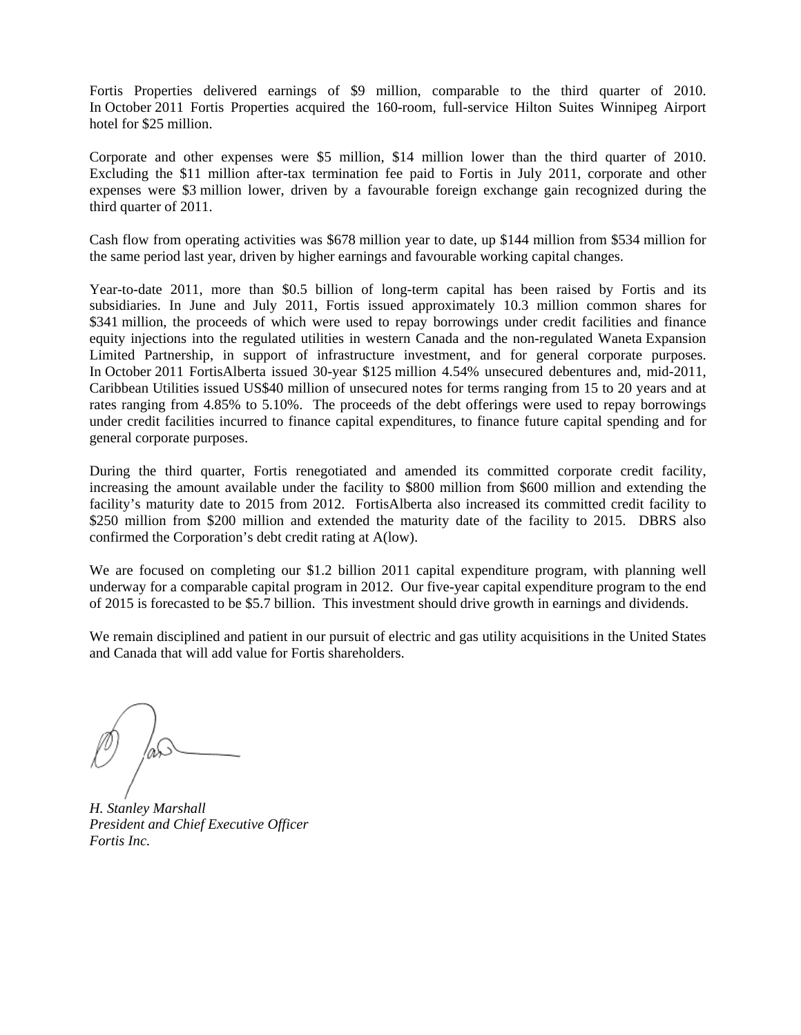Fortis Properties delivered earnings of $9 million, comparable to the third quarter of 2010. In October 2011 Fortis Properties acquired the 160-room, full-service Hilton Suites Winnipeg Airport hotel for $25 million.

Corporate and other expenses were $5 million, $14 million lower than the third quarter of 2010. Excluding the $11 million after-tax termination fee paid to Fortis in July 2011, corporate and other expenses were $3 million lower, driven by a favourable foreign exchange gain recognized during the third quarter of 2011.

Cash flow from operating activities was $678 million year to date, up $144 million from $534 million for the same period last year, driven by higher earnings and favourable working capital changes.

Year-to-date 2011, more than $0.5 billion of long-term capital has been raised by Fortis and its subsidiaries. In June and July 2011, Fortis issued approximately 10.3 million common shares for $341 million, the proceeds of which were used to repay borrowings under credit facilities and finance equity injections into the regulated utilities in western Canada and the non-regulated Waneta Expansion Limited Partnership, in support of infrastructure investment, and for general corporate purposes. In October 2011 FortisAlberta issued 30-year $125 million 4.54% unsecured debentures and, mid-2011, Caribbean Utilities issued US$40 million of unsecured notes for terms ranging from 15 to 20 years and at rates ranging from 4.85% to 5.10%. The proceeds of the debt offerings were used to repay borrowings under credit facilities incurred to finance capital expenditures, to finance future capital spending and for general corporate purposes.

During the third quarter, Fortis renegotiated and amended its committed corporate credit facility, increasing the amount available under the facility to $800 million from $600 million and extending the facility's maturity date to 2015 from 2012. FortisAlberta also increased its committed credit facility to $250 million from $200 million and extended the maturity date of the facility to 2015. DBRS also confirmed the Corporation's debt credit rating at A(low).

We are focused on completing our $1.2 billion 2011 capital expenditure program, with planning well underway for a comparable capital program in 2012. Our five-year capital expenditure program to the end of 2015 is forecasted to be $5.7 billion. This investment should drive growth in earnings and dividends.

We remain disciplined and patient in our pursuit of electric and gas utility acquisitions in the United States and Canada that will add value for Fortis shareholders.

*H. Stanley Marshall*
*President and Chief Executive Officer*
*Fortis Inc.*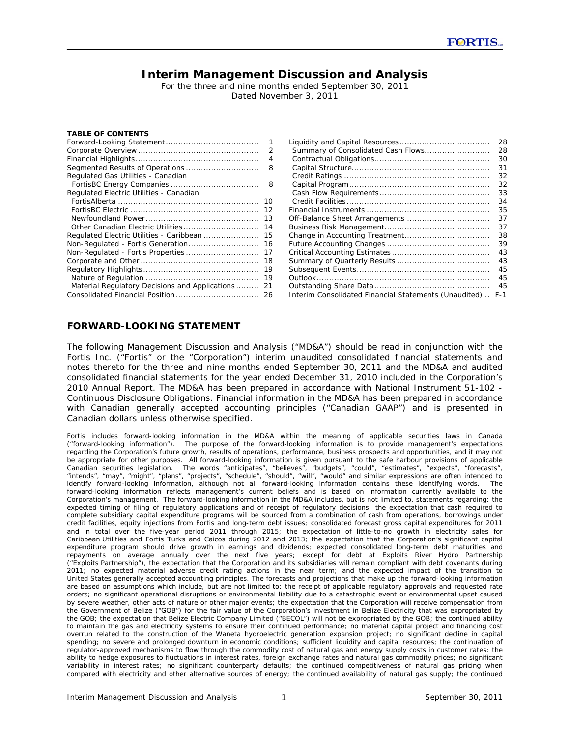# Interim Management Discussion and Analysis

For the three and nine months ended September 30, 2011
Dated November 3, 2011

**TABLE OF CONTENTS**

| | | | |
|---|---|---|---|
| Forward-Looking Statement | 1 | Liquidity and Capital Resources | 28 |
| Corporate Overview | 2 | Summary of Consolidated Cash Flows | 28 |
| Financial Highlights | 4 | Contractual Obligations | 30 |
| Segmented Results of Operations | 8 | Capital Structure | 31 |
| Regulated Gas Utilities - Canadian | | Credit Ratings | 32 |
| FortisBC Energy Companies | 8 | Capital Program | 32 |
| Regulated Electric Utilities - Canadian | | Cash Flow Requirements | 33 |
| FortisAlberta | 10 | Credit Facilities | 34 |
| FortisBC Electric | 12 | Financial Instruments | 35 |
| Newfoundland Power | 13 | Off-Balance Sheet Arrangements | 37 |
| Other Canadian Electric Utilities | 14 | Business Risk Management | 37 |
| Regulated Electric Utilities - Caribbean | 15 | Change in Accounting Treatment | 38 |
| Non-Regulated - Fortis Generation | 16 | Future Accounting Changes | 39 |
| Non-Regulated - Fortis Properties | 17 | Critical Accounting Estimates | 43 |
| Corporate and Other | 18 | Summary of Quarterly Results | 43 |
| Regulatory Highlights | 19 | Subsequent Events | 45 |
| Nature of Regulation | 19 | Outlook | 45 |
| Material Regulatory Decisions and Applications | 21 | Outstanding Share Data | 45 |
| Consolidated Financial Position | 26 | Interim Consolidated Financial Statements (Unaudited) | F-1 |

## FORWARD-LOOKING STATEMENT

The following Management Discussion and Analysis ("MD&A") should be read in conjunction with the Fortis Inc. ("Fortis" or the "Corporation") interim unaudited consolidated financial statements and notes thereto for the three and nine months ended September 30, 2011 and the MD&A and audited consolidated financial statements for the year ended December 31, 2010 included in the Corporation's 2010 Annual Report. The MD&A has been prepared in accordance with National Instrument 51-102 - Continuous Disclosure Obligations. Financial information in the MD&A has been prepared in accordance with Canadian generally accepted accounting principles ("Canadian GAAP") and is presented in Canadian dollars unless otherwise specified.

Fortis includes forward-looking information in the MD&A within the meaning of applicable securities laws in Canada ("forward-looking information"). The purpose of the forward-looking information is to provide management's expectations regarding the Corporation's future growth, results of operations, performance, business prospects and opportunities, and it may not be appropriate for other purposes. All forward-looking information is given pursuant to the safe harbour provisions of applicable Canadian securities legislation. The words "anticipates", "believes", "budgets", "could", "estimates", "expects", "forecasts", "intends", "may", "might", "plans", "projects", "schedule", "should", "will", "would" and similar expressions are often intended to identify forward-looking information, although not all forward-looking information contains these identifying words. The forward-looking information reflects management's current beliefs and is based on information currently available to the Corporation's management. The forward-looking information in the MD&A includes, but is not limited to, statements regarding: the expected timing of filing of regulatory applications and of receipt of regulatory decisions; the expectation that cash required to complete subsidiary capital expenditure programs will be sourced from a combination of cash from operations, borrowings under credit facilities, equity injections from Fortis and long-term debt issues; consolidated forecast gross capital expenditures for 2011 and in total over the five-year period 2011 through 2015; the expectation of little-to-no growth in electricity sales for Caribbean Utilities and Fortis Turks and Caicos during 2012 and 2013; the expectation that the Corporation's significant capital expenditure program should drive growth in earnings and dividends; expected consolidated long-term debt maturities and repayments on average annually over the next five years; except for debt at Exploits River Hydro Partnership ("Exploits Partnership"), the expectation that the Corporation and its subsidiaries will remain compliant with debt covenants during 2011; no expected material adverse credit rating actions in the near term; and the expected impact of the transition to United States generally accepted accounting principles. The forecasts and projections that make up the forward-looking information are based on assumptions which include, but are not limited to: the receipt of applicable regulatory approvals and requested rate orders; no significant operational disruptions or environmental liability due to a catastrophic event or environmental upset caused by severe weather, other acts of nature or other major events; the expectation that the Corporation will receive compensation from the Government of Belize ("GOB") for the fair value of the Corporation's investment in Belize Electricity that was expropriated by the GOB; the expectation that Belize Electric Company Limited ("BECOL") will not be expropriated by the GOB; the continued ability to maintain the gas and electricity systems to ensure their continued performance; no material capital project and financing cost overrun related to the construction of the Waneta hydroelectric generation expansion project; no significant decline in capital spending; no severe and prolonged downturn in economic conditions; sufficient liquidity and capital resources; the continuation of regulator-approved mechanisms to flow through the commodity cost of natural gas and energy supply costs in customer rates; the ability to hedge exposures to fluctuations in interest rates, foreign exchange rates and natural gas commodity prices; no significant variability in interest rates; no significant counterparty defaults; the continued competitiveness of natural gas pricing when compared with electricity and other alternative sources of energy; the continued availability of natural gas supply; the continued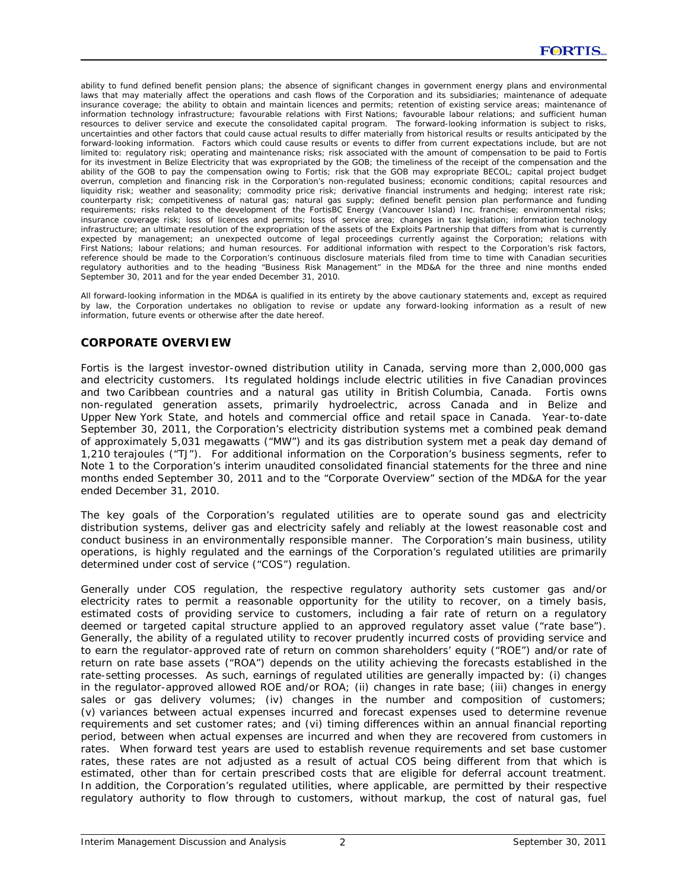ability to fund defined benefit pension plans; the absence of significant changes in government energy plans and environmental laws that may materially affect the operations and cash flows of the Corporation and its subsidiaries; maintenance of adequate insurance coverage; the ability to obtain and maintain licences and permits; retention of existing service areas; maintenance of information technology infrastructure; favourable relations with First Nations; favourable labour relations; and sufficient human resources to deliver service and execute the consolidated capital program. The forward-looking information is subject to risks, uncertainties and other factors that could cause actual results to differ materially from historical results or results anticipated by the forward-looking information. Factors which could cause results or events to differ from current expectations include, but are not limited to: regulatory risk; operating and maintenance risks; risk associated with the amount of compensation to be paid to Fortis for its investment in Belize Electricity that was expropriated by the GOB; the timeliness of the receipt of the compensation and the ability of the GOB to pay the compensation owing to Fortis; risk that the GOB may expropriate BECOL; capital project budget overrun, completion and financing risk in the Corporation's non-regulated business; economic conditions; capital resources and liquidity risk; weather and seasonality; commodity price risk; derivative financial instruments and hedging; interest rate risk; counterparty risk; competitiveness of natural gas; natural gas supply; defined benefit pension plan performance and funding requirements; risks related to the development of the FortisBC Energy (Vancouver Island) Inc. franchise; environmental risks; insurance coverage risk; loss of licences and permits; loss of service area; changes in tax legislation; information technology infrastructure; an ultimate resolution of the expropriation of the assets of the Exploits Partnership that differs from what is currently expected by management; an unexpected outcome of legal proceedings currently against the Corporation; relations with First Nations; labour relations; and human resources. For additional information with respect to the Corporation's risk factors, reference should be made to the Corporation's continuous disclosure materials filed from time to time with Canadian securities regulatory authorities and to the heading "Business Risk Management" in the MD&A for the three and nine months ended September 30, 2011 and for the year ended December 31, 2010.

All forward-looking information in the MD&A is qualified in its entirety by the above cautionary statements and, except as required by law, the Corporation undertakes no obligation to revise or update any forward-looking information as a result of new information, future events or otherwise after the date hereof.

## CORPORATE OVERVIEW

Fortis is the largest investor-owned distribution utility in Canada, serving more than 2,000,000 gas and electricity customers. Its regulated holdings include electric utilities in five Canadian provinces and two Caribbean countries and a natural gas utility in British Columbia, Canada. Fortis owns non-regulated generation assets, primarily hydroelectric, across Canada and in Belize and Upper New York State, and hotels and commercial office and retail space in Canada. Year-to-date September 30, 2011, the Corporation's electricity distribution systems met a combined peak demand of approximately 5,031 megawatts ("MW") and its gas distribution system met a peak day demand of 1,210 terajoules ("TJ"). For additional information on the Corporation's business segments, refer to Note 1 to the Corporation's interim unaudited consolidated financial statements for the three and nine months ended September 30, 2011 and to the "Corporate Overview" section of the MD&A for the year ended December 31, 2010.

The key goals of the Corporation's regulated utilities are to operate sound gas and electricity distribution systems, deliver gas and electricity safely and reliably at the lowest reasonable cost and conduct business in an environmentally responsible manner. The Corporation's main business, utility operations, is highly regulated and the earnings of the Corporation's regulated utilities are primarily determined under cost of service ("COS") regulation.

Generally under COS regulation, the respective regulatory authority sets customer gas and/or electricity rates to permit a reasonable opportunity for the utility to recover, on a timely basis, estimated costs of providing service to customers, including a fair rate of return on a regulatory deemed or targeted capital structure applied to an approved regulatory asset value ("rate base"). Generally, the ability of a regulated utility to recover prudently incurred costs of providing service and to earn the regulator-approved rate of return on common shareholders' equity ("ROE") and/or rate of return on rate base assets ("ROA") depends on the utility achieving the forecasts established in the rate-setting processes. As such, earnings of regulated utilities are generally impacted by: (i) changes in the regulator-approved allowed ROE and/or ROA; (ii) changes in rate base; (iii) changes in energy sales or gas delivery volumes; (iv) changes in the number and composition of customers; (v) variances between actual expenses incurred and forecast expenses used to determine revenue requirements and set customer rates; and (vi) timing differences within an annual financial reporting period, between when actual expenses are incurred and when they are recovered from customers in rates. When forward test years are used to establish revenue requirements and set base customer rates, these rates are not adjusted as a result of actual COS being different from that which is estimated, other than for certain prescribed costs that are eligible for deferral account treatment. In addition, the Corporation's regulated utilities, where applicable, are permitted by their respective regulatory authority to flow through to customers, without markup, the cost of natural gas, fuel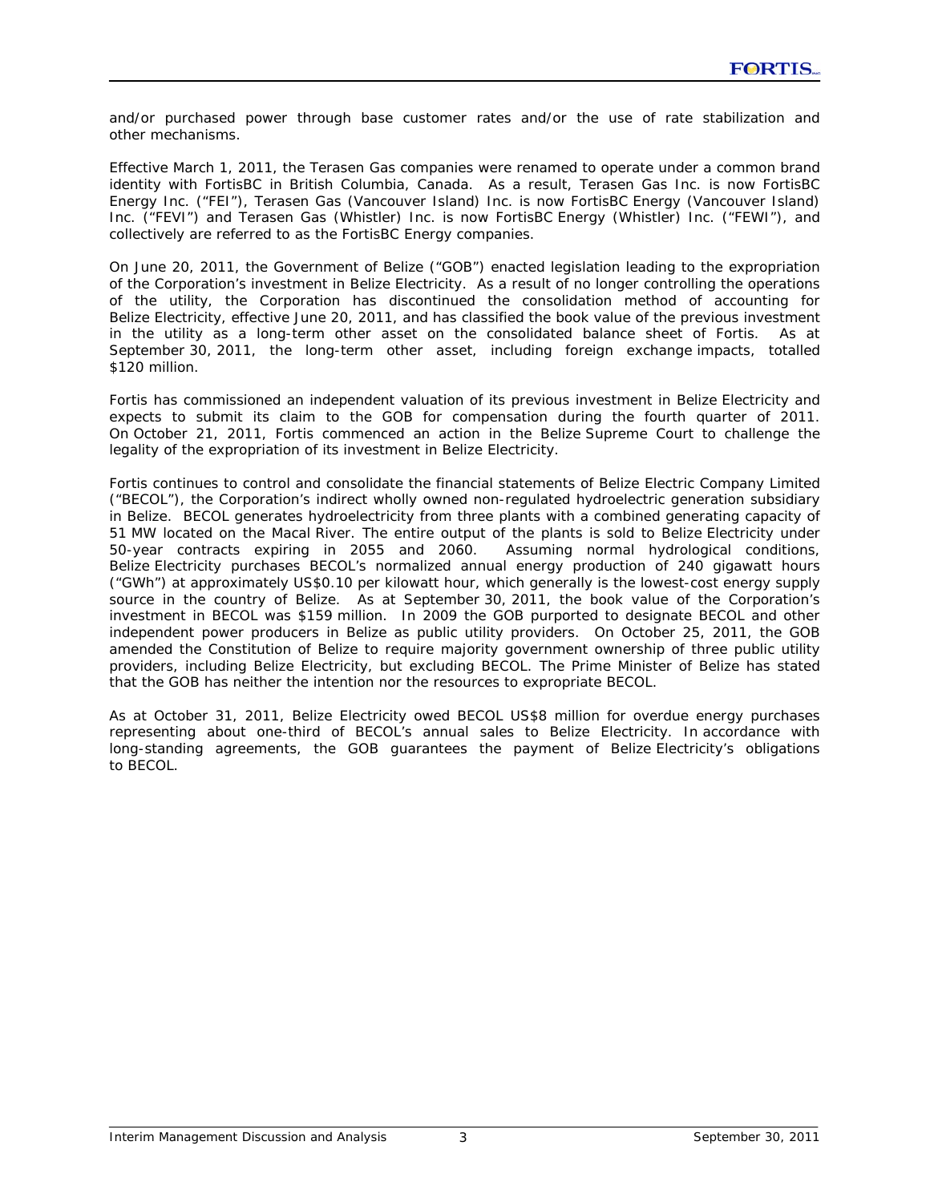and/or purchased power through base customer rates and/or the use of rate stabilization and other mechanisms.

Effective March 1, 2011, the Terasen Gas companies were renamed to operate under a common brand identity with FortisBC in British Columbia, Canada. As a result, Terasen Gas Inc. is now FortisBC Energy Inc. ("FEI"), Terasen Gas (Vancouver Island) Inc. is now FortisBC Energy (Vancouver Island) Inc. ("FEVI") and Terasen Gas (Whistler) Inc. is now FortisBC Energy (Whistler) Inc. ("FEWI"), and collectively are referred to as the FortisBC Energy companies.

On June 20, 2011, the Government of Belize ("GOB") enacted legislation leading to the expropriation of the Corporation's investment in Belize Electricity. As a result of no longer controlling the operations of the utility, the Corporation has discontinued the consolidation method of accounting for Belize Electricity, effective June 20, 2011, and has classified the book value of the previous investment in the utility as a long-term other asset on the consolidated balance sheet of Fortis. As at September 30, 2011, the long-term other asset, including foreign exchange impacts, totalled $120 million.

Fortis has commissioned an independent valuation of its previous investment in Belize Electricity and expects to submit its claim to the GOB for compensation during the fourth quarter of 2011. On October 21, 2011, Fortis commenced an action in the Belize Supreme Court to challenge the legality of the expropriation of its investment in Belize Electricity.

Fortis continues to control and consolidate the financial statements of Belize Electric Company Limited ("BECOL"), the Corporation's indirect wholly owned non-regulated hydroelectric generation subsidiary in Belize. BECOL generates hydroelectricity from three plants with a combined generating capacity of 51 MW located on the Macal River. The entire output of the plants is sold to Belize Electricity under 50-year contracts expiring in 2055 and 2060. Assuming normal hydrological conditions, Belize Electricity purchases BECOL's normalized annual energy production of 240 gigawatt hours ("GWh") at approximately US$0.10 per kilowatt hour, which generally is the lowest-cost energy supply source in the country of Belize. As at September 30, 2011, the book value of the Corporation's investment in BECOL was $159 million. In 2009 the GOB purported to designate BECOL and other independent power producers in Belize as public utility providers. On October 25, 2011, the GOB amended the Constitution of Belize to require majority government ownership of three public utility providers, including Belize Electricity, but excluding BECOL. The Prime Minister of Belize has stated that the GOB has neither the intention nor the resources to expropriate BECOL.

As at October 31, 2011, Belize Electricity owed BECOL US$8 million for overdue energy purchases representing about one-third of BECOL's annual sales to Belize Electricity. In accordance with long-standing agreements, the GOB guarantees the payment of Belize Electricity's obligations to BECOL.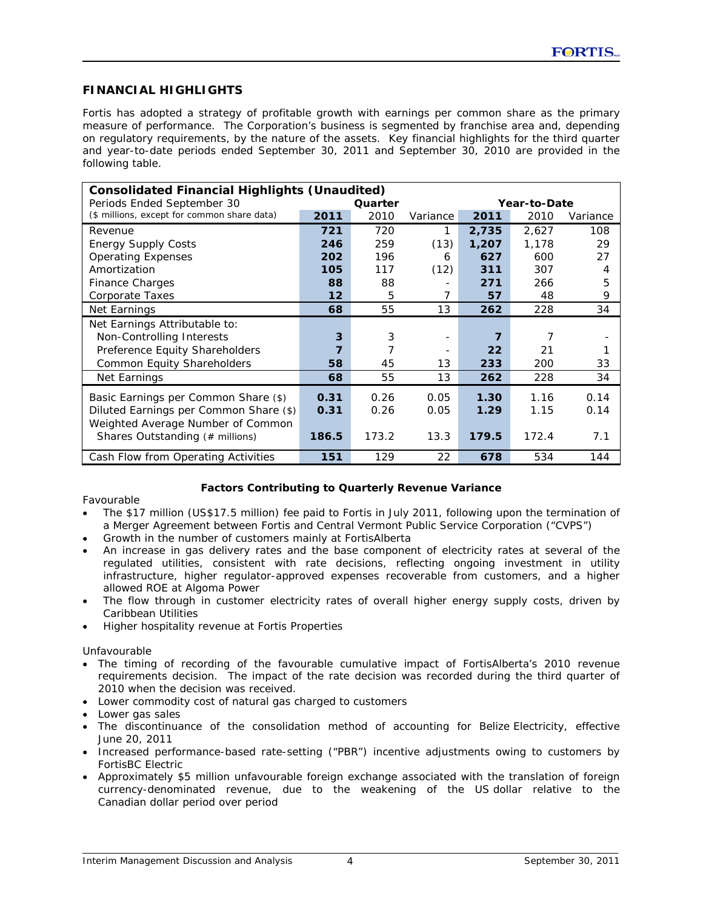## FINANCIAL HIGHLIGHTS

Fortis has adopted a strategy of profitable growth with earnings per common share as the primary measure of performance. The Corporation's business is segmented by franchise area and, depending on regulatory requirements, by the nature of the assets. Key financial highlights for the third quarter and year-to-date periods ended September 30, 2011 and September 30, 2010 are provided in the following table.

| **Consolidated Financial Highlights (Unaudited)** | | | | | | |
|---|---|---|---|---|---|---|
| Periods Ended September 30 | **Quarter** | | | **Year-to-Date** | | |
| ($ millions, except for common share data) | **2011** | 2010 | Variance | **2011** | 2010 | Variance |
| Revenue | **721** | 720 | 1 | **2,735** | 2,627 | 108 |
| Energy Supply Costs | **246** | 259 | (13) | **1,207** | 1,178 | 29 |
| Operating Expenses | **202** | 196 | 6 | **627** | 600 | 27 |
| Amortization | **105** | 117 | (12) | **311** | 307 | 4 |
| Finance Charges | **88** | 88 | - | **271** | 266 | 5 |
| Corporate Taxes | **12** | 5 | 7 | **57** | 48 | 9 |
| Net Earnings | **68** | 55 | 13 | **262** | 228 | 34 |
| Net Earnings Attributable to: | | | | | | |
| Non-Controlling Interests | **3** | 3 | - | **7** | 7 | - |
| Preference Equity Shareholders | **7** | 7 | - | **22** | 21 | 1 |
| Common Equity Shareholders | **58** | 45 | 13 | **233** | 200 | 33 |
| Net Earnings | **68** | 55 | 13 | **262** | 228 | 34 |
| Basic Earnings per Common Share ($) | **0.31** | 0.26 | 0.05 | **1.30** | 1.16 | 0.14 |
| Diluted Earnings per Common Share ($) | **0.31** | 0.26 | 0.05 | **1.29** | 1.15 | 0.14 |
| Weighted Average Number of Common Shares Outstanding (# millions) | **186.5** | 173.2 | 13.3 | **179.5** | 172.4 | 7.1 |
| Cash Flow from Operating Activities | **151** | 129 | 22 | **678** | 534 | 144 |

**Factors Contributing to Quarterly Revenue Variance**

Favourable

- The $17 million (US$17.5 million) fee paid to Fortis in July 2011, following upon the termination of a Merger Agreement between Fortis and Central Vermont Public Service Corporation ("CVPS")
- Growth in the number of customers mainly at FortisAlberta
- An increase in gas delivery rates and the base component of electricity rates at several of the regulated utilities, consistent with rate decisions, reflecting ongoing investment in utility infrastructure, higher regulator-approved expenses recoverable from customers, and a higher allowed ROE at Algoma Power
- The flow through in customer electricity rates of overall higher energy supply costs, driven by Caribbean Utilities
- Higher hospitality revenue at Fortis Properties

Unfavourable

- The timing of recording of the favourable cumulative impact of FortisAlberta's 2010 revenue requirements decision. The impact of the rate decision was recorded during the third quarter of 2010 when the decision was received.
- Lower commodity cost of natural gas charged to customers
- Lower gas sales
- The discontinuance of the consolidation method of accounting for Belize Electricity, effective June 20, 2011
- Increased performance-based rate-setting ("PBR") incentive adjustments owing to customers by FortisBC Electric
- Approximately $5 million unfavourable foreign exchange associated with the translation of foreign currency-denominated revenue, due to the weakening of the US dollar relative to the Canadian dollar period over period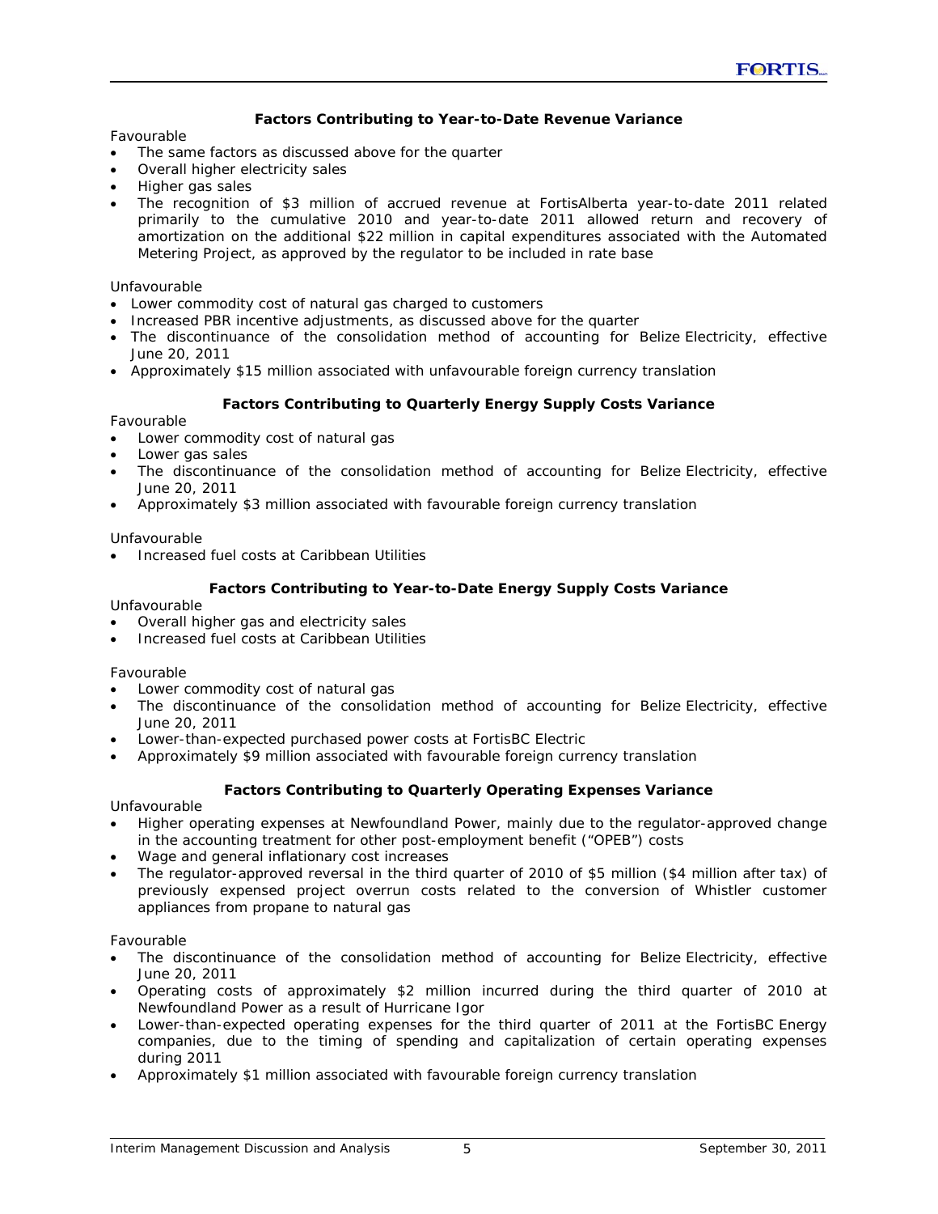### Factors Contributing to Year-to-Date Revenue Variance

Favourable

- The same factors as discussed above for the quarter
- Overall higher electricity sales
- Higher gas sales
- The recognition of $3 million of accrued revenue at FortisAlberta year-to-date 2011 related primarily to the cumulative 2010 and year-to-date 2011 allowed return and recovery of amortization on the additional $22 million in capital expenditures associated with the Automated Metering Project, as approved by the regulator to be included in rate base

Unfavourable

- Lower commodity cost of natural gas charged to customers
- Increased PBR incentive adjustments, as discussed above for the quarter
- The discontinuance of the consolidation method of accounting for Belize Electricity, effective June 20, 2011
- Approximately $15 million associated with unfavourable foreign currency translation

### Factors Contributing to Quarterly Energy Supply Costs Variance

Favourable

- Lower commodity cost of natural gas
- Lower gas sales
- The discontinuance of the consolidation method of accounting for Belize Electricity, effective June 20, 2011
- Approximately $3 million associated with favourable foreign currency translation

Unfavourable

- Increased fuel costs at Caribbean Utilities

### Factors Contributing to Year-to-Date Energy Supply Costs Variance

Unfavourable

- Overall higher gas and electricity sales
- Increased fuel costs at Caribbean Utilities

Favourable

- Lower commodity cost of natural gas
- The discontinuance of the consolidation method of accounting for Belize Electricity, effective June 20, 2011
- Lower-than-expected purchased power costs at FortisBC Electric
- Approximately $9 million associated with favourable foreign currency translation

### Factors Contributing to Quarterly Operating Expenses Variance

Unfavourable

- Higher operating expenses at Newfoundland Power, mainly due to the regulator-approved change in the accounting treatment for other post-employment benefit ("OPEB") costs
- Wage and general inflationary cost increases
- The regulator-approved reversal in the third quarter of 2010 of $5 million ($4 million after tax) of previously expensed project overrun costs related to the conversion of Whistler customer appliances from propane to natural gas

Favourable

- The discontinuance of the consolidation method of accounting for Belize Electricity, effective June 20, 2011
- Operating costs of approximately $2 million incurred during the third quarter of 2010 at Newfoundland Power as a result of Hurricane Igor
- Lower-than-expected operating expenses for the third quarter of 2011 at the FortisBC Energy companies, due to the timing of spending and capitalization of certain operating expenses during 2011
- Approximately $1 million associated with favourable foreign currency translation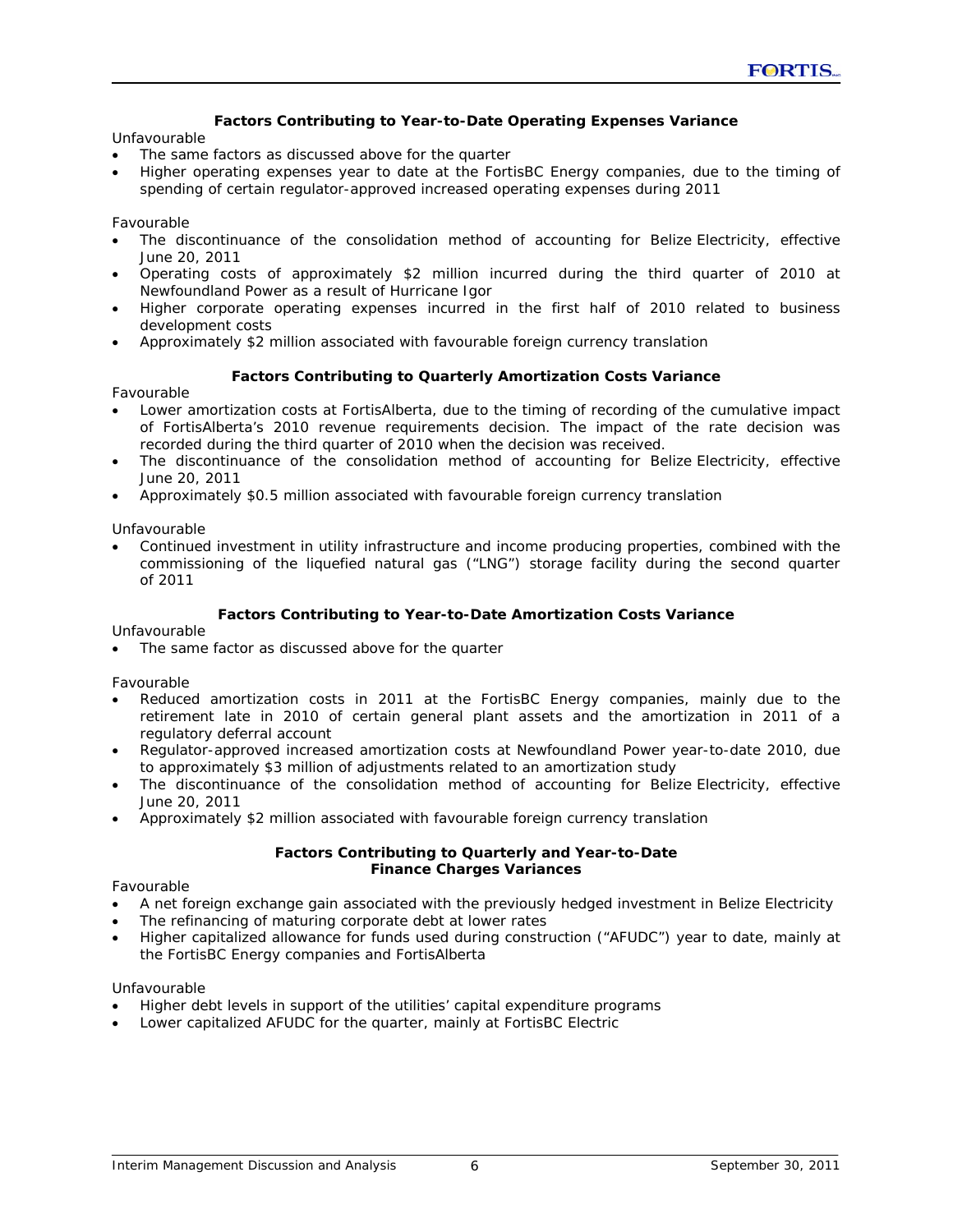### Factors Contributing to Year-to-Date Operating Expenses Variance

Unfavourable

- The same factors as discussed above for the quarter
- Higher operating expenses year to date at the FortisBC Energy companies, due to the timing of spending of certain regulator-approved increased operating expenses during 2011

Favourable

- The discontinuance of the consolidation method of accounting for Belize Electricity, effective June 20, 2011
- Operating costs of approximately $2 million incurred during the third quarter of 2010 at Newfoundland Power as a result of Hurricane Igor
- Higher corporate operating expenses incurred in the first half of 2010 related to business development costs
- Approximately $2 million associated with favourable foreign currency translation

### Factors Contributing to Quarterly Amortization Costs Variance

Favourable

- Lower amortization costs at FortisAlberta, due to the timing of recording of the cumulative impact of FortisAlberta's 2010 revenue requirements decision. The impact of the rate decision was recorded during the third quarter of 2010 when the decision was received.
- The discontinuance of the consolidation method of accounting for Belize Electricity, effective June 20, 2011
- Approximately $0.5 million associated with favourable foreign currency translation

Unfavourable

- Continued investment in utility infrastructure and income producing properties, combined with the commissioning of the liquefied natural gas ("LNG") storage facility during the second quarter of 2011

### Factors Contributing to Year-to-Date Amortization Costs Variance

Unfavourable

- The same factor as discussed above for the quarter

Favourable

- Reduced amortization costs in 2011 at the FortisBC Energy companies, mainly due to the retirement late in 2010 of certain general plant assets and the amortization in 2011 of a regulatory deferral account
- Regulator-approved increased amortization costs at Newfoundland Power year-to-date 2010, due to approximately $3 million of adjustments related to an amortization study
- The discontinuance of the consolidation method of accounting for Belize Electricity, effective June 20, 2011
- Approximately $2 million associated with favourable foreign currency translation

### Factors Contributing to Quarterly and Year-to-Date Finance Charges Variances

Favourable

- A net foreign exchange gain associated with the previously hedged investment in Belize Electricity
- The refinancing of maturing corporate debt at lower rates
- Higher capitalized allowance for funds used during construction ("AFUDC") year to date, mainly at the FortisBC Energy companies and FortisAlberta

Unfavourable

- Higher debt levels in support of the utilities' capital expenditure programs
- Lower capitalized AFUDC for the quarter, mainly at FortisBC Electric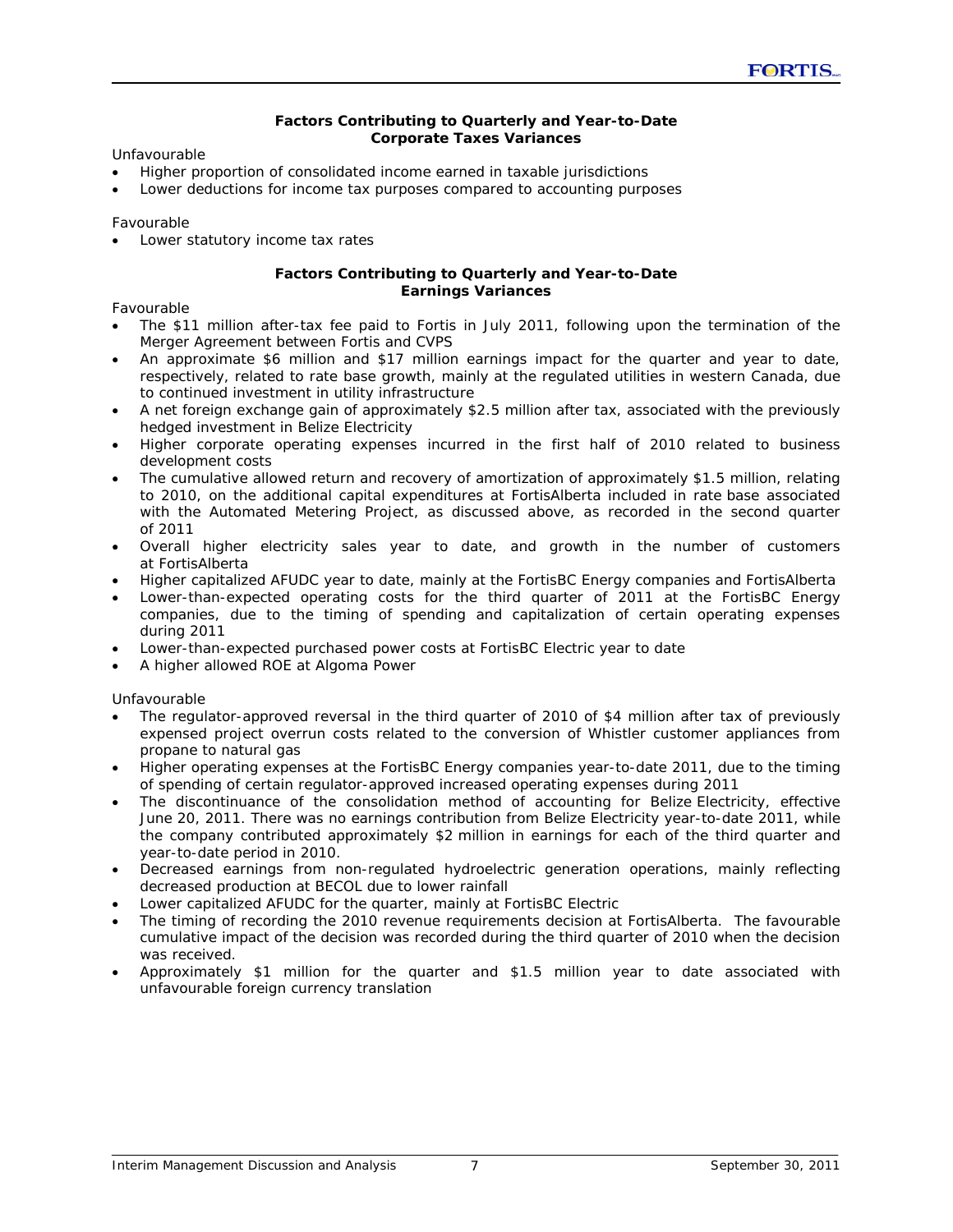**Factors Contributing to Quarterly and Year-to-Date
Corporate Taxes Variances**

Unfavourable

- Higher proportion of consolidated income earned in taxable jurisdictions
- Lower deductions for income tax purposes compared to accounting purposes

Favourable

- Lower statutory income tax rates

**Factors Contributing to Quarterly and Year-to-Date
Earnings Variances**

Favourable

- The $11 million after-tax fee paid to Fortis in July 2011, following upon the termination of the Merger Agreement between Fortis and CVPS
- An approximate $6 million and $17 million earnings impact for the quarter and year to date, respectively, related to rate base growth, mainly at the regulated utilities in western Canada, due to continued investment in utility infrastructure
- A net foreign exchange gain of approximately $2.5 million after tax, associated with the previously hedged investment in Belize Electricity
- Higher corporate operating expenses incurred in the first half of 2010 related to business development costs
- The cumulative allowed return and recovery of amortization of approximately $1.5 million, relating to 2010, on the additional capital expenditures at FortisAlberta included in rate base associated with the Automated Metering Project, as discussed above, as recorded in the second quarter of 2011
- Overall higher electricity sales year to date, and growth in the number of customers at FortisAlberta
- Higher capitalized AFUDC year to date, mainly at the FortisBC Energy companies and FortisAlberta
- Lower-than-expected operating costs for the third quarter of 2011 at the FortisBC Energy companies, due to the timing of spending and capitalization of certain operating expenses during 2011
- Lower-than-expected purchased power costs at FortisBC Electric year to date
- A higher allowed ROE at Algoma Power

Unfavourable

- The regulator-approved reversal in the third quarter of 2010 of $4 million after tax of previously expensed project overrun costs related to the conversion of Whistler customer appliances from propane to natural gas
- Higher operating expenses at the FortisBC Energy companies year-to-date 2011, due to the timing of spending of certain regulator-approved increased operating expenses during 2011
- The discontinuance of the consolidation method of accounting for Belize Electricity, effective June 20, 2011. There was no earnings contribution from Belize Electricity year-to-date 2011, while the company contributed approximately $2 million in earnings for each of the third quarter and year-to-date period in 2010.
- Decreased earnings from non-regulated hydroelectric generation operations, mainly reflecting decreased production at BECOL due to lower rainfall
- Lower capitalized AFUDC for the quarter, mainly at FortisBC Electric
- The timing of recording the 2010 revenue requirements decision at FortisAlberta. The favourable cumulative impact of the decision was recorded during the third quarter of 2010 when the decision was received.
- Approximately $1 million for the quarter and $1.5 million year to date associated with unfavourable foreign currency translation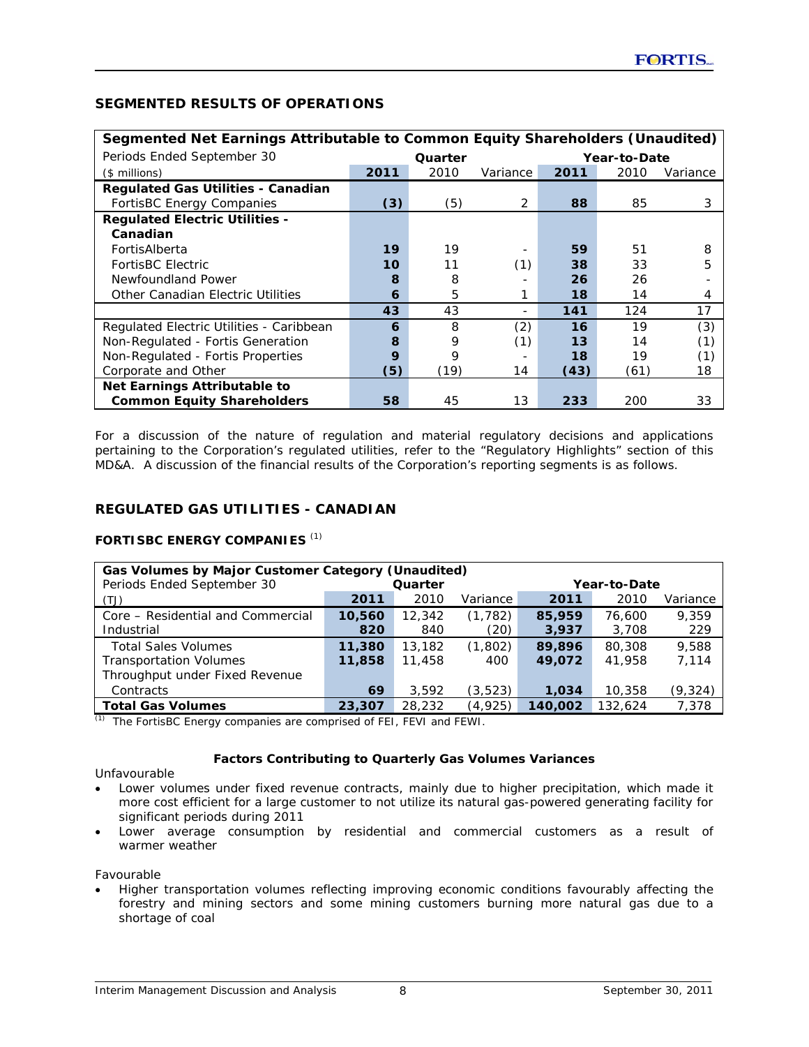## SEGMENTED RESULTS OF OPERATIONS

| Segmented Net Earnings Attributable to Common Equity Shareholders (Unaudited) | | | | | | |
|---|---|---|---|---|---|---|
| Periods Ended September 30 | Quarter | | | Year-to-Date | | |
| ($ millions) | **2011** | 2010 | Variance | **2011** | 2010 | Variance |
| **Regulated Gas Utilities - Canadian** | | | | | | |
| FortisBC Energy Companies | **(3)** | (5) | 2 | **88** | 85 | 3 |
| **Regulated Electric Utilities - Canadian** | | | | | | |
| FortisAlberta | **19** | 19 | - | **59** | 51 | 8 |
| FortisBC Electric | **10** | 11 | (1) | **38** | 33 | 5 |
| Newfoundland Power | **8** | 8 | - | **26** | 26 | - |
| Other Canadian Electric Utilities | **6** | 5 | 1 | **18** | 14 | 4 |
| | **43** | 43 | - | **141** | 124 | 17 |
| Regulated Electric Utilities - Caribbean | **6** | 8 | (2) | **16** | 19 | (3) |
| Non-Regulated - Fortis Generation | **8** | 9 | (1) | **13** | 14 | (1) |
| Non-Regulated - Fortis Properties | **9** | 9 | - | **18** | 19 | (1) |
| Corporate and Other | **(5)** | (19) | 14 | **(43)** | (61) | 18 |
| **Net Earnings Attributable to Common Equity Shareholders** | **58** | 45 | 13 | **233** | 200 | 33 |

For a discussion of the nature of regulation and material regulatory decisions and applications pertaining to the Corporation's regulated utilities, refer to the "Regulatory Highlights" section of this MD&A. A discussion of the financial results of the Corporation's reporting segments is as follows.

## REGULATED GAS UTILITIES - CANADIAN

### FORTISBC ENERGY COMPANIES [1]

| Gas Volumes by Major Customer Category (Unaudited) | | | | | | |
|---|---|---|---|---|---|---|
| Periods Ended September 30 | Quarter | | | Year-to-Date | | |
| (TJ) | **2011** | 2010 | Variance | **2011** | 2010 | Variance |
| Core – Residential and Commercial | **10,560** | 12,342 | (1,782) | **85,959** | 76,600 | 9,359 |
| Industrial | **820** | 840 | (20) | **3,937** | 3,708 | 229 |
| Total Sales Volumes | **11,380** | 13,182 | (1,802) | **89,896** | 80,308 | 9,588 |
| Transportation Volumes | **11,858** | 11,458 | 400 | **49,072** | 41,958 | 7,114 |
| Throughput under Fixed Revenue Contracts | **69** | 3,592 | (3,523) | **1,034** | 10,358 | (9,324) |
| **Total Gas Volumes** | **23,307** | 28,232 | (4,925) | **140,002** | 132,624 | 7,378 |

[1] The FortisBC Energy companies are comprised of FEI, FEVI and FEWI.

**Factors Contributing to Quarterly Gas Volumes Variances**

Unfavourable

- Lower volumes under fixed revenue contracts, mainly due to higher precipitation, which made it more cost efficient for a large customer to not utilize its natural gas-powered generating facility for significant periods during 2011
- Lower average consumption by residential and commercial customers as a result of warmer weather

Favourable

- Higher transportation volumes reflecting improving economic conditions favourably affecting the forestry and mining sectors and some mining customers burning more natural gas due to a shortage of coal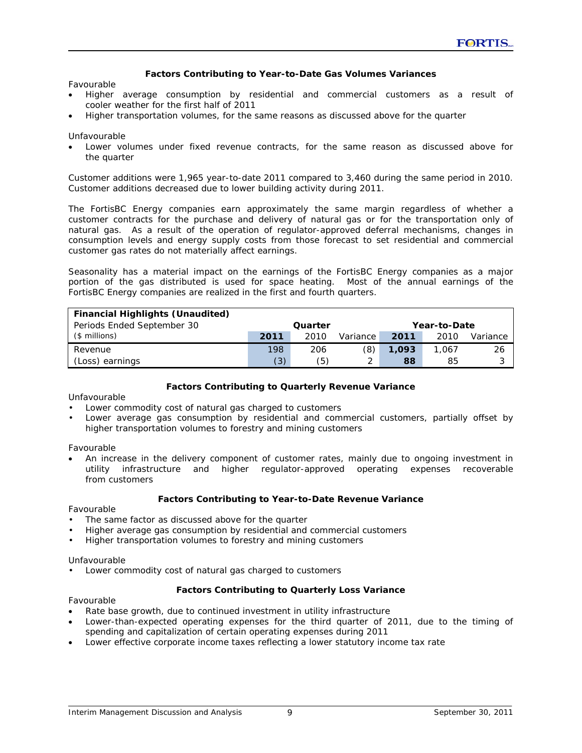### Factors Contributing to Year-to-Date Gas Volumes Variances

Favourable

- Higher average consumption by residential and commercial customers as a result of cooler weather for the first half of 2011
- Higher transportation volumes, for the same reasons as discussed above for the quarter

Unfavourable

- Lower volumes under fixed revenue contracts, for the same reason as discussed above for the quarter

Customer additions were 1,965 year-to-date 2011 compared to 3,460 during the same period in 2010. Customer additions decreased due to lower building activity during 2011.

The FortisBC Energy companies earn approximately the same margin regardless of whether a customer contracts for the purchase and delivery of natural gas or for the transportation only of natural gas. As a result of the operation of regulator-approved deferral mechanisms, changes in consumption levels and energy supply costs from those forecast to set residential and commercial customer gas rates do not materially affect earnings.

Seasonality has a material impact on the earnings of the FortisBC Energy companies as a major portion of the gas distributed is used for space heating. Most of the annual earnings of the FortisBC Energy companies are realized in the first and fourth quarters.

| **Financial Highlights (Unaudited)** | | | | | | |
|---|---|---|---|---|---|---|
| Periods Ended September 30 | Quarter | | | Year-to-Date | | |
| ($ millions) | **2011** | 2010 | Variance | **2011** | 2010 | Variance |
| Revenue | 198 | 206 | (8) | **1,093** | 1,067 | 26 |
| (Loss) earnings | (3) | (5) | 2 | **88** | 85 | 3 |

### Factors Contributing to Quarterly Revenue Variance

Unfavourable

- Lower commodity cost of natural gas charged to customers
- Lower average gas consumption by residential and commercial customers, partially offset by higher transportation volumes to forestry and mining customers

Favourable

- An increase in the delivery component of customer rates, mainly due to ongoing investment in utility infrastructure and higher regulator-approved operating expenses recoverable from customers

### Factors Contributing to Year-to-Date Revenue Variance

Favourable

- The same factor as discussed above for the quarter
- Higher average gas consumption by residential and commercial customers
- Higher transportation volumes to forestry and mining customers

Unfavourable

- Lower commodity cost of natural gas charged to customers

### Factors Contributing to Quarterly Loss Variance

Favourable

- Rate base growth, due to continued investment in utility infrastructure
- Lower-than-expected operating expenses for the third quarter of 2011, due to the timing of spending and capitalization of certain operating expenses during 2011
- Lower effective corporate income taxes reflecting a lower statutory income tax rate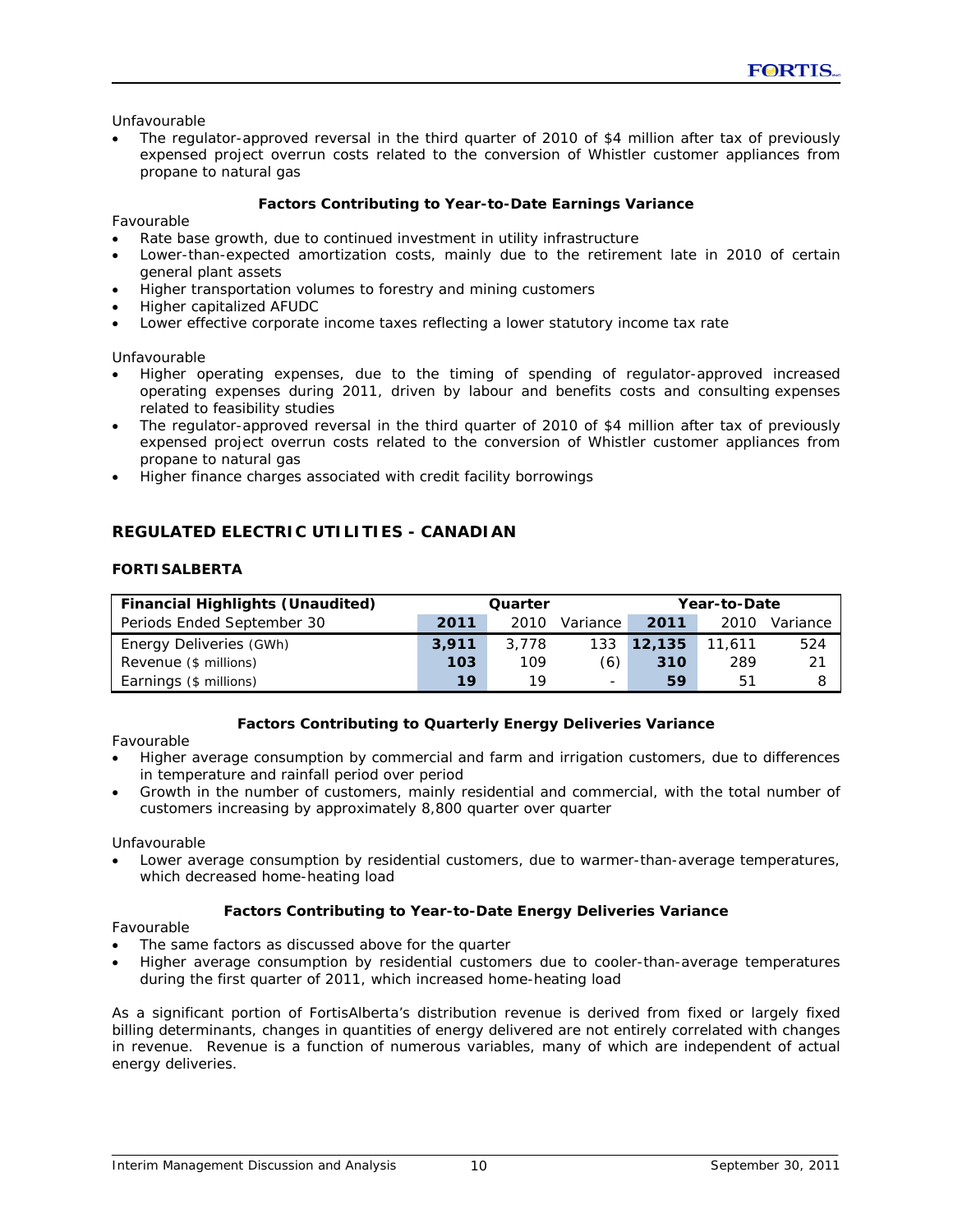Unfavourable

- The regulator-approved reversal in the third quarter of 2010 of $4 million after tax of previously expensed project overrun costs related to the conversion of Whistler customer appliances from propane to natural gas

**Factors Contributing to Year-to-Date Earnings Variance**

Favourable

- Rate base growth, due to continued investment in utility infrastructure
- Lower-than-expected amortization costs, mainly due to the retirement late in 2010 of certain general plant assets
- Higher transportation volumes to forestry and mining customers
- Higher capitalized AFUDC
- Lower effective corporate income taxes reflecting a lower statutory income tax rate

Unfavourable

- Higher operating expenses, due to the timing of spending of regulator-approved increased operating expenses during 2011, driven by labour and benefits costs and consulting expenses related to feasibility studies
- The regulator-approved reversal in the third quarter of 2010 of $4 million after tax of previously expensed project overrun costs related to the conversion of Whistler customer appliances from propane to natural gas
- Higher finance charges associated with credit facility borrowings

## REGULATED ELECTRIC UTILITIES - CANADIAN

### FORTISALBERTA

| Financial Highlights (Unaudited) | Quarter | | | Year-to-Date | | |
|---|---|---|---|---|---|---|
| Periods Ended September 30 | **2011** | 2010 | Variance | **2011** | 2010 | Variance |
| Energy Deliveries (GWh) | **3,911** | 3,778 | 133 | **12,135** | 11,611 | 524 |
| Revenue ($ millions) | **103** | 109 | (6) | **310** | 289 | 21 |
| Earnings ($ millions) | **19** | 19 | - | **59** | 51 | 8 |

**Factors Contributing to Quarterly Energy Deliveries Variance**

Favourable

- Higher average consumption by commercial and farm and irrigation customers, due to differences in temperature and rainfall period over period
- Growth in the number of customers, mainly residential and commercial, with the total number of customers increasing by approximately 8,800 quarter over quarter

Unfavourable

- Lower average consumption by residential customers, due to warmer-than-average temperatures, which decreased home-heating load

**Factors Contributing to Year-to-Date Energy Deliveries Variance**

Favourable

- The same factors as discussed above for the quarter
- Higher average consumption by residential customers due to cooler-than-average temperatures during the first quarter of 2011, which increased home-heating load

As a significant portion of FortisAlberta's distribution revenue is derived from fixed or largely fixed billing determinants, changes in quantities of energy delivered are not entirely correlated with changes in revenue. Revenue is a function of numerous variables, many of which are independent of actual energy deliveries.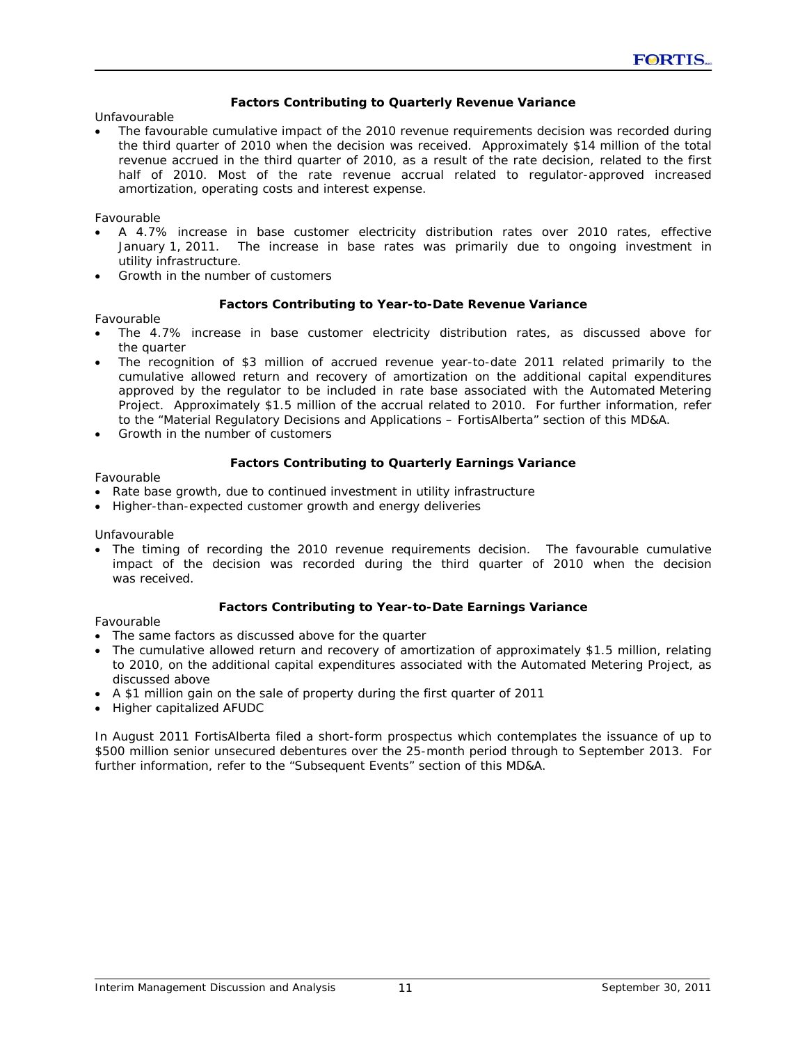### Factors Contributing to Quarterly Revenue Variance

Unfavourable

- The favourable cumulative impact of the 2010 revenue requirements decision was recorded during the third quarter of 2010 when the decision was received. Approximately $14 million of the total revenue accrued in the third quarter of 2010, as a result of the rate decision, related to the first half of 2010. Most of the rate revenue accrual related to regulator-approved increased amortization, operating costs and interest expense.

Favourable

- A 4.7% increase in base customer electricity distribution rates over 2010 rates, effective January 1, 2011. The increase in base rates was primarily due to ongoing investment in utility infrastructure.
- Growth in the number of customers

### Factors Contributing to Year-to-Date Revenue Variance

Favourable

- The 4.7% increase in base customer electricity distribution rates, as discussed above for the quarter
- The recognition of $3 million of accrued revenue year-to-date 2011 related primarily to the cumulative allowed return and recovery of amortization on the additional capital expenditures approved by the regulator to be included in rate base associated with the Automated Metering Project. Approximately $1.5 million of the accrual related to 2010. For further information, refer to the "Material Regulatory Decisions and Applications – FortisAlberta" section of this MD&A.
- Growth in the number of customers

### Factors Contributing to Quarterly Earnings Variance

Favourable

- Rate base growth, due to continued investment in utility infrastructure
- Higher-than-expected customer growth and energy deliveries

Unfavourable

- The timing of recording the 2010 revenue requirements decision. The favourable cumulative impact of the decision was recorded during the third quarter of 2010 when the decision was received.

### Factors Contributing to Year-to-Date Earnings Variance

Favourable

- The same factors as discussed above for the quarter
- The cumulative allowed return and recovery of amortization of approximately $1.5 million, relating to 2010, on the additional capital expenditures associated with the Automated Metering Project, as discussed above
- A $1 million gain on the sale of property during the first quarter of 2011
- Higher capitalized AFUDC

In August 2011 FortisAlberta filed a short-form prospectus which contemplates the issuance of up to $500 million senior unsecured debentures over the 25-month period through to September 2013. For further information, refer to the "Subsequent Events" section of this MD&A.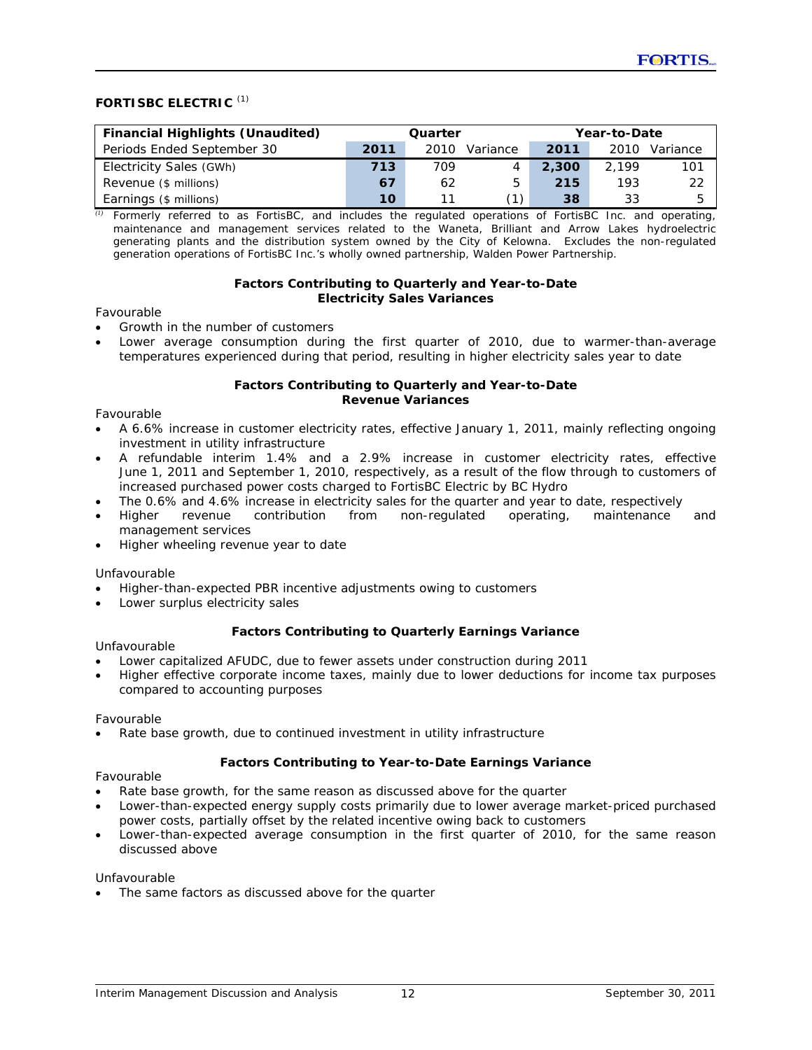## FORTISBC ELECTRIC [(1)]

| Financial Highlights (Unaudited) | Quarter | | | Year-to-Date | | |
|---|---|---|---|---|---|---|
| Periods Ended September 30 | 2011 | 2010 | Variance | 2011 | 2010 | Variance |
| Electricity Sales (GWh) | 713 | 709 | 4 | 2,300 | 2,199 | 101 |
| Revenue ($ millions) | 67 | 62 | 5 | 215 | 193 | 22 |
| Earnings ($ millions) | 10 | 11 | (1) | 38 | 33 | 5 |

(1) Formerly referred to as FortisBC, and includes the regulated operations of FortisBC Inc. and operating, maintenance and management services related to the Waneta, Brilliant and Arrow Lakes hydroelectric generating plants and the distribution system owned by the City of Kelowna. Excludes the non-regulated generation operations of FortisBC Inc.'s wholly owned partnership, Walden Power Partnership.

**Factors Contributing to Quarterly and Year-to-Date Electricity Sales Variances**

Favourable

- Growth in the number of customers
- Lower average consumption during the first quarter of 2010, due to warmer-than-average temperatures experienced during that period, resulting in higher electricity sales year to date

**Factors Contributing to Quarterly and Year-to-Date Revenue Variances**

Favourable

- A 6.6% increase in customer electricity rates, effective January 1, 2011, mainly reflecting ongoing investment in utility infrastructure
- A refundable interim 1.4% and a 2.9% increase in customer electricity rates, effective June 1, 2011 and September 1, 2010, respectively, as a result of the flow through to customers of increased purchased power costs charged to FortisBC Electric by BC Hydro
- The 0.6% and 4.6% increase in electricity sales for the quarter and year to date, respectively
- Higher revenue contribution from non-regulated operating, maintenance and management services
- Higher wheeling revenue year to date

Unfavourable

- Higher-than-expected PBR incentive adjustments owing to customers
- Lower surplus electricity sales

**Factors Contributing to Quarterly Earnings Variance**

Unfavourable

- Lower capitalized AFUDC, due to fewer assets under construction during 2011
- Higher effective corporate income taxes, mainly due to lower deductions for income tax purposes compared to accounting purposes

Favourable

- Rate base growth, due to continued investment in utility infrastructure

**Factors Contributing to Year-to-Date Earnings Variance**

Favourable

- Rate base growth, for the same reason as discussed above for the quarter
- Lower-than-expected energy supply costs primarily due to lower average market-priced purchased power costs, partially offset by the related incentive owing back to customers
- Lower-than-expected average consumption in the first quarter of 2010, for the same reason discussed above

Unfavourable

- The same factors as discussed above for the quarter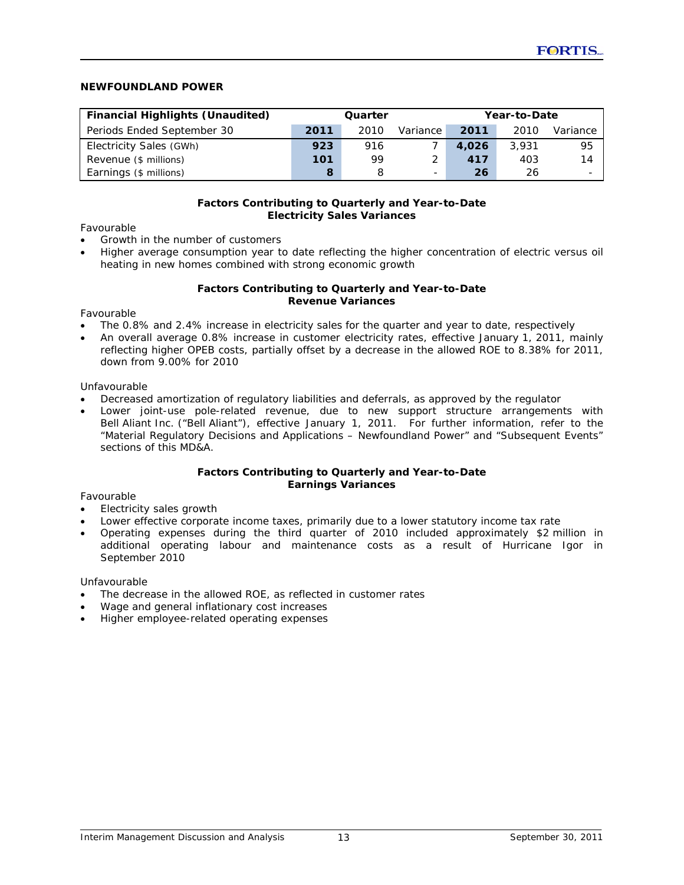## NEWFOUNDLAND POWER

| Financial Highlights (Unaudited) | Quarter | | | Year-to-Date | | |
|---|---|---|---|---|---|---|
| Periods Ended September 30 | **2011** | 2010 | Variance | **2011** | 2010 | Variance |
| Electricity Sales (GWh) | **923** | 916 | 7 | **4,026** | 3,931 | 95 |
| Revenue ($ millions) | **101** | 99 | 2 | **417** | 403 | 14 |
| Earnings ($ millions) | **8** | 8 | - | **26** | 26 | - |

**Factors Contributing to Quarterly and Year-to-Date Electricity Sales Variances**

Favourable

- Growth in the number of customers
- Higher average consumption year to date reflecting the higher concentration of electric versus oil heating in new homes combined with strong economic growth

**Factors Contributing to Quarterly and Year-to-Date Revenue Variances**

Favourable

- The 0.8% and 2.4% increase in electricity sales for the quarter and year to date, respectively
- An overall average 0.8% increase in customer electricity rates, effective January 1, 2011, mainly reflecting higher OPEB costs, partially offset by a decrease in the allowed ROE to 8.38% for 2011, down from 9.00% for 2010

Unfavourable

- Decreased amortization of regulatory liabilities and deferrals, as approved by the regulator
- Lower joint-use pole-related revenue, due to new support structure arrangements with Bell Aliant Inc. ("Bell Aliant"), effective January 1, 2011. For further information, refer to the "Material Regulatory Decisions and Applications – Newfoundland Power" and "Subsequent Events" sections of this MD&A.

**Factors Contributing to Quarterly and Year-to-Date Earnings Variances**

Favourable

- Electricity sales growth
- Lower effective corporate income taxes, primarily due to a lower statutory income tax rate
- Operating expenses during the third quarter of 2010 included approximately $2 million in additional operating labour and maintenance costs as a result of Hurricane Igor in September 2010

Unfavourable

- The decrease in the allowed ROE, as reflected in customer rates
- Wage and general inflationary cost increases
- Higher employee-related operating expenses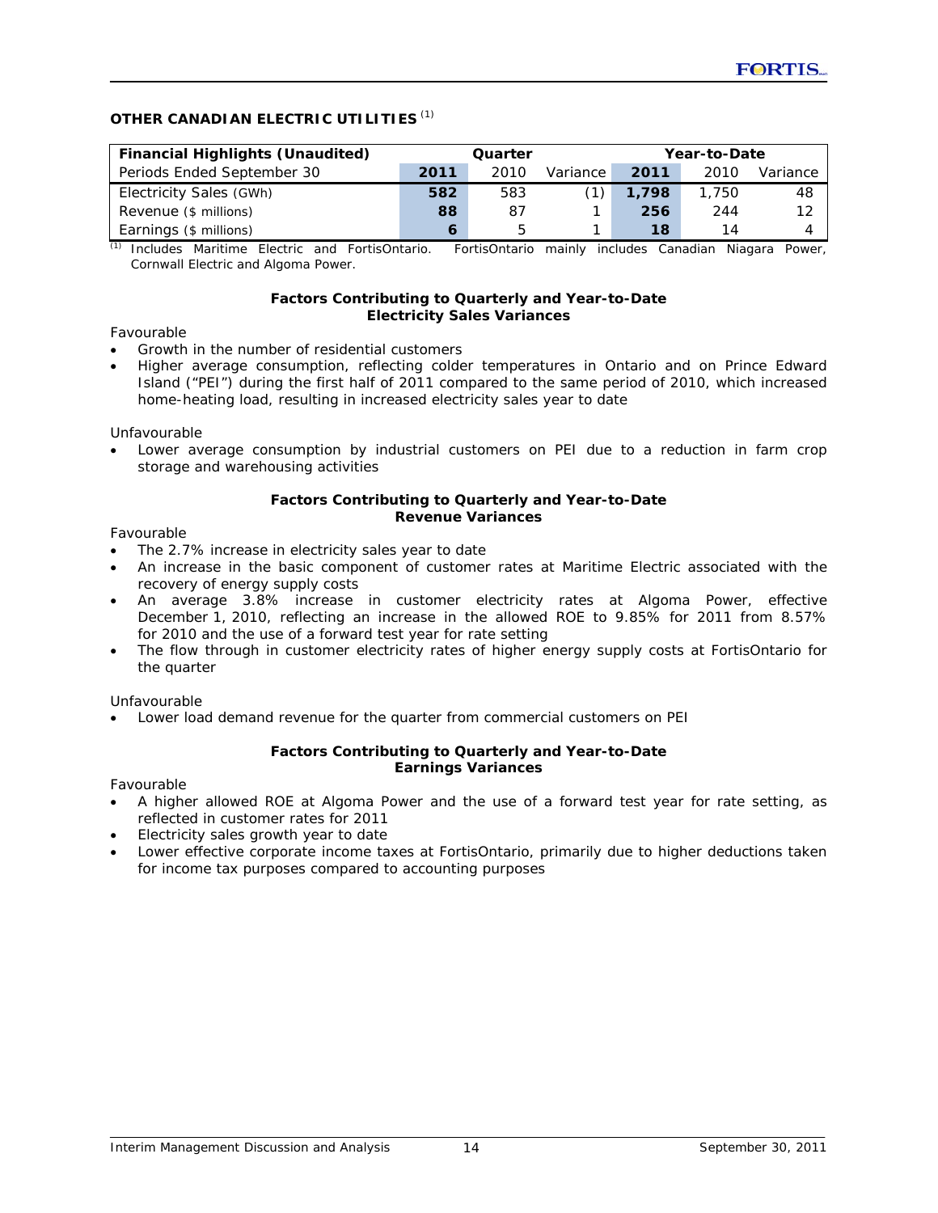## OTHER CANADIAN ELECTRIC UTILITIES [(1)]

| Financial Highlights (Unaudited) | Quarter | | | Year-to-Date | | |
|---|---|---|---|---|---|---|
| Periods Ended September 30 | 2011 | 2010 | Variance | 2011 | 2010 | Variance |
| Electricity Sales (GWh) | 582 | 583 | (1) | 1,798 | 1,750 | 48 |
| Revenue ($ millions) | 88 | 87 | 1 | 256 | 244 | 12 |
| Earnings ($ millions) | 6 | 5 | 1 | 18 | 14 | 4 |

(1) Includes Maritime Electric and FortisOntario. FortisOntario mainly includes Canadian Niagara Power, Cornwall Electric and Algoma Power.

**Factors Contributing to Quarterly and Year-to-Date Electricity Sales Variances**

Favourable

- Growth in the number of residential customers
- Higher average consumption, reflecting colder temperatures in Ontario and on Prince Edward Island ("PEI") during the first half of 2011 compared to the same period of 2010, which increased home-heating load, resulting in increased electricity sales year to date

Unfavourable

- Lower average consumption by industrial customers on PEI due to a reduction in farm crop storage and warehousing activities

**Factors Contributing to Quarterly and Year-to-Date Revenue Variances**

Favourable

- The 2.7% increase in electricity sales year to date
- An increase in the basic component of customer rates at Maritime Electric associated with the recovery of energy supply costs
- An average 3.8% increase in customer electricity rates at Algoma Power, effective December 1, 2010, reflecting an increase in the allowed ROE to 9.85% for 2011 from 8.57% for 2010 and the use of a forward test year for rate setting
- The flow through in customer electricity rates of higher energy supply costs at FortisOntario for the quarter

Unfavourable

- Lower load demand revenue for the quarter from commercial customers on PEI

**Factors Contributing to Quarterly and Year-to-Date Earnings Variances**

Favourable

- A higher allowed ROE at Algoma Power and the use of a forward test year for rate setting, as reflected in customer rates for 2011
- Electricity sales growth year to date
- Lower effective corporate income taxes at FortisOntario, primarily due to higher deductions taken for income tax purposes compared to accounting purposes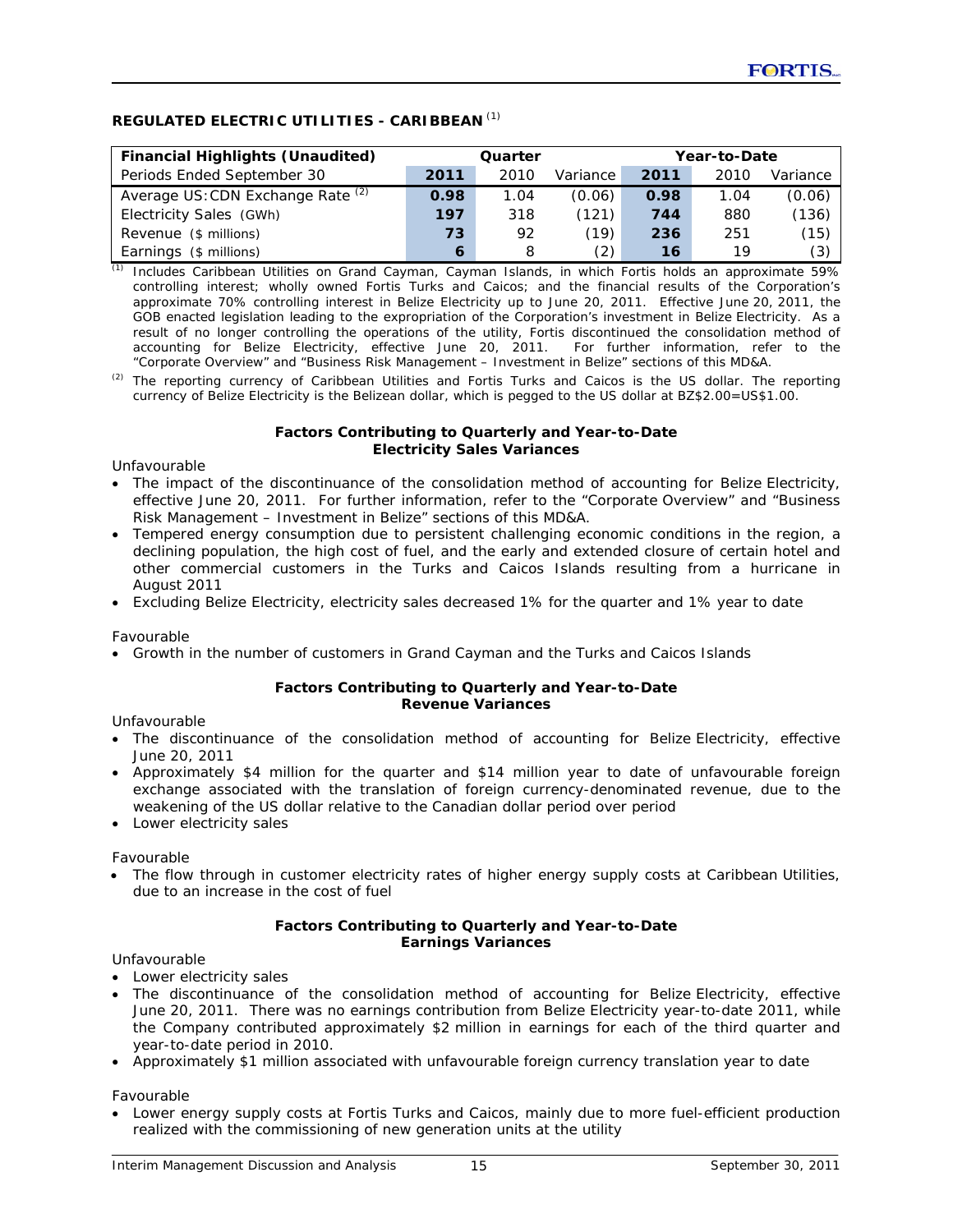### REGULATED ELECTRIC UTILITIES - CARIBBEAN [(1)]

| Financial Highlights (Unaudited) | Quarter | | | Year-to-Date | | |
|---|---|---|---|---|---|---|
| Periods Ended September 30 | **2011** | 2010 | Variance | **2011** | 2010 | Variance |
| Average US:CDN Exchange Rate [(2)] | **0.98** | 1.04 | (0.06) | **0.98** | 1.04 | (0.06) |
| Electricity Sales (GWh) | **197** | 318 | (121) | **744** | 880 | (136) |
| Revenue ($ millions) | **73** | 92 | (19) | **236** | 251 | (15) |
| Earnings ($ millions) | **6** | 8 | (2) | **16** | 19 | (3) |

(1) Includes Caribbean Utilities on Grand Cayman, Cayman Islands, in which Fortis holds an approximate 59% controlling interest; wholly owned Fortis Turks and Caicos; and the financial results of the Corporation's approximate 70% controlling interest in Belize Electricity up to June 20, 2011. Effective June 20, 2011, the GOB enacted legislation leading to the expropriation of the Corporation's investment in Belize Electricity. As a result of no longer controlling the operations of the utility, Fortis discontinued the consolidation method of accounting for Belize Electricity, effective June 20, 2011. For further information, refer to the "Corporate Overview" and "Business Risk Management – Investment in Belize" sections of this MD&A.

(2) The reporting currency of Caribbean Utilities and Fortis Turks and Caicos is the US dollar. The reporting currency of Belize Electricity is the Belizean dollar, which is pegged to the US dollar at BZ$2.00=US$1.00.

**Factors Contributing to Quarterly and Year-to-Date Electricity Sales Variances**

Unfavourable

- The impact of the discontinuance of the consolidation method of accounting for Belize Electricity, effective June 20, 2011. For further information, refer to the "Corporate Overview" and "Business Risk Management – Investment in Belize" sections of this MD&A.
- Tempered energy consumption due to persistent challenging economic conditions in the region, a declining population, the high cost of fuel, and the early and extended closure of certain hotel and other commercial customers in the Turks and Caicos Islands resulting from a hurricane in August 2011
- Excluding Belize Electricity, electricity sales decreased 1% for the quarter and 1% year to date

Favourable

- Growth in the number of customers in Grand Cayman and the Turks and Caicos Islands

**Factors Contributing to Quarterly and Year-to-Date Revenue Variances**

Unfavourable

- The discontinuance of the consolidation method of accounting for Belize Electricity, effective June 20, 2011
- Approximately $4 million for the quarter and $14 million year to date of unfavourable foreign exchange associated with the translation of foreign currency-denominated revenue, due to the weakening of the US dollar relative to the Canadian dollar period over period
- Lower electricity sales

Favourable

- The flow through in customer electricity rates of higher energy supply costs at Caribbean Utilities, due to an increase in the cost of fuel

**Factors Contributing to Quarterly and Year-to-Date Earnings Variances**

Unfavourable

- Lower electricity sales
- The discontinuance of the consolidation method of accounting for Belize Electricity, effective June 20, 2011. There was no earnings contribution from Belize Electricity year-to-date 2011, while the Company contributed approximately $2 million in earnings for each of the third quarter and year-to-date period in 2010.
- Approximately $1 million associated with unfavourable foreign currency translation year to date

Favourable

- Lower energy supply costs at Fortis Turks and Caicos, mainly due to more fuel-efficient production realized with the commissioning of new generation units at the utility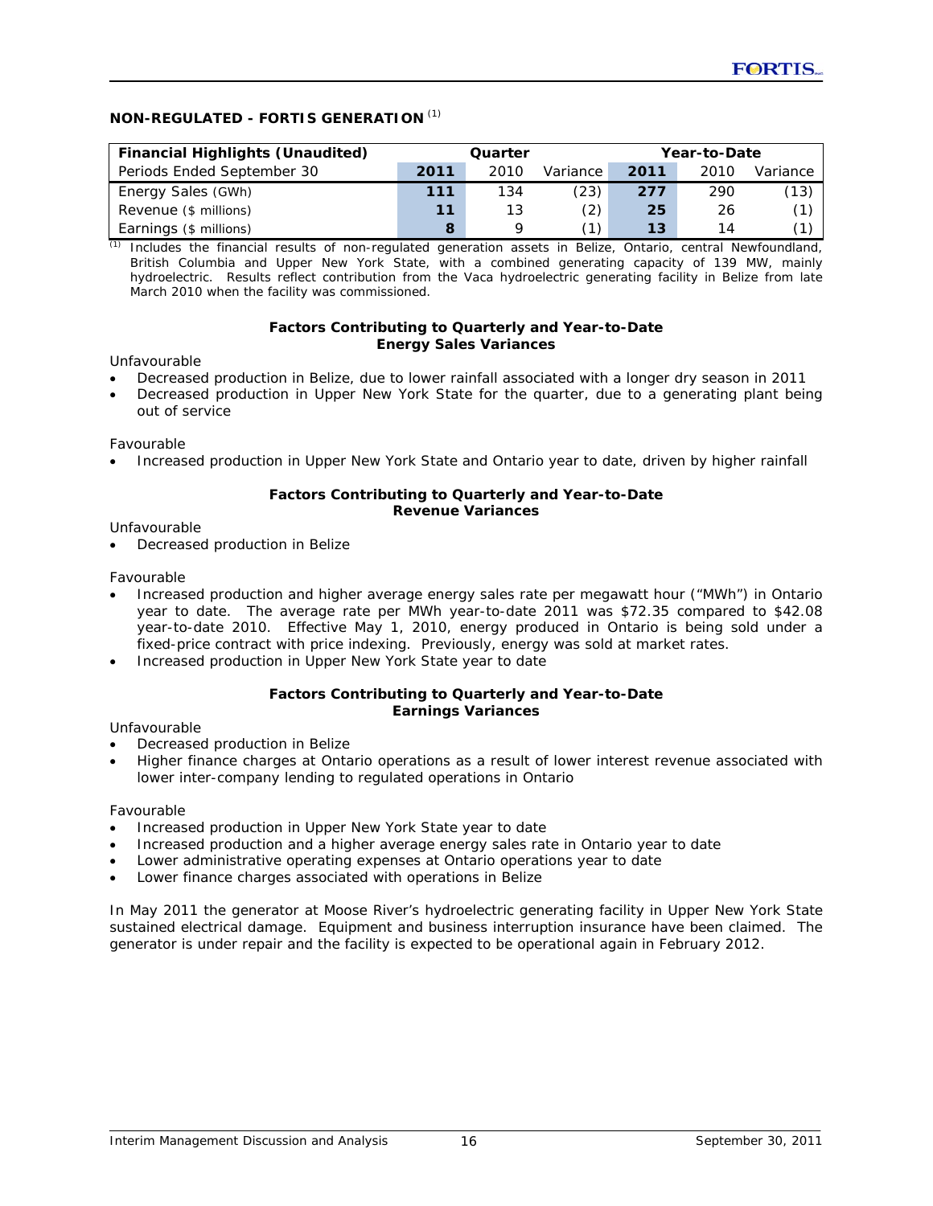## NON-REGULATED - FORTIS GENERATION [1]

| Financial Highlights (Unaudited) | Quarter | | | Year-to-Date | | |
|---|---|---|---|---|---|---|
| Periods Ended September 30 | **2011** | 2010 | Variance | **2011** | 2010 | Variance |
| Energy Sales (GWh) | **111** | 134 | (23) | **277** | 290 | (13) |
| Revenue ($ millions) | **11** | 13 | (2) | **25** | 26 | (1) |
| Earnings ($ millions) | **8** | 9 | (1) | **13** | 14 | (1) |

[1] Includes the financial results of non-regulated generation assets in Belize, Ontario, central Newfoundland, British Columbia and Upper New York State, with a combined generating capacity of 139 MW, mainly hydroelectric. Results reflect contribution from the Vaca hydroelectric generating facility in Belize from late March 2010 when the facility was commissioned.

**Factors Contributing to Quarterly and Year-to-Date**
**Energy Sales Variances**

Unfavourable

- Decreased production in Belize, due to lower rainfall associated with a longer dry season in 2011
- Decreased production in Upper New York State for the quarter, due to a generating plant being out of service

Favourable

- Increased production in Upper New York State and Ontario year to date, driven by higher rainfall

**Factors Contributing to Quarterly and Year-to-Date**
**Revenue Variances**

Unfavourable

- Decreased production in Belize

Favourable

- Increased production and higher average energy sales rate per megawatt hour ("MWh") in Ontario year to date. The average rate per MWh year-to-date 2011 was $72.35 compared to $42.08 year-to-date 2010. Effective May 1, 2010, energy produced in Ontario is being sold under a fixed-price contract with price indexing. Previously, energy was sold at market rates.
- Increased production in Upper New York State year to date

**Factors Contributing to Quarterly and Year-to-Date**
**Earnings Variances**

Unfavourable

- Decreased production in Belize
- Higher finance charges at Ontario operations as a result of lower interest revenue associated with lower inter-company lending to regulated operations in Ontario

Favourable

- Increased production in Upper New York State year to date
- Increased production and a higher average energy sales rate in Ontario year to date
- Lower administrative operating expenses at Ontario operations year to date
- Lower finance charges associated with operations in Belize

In May 2011 the generator at Moose River's hydroelectric generating facility in Upper New York State sustained electrical damage. Equipment and business interruption insurance have been claimed. The generator is under repair and the facility is expected to be operational again in February 2012.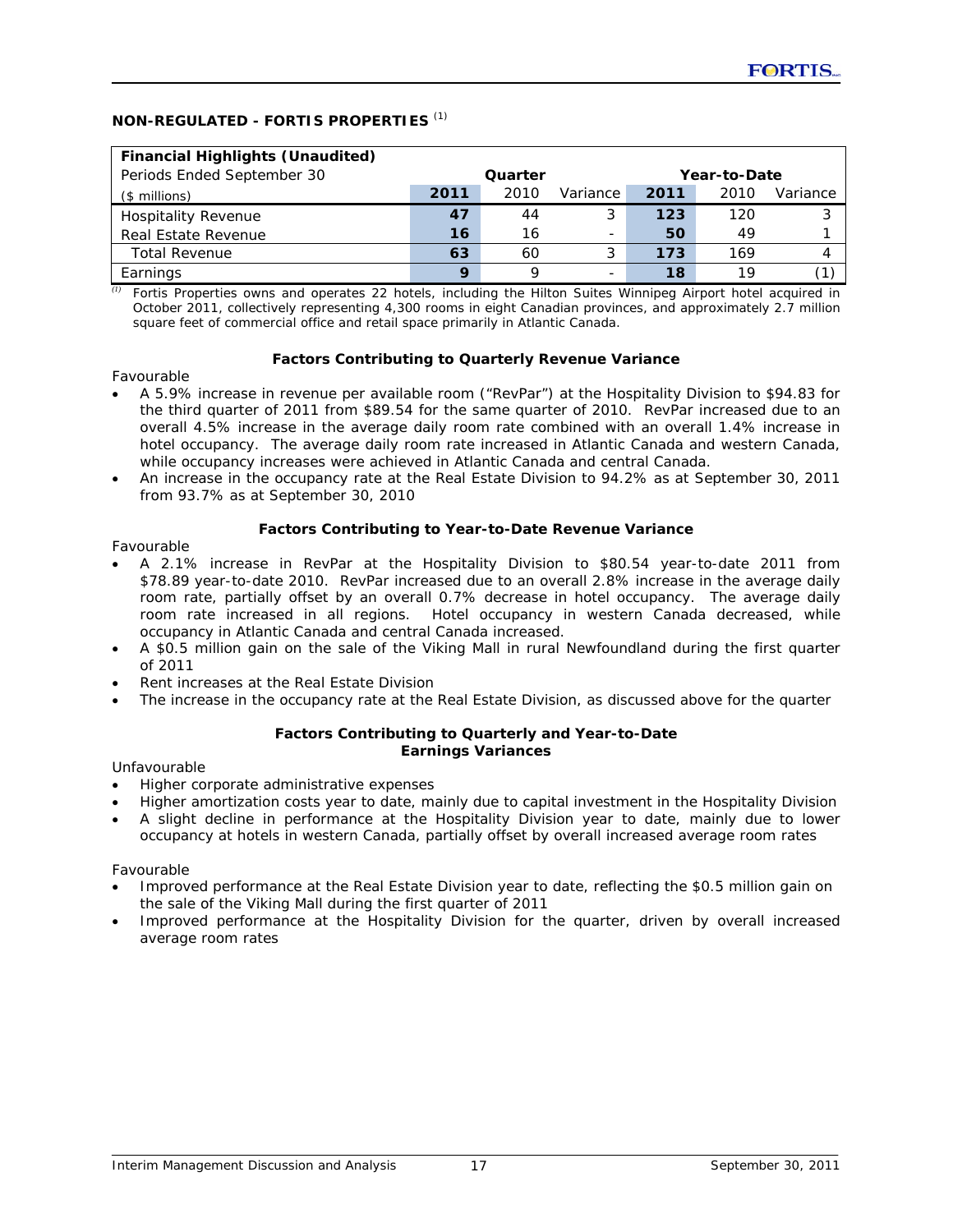## NON-REGULATED - FORTIS PROPERTIES [1]

| Financial Highlights (Unaudited) | | | | | | |
|---|---|---|---|---|---|---|
| Periods Ended September 30 | Quarter | | | Year-to-Date | | |
| ($ millions) | **2011** | 2010 | Variance | **2011** | 2010 | Variance |
| Hospitality Revenue | **47** | 44 | 3 | **123** | 120 | 3 |
| Real Estate Revenue | **16** | 16 | - | **50** | 49 | 1 |
| Total Revenue | **63** | 60 | 3 | **173** | 169 | 4 |
| Earnings | **9** | 9 | - | **18** | 19 | (1) |

[1] Fortis Properties owns and operates 22 hotels, including the Hilton Suites Winnipeg Airport hotel acquired in October 2011, collectively representing 4,300 rooms in eight Canadian provinces, and approximately 2.7 million square feet of commercial office and retail space primarily in Atlantic Canada.

**Factors Contributing to Quarterly Revenue Variance**

Favourable

- A 5.9% increase in revenue per available room ("RevPar") at the Hospitality Division to $94.83 for the third quarter of 2011 from $89.54 for the same quarter of 2010. RevPar increased due to an overall 4.5% increase in the average daily room rate combined with an overall 1.4% increase in hotel occupancy. The average daily room rate increased in Atlantic Canada and western Canada, while occupancy increases were achieved in Atlantic Canada and central Canada.
- An increase in the occupancy rate at the Real Estate Division to 94.2% as at September 30, 2011 from 93.7% as at September 30, 2010

**Factors Contributing to Year-to-Date Revenue Variance**

Favourable

- A 2.1% increase in RevPar at the Hospitality Division to $80.54 year-to-date 2011 from $78.89 year-to-date 2010. RevPar increased due to an overall 2.8% increase in the average daily room rate, partially offset by an overall 0.7% decrease in hotel occupancy. The average daily room rate increased in all regions. Hotel occupancy in western Canada decreased, while occupancy in Atlantic Canada and central Canada increased.
- A $0.5 million gain on the sale of the Viking Mall in rural Newfoundland during the first quarter of 2011
- Rent increases at the Real Estate Division
- The increase in the occupancy rate at the Real Estate Division, as discussed above for the quarter

**Factors Contributing to Quarterly and Year-to-Date Earnings Variances**

Unfavourable

- Higher corporate administrative expenses
- Higher amortization costs year to date, mainly due to capital investment in the Hospitality Division
- A slight decline in performance at the Hospitality Division year to date, mainly due to lower occupancy at hotels in western Canada, partially offset by overall increased average room rates

Favourable

- Improved performance at the Real Estate Division year to date, reflecting the $0.5 million gain on the sale of the Viking Mall during the first quarter of 2011
- Improved performance at the Hospitality Division for the quarter, driven by overall increased average room rates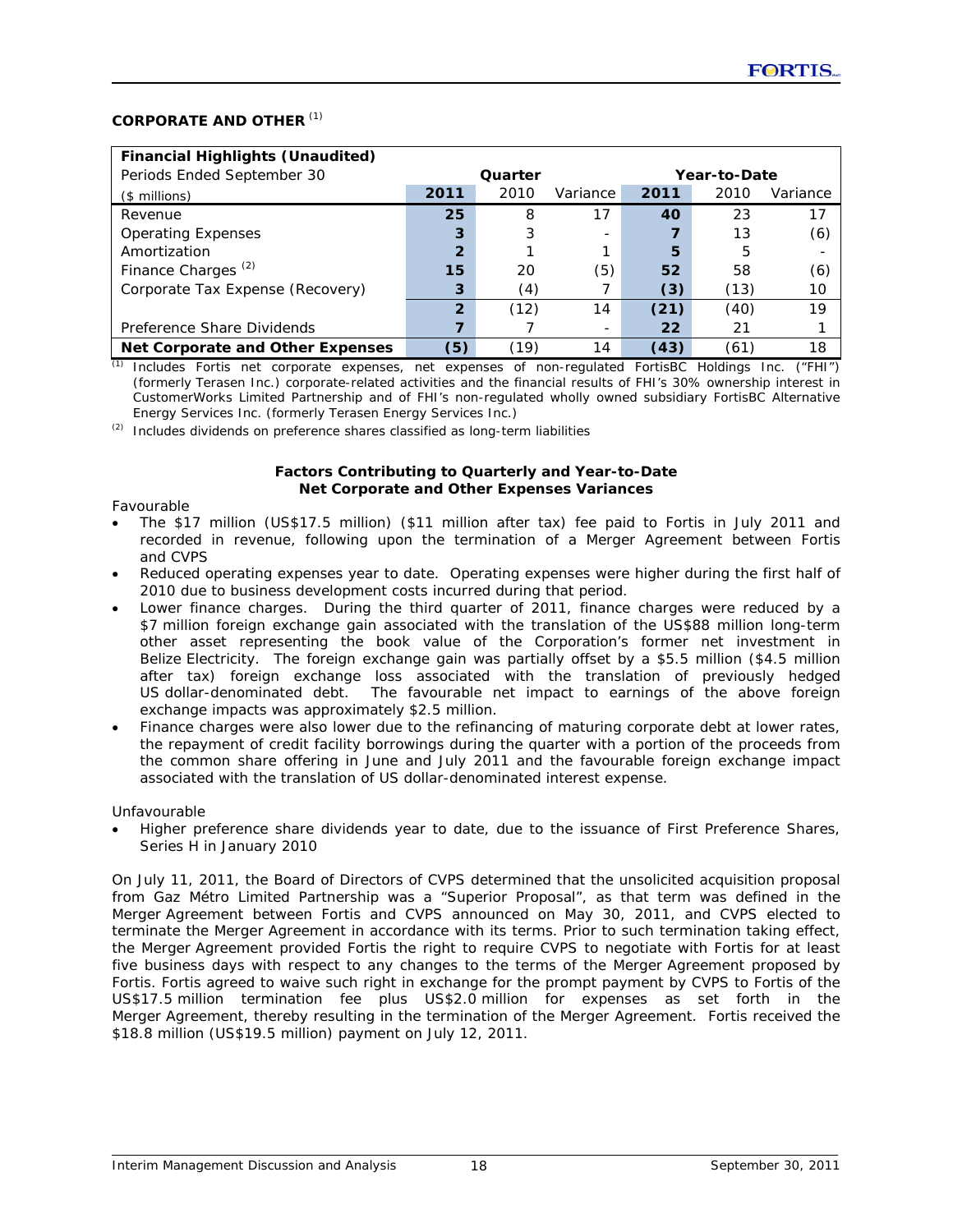## CORPORATE AND OTHER [(1)]

| Financial Highlights (Unaudited) | | | | | | |
|---|---|---|---|---|---|---|
| Periods Ended September 30 | Quarter | | | Year-to-Date | | |
| ($ millions) | **2011** | 2010 | Variance | **2011** | 2010 | Variance |
| Revenue | **25** | 8 | 17 | **40** | 23 | 17 |
| Operating Expenses | **3** | 3 | - | **7** | 13 | (6) |
| Amortization | **2** | 1 | 1 | **5** | 5 | - |
| Finance Charges [(2)] | **15** | 20 | (5) | **52** | 58 | (6) |
| Corporate Tax Expense (Recovery) | **3** | (4) | 7 | **(3)** | (13) | 10 |
| | **2** | (12) | 14 | **(21)** | (40) | 19 |
| Preference Share Dividends | **7** | 7 | - | **22** | 21 | 1 |
| **Net Corporate and Other Expenses** | **(5)** | (19) | 14 | **(43)** | (61) | 18 |

(1) Includes Fortis net corporate expenses, net expenses of non-regulated FortisBC Holdings Inc. ("FHI") (formerly Terasen Inc.) corporate-related activities and the financial results of FHI's 30% ownership interest in CustomerWorks Limited Partnership and of FHI's non-regulated wholly owned subsidiary FortisBC Alternative Energy Services Inc. (formerly Terasen Energy Services Inc.)

(2) Includes dividends on preference shares classified as long-term liabilities

**Factors Contributing to Quarterly and Year-to-Date Net Corporate and Other Expenses Variances**

Favourable

- The $17 million (US$17.5 million) ($11 million after tax) fee paid to Fortis in July 2011 and recorded in revenue, following upon the termination of a Merger Agreement between Fortis and CVPS
- Reduced operating expenses year to date. Operating expenses were higher during the first half of 2010 due to business development costs incurred during that period.
- Lower finance charges. During the third quarter of 2011, finance charges were reduced by a $7 million foreign exchange gain associated with the translation of the US$88 million long-term other asset representing the book value of the Corporation's former net investment in Belize Electricity. The foreign exchange gain was partially offset by a $5.5 million ($4.5 million after tax) foreign exchange loss associated with the translation of previously hedged US dollar-denominated debt. The favourable net impact to earnings of the above foreign exchange impacts was approximately $2.5 million.
- Finance charges were also lower due to the refinancing of maturing corporate debt at lower rates, the repayment of credit facility borrowings during the quarter with a portion of the proceeds from the common share offering in June and July 2011 and the favourable foreign exchange impact associated with the translation of US dollar-denominated interest expense.

Unfavourable

- Higher preference share dividends year to date, due to the issuance of First Preference Shares, Series H in January 2010

On July 11, 2011, the Board of Directors of CVPS determined that the unsolicited acquisition proposal from Gaz Métro Limited Partnership was a "Superior Proposal", as that term was defined in the Merger Agreement between Fortis and CVPS announced on May 30, 2011, and CVPS elected to terminate the Merger Agreement in accordance with its terms. Prior to such termination taking effect, the Merger Agreement provided Fortis the right to require CVPS to negotiate with Fortis for at least five business days with respect to any changes to the terms of the Merger Agreement proposed by Fortis. Fortis agreed to waive such right in exchange for the prompt payment by CVPS to Fortis of the US$17.5 million termination fee plus US$2.0 million for expenses as set forth in the Merger Agreement, thereby resulting in the termination of the Merger Agreement. Fortis received the $18.8 million (US$19.5 million) payment on July 12, 2011.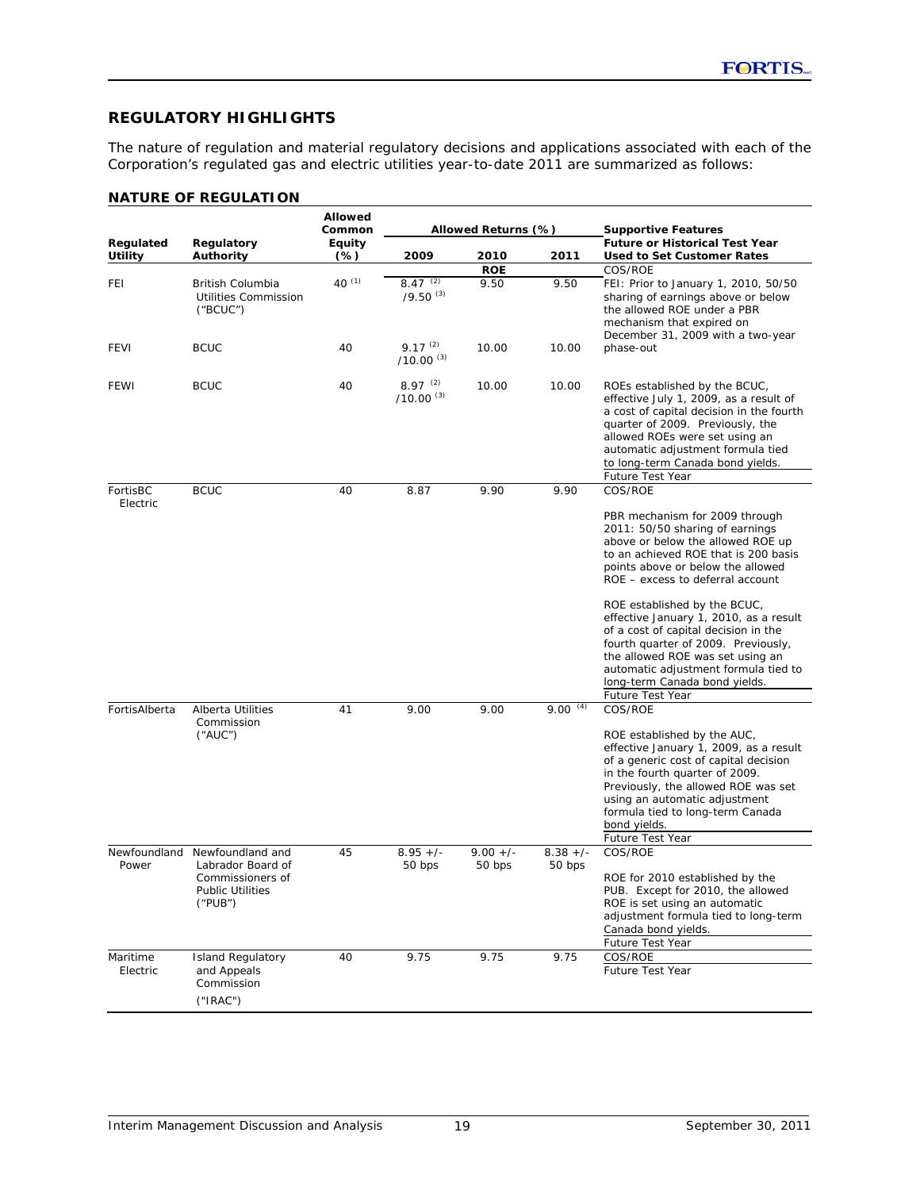## REGULATORY HIGHLIGHTS

The nature of regulation and material regulatory decisions and applications associated with each of the Corporation's regulated gas and electric utilities year-to-date 2011 are summarized as follows:

### NATURE OF REGULATION

| Regulated Utility | Regulatory Authority | Allowed Common Equity (%) | Allowed Returns (%) | | | Supportive Features Future or Historical Test Year Used to Set Customer Rates |
|---|---|---|---|---|---|---|
| | | | 2009 | 2010 | 2011 | |
| | | | | ROE | | COS/ROE |
| FEI | British Columbia Utilities Commission ("BCUC") | 40 [(1)] | 8.47 [(2)] /9.50 [(3)] | 9.50 | 9.50 | FEI: Prior to January 1, 2010, 50/50 sharing of earnings above or below the allowed ROE under a PBR mechanism that expired on December 31, 2009 with a two-year phase-out |
| FEVI | BCUC | 40 | 9.17 [(2)] /10.00 [(3)] | 10.00 | 10.00 | |
| FEWI | BCUC | 40 | 8.97 [(2)] /10.00 [(3)] | 10.00 | 10.00 | ROEs established by the BCUC, effective July 1, 2009, as a result of a cost of capital decision in the fourth quarter of 2009. Previously, the allowed ROEs were set using an automatic adjustment formula tied to long-term Canada bond yields. Future Test Year |
| FortisBC Electric | BCUC | 40 | 8.87 | 9.90 | 9.90 | COS/ROE<br><br>PBR mechanism for 2009 through 2011: 50/50 sharing of earnings above or below the allowed ROE up to an achieved ROE that is 200 basis points above or below the allowed ROE – excess to deferral account<br><br>ROE established by the BCUC, effective January 1, 2010, as a result of a cost of capital decision in the fourth quarter of 2009. Previously, the allowed ROE was set using an automatic adjustment formula tied to long-term Canada bond yields. Future Test Year |
| FortisAlberta | Alberta Utilities Commission ("AUC") | 41 | 9.00 | 9.00 | 9.00 [(4)] | COS/ROE<br><br>ROE established by the AUC, effective January 1, 2009, as a result of a generic cost of capital decision in the fourth quarter of 2009. Previously, the allowed ROE was set using an automatic adjustment formula tied to long-term Canada bond yields. Future Test Year |
| Newfoundland Power | Newfoundland and Labrador Board of Commissioners of Public Utilities ("PUB") | 45 | 8.95 +/- 50 bps | 9.00 +/- 50 bps | 8.38 +/- 50 bps | COS/ROE<br><br>ROE for 2010 established by the PUB. Except for 2010, the allowed ROE is set using an automatic adjustment formula tied to long-term Canada bond yields. Future Test Year |
| Maritime Electric | Island Regulatory and Appeals Commission ("IRAC") | 40 | 9.75 | 9.75 | 9.75 | COS/ROE Future Test Year |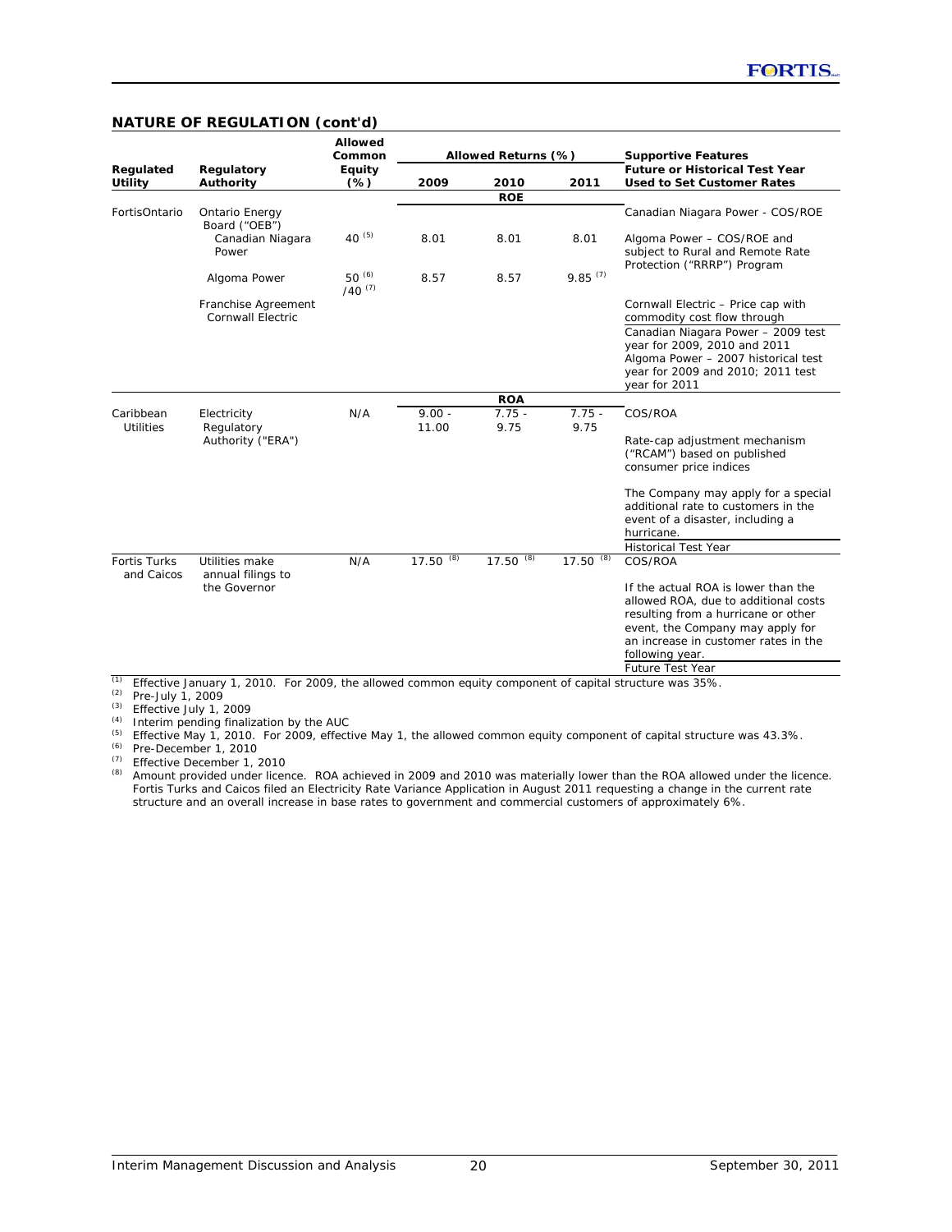## NATURE OF REGULATION (cont'd)

| Regulated Utility | Regulatory Authority | Allowed Common Equity (%) | Allowed Returns (%) 2009 | 2010 | 2011 | Supportive Features Future or Historical Test Year Used to Set Customer Rates |
|---|---|---|---|---|---|---|
| | | | | ROE | | |
| FortisOntario | Ontario Energy Board ("OEB") | | | | | Canadian Niagara Power - COS/ROE |
| | Canadian Niagara Power | 40 [(5)] | 8.01 | 8.01 | 8.01 | Algoma Power – COS/ROE and subject to Rural and Remote Rate Protection ("RRRP") Program |
| | Algoma Power | 50 [(6)] /40 [(7)] | 8.57 | 8.57 | 9.85 [(7)] | |
| | Franchise Agreement Cornwall Electric | | | | | Cornwall Electric – Price cap with commodity cost flow through |
| | | | | | | Canadian Niagara Power – 2009 test year for 2009, 2010 and 2011 Algoma Power – 2007 historical test year for 2009 and 2010; 2011 test year for 2011 |
| | | | | ROA | | |
| Caribbean Utilities | Electricity Regulatory Authority ("ERA") | N/A | 9.00 - 11.00 | 7.75 - 9.75 | 7.75 - 9.75 | COS/ROA<br><br>Rate-cap adjustment mechanism ("RCAM") based on published consumer price indices<br><br>The Company may apply for a special additional rate to customers in the event of a disaster, including a hurricane. |
| | | | | | | Historical Test Year |
| Fortis Turks and Caicos | Utilities make annual filings to the Governor | N/A | 17.50 [(8)] | 17.50 [(8)] | 17.50 [(8)] | COS/ROA<br><br>If the actual ROA is lower than the allowed ROA, due to additional costs resulting from a hurricane or other event, the Company may apply for an increase in customer rates in the following year. |
| | | | | | | Future Test Year |

(1) Effective January 1, 2010. For 2009, the allowed common equity component of capital structure was 35%.
(2) Pre-July 1, 2009
(3) Effective July 1, 2009
(4) Interim pending finalization by the AUC
(5) Effective May 1, 2010. For 2009, effective May 1, the allowed common equity component of capital structure was 43.3%.
(6) Pre-December 1, 2010
(7) Effective December 1, 2010
(8) Amount provided under licence. ROA achieved in 2009 and 2010 was materially lower than the ROA allowed under the licence. Fortis Turks and Caicos filed an Electricity Rate Variance Application in August 2011 requesting a change in the current rate structure and an overall increase in base rates to government and commercial customers of approximately 6%.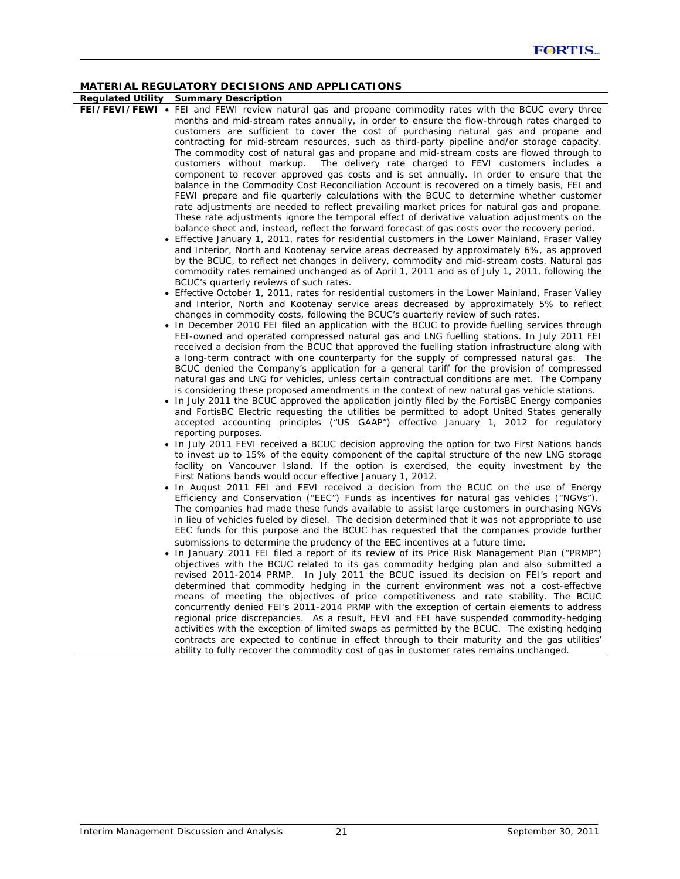## MATERIAL REGULATORY DECISIONS AND APPLICATIONS

| Regulated Utility | Summary Description |
|---|---|
| FEI/FEVI/FEWI | • FEI and FEWI review natural gas and propane commodity rates with the BCUC every three months and mid-stream rates annually, in order to ensure the flow-through rates charged to customers are sufficient to cover the cost of purchasing natural gas and propane and contracting for mid-stream resources, such as third-party pipeline and/or storage capacity. The commodity cost of natural gas and propane and mid-stream costs are flowed through to customers without markup. The delivery rate charged to FEVI customers includes a component to recover approved gas costs and is set annually. In order to ensure that the balance in the Commodity Cost Reconciliation Account is recovered on a timely basis, FEI and FEWI prepare and file quarterly calculations with the BCUC to determine whether customer rate adjustments are needed to reflect prevailing market prices for natural gas and propane. These rate adjustments ignore the temporal effect of derivative valuation adjustments on the balance sheet and, instead, reflect the forward forecast of gas costs over the recovery period.<br>• Effective January 1, 2011, rates for residential customers in the Lower Mainland, Fraser Valley and Interior, North and Kootenay service areas decreased by approximately 6%, as approved by the BCUC, to reflect net changes in delivery, commodity and mid-stream costs. Natural gas commodity rates remained unchanged as of April 1, 2011 and as of July 1, 2011, following the BCUC's quarterly reviews of such rates.<br>• Effective October 1, 2011, rates for residential customers in the Lower Mainland, Fraser Valley and Interior, North and Kootenay service areas decreased by approximately 5% to reflect changes in commodity costs, following the BCUC's quarterly review of such rates.<br>• In December 2010 FEI filed an application with the BCUC to provide fuelling services through FEI-owned and operated compressed natural gas and LNG fuelling stations. In July 2011 FEI received a decision from the BCUC that approved the fuelling station infrastructure along with a long-term contract with one counterparty for the supply of compressed natural gas. The BCUC denied the Company's application for a general tariff for the provision of compressed natural gas and LNG for vehicles, unless certain contractual conditions are met. The Company is considering these proposed amendments in the context of new natural gas vehicle stations.<br>• In July 2011 the BCUC approved the application jointly filed by the FortisBC Energy companies and FortisBC Electric requesting the utilities be permitted to adopt United States generally accepted accounting principles ("US GAAP") effective January 1, 2012 for regulatory reporting purposes.<br>• In July 2011 FEVI received a BCUC decision approving the option for two First Nations bands to invest up to 15% of the equity component of the capital structure of the new LNG storage facility on Vancouver Island. If the option is exercised, the equity investment by the First Nations bands would occur effective January 1, 2012.<br>• In August 2011 FEI and FEVI received a decision from the BCUC on the use of Energy Efficiency and Conservation ("EEC") Funds as incentives for natural gas vehicles ("NGVs"). The companies had made these funds available to assist large customers in purchasing NGVs in lieu of vehicles fueled by diesel. The decision determined that it was not appropriate to use EEC funds for this purpose and the BCUC has requested that the companies provide further submissions to determine the prudency of the EEC incentives at a future time.<br>• In January 2011 FEI filed a report of its review of its Price Risk Management Plan ("PRMP") objectives with the BCUC related to its gas commodity hedging plan and also submitted a revised 2011-2014 PRMP. In July 2011 the BCUC issued its decision on FEI's report and determined that commodity hedging in the current environment was not a cost-effective means of meeting the objectives of price competitiveness and rate stability. The BCUC concurrently denied FEI's 2011-2014 PRMP with the exception of certain elements to address regional price discrepancies. As a result, FEVI and FEI have suspended commodity-hedging activities with the exception of limited swaps as permitted by the BCUC. The existing hedging contracts are expected to continue in effect through to their maturity and the gas utilities' ability to fully recover the commodity cost of gas in customer rates remains unchanged. |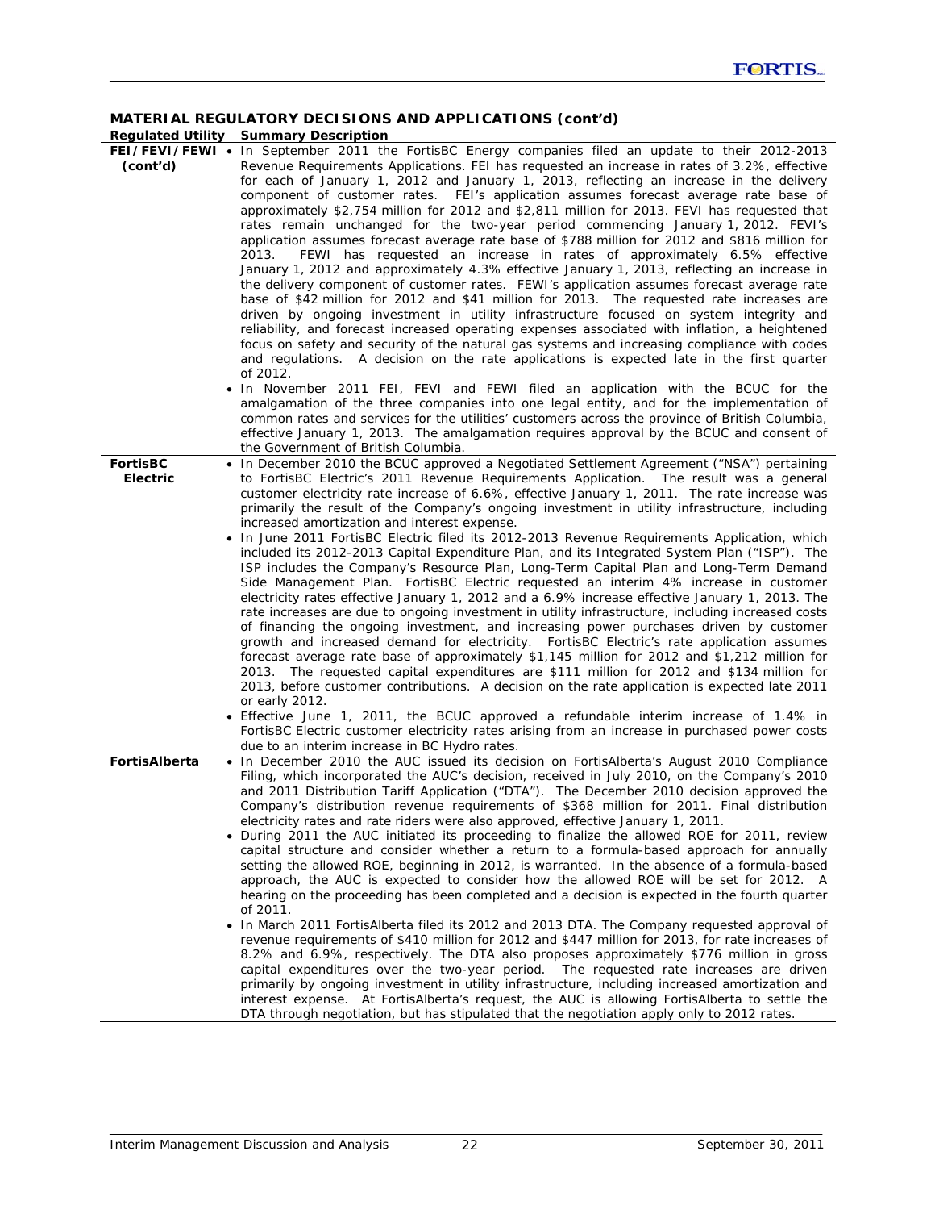## MATERIAL REGULATORY DECISIONS AND APPLICATIONS (cont'd)

| Regulated Utility | Summary Description |
|---|---|
| **FEI/FEVI/FEWI (cont'd)** | • In September 2011 the FortisBC Energy companies filed an update to their 2012-2013 Revenue Requirements Applications. FEI has requested an increase in rates of 3.2%, effective for each of January 1, 2012 and January 1, 2013, reflecting an increase in the delivery component of customer rates. FEI's application assumes forecast average rate base of approximately $2,754 million for 2012 and $2,811 million for 2013. FEVI has requested that rates remain unchanged for the two-year period commencing January 1, 2012. FEVI's application assumes forecast average rate base of $788 million for 2012 and $816 million for 2013. FEWI has requested an increase in rates of approximately 6.5% effective January 1, 2012 and approximately 4.3% effective January 1, 2013, reflecting an increase in the delivery component of customer rates. FEWI's application assumes forecast average rate base of $42 million for 2012 and $41 million for 2013. The requested rate increases are driven by ongoing investment in utility infrastructure focused on system integrity and reliability, and forecast increased operating expenses associated with inflation, a heightened focus on safety and security of the natural gas systems and increasing compliance with codes and regulations. A decision on the rate applications is expected late in the first quarter of 2012.<br>• In November 2011 FEI, FEVI and FEWI filed an application with the BCUC for the amalgamation of the three companies into one legal entity, and for the implementation of common rates and services for the utilities' customers across the province of British Columbia, effective January 1, 2013. The amalgamation requires approval by the BCUC and consent of the Government of British Columbia. |
| **FortisBC Electric** | • In December 2010 the BCUC approved a Negotiated Settlement Agreement ("NSA") pertaining to FortisBC Electric's 2011 Revenue Requirements Application. The result was a general customer electricity rate increase of 6.6%, effective January 1, 2011. The rate increase was primarily the result of the Company's ongoing investment in utility infrastructure, including increased amortization and interest expense.<br>• In June 2011 FortisBC Electric filed its 2012-2013 Revenue Requirements Application, which included its 2012-2013 Capital Expenditure Plan, and its Integrated System Plan ("ISP"). The ISP includes the Company's Resource Plan, Long-Term Capital Plan and Long-Term Demand Side Management Plan. FortisBC Electric requested an interim 4% increase in customer electricity rates effective January 1, 2012 and a 6.9% increase effective January 1, 2013. The rate increases are due to ongoing investment in utility infrastructure, including increased costs of financing the ongoing investment, and increasing power purchases driven by customer growth and increased demand for electricity. FortisBC Electric's rate application assumes forecast average rate base of approximately $1,145 million for 2012 and $1,212 million for 2013. The requested capital expenditures are $111 million for 2012 and $134 million for 2013, before customer contributions. A decision on the rate application is expected late 2011 or early 2012.<br>• Effective June 1, 2011, the BCUC approved a refundable interim increase of 1.4% in FortisBC Electric customer electricity rates arising from an increase in purchased power costs due to an interim increase in BC Hydro rates. |
| **FortisAlberta** | • In December 2010 the AUC issued its decision on FortisAlberta's August 2010 Compliance Filing, which incorporated the AUC's decision, received in July 2010, on the Company's 2010 and 2011 Distribution Tariff Application ("DTA"). The December 2010 decision approved the Company's distribution revenue requirements of $368 million for 2011. Final distribution electricity rates and rate riders were also approved, effective January 1, 2011.<br>• During 2011 the AUC initiated its proceeding to finalize the allowed ROE for 2011, review capital structure and consider whether a return to a formula-based approach for annually setting the allowed ROE, beginning in 2012, is warranted. In the absence of a formula-based approach, the AUC is expected to consider how the allowed ROE will be set for 2012. A hearing on the proceeding has been completed and a decision is expected in the fourth quarter of 2011.<br>• In March 2011 FortisAlberta filed its 2012 and 2013 DTA. The Company requested approval of revenue requirements of $410 million for 2012 and $447 million for 2013, for rate increases of 8.2% and 6.9%, respectively. The DTA also proposes approximately $776 million in gross capital expenditures over the two-year period. The requested rate increases are driven primarily by ongoing investment in utility infrastructure, including increased amortization and interest expense. At FortisAlberta's request, the AUC is allowing FortisAlberta to settle the DTA through negotiation, but has stipulated that the negotiation apply only to 2012 rates. |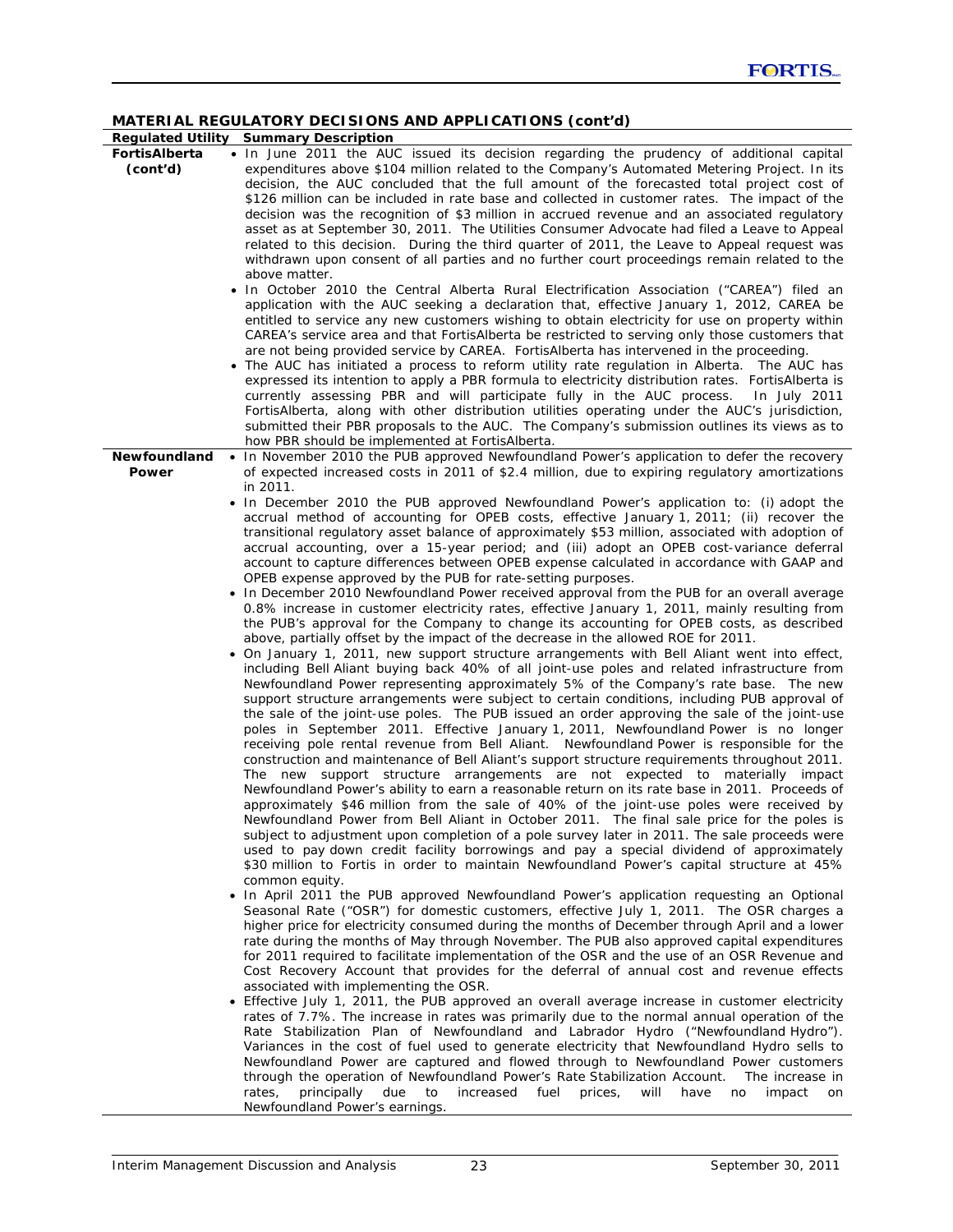## MATERIAL REGULATORY DECISIONS AND APPLICATIONS (cont'd)

| Regulated Utility | Summary Description |
|---|---|
| **FortisAlberta (cont'd)** | • In June 2011 the AUC issued its decision regarding the prudency of additional capital expenditures above $104 million related to the Company's Automated Metering Project. In its decision, the AUC concluded that the full amount of the forecasted total project cost of $126 million can be included in rate base and collected in customer rates. The impact of the decision was the recognition of $3 million in accrued revenue and an associated regulatory asset as at September 30, 2011. The Utilities Consumer Advocate had filed a Leave to Appeal related to this decision. During the third quarter of 2011, the Leave to Appeal request was withdrawn upon consent of all parties and no further court proceedings remain related to the above matter.<br>• In October 2010 the Central Alberta Rural Electrification Association ("CAREA") filed an application with the AUC seeking a declaration that, effective January 1, 2012, CAREA be entitled to service any new customers wishing to obtain electricity for use on property within CAREA's service area and that FortisAlberta be restricted to serving only those customers that are not being provided service by CAREA. FortisAlberta has intervened in the proceeding.<br>• The AUC has initiated a process to reform utility rate regulation in Alberta. The AUC has expressed its intention to apply a PBR formula to electricity distribution rates. FortisAlberta is currently assessing PBR and will participate fully in the AUC process. In July 2011 FortisAlberta, along with other distribution utilities operating under the AUC's jurisdiction, submitted their PBR proposals to the AUC. The Company's submission outlines its views as to how PBR should be implemented at FortisAlberta. |
| **Newfoundland Power** | • In November 2010 the PUB approved Newfoundland Power's application to defer the recovery of expected increased costs in 2011 of $2.4 million, due to expiring regulatory amortizations in 2011.<br>• In December 2010 the PUB approved Newfoundland Power's application to: (i) adopt the accrual method of accounting for OPEB costs, effective January 1, 2011; (ii) recover the transitional regulatory asset balance of approximately $53 million, associated with adoption of accrual accounting, over a 15-year period; and (iii) adopt an OPEB cost-variance deferral account to capture differences between OPEB expense calculated in accordance with GAAP and OPEB expense approved by the PUB for rate-setting purposes.<br>• In December 2010 Newfoundland Power received approval from the PUB for an overall average 0.8% increase in customer electricity rates, effective January 1, 2011, mainly resulting from the PUB's approval for the Company to change its accounting for OPEB costs, as described above, partially offset by the impact of the decrease in the allowed ROE for 2011.<br>• On January 1, 2011, new support structure arrangements with Bell Aliant went into effect, including Bell Aliant buying back 40% of all joint-use poles and related infrastructure from Newfoundland Power representing approximately 5% of the Company's rate base. The new support structure arrangements were subject to certain conditions, including PUB approval of the sale of the joint-use poles. The PUB issued an order approving the sale of the joint-use poles in September 2011. Effective January 1, 2011, Newfoundland Power is no longer receiving pole rental revenue from Bell Aliant. Newfoundland Power is responsible for the construction and maintenance of Bell Aliant's support structure requirements throughout 2011. The new support structure arrangements are not expected to materially impact Newfoundland Power's ability to earn a reasonable return on its rate base in 2011. Proceeds of approximately $46 million from the sale of 40% of the joint-use poles were received by Newfoundland Power from Bell Aliant in October 2011. The final sale price for the poles is subject to adjustment upon completion of a pole survey later in 2011. The sale proceeds were used to pay down credit facility borrowings and pay a special dividend of approximately $30 million to Fortis in order to maintain Newfoundland Power's capital structure at 45% common equity.<br>• In April 2011 the PUB approved Newfoundland Power's application requesting an Optional Seasonal Rate ("OSR") for domestic customers, effective July 1, 2011. The OSR charges a higher price for electricity consumed during the months of December through April and a lower rate during the months of May through November. The PUB also approved capital expenditures for 2011 required to facilitate implementation of the OSR and the use of an OSR Revenue and Cost Recovery Account that provides for the deferral of annual cost and revenue effects associated with implementing the OSR.<br>• Effective July 1, 2011, the PUB approved an overall average increase in customer electricity rates of 7.7%. The increase in rates was primarily due to the normal annual operation of the Rate Stabilization Plan of Newfoundland and Labrador Hydro ("Newfoundland Hydro"). Variances in the cost of fuel used to generate electricity that Newfoundland Hydro sells to Newfoundland Power are captured and flowed through to Newfoundland Power customers through the operation of Newfoundland Power's Rate Stabilization Account. The increase in rates, principally due to increased fuel prices, will have no impact on Newfoundland Power's earnings. |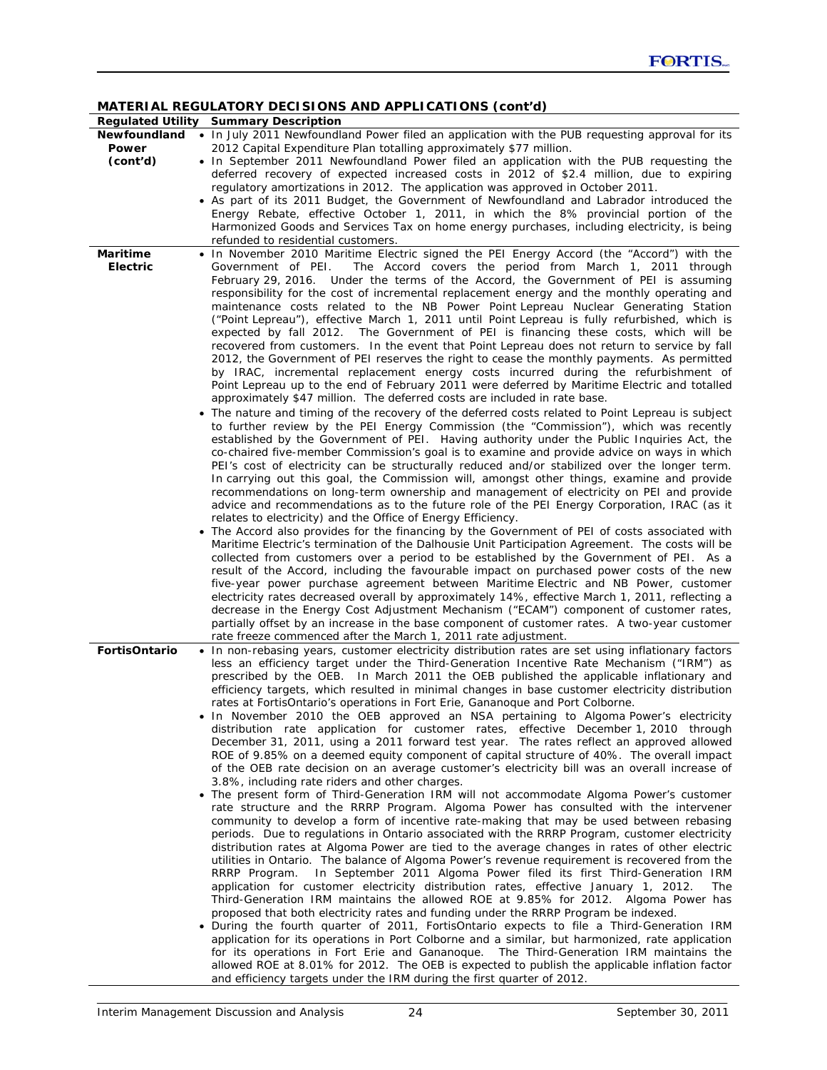## MATERIAL REGULATORY DECISIONS AND APPLICATIONS (cont'd)

| Regulated Utility | Summary Description |
|---|---|
| **Newfoundland Power (cont'd)** | • In July 2011 Newfoundland Power filed an application with the PUB requesting approval for its 2012 Capital Expenditure Plan totalling approximately $77 million.<br>• In September 2011 Newfoundland Power filed an application with the PUB requesting the deferred recovery of expected increased costs in 2012 of $2.4 million, due to expiring regulatory amortizations in 2012. The application was approved in October 2011.<br>• As part of its 2011 Budget, the Government of Newfoundland and Labrador introduced the Energy Rebate, effective October 1, 2011, in which the 8% provincial portion of the Harmonized Goods and Services Tax on home energy purchases, including electricity, is being refunded to residential customers. |
| **Maritime Electric** | • In November 2010 Maritime Electric signed the PEI Energy Accord (the "Accord") with the Government of PEI. The Accord covers the period from March 1, 2011 through February 29, 2016. Under the terms of the Accord, the Government of PEI is assuming responsibility for the cost of incremental replacement energy and the monthly operating and maintenance costs related to the NB Power Point Lepreau Nuclear Generating Station ("Point Lepreau"), effective March 1, 2011 until Point Lepreau is fully refurbished, which is expected by fall 2012. The Government of PEI is financing these costs, which will be recovered from customers. In the event that Point Lepreau does not return to service by fall 2012, the Government of PEI reserves the right to cease the monthly payments. As permitted by IRAC, incremental replacement energy costs incurred during the refurbishment of Point Lepreau up to the end of February 2011 were deferred by Maritime Electric and totalled approximately $47 million. The deferred costs are included in rate base.<br>• The nature and timing of the recovery of the deferred costs related to Point Lepreau is subject to further review by the PEI Energy Commission (the "Commission"), which was recently established by the Government of PEI. Having authority under the Public Inquiries Act, the co-chaired five-member Commission's goal is to examine and provide advice on ways in which PEI's cost of electricity can be structurally reduced and/or stabilized over the longer term. In carrying out this goal, the Commission will, amongst other things, examine and provide recommendations on long-term ownership and management of electricity on PEI and provide advice and recommendations as to the future role of the PEI Energy Corporation, IRAC (as it relates to electricity) and the Office of Energy Efficiency.<br>• The Accord also provides for the financing by the Government of PEI of costs associated with Maritime Electric's termination of the Dalhousie Unit Participation Agreement. The costs will be collected from customers over a period to be established by the Government of PEI. As a result of the Accord, including the favourable impact on purchased power costs of the new five-year power purchase agreement between Maritime Electric and NB Power, customer electricity rates decreased overall by approximately 14%, effective March 1, 2011, reflecting a decrease in the Energy Cost Adjustment Mechanism ("ECAM") component of customer rates, partially offset by an increase in the base component of customer rates. A two-year customer rate freeze commenced after the March 1, 2011 rate adjustment. |
| **FortisOntario** | • In non-rebasing years, customer electricity distribution rates are set using inflationary factors less an efficiency target under the Third-Generation Incentive Rate Mechanism ("IRM") as prescribed by the OEB. In March 2011 the OEB published the applicable inflationary and efficiency targets, which resulted in minimal changes in base customer electricity distribution rates at FortisOntario's operations in Fort Erie, Gananoque and Port Colborne.<br>• In November 2010 the OEB approved an NSA pertaining to Algoma Power's electricity distribution rate application for customer rates, effective December 1, 2010 through December 31, 2011, using a 2011 forward test year. The rates reflect an approved allowed ROE of 9.85% on a deemed equity component of capital structure of 40%. The overall impact of the OEB rate decision on an average customer's electricity bill was an overall increase of 3.8%, including rate riders and other charges.<br>• The present form of Third-Generation IRM will not accommodate Algoma Power's customer rate structure and the RRRP Program. Algoma Power has consulted with the intervener community to develop a form of incentive rate-making that may be used between rebasing periods. Due to regulations in Ontario associated with the RRRP Program, customer electricity distribution rates at Algoma Power are tied to the average changes in rates of other electric utilities in Ontario. The balance of Algoma Power's revenue requirement is recovered from the RRRP Program. In September 2011 Algoma Power filed its first Third-Generation IRM application for customer electricity distribution rates, effective January 1, 2012. The Third-Generation IRM maintains the allowed ROE at 9.85% for 2012. Algoma Power has proposed that both electricity rates and funding under the RRRP Program be indexed.<br>• During the fourth quarter of 2011, FortisOntario expects to file a Third-Generation IRM application for its operations in Port Colborne and a similar, but harmonized, rate application for its operations in Fort Erie and Gananoque. The Third-Generation IRM maintains the allowed ROE at 8.01% for 2012. The OEB is expected to publish the applicable inflation factor and efficiency targets under the IRM during the first quarter of 2012. |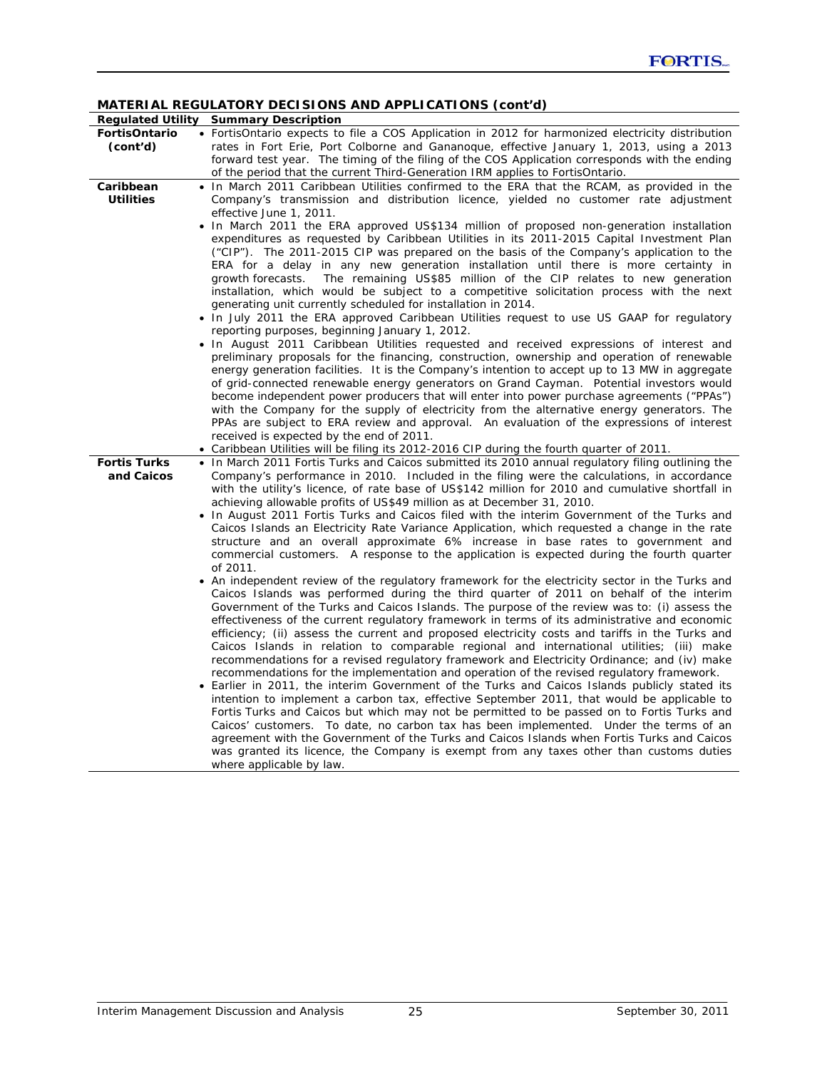## MATERIAL REGULATORY DECISIONS AND APPLICATIONS (cont'd)

| Regulated Utility | Summary Description |
|---|---|
| **FortisOntario (cont'd)** | • FortisOntario expects to file a COS Application in 2012 for harmonized electricity distribution rates in Fort Erie, Port Colborne and Gananoque, effective January 1, 2013, using a 2013 forward test year. The timing of the filing of the COS Application corresponds with the ending of the period that the current Third-Generation IRM applies to FortisOntario. |
| **Caribbean Utilities** | • In March 2011 Caribbean Utilities confirmed to the ERA that the RCAM, as provided in the Company's transmission and distribution licence, yielded no customer rate adjustment effective June 1, 2011.<br>• In March 2011 the ERA approved US$134 million of proposed non-generation installation expenditures as requested by Caribbean Utilities in its 2011-2015 Capital Investment Plan ("CIP"). The 2011-2015 CIP was prepared on the basis of the Company's application to the ERA for a delay in any new generation installation until there is more certainty in growth forecasts. The remaining US$85 million of the CIP relates to new generation installation, which would be subject to a competitive solicitation process with the next generating unit currently scheduled for installation in 2014.<br>• In July 2011 the ERA approved Caribbean Utilities request to use US GAAP for regulatory reporting purposes, beginning January 1, 2012.<br>• In August 2011 Caribbean Utilities requested and received expressions of interest and preliminary proposals for the financing, construction, ownership and operation of renewable energy generation facilities. It is the Company's intention to accept up to 13 MW in aggregate of grid-connected renewable energy generators on Grand Cayman. Potential investors would become independent power producers that will enter into power purchase agreements ("PPAs") with the Company for the supply of electricity from the alternative energy generators. The PPAs are subject to ERA review and approval. An evaluation of the expressions of interest received is expected by the end of 2011.<br>• Caribbean Utilities will be filing its 2012-2016 CIP during the fourth quarter of 2011. |
| **Fortis Turks and Caicos** | • In March 2011 Fortis Turks and Caicos submitted its 2010 annual regulatory filing outlining the Company's performance in 2010. Included in the filing were the calculations, in accordance with the utility's licence, of rate base of US$142 million for 2010 and cumulative shortfall in achieving allowable profits of US$49 million as at December 31, 2010.<br>• In August 2011 Fortis Turks and Caicos filed with the interim Government of the Turks and Caicos Islands an Electricity Rate Variance Application, which requested a change in the rate structure and an overall approximate 6% increase in base rates to government and commercial customers. A response to the application is expected during the fourth quarter of 2011.<br>• An independent review of the regulatory framework for the electricity sector in the Turks and Caicos Islands was performed during the third quarter of 2011 on behalf of the interim Government of the Turks and Caicos Islands. The purpose of the review was to: (i) assess the effectiveness of the current regulatory framework in terms of its administrative and economic efficiency; (ii) assess the current and proposed electricity costs and tariffs in the Turks and Caicos Islands in relation to comparable regional and international utilities; (iii) make recommendations for a revised regulatory framework and Electricity Ordinance; and (iv) make recommendations for the implementation and operation of the revised regulatory framework.<br>• Earlier in 2011, the interim Government of the Turks and Caicos Islands publicly stated its intention to implement a carbon tax, effective September 2011, that would be applicable to Fortis Turks and Caicos but which may not be permitted to be passed on to Fortis Turks and Caicos' customers. To date, no carbon tax has been implemented. Under the terms of an agreement with the Government of the Turks and Caicos Islands when Fortis Turks and Caicos was granted its licence, the Company is exempt from any taxes other than customs duties where applicable by law. |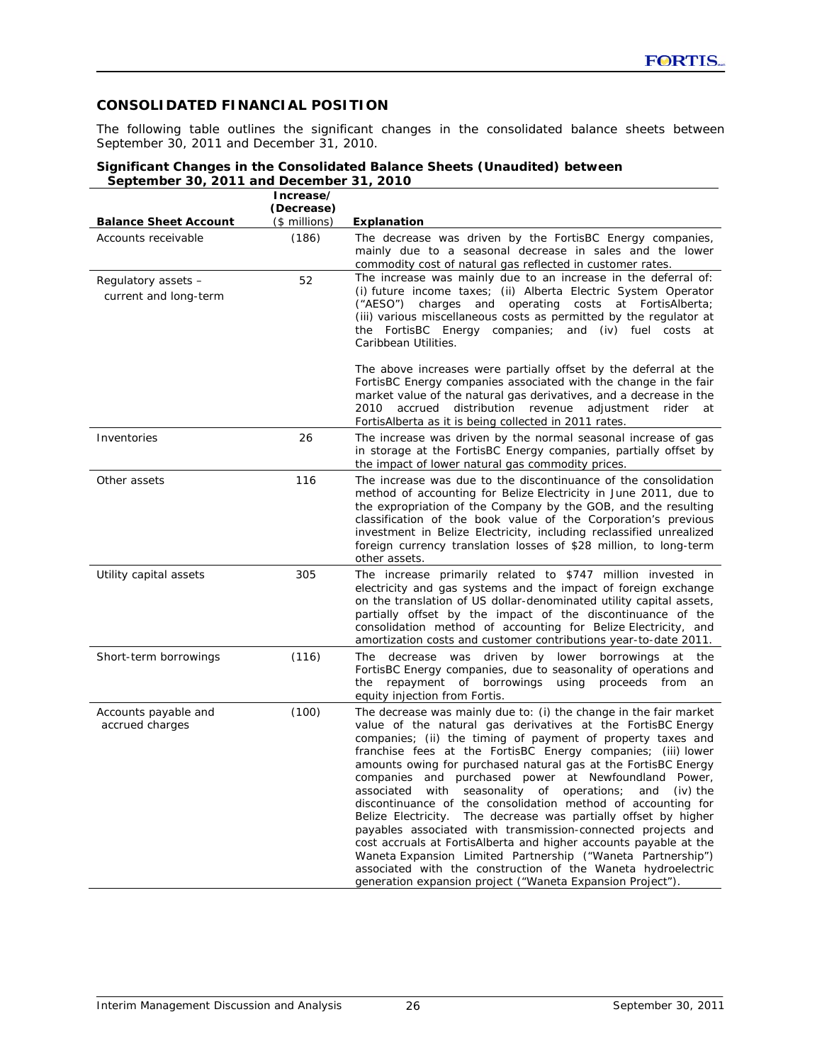## CONSOLIDATED FINANCIAL POSITION

The following table outlines the significant changes in the consolidated balance sheets between September 30, 2011 and December 31, 2010.

**Significant Changes in the Consolidated Balance Sheets (Unaudited) between September 30, 2011 and December 31, 2010**

| Balance Sheet Account | Increase/ (Decrease) ($ millions) | Explanation |
|---|---|---|
| Accounts receivable | (186) | The decrease was driven by the FortisBC Energy companies, mainly due to a seasonal decrease in sales and the lower commodity cost of natural gas reflected in customer rates. |
| Regulatory assets – current and long-term | 52 | The increase was mainly due to an increase in the deferral of: (i) future income taxes; (ii) Alberta Electric System Operator ("AESO") charges and operating costs at FortisAlberta; (iii) various miscellaneous costs as permitted by the regulator at the FortisBC Energy companies; and (iv) fuel costs at Caribbean Utilities.<br><br>The above increases were partially offset by the deferral at the FortisBC Energy companies associated with the change in the fair market value of the natural gas derivatives, and a decrease in the 2010 accrued distribution revenue adjustment rider at FortisAlberta as it is being collected in 2011 rates. |
| Inventories | 26 | The increase was driven by the normal seasonal increase of gas in storage at the FortisBC Energy companies, partially offset by the impact of lower natural gas commodity prices. |
| Other assets | 116 | The increase was due to the discontinuance of the consolidation method of accounting for Belize Electricity in June 2011, due to the expropriation of the Company by the GOB, and the resulting classification of the book value of the Corporation's previous investment in Belize Electricity, including reclassified unrealized foreign currency translation losses of $28 million, to long-term other assets. |
| Utility capital assets | 305 | The increase primarily related to $747 million invested in electricity and gas systems and the impact of foreign exchange on the translation of US dollar-denominated utility capital assets, partially offset by the impact of the discontinuance of the consolidation method of accounting for Belize Electricity, and amortization costs and customer contributions year-to-date 2011. |
| Short-term borrowings | (116) | The decrease was driven by lower borrowings at the FortisBC Energy companies, due to seasonality of operations and the repayment of borrowings using proceeds from an equity injection from Fortis. |
| Accounts payable and accrued charges | (100) | The decrease was mainly due to: (i) the change in the fair market value of the natural gas derivatives at the FortisBC Energy companies; (ii) the timing of payment of property taxes and franchise fees at the FortisBC Energy companies; (iii) lower amounts owing for purchased natural gas at the FortisBC Energy companies and purchased power at Newfoundland Power, associated with seasonality of operations; and (iv) the discontinuance of the consolidation method of accounting for Belize Electricity. The decrease was partially offset by higher payables associated with transmission-connected projects and cost accruals at FortisAlberta and higher accounts payable at the Waneta Expansion Limited Partnership ("Waneta Partnership") associated with the construction of the Waneta hydroelectric generation expansion project ("Waneta Expansion Project"). |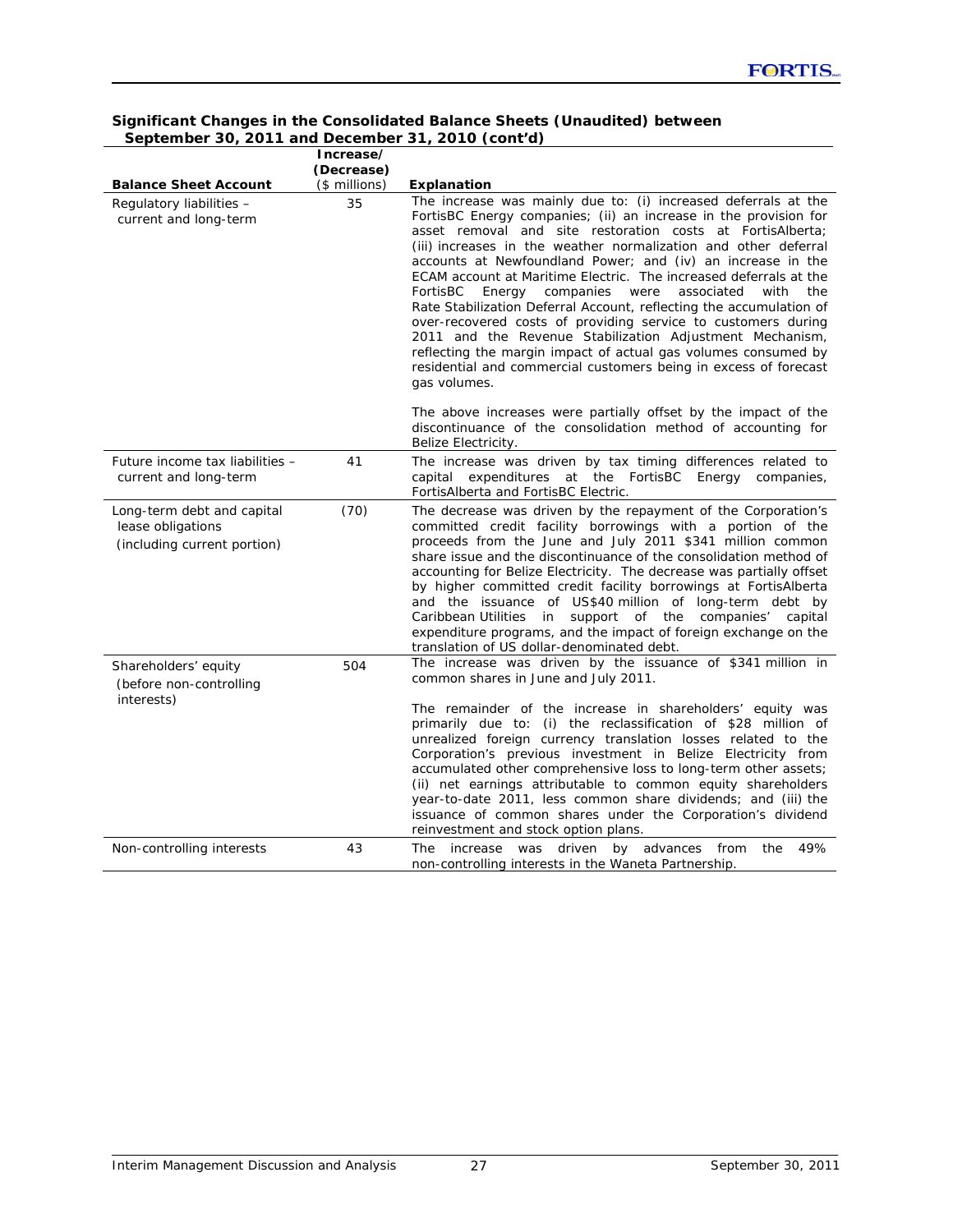**Significant Changes in the Consolidated Balance Sheets (Unaudited) between September 30, 2011 and December 31, 2010 (cont'd)**

| Balance Sheet Account | Increase/ (Decrease) ($ millions) | Explanation |
|---|---|---|
| Regulatory liabilities – current and long-term | 35 | The increase was mainly due to: (i) increased deferrals at the FortisBC Energy companies; (ii) an increase in the provision for asset removal and site restoration costs at FortisAlberta; (iii) increases in the weather normalization and other deferral accounts at Newfoundland Power; and (iv) an increase in the ECAM account at Maritime Electric. The increased deferrals at the FortisBC Energy companies were associated with the Rate Stabilization Deferral Account, reflecting the accumulation of over-recovered costs of providing service to customers during 2011 and the Revenue Stabilization Adjustment Mechanism, reflecting the margin impact of actual gas volumes consumed by residential and commercial customers being in excess of forecast gas volumes.<br><br>The above increases were partially offset by the impact of the discontinuance of the consolidation method of accounting for Belize Electricity. |
| Future income tax liabilities – current and long-term | 41 | The increase was driven by tax timing differences related to capital expenditures at the FortisBC Energy companies, FortisAlberta and FortisBC Electric. |
| Long-term debt and capital lease obligations (including current portion) | (70) | The decrease was driven by the repayment of the Corporation's committed credit facility borrowings with a portion of the proceeds from the June and July 2011 $341 million common share issue and the discontinuance of the consolidation method of accounting for Belize Electricity. The decrease was partially offset by higher committed credit facility borrowings at FortisAlberta and the issuance of US$40 million of long-term debt by Caribbean Utilities in support of the companies' capital expenditure programs, and the impact of foreign exchange on the translation of US dollar-denominated debt. |
| Shareholders' equity (before non-controlling interests) | 504 | The increase was driven by the issuance of $341 million in common shares in June and July 2011.<br><br>The remainder of the increase in shareholders' equity was primarily due to: (i) the reclassification of $28 million of unrealized foreign currency translation losses related to the Corporation's previous investment in Belize Electricity from accumulated other comprehensive loss to long-term other assets; (ii) net earnings attributable to common equity shareholders year-to-date 2011, less common share dividends; and (iii) the issuance of common shares under the Corporation's dividend reinvestment and stock option plans. |
| Non-controlling interests | 43 | The increase was driven by advances from the 49% non-controlling interests in the Waneta Partnership. |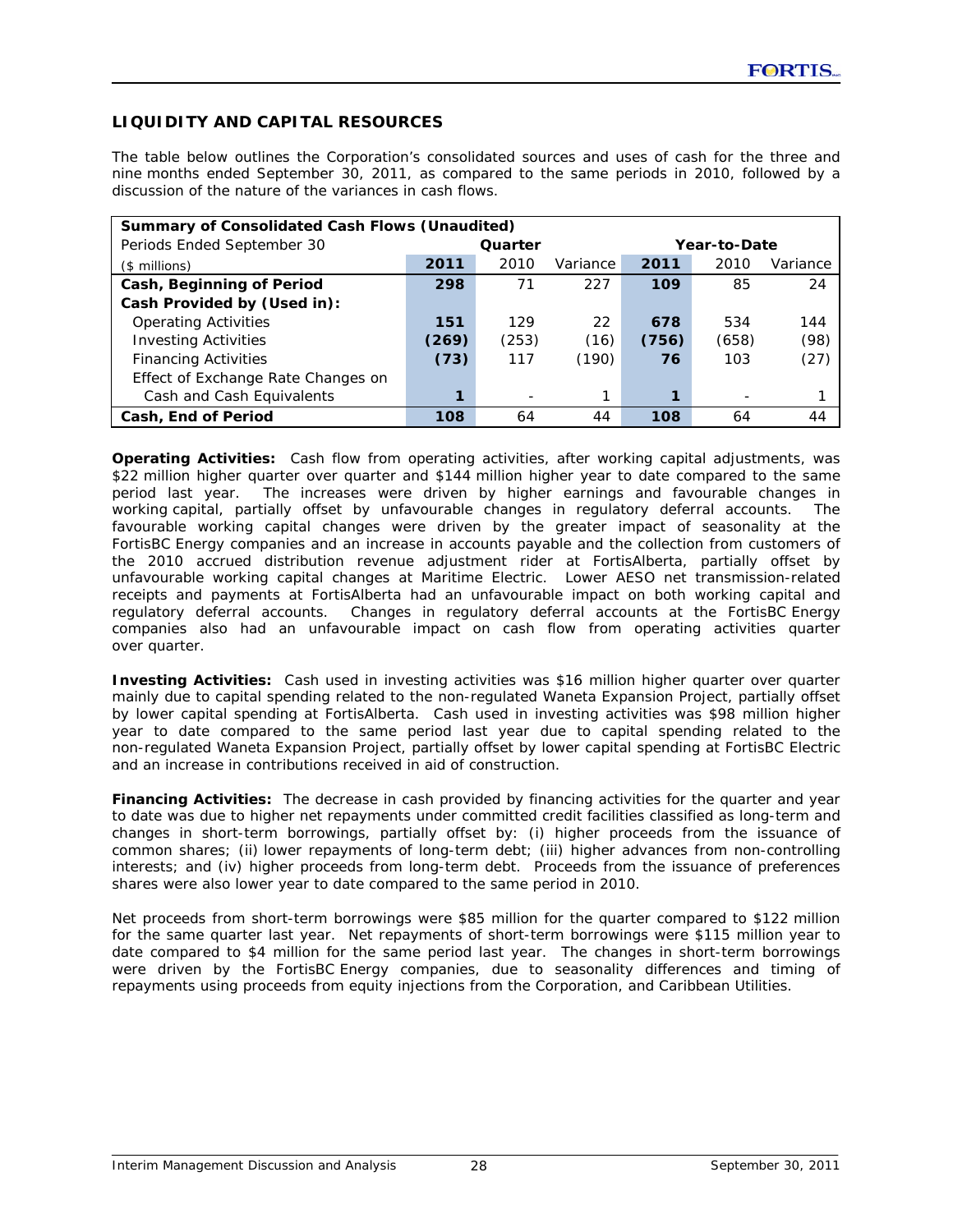## LIQUIDITY AND CAPITAL RESOURCES

The table below outlines the Corporation's consolidated sources and uses of cash for the three and nine months ended September 30, 2011, as compared to the same periods in 2010, followed by a discussion of the nature of the variances in cash flows.

| **Summary of Consolidated Cash Flows (Unaudited)** | | | | | | |
|---|---|---|---|---|---|---|
| Periods Ended September 30 | **Quarter** | | | **Year-to-Date** | | |
| ($ millions) | **2011** | 2010 | Variance | **2011** | 2010 | Variance |
| **Cash, Beginning of Period** | **298** | 71 | 227 | **109** | 85 | 24 |
| **Cash Provided by (Used in):** | | | | | | |
| Operating Activities | **151** | 129 | 22 | **678** | 534 | 144 |
| Investing Activities | **(269)** | (253) | (16) | **(756)** | (658) | (98) |
| Financing Activities | **(73)** | 117 | (190) | **76** | 103 | (27) |
| Effect of Exchange Rate Changes on Cash and Cash Equivalents | **1** | - | 1 | **1** | - | 1 |
| **Cash, End of Period** | **108** | 64 | 44 | **108** | 64 | 44 |

**Operating Activities:** Cash flow from operating activities, after working capital adjustments, was $22 million higher quarter over quarter and $144 million higher year to date compared to the same period last year. The increases were driven by higher earnings and favourable changes in working capital, partially offset by unfavourable changes in regulatory deferral accounts. The favourable working capital changes were driven by the greater impact of seasonality at the FortisBC Energy companies and an increase in accounts payable and the collection from customers of the 2010 accrued distribution revenue adjustment rider at FortisAlberta, partially offset by unfavourable working capital changes at Maritime Electric. Lower AESO net transmission-related receipts and payments at FortisAlberta had an unfavourable impact on both working capital and regulatory deferral accounts. Changes in regulatory deferral accounts at the FortisBC Energy companies also had an unfavourable impact on cash flow from operating activities quarter over quarter.

**Investing Activities:** Cash used in investing activities was $16 million higher quarter over quarter mainly due to capital spending related to the non-regulated Waneta Expansion Project, partially offset by lower capital spending at FortisAlberta. Cash used in investing activities was $98 million higher year to date compared to the same period last year due to capital spending related to the non-regulated Waneta Expansion Project, partially offset by lower capital spending at FortisBC Electric and an increase in contributions received in aid of construction.

**Financing Activities:** The decrease in cash provided by financing activities for the quarter and year to date was due to higher net repayments under committed credit facilities classified as long-term and changes in short-term borrowings, partially offset by: (i) higher proceeds from the issuance of common shares; (ii) lower repayments of long-term debt; (iii) higher advances from non-controlling interests; and (iv) higher proceeds from long-term debt. Proceeds from the issuance of preferences shares were also lower year to date compared to the same period in 2010.

Net proceeds from short-term borrowings were $85 million for the quarter compared to $122 million for the same quarter last year. Net repayments of short-term borrowings were $115 million year to date compared to $4 million for the same period last year. The changes in short-term borrowings were driven by the FortisBC Energy companies, due to seasonality differences and timing of repayments using proceeds from equity injections from the Corporation, and Caribbean Utilities.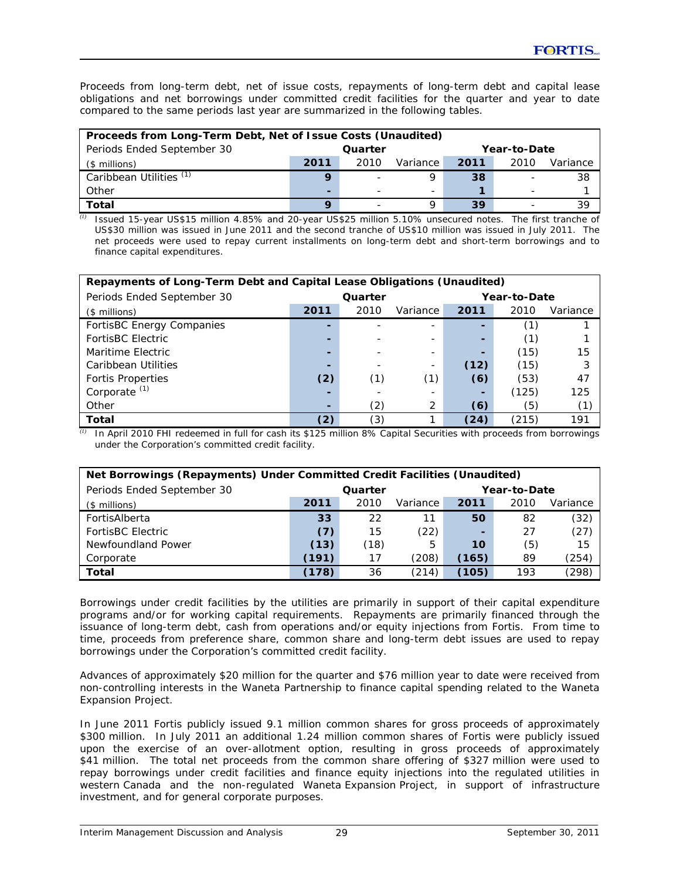Proceeds from long-term debt, net of issue costs, repayments of long-term debt and capital lease obligations and net borrowings under committed credit facilities for the quarter and year to date compared to the same periods last year are summarized in the following tables.

| Proceeds from Long-Term Debt, Net of Issue Costs (Unaudited) | | | | | | |
|---|---|---|---|---|---|---|
| Periods Ended September 30 | Quarter | | | Year-to-Date | | |
| ($ millions) | **2011** | 2010 | Variance | **2011** | 2010 | Variance |
| Caribbean Utilities [(1)] | **9** | - | 9 | **38** | - | 38 |
| Other | **-** | - | - | **1** | - | 1 |
| **Total** | **9** | - | 9 | **39** | - | 39 |

(1) Issued 15-year US$15 million 4.85% and 20-year US$25 million 5.10% unsecured notes. The first tranche of US$30 million was issued in June 2011 and the second tranche of US$10 million was issued in July 2011. The net proceeds were used to repay current installments on long-term debt and short-term borrowings and to finance capital expenditures.

| Repayments of Long-Term Debt and Capital Lease Obligations (Unaudited) | | | | | | |
|---|---|---|---|---|---|---|
| Periods Ended September 30 | Quarter | | | Year-to-Date | | |
| ($ millions) | **2011** | 2010 | Variance | **2011** | 2010 | Variance |
| FortisBC Energy Companies | **-** | - | - | **-** | (1) | 1 |
| FortisBC Electric | **-** | - | - | **-** | (1) | 1 |
| Maritime Electric | **-** | - | - | **-** | (15) | 15 |
| Caribbean Utilities | **-** | - | - | **(12)** | (15) | 3 |
| Fortis Properties | **(2)** | (1) | (1) | **(6)** | (53) | 47 |
| Corporate [(1)] | **-** | - | - | **-** | (125) | 125 |
| Other | **-** | (2) | 2 | **(6)** | (5) | (1) |
| **Total** | **(2)** | (3) | 1 | **(24)** | (215) | 191 |

(1) In April 2010 FHI redeemed in full for cash its $125 million 8% Capital Securities with proceeds from borrowings under the Corporation's committed credit facility.

| Net Borrowings (Repayments) Under Committed Credit Facilities (Unaudited) | | | | | | |
|---|---|---|---|---|---|---|
| Periods Ended September 30 | Quarter | | | Year-to-Date | | |
| ($ millions) | **2011** | 2010 | Variance | **2011** | 2010 | Variance |
| FortisAlberta | **33** | 22 | 11 | **50** | 82 | (32) |
| FortisBC Electric | **(7)** | 15 | (22) | **-** | 27 | (27) |
| Newfoundland Power | **(13)** | (18) | 5 | **10** | (5) | 15 |
| Corporate | **(191)** | 17 | (208) | **(165)** | 89 | (254) |
| **Total** | **(178)** | 36 | (214) | **(105)** | 193 | (298) |

Borrowings under credit facilities by the utilities are primarily in support of their capital expenditure programs and/or for working capital requirements. Repayments are primarily financed through the issuance of long-term debt, cash from operations and/or equity injections from Fortis. From time to time, proceeds from preference share, common share and long-term debt issues are used to repay borrowings under the Corporation's committed credit facility.

Advances of approximately $20 million for the quarter and $76 million year to date were received from non-controlling interests in the Waneta Partnership to finance capital spending related to the Waneta Expansion Project.

In June 2011 Fortis publicly issued 9.1 million common shares for gross proceeds of approximately $300 million. In July 2011 an additional 1.24 million common shares of Fortis were publicly issued upon the exercise of an over-allotment option, resulting in gross proceeds of approximately $41 million. The total net proceeds from the common share offering of $327 million were used to repay borrowings under credit facilities and finance equity injections into the regulated utilities in western Canada and the non-regulated Waneta Expansion Project, in support of infrastructure investment, and for general corporate purposes.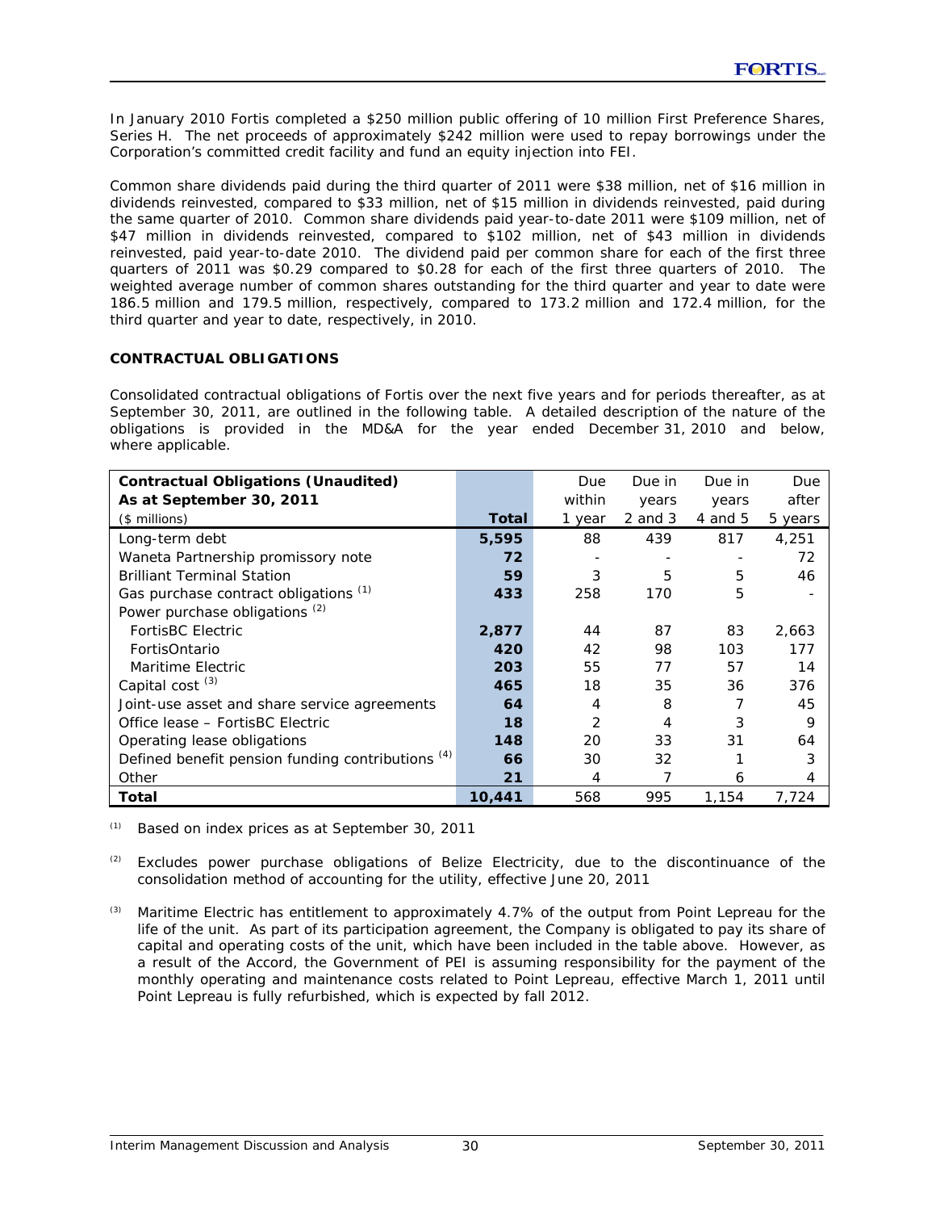In January 2010 Fortis completed a $250 million public offering of 10 million First Preference Shares, Series H. The net proceeds of approximately $242 million were used to repay borrowings under the Corporation's committed credit facility and fund an equity injection into FEI.

Common share dividends paid during the third quarter of 2011 were $38 million, net of $16 million in dividends reinvested, compared to $33 million, net of $15 million in dividends reinvested, paid during the same quarter of 2010. Common share dividends paid year-to-date 2011 were $109 million, net of $47 million in dividends reinvested, compared to $102 million, net of $43 million in dividends reinvested, paid year-to-date 2010. The dividend paid per common share for each of the first three quarters of 2011 was $0.29 compared to $0.28 for each of the first three quarters of 2010. The weighted average number of common shares outstanding for the third quarter and year to date were 186.5 million and 179.5 million, respectively, compared to 173.2 million and 172.4 million, for the third quarter and year to date, respectively, in 2010.

**CONTRACTUAL OBLIGATIONS**

Consolidated contractual obligations of Fortis over the next five years and for periods thereafter, as at September 30, 2011, are outlined in the following table. A detailed description of the nature of the obligations is provided in the MD&A for the year ended December 31, 2010 and below, where applicable.

| **Contractual Obligations (Unaudited)** **As at September 30, 2011** ($ millions) | **Total** | Due within 1 year | Due in years 2 and 3 | Due in years 4 and 5 | Due after 5 years |
|---|---|---|---|---|---|
| Long-term debt | **5,595** | 88 | 439 | 817 | 4,251 |
| Waneta Partnership promissory note | **72** | - | - | - | 72 |
| Brilliant Terminal Station | **59** | 3 | 5 | 5 | 46 |
| Gas purchase contract obligations [(1)] | **433** | 258 | 170 | 5 | - |
| Power purchase obligations [(2)] | | | | | |
| FortisBC Electric | **2,877** | 44 | 87 | 83 | 2,663 |
| FortisOntario | **420** | 42 | 98 | 103 | 177 |
| Maritime Electric | **203** | 55 | 77 | 57 | 14 |
| Capital cost [(3)] | **465** | 18 | 35 | 36 | 376 |
| Joint-use asset and share service agreements | **64** | 4 | 8 | 7 | 45 |
| Office lease – FortisBC Electric | **18** | 2 | 4 | 3 | 9 |
| Operating lease obligations | **148** | 20 | 33 | 31 | 64 |
| Defined benefit pension funding contributions [(4)] | **66** | 30 | 32 | 1 | 3 |
| Other | **21** | 4 | 7 | 6 | 4 |
| **Total** | **10,441** | 568 | 995 | 1,154 | 7,724 |

(1) Based on index prices as at September 30, 2011

(2) Excludes power purchase obligations of Belize Electricity, due to the discontinuance of the consolidation method of accounting for the utility, effective June 20, 2011

(3) Maritime Electric has entitlement to approximately 4.7% of the output from Point Lepreau for the life of the unit. As part of its participation agreement, the Company is obligated to pay its share of capital and operating costs of the unit, which have been included in the table above. However, as a result of the Accord, the Government of PEI is assuming responsibility for the payment of the monthly operating and maintenance costs related to Point Lepreau, effective March 1, 2011 until Point Lepreau is fully refurbished, which is expected by fall 2012.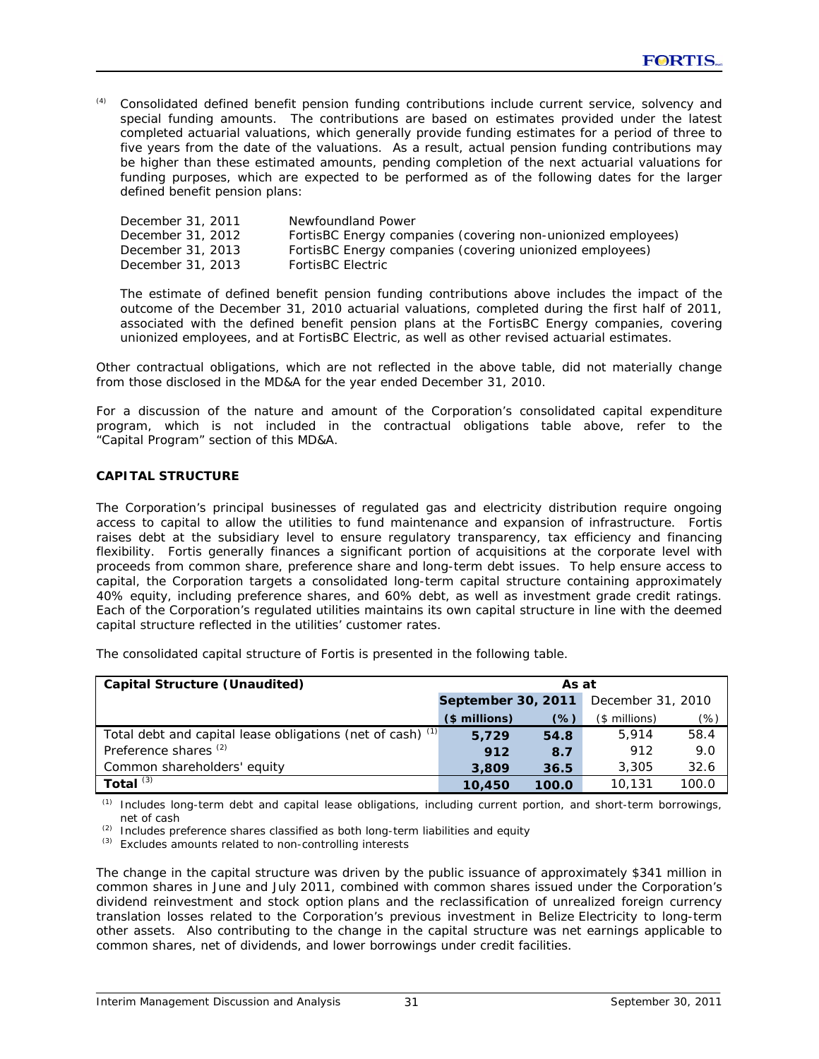(4) Consolidated defined benefit pension funding contributions include current service, solvency and special funding amounts. The contributions are based on estimates provided under the latest completed actuarial valuations, which generally provide funding estimates for a period of three to five years from the date of the valuations. As a result, actual pension funding contributions may be higher than these estimated amounts, pending completion of the next actuarial valuations for funding purposes, which are expected to be performed as of the following dates for the larger defined benefit pension plans:

| | |
|---|---|
| December 31, 2011 | Newfoundland Power |
| December 31, 2012 | FortisBC Energy companies (covering non-unionized employees) |
| December 31, 2013 | FortisBC Energy companies (covering unionized employees) |
| December 31, 2013 | FortisBC Electric |

The estimate of defined benefit pension funding contributions above includes the impact of the outcome of the December 31, 2010 actuarial valuations, completed during the first half of 2011, associated with the defined benefit pension plans at the FortisBC Energy companies, covering unionized employees, and at FortisBC Electric, as well as other revised actuarial estimates.

Other contractual obligations, which are not reflected in the above table, did not materially change from those disclosed in the MD&A for the year ended December 31, 2010.

For a discussion of the nature and amount of the Corporation's consolidated capital expenditure program, which is not included in the contractual obligations table above, refer to the "Capital Program" section of this MD&A.

## CAPITAL STRUCTURE

The Corporation's principal businesses of regulated gas and electricity distribution require ongoing access to capital to allow the utilities to fund maintenance and expansion of infrastructure. Fortis raises debt at the subsidiary level to ensure regulatory transparency, tax efficiency and financing flexibility. Fortis generally finances a significant portion of acquisitions at the corporate level with proceeds from common share, preference share and long-term debt issues. To help ensure access to capital, the Corporation targets a consolidated long-term capital structure containing approximately 40% equity, including preference shares, and 60% debt, as well as investment grade credit ratings. Each of the Corporation's regulated utilities maintains its own capital structure in line with the deemed capital structure reflected in the utilities' customer rates.

The consolidated capital structure of Fortis is presented in the following table.

| **Capital Structure (Unaudited)** | **As at** | | | |
|---|---|---|---|---|
| | **September 30, 2011** | | December 31, 2010 | |
| | **($ millions)** | **(%)** | ($ millions) | (%) |
| Total debt and capital lease obligations (net of cash) (1) | **5,729** | **54.8** | 5,914 | 58.4 |
| Preference shares (2) | **912** | **8.7** | 912 | 9.0 |
| Common shareholders' equity | **3,809** | **36.5** | 3,305 | 32.6 |
| **Total** (3) | **10,450** | **100.0** | 10,131 | 100.0 |

(1) Includes long-term debt and capital lease obligations, including current portion, and short-term borrowings, net of cash

(2) Includes preference shares classified as both long-term liabilities and equity

(3) Excludes amounts related to non-controlling interests

The change in the capital structure was driven by the public issuance of approximately $341 million in common shares in June and July 2011, combined with common shares issued under the Corporation's dividend reinvestment and stock option plans and the reclassification of unrealized foreign currency translation losses related to the Corporation's previous investment in Belize Electricity to long-term other assets. Also contributing to the change in the capital structure was net earnings applicable to common shares, net of dividends, and lower borrowings under credit facilities.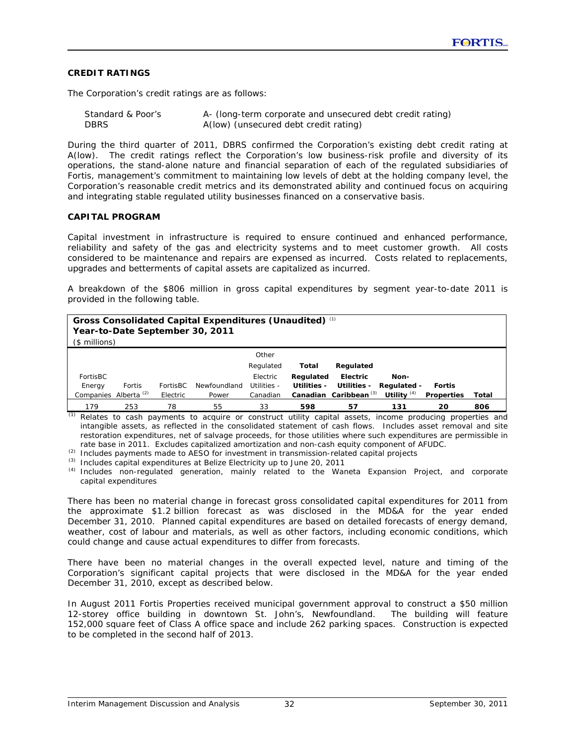## CREDIT RATINGS

The Corporation's credit ratings are as follows:

| | |
|---|---|
| Standard & Poor's | A- (long-term corporate and unsecured debt credit rating) |
| DBRS | A(low) (unsecured debt credit rating) |

During the third quarter of 2011, DBRS confirmed the Corporation's existing debt credit rating at A(low). The credit ratings reflect the Corporation's low business-risk profile and diversity of its operations, the stand-alone nature and financial separation of each of the regulated subsidiaries of Fortis, management's commitment to maintaining low levels of debt at the holding company level, the Corporation's reasonable credit metrics and its demonstrated ability and continued focus on acquiring and integrating stable regulated utility businesses financed on a conservative basis.

## CAPITAL PROGRAM

Capital investment in infrastructure is required to ensure continued and enhanced performance, reliability and safety of the gas and electricity systems and to meet customer growth. All costs considered to be maintenance and repairs are expensed as incurred. Costs related to replacements, upgrades and betterments of capital assets are capitalized as incurred.

A breakdown of the $806 million in gross capital expenditures by segment year-to-date 2011 is provided in the following table.

**Gross Consolidated Capital Expenditures (Unaudited)** [(1)]
**Year-to-Date September 30, 2011**
($ millions)

| FortisBC Energy Companies | Fortis Alberta [(2)] | FortisBC Electric | Newfoundland Power | Other Regulated Electric Utilities - Canadian | **Total Regulated Utilities - Canadian** | **Regulated Electric Utilities - Caribbean** [(3)] | **Non-Regulated - Utility** [(4)] | **Fortis Properties** | **Total** |
|---|---|---|---|---|---|---|---|---|---|
| 179 | 253 | 78 | 55 | 33 | **598** | **57** | **131** | **20** | **806** |

(1) Relates to cash payments to acquire or construct utility capital assets, income producing properties and intangible assets, as reflected in the consolidated statement of cash flows. Includes asset removal and site restoration expenditures, net of salvage proceeds, for those utilities where such expenditures are permissible in rate base in 2011. Excludes capitalized amortization and non-cash equity component of AFUDC.
(2) Includes payments made to AESO for investment in transmission-related capital projects
(3) Includes capital expenditures at Belize Electricity up to June 20, 2011
(4) Includes non-regulated generation, mainly related to the Waneta Expansion Project, and corporate capital expenditures

There has been no material change in forecast gross consolidated capital expenditures for 2011 from the approximate $1.2 billion forecast as was disclosed in the MD&A for the year ended December 31, 2010. Planned capital expenditures are based on detailed forecasts of energy demand, weather, cost of labour and materials, as well as other factors, including economic conditions, which could change and cause actual expenditures to differ from forecasts.

There have been no material changes in the overall expected level, nature and timing of the Corporation's significant capital projects that were disclosed in the MD&A for the year ended December 31, 2010, except as described below.

In August 2011 Fortis Properties received municipal government approval to construct a $50 million 12-storey office building in downtown St. John's, Newfoundland. The building will feature 152,000 square feet of Class A office space and include 262 parking spaces. Construction is expected to be completed in the second half of 2013.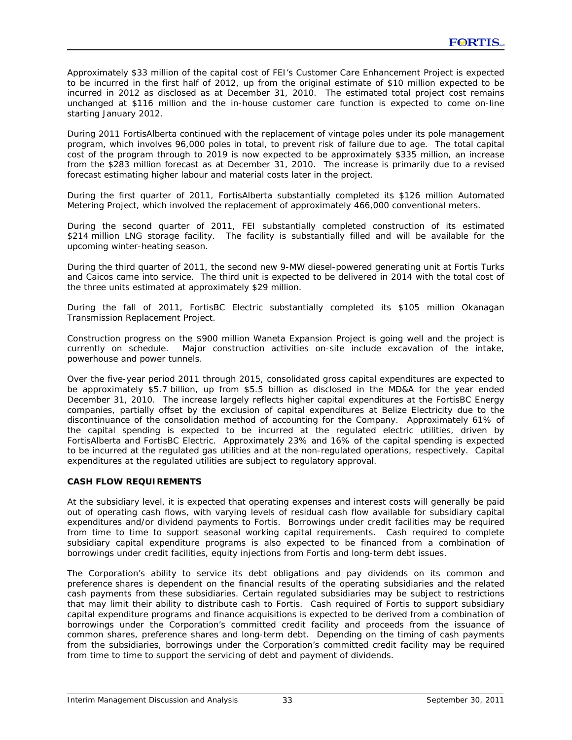Approximately $33 million of the capital cost of FEI's Customer Care Enhancement Project is expected to be incurred in the first half of 2012, up from the original estimate of $10 million expected to be incurred in 2012 as disclosed as at December 31, 2010. The estimated total project cost remains unchanged at $116 million and the in-house customer care function is expected to come on-line starting January 2012.

During 2011 FortisAlberta continued with the replacement of vintage poles under its pole management program, which involves 96,000 poles in total, to prevent risk of failure due to age. The total capital cost of the program through to 2019 is now expected to be approximately $335 million, an increase from the $283 million forecast as at December 31, 2010. The increase is primarily due to a revised forecast estimating higher labour and material costs later in the project.

During the first quarter of 2011, FortisAlberta substantially completed its $126 million Automated Metering Project, which involved the replacement of approximately 466,000 conventional meters.

During the second quarter of 2011, FEI substantially completed construction of its estimated $214 million LNG storage facility. The facility is substantially filled and will be available for the upcoming winter-heating season.

During the third quarter of 2011, the second new 9-MW diesel-powered generating unit at Fortis Turks and Caicos came into service. The third unit is expected to be delivered in 2014 with the total cost of the three units estimated at approximately $29 million.

During the fall of 2011, FortisBC Electric substantially completed its $105 million Okanagan Transmission Replacement Project.

Construction progress on the $900 million Waneta Expansion Project is going well and the project is currently on schedule. Major construction activities on-site include excavation of the intake, powerhouse and power tunnels.

Over the five-year period 2011 through 2015, consolidated gross capital expenditures are expected to be approximately $5.7 billion, up from $5.5 billion as disclosed in the MD&A for the year ended December 31, 2010. The increase largely reflects higher capital expenditures at the FortisBC Energy companies, partially offset by the exclusion of capital expenditures at Belize Electricity due to the discontinuance of the consolidation method of accounting for the Company. Approximately 61% of the capital spending is expected to be incurred at the regulated electric utilities, driven by FortisAlberta and FortisBC Electric. Approximately 23% and 16% of the capital spending is expected to be incurred at the regulated gas utilities and at the non-regulated operations, respectively. Capital expenditures at the regulated utilities are subject to regulatory approval.

**CASH FLOW REQUIREMENTS**

At the subsidiary level, it is expected that operating expenses and interest costs will generally be paid out of operating cash flows, with varying levels of residual cash flow available for subsidiary capital expenditures and/or dividend payments to Fortis. Borrowings under credit facilities may be required from time to time to support seasonal working capital requirements. Cash required to complete subsidiary capital expenditure programs is also expected to be financed from a combination of borrowings under credit facilities, equity injections from Fortis and long-term debt issues.

The Corporation's ability to service its debt obligations and pay dividends on its common and preference shares is dependent on the financial results of the operating subsidiaries and the related cash payments from these subsidiaries. Certain regulated subsidiaries may be subject to restrictions that may limit their ability to distribute cash to Fortis. Cash required of Fortis to support subsidiary capital expenditure programs and finance acquisitions is expected to be derived from a combination of borrowings under the Corporation's committed credit facility and proceeds from the issuance of common shares, preference shares and long-term debt. Depending on the timing of cash payments from the subsidiaries, borrowings under the Corporation's committed credit facility may be required from time to time to support the servicing of debt and payment of dividends.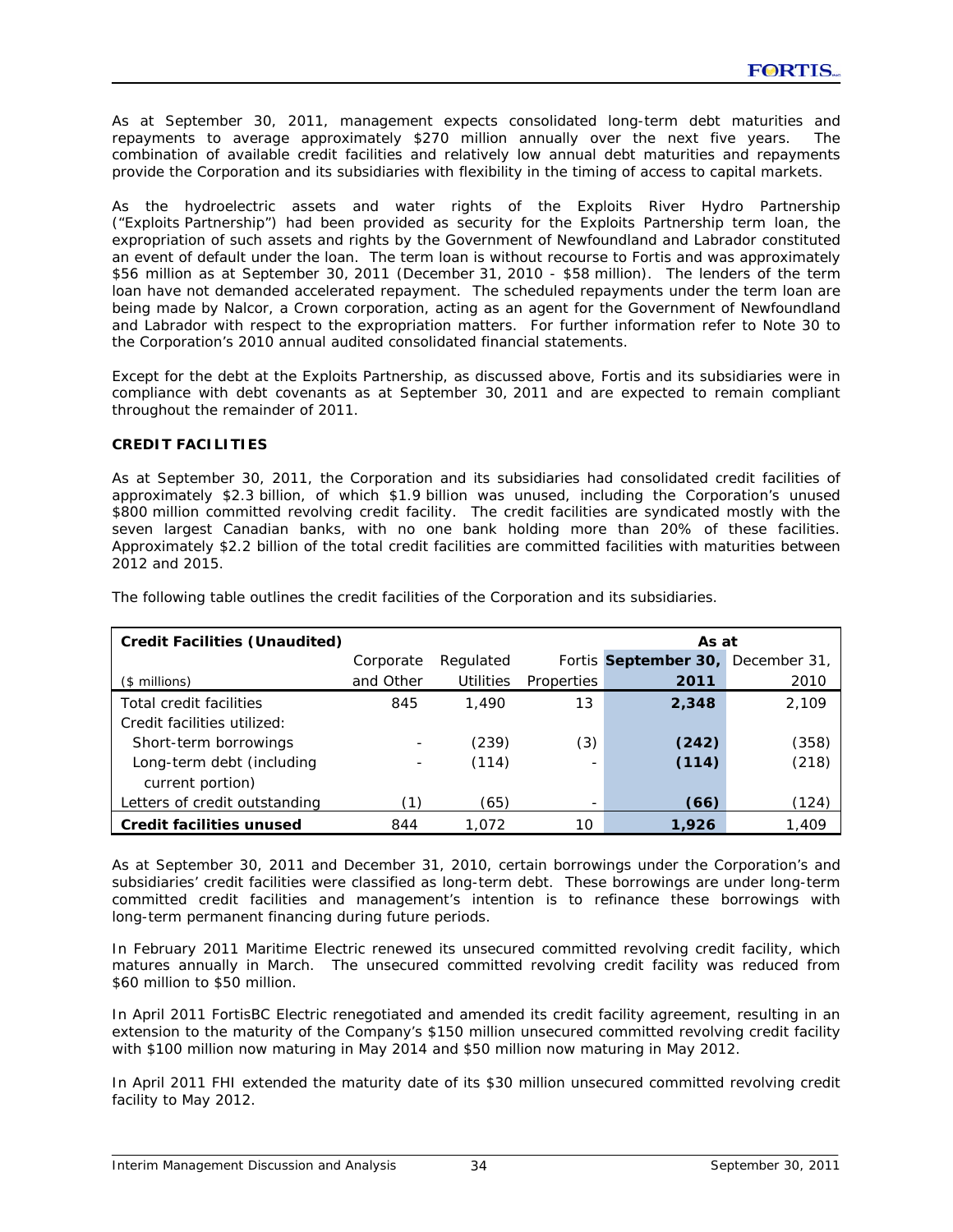As at September 30, 2011, management expects consolidated long-term debt maturities and repayments to average approximately $270 million annually over the next five years. The combination of available credit facilities and relatively low annual debt maturities and repayments provide the Corporation and its subsidiaries with flexibility in the timing of access to capital markets.

As the hydroelectric assets and water rights of the Exploits River Hydro Partnership ("Exploits Partnership") had been provided as security for the Exploits Partnership term loan, the expropriation of such assets and rights by the Government of Newfoundland and Labrador constituted an event of default under the loan. The term loan is without recourse to Fortis and was approximately $56 million as at September 30, 2011 (December 31, 2010 - $58 million). The lenders of the term loan have not demanded accelerated repayment. The scheduled repayments under the term loan are being made by Nalcor, a Crown corporation, acting as an agent for the Government of Newfoundland and Labrador with respect to the expropriation matters. For further information refer to Note 30 to the Corporation's 2010 annual audited consolidated financial statements.

Except for the debt at the Exploits Partnership, as discussed above, Fortis and its subsidiaries were in compliance with debt covenants as at September 30, 2011 and are expected to remain compliant throughout the remainder of 2011.

**CREDIT FACILITIES**

As at September 30, 2011, the Corporation and its subsidiaries had consolidated credit facilities of approximately $2.3 billion, of which $1.9 billion was unused, including the Corporation's unused $800 million committed revolving credit facility. The credit facilities are syndicated mostly with the seven largest Canadian banks, with no one bank holding more than 20% of these facilities. Approximately $2.2 billion of the total credit facilities are committed facilities with maturities between 2012 and 2015.

The following table outlines the credit facilities of the Corporation and its subsidiaries.

| **Credit Facilities (Unaudited)** | | | | **As at** | |
|---|---|---|---|---|---|
| | Corporate | Regulated | Fortis | **September 30,** | December 31, |
| ($ millions) | and Other | Utilities | Properties | **2011** | 2010 |
| Total credit facilities | 845 | 1,490 | 13 | **2,348** | 2,109 |
| Credit facilities utilized: | | | | | |
| Short-term borrowings | - | (239) | (3) | **(242)** | (358) |
| Long-term debt (including current portion) | - | (114) | - | **(114)** | (218) |
| Letters of credit outstanding | (1) | (65) | - | **(66)** | (124) |
| **Credit facilities unused** | 844 | 1,072 | 10 | **1,926** | 1,409 |

As at September 30, 2011 and December 31, 2010, certain borrowings under the Corporation's and subsidiaries' credit facilities were classified as long-term debt. These borrowings are under long-term committed credit facilities and management's intention is to refinance these borrowings with long-term permanent financing during future periods.

In February 2011 Maritime Electric renewed its unsecured committed revolving credit facility, which matures annually in March. The unsecured committed revolving credit facility was reduced from $60 million to $50 million.

In April 2011 FortisBC Electric renegotiated and amended its credit facility agreement, resulting in an extension to the maturity of the Company's $150 million unsecured committed revolving credit facility with $100 million now maturing in May 2014 and $50 million now maturing in May 2012.

In April 2011 FHI extended the maturity date of its $30 million unsecured committed revolving credit facility to May 2012.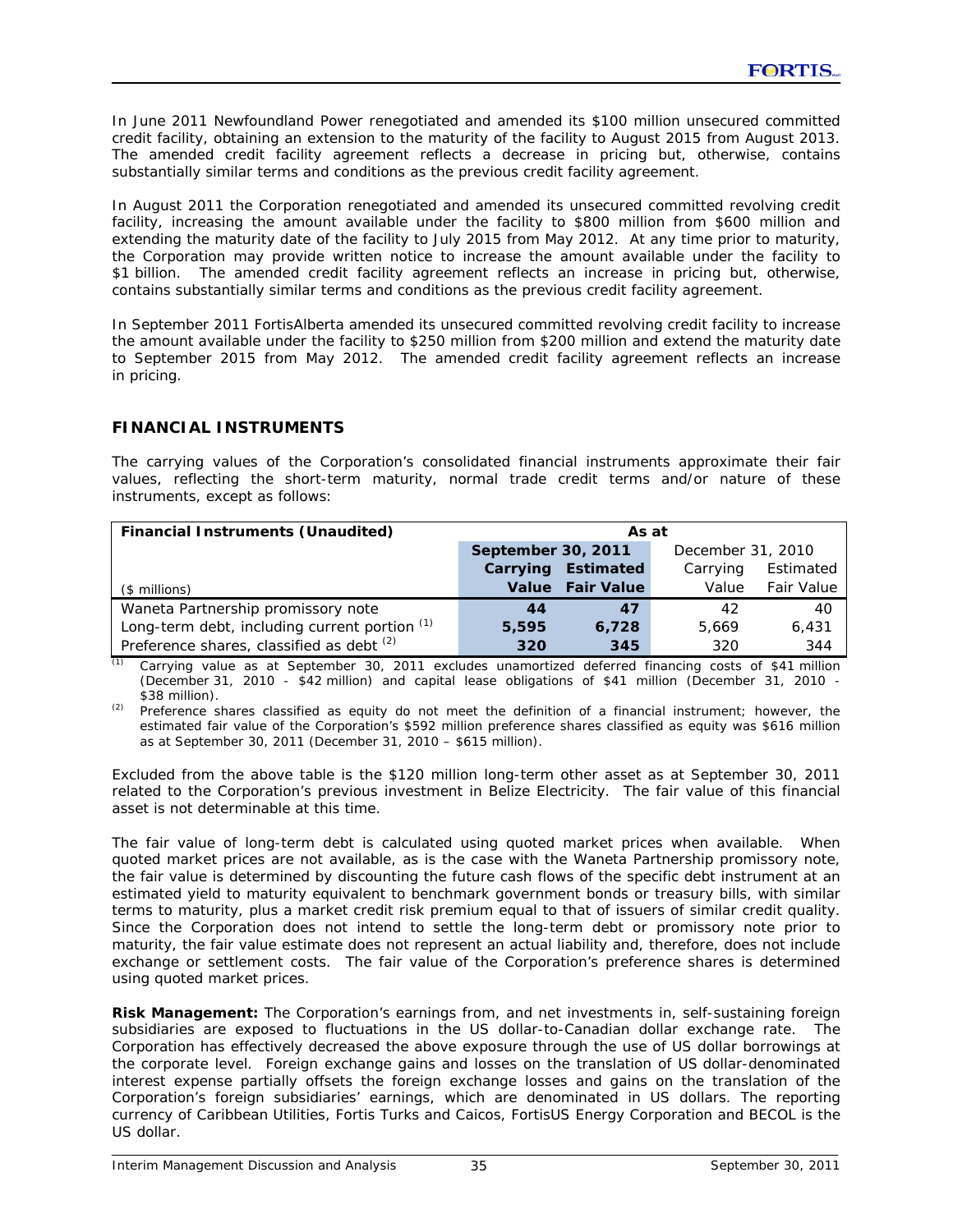In June 2011 Newfoundland Power renegotiated and amended its $100 million unsecured committed credit facility, obtaining an extension to the maturity of the facility to August 2015 from August 2013. The amended credit facility agreement reflects a decrease in pricing but, otherwise, contains substantially similar terms and conditions as the previous credit facility agreement.

In August 2011 the Corporation renegotiated and amended its unsecured committed revolving credit facility, increasing the amount available under the facility to $800 million from $600 million and extending the maturity date of the facility to July 2015 from May 2012. At any time prior to maturity, the Corporation may provide written notice to increase the amount available under the facility to $1 billion. The amended credit facility agreement reflects an increase in pricing but, otherwise, contains substantially similar terms and conditions as the previous credit facility agreement.

In September 2011 FortisAlberta amended its unsecured committed revolving credit facility to increase the amount available under the facility to $250 million from $200 million and extend the maturity date to September 2015 from May 2012. The amended credit facility agreement reflects an increase in pricing.

## FINANCIAL INSTRUMENTS

The carrying values of the Corporation's consolidated financial instruments approximate their fair values, reflecting the short-term maturity, normal trade credit terms and/or nature of these instruments, except as follows:

| **Financial Instruments (Unaudited)** | **As at** | | | |
|---|---|---|---|---|
| | **September 30, 2011** | | December 31, 2010 | |
| | **Carrying** | **Estimated** | Carrying | Estimated |
| ($ millions) | **Value** | **Fair Value** | Value | Fair Value |
| Waneta Partnership promissory note | **44** | **47** | 42 | 40 |
| Long-term debt, including current portion [(1)] | **5,595** | **6,728** | 5,669 | 6,431 |
| Preference shares, classified as debt [(2)] | **320** | **345** | 320 | 344 |

[(1)] Carrying value as at September 30, 2011 excludes unamortized deferred financing costs of $41 million (December 31, 2010 - $42 million) and capital lease obligations of $41 million (December 31, 2010 - $38 million).

[(2)] Preference shares classified as equity do not meet the definition of a financial instrument; however, the estimated fair value of the Corporation's $592 million preference shares classified as equity was $616 million as at September 30, 2011 (December 31, 2010 – $615 million).

Excluded from the above table is the $120 million long-term other asset as at September 30, 2011 related to the Corporation's previous investment in Belize Electricity. The fair value of this financial asset is not determinable at this time.

The fair value of long-term debt is calculated using quoted market prices when available. When quoted market prices are not available, as is the case with the Waneta Partnership promissory note, the fair value is determined by discounting the future cash flows of the specific debt instrument at an estimated yield to maturity equivalent to benchmark government bonds or treasury bills, with similar terms to maturity, plus a market credit risk premium equal to that of issuers of similar credit quality. Since the Corporation does not intend to settle the long-term debt or promissory note prior to maturity, the fair value estimate does not represent an actual liability and, therefore, does not include exchange or settlement costs. The fair value of the Corporation's preference shares is determined using quoted market prices.

**Risk Management:** The Corporation's earnings from, and net investments in, self-sustaining foreign subsidiaries are exposed to fluctuations in the US dollar-to-Canadian dollar exchange rate. The Corporation has effectively decreased the above exposure through the use of US dollar borrowings at the corporate level. Foreign exchange gains and losses on the translation of US dollar-denominated interest expense partially offsets the foreign exchange losses and gains on the translation of the Corporation's foreign subsidiaries' earnings, which are denominated in US dollars. The reporting currency of Caribbean Utilities, Fortis Turks and Caicos, FortisUS Energy Corporation and BECOL is the US dollar.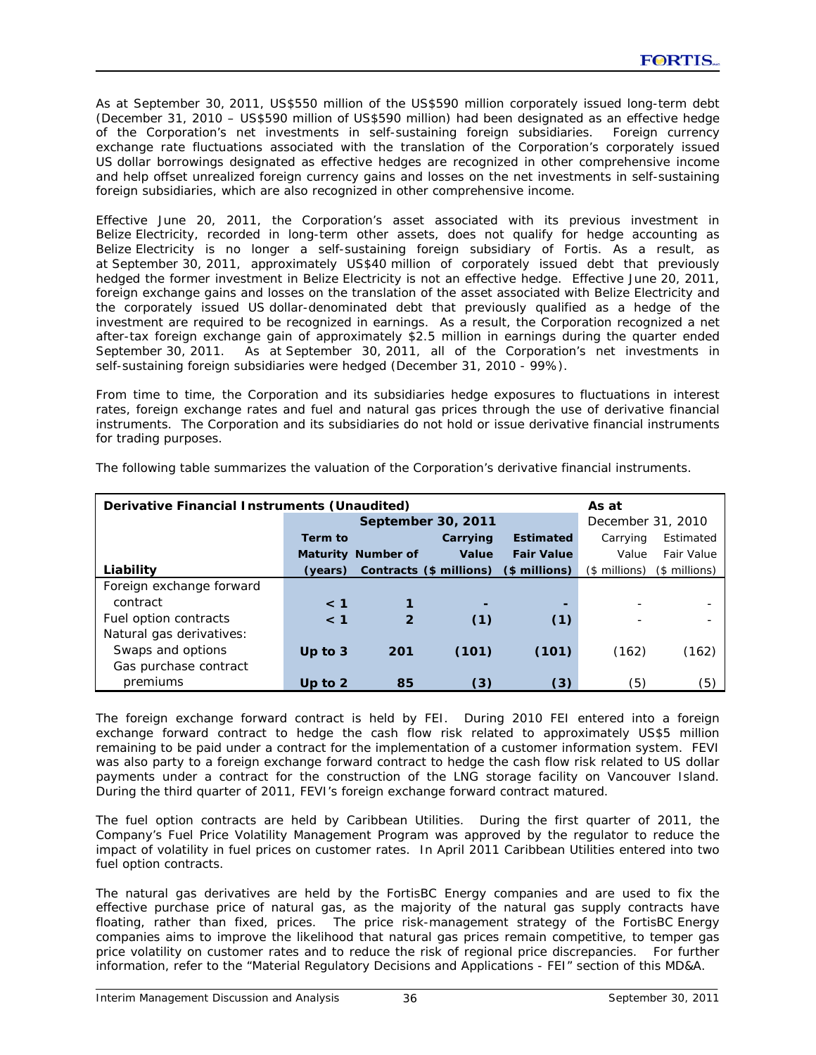As at September 30, 2011, US$550 million of the US$590 million corporately issued long-term debt (December 31, 2010 – US$590 million of US$590 million) had been designated as an effective hedge of the Corporation's net investments in self-sustaining foreign subsidiaries. Foreign currency exchange rate fluctuations associated with the translation of the Corporation's corporately issued US dollar borrowings designated as effective hedges are recognized in other comprehensive income and help offset unrealized foreign currency gains and losses on the net investments in self-sustaining foreign subsidiaries, which are also recognized in other comprehensive income.

Effective June 20, 2011, the Corporation's asset associated with its previous investment in Belize Electricity, recorded in long-term other assets, does not qualify for hedge accounting as Belize Electricity is no longer a self-sustaining foreign subsidiary of Fortis. As a result, as at September 30, 2011, approximately US$40 million of corporately issued debt that previously hedged the former investment in Belize Electricity is not an effective hedge. Effective June 20, 2011, foreign exchange gains and losses on the translation of the asset associated with Belize Electricity and the corporately issued US dollar-denominated debt that previously qualified as a hedge of the investment are required to be recognized in earnings. As a result, the Corporation recognized a net after-tax foreign exchange gain of approximately $2.5 million in earnings during the quarter ended September 30, 2011. As at September 30, 2011, all of the Corporation's net investments in self-sustaining foreign subsidiaries were hedged (December 31, 2010 - 99%).

From time to time, the Corporation and its subsidiaries hedge exposures to fluctuations in interest rates, foreign exchange rates and fuel and natural gas prices through the use of derivative financial instruments. The Corporation and its subsidiaries do not hold or issue derivative financial instruments for trading purposes.

The following table summarizes the valuation of the Corporation's derivative financial instruments.

| **Derivative Financial Instruments (Unaudited)** | | | | | **As at** | |
|---|---|---|---|---|---|---|
| | **September 30, 2011** | | | | December 31, 2010 | |
| **Liability** | **Term to Maturity (years)** | **Number of Contracts** | **Carrying Value ($ millions)** | **Estimated Fair Value ($ millions)** | Carrying Value ($ millions) | Estimated Fair Value ($ millions) |
| Foreign exchange forward contract | **< 1** | **1** | **-** | **-** | - | - |
| Fuel option contracts | **< 1** | **2** | **(1)** | **(1)** | - | - |
| Natural gas derivatives: | | | | | | |
| Swaps and options | **Up to 3** | **201** | **(101)** | **(101)** | (162) | (162) |
| Gas purchase contract premiums | **Up to 2** | **85** | **(3)** | **(3)** | (5) | (5) |

The foreign exchange forward contract is held by FEI. During 2010 FEI entered into a foreign exchange forward contract to hedge the cash flow risk related to approximately US$5 million remaining to be paid under a contract for the implementation of a customer information system. FEVI was also party to a foreign exchange forward contract to hedge the cash flow risk related to US dollar payments under a contract for the construction of the LNG storage facility on Vancouver Island. During the third quarter of 2011, FEVI's foreign exchange forward contract matured.

The fuel option contracts are held by Caribbean Utilities. During the first quarter of 2011, the Company's Fuel Price Volatility Management Program was approved by the regulator to reduce the impact of volatility in fuel prices on customer rates. In April 2011 Caribbean Utilities entered into two fuel option contracts.

The natural gas derivatives are held by the FortisBC Energy companies and are used to fix the effective purchase price of natural gas, as the majority of the natural gas supply contracts have floating, rather than fixed, prices. The price risk-management strategy of the FortisBC Energy companies aims to improve the likelihood that natural gas prices remain competitive, to temper gas price volatility on customer rates and to reduce the risk of regional price discrepancies. For further information, refer to the "Material Regulatory Decisions and Applications - FEI" section of this MD&A.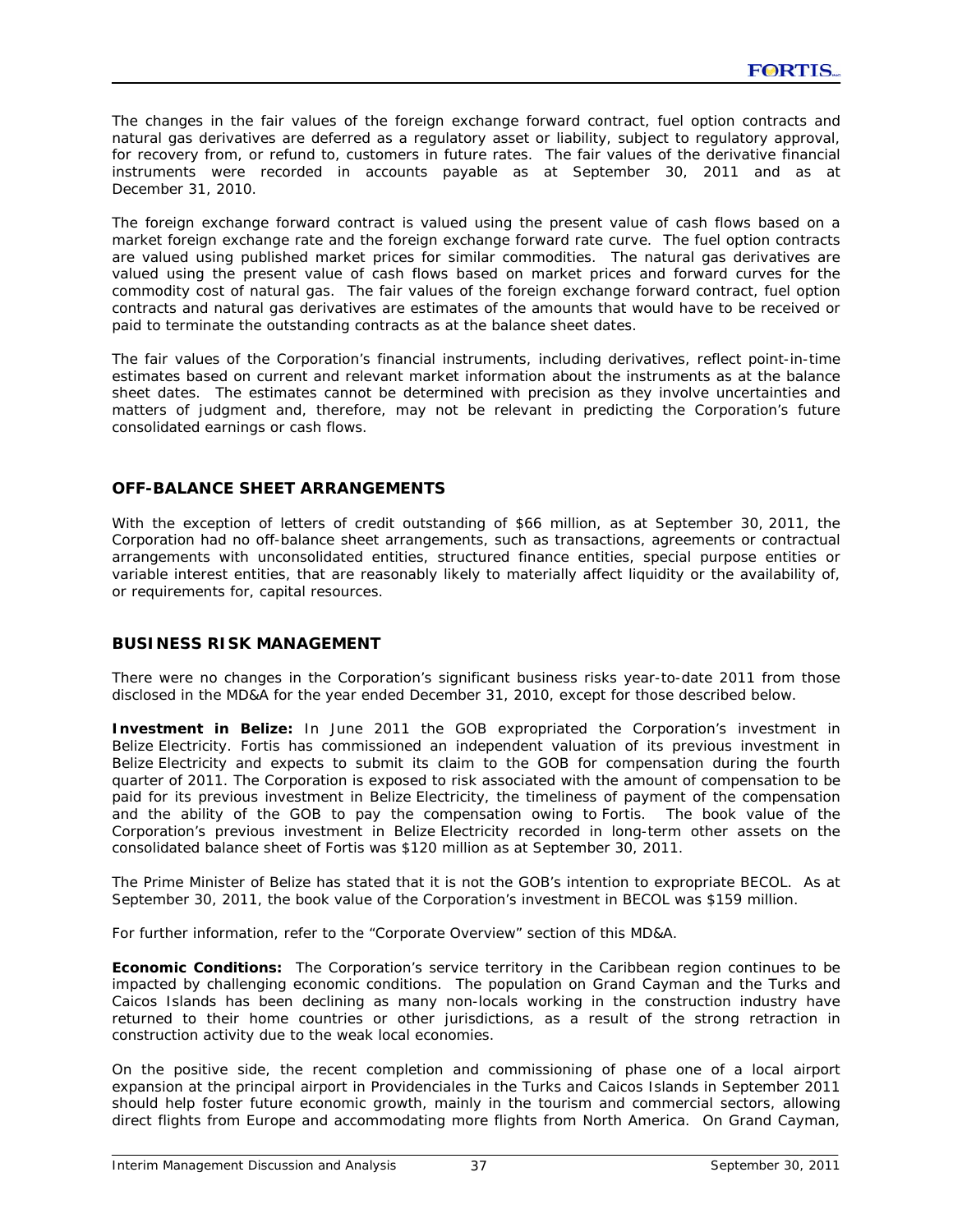The changes in the fair values of the foreign exchange forward contract, fuel option contracts and natural gas derivatives are deferred as a regulatory asset or liability, subject to regulatory approval, for recovery from, or refund to, customers in future rates. The fair values of the derivative financial instruments were recorded in accounts payable as at September 30, 2011 and as at December 31, 2010.

The foreign exchange forward contract is valued using the present value of cash flows based on a market foreign exchange rate and the foreign exchange forward rate curve. The fuel option contracts are valued using published market prices for similar commodities. The natural gas derivatives are valued using the present value of cash flows based on market prices and forward curves for the commodity cost of natural gas. The fair values of the foreign exchange forward contract, fuel option contracts and natural gas derivatives are estimates of the amounts that would have to be received or paid to terminate the outstanding contracts as at the balance sheet dates.

The fair values of the Corporation's financial instruments, including derivatives, reflect point-in-time estimates based on current and relevant market information about the instruments as at the balance sheet dates. The estimates cannot be determined with precision as they involve uncertainties and matters of judgment and, therefore, may not be relevant in predicting the Corporation's future consolidated earnings or cash flows.

## OFF-BALANCE SHEET ARRANGEMENTS

With the exception of letters of credit outstanding of $66 million, as at September 30, 2011, the Corporation had no off-balance sheet arrangements, such as transactions, agreements or contractual arrangements with unconsolidated entities, structured finance entities, special purpose entities or variable interest entities, that are reasonably likely to materially affect liquidity or the availability of, or requirements for, capital resources.

## BUSINESS RISK MANAGEMENT

There were no changes in the Corporation's significant business risks year-to-date 2011 from those disclosed in the MD&A for the year ended December 31, 2010, except for those described below.

**Investment in Belize:** In June 2011 the GOB expropriated the Corporation's investment in Belize Electricity. Fortis has commissioned an independent valuation of its previous investment in Belize Electricity and expects to submit its claim to the GOB for compensation during the fourth quarter of 2011. The Corporation is exposed to risk associated with the amount of compensation to be paid for its previous investment in Belize Electricity, the timeliness of payment of the compensation and the ability of the GOB to pay the compensation owing to Fortis. The book value of the Corporation's previous investment in Belize Electricity recorded in long-term other assets on the consolidated balance sheet of Fortis was $120 million as at September 30, 2011.

The Prime Minister of Belize has stated that it is not the GOB's intention to expropriate BECOL. As at September 30, 2011, the book value of the Corporation's investment in BECOL was $159 million.

For further information, refer to the "Corporate Overview" section of this MD&A.

**Economic Conditions:** The Corporation's service territory in the Caribbean region continues to be impacted by challenging economic conditions. The population on Grand Cayman and the Turks and Caicos Islands has been declining as many non-locals working in the construction industry have returned to their home countries or other jurisdictions, as a result of the strong retraction in construction activity due to the weak local economies.

On the positive side, the recent completion and commissioning of phase one of a local airport expansion at the principal airport in Providenciales in the Turks and Caicos Islands in September 2011 should help foster future economic growth, mainly in the tourism and commercial sectors, allowing direct flights from Europe and accommodating more flights from North America. On Grand Cayman,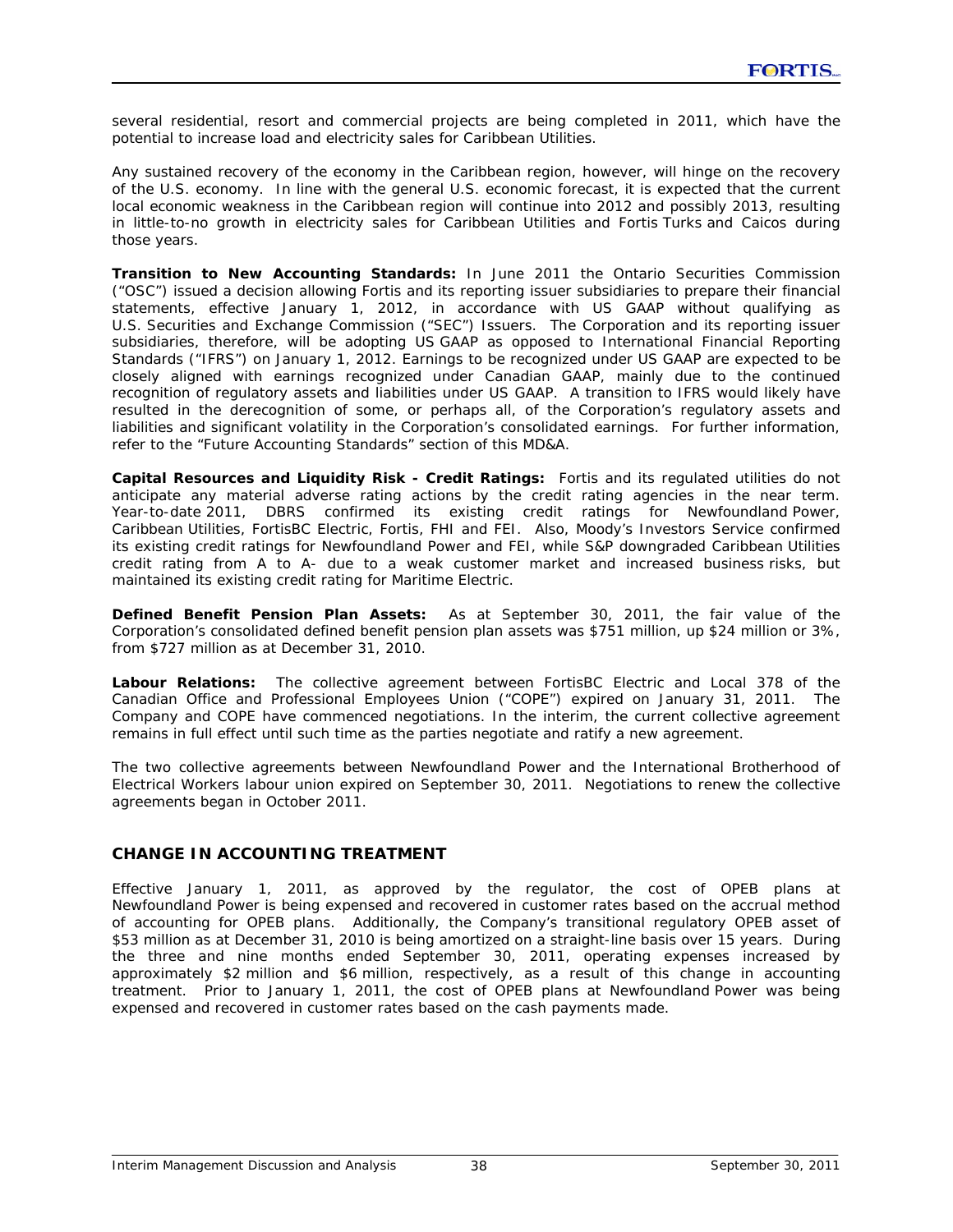several residential, resort and commercial projects are being completed in 2011, which have the potential to increase load and electricity sales for Caribbean Utilities.

Any sustained recovery of the economy in the Caribbean region, however, will hinge on the recovery of the U.S. economy. In line with the general U.S. economic forecast, it is expected that the current local economic weakness in the Caribbean region will continue into 2012 and possibly 2013, resulting in little-to-no growth in electricity sales for Caribbean Utilities and Fortis Turks and Caicos during those years.

**Transition to New Accounting Standards:** In June 2011 the Ontario Securities Commission ("OSC") issued a decision allowing Fortis and its reporting issuer subsidiaries to prepare their financial statements, effective January 1, 2012, in accordance with US GAAP without qualifying as U.S. Securities and Exchange Commission ("SEC") Issuers. The Corporation and its reporting issuer subsidiaries, therefore, will be adopting US GAAP as opposed to International Financial Reporting Standards ("IFRS") on January 1, 2012. Earnings to be recognized under US GAAP are expected to be closely aligned with earnings recognized under Canadian GAAP, mainly due to the continued recognition of regulatory assets and liabilities under US GAAP. A transition to IFRS would likely have resulted in the derecognition of some, or perhaps all, of the Corporation's regulatory assets and liabilities and significant volatility in the Corporation's consolidated earnings. For further information, refer to the "Future Accounting Standards" section of this MD&A.

**Capital Resources and Liquidity Risk - Credit Ratings:** Fortis and its regulated utilities do not anticipate any material adverse rating actions by the credit rating agencies in the near term. Year-to-date 2011, DBRS confirmed its existing credit ratings for Newfoundland Power, Caribbean Utilities, FortisBC Electric, Fortis, FHI and FEI. Also, Moody's Investors Service confirmed its existing credit ratings for Newfoundland Power and FEI, while S&P downgraded Caribbean Utilities credit rating from A to A- due to a weak customer market and increased business risks, but maintained its existing credit rating for Maritime Electric.

**Defined Benefit Pension Plan Assets:** As at September 30, 2011, the fair value of the Corporation's consolidated defined benefit pension plan assets was $751 million, up $24 million or 3%, from $727 million as at December 31, 2010.

**Labour Relations:** The collective agreement between FortisBC Electric and Local 378 of the Canadian Office and Professional Employees Union ("COPE") expired on January 31, 2011. The Company and COPE have commenced negotiations. In the interim, the current collective agreement remains in full effect until such time as the parties negotiate and ratify a new agreement.

The two collective agreements between Newfoundland Power and the International Brotherhood of Electrical Workers labour union expired on September 30, 2011. Negotiations to renew the collective agreements began in October 2011.

## CHANGE IN ACCOUNTING TREATMENT

Effective January 1, 2011, as approved by the regulator, the cost of OPEB plans at Newfoundland Power is being expensed and recovered in customer rates based on the accrual method of accounting for OPEB plans. Additionally, the Company's transitional regulatory OPEB asset of $53 million as at December 31, 2010 is being amortized on a straight-line basis over 15 years. During the three and nine months ended September 30, 2011, operating expenses increased by approximately $2 million and $6 million, respectively, as a result of this change in accounting treatment. Prior to January 1, 2011, the cost of OPEB plans at Newfoundland Power was being expensed and recovered in customer rates based on the cash payments made.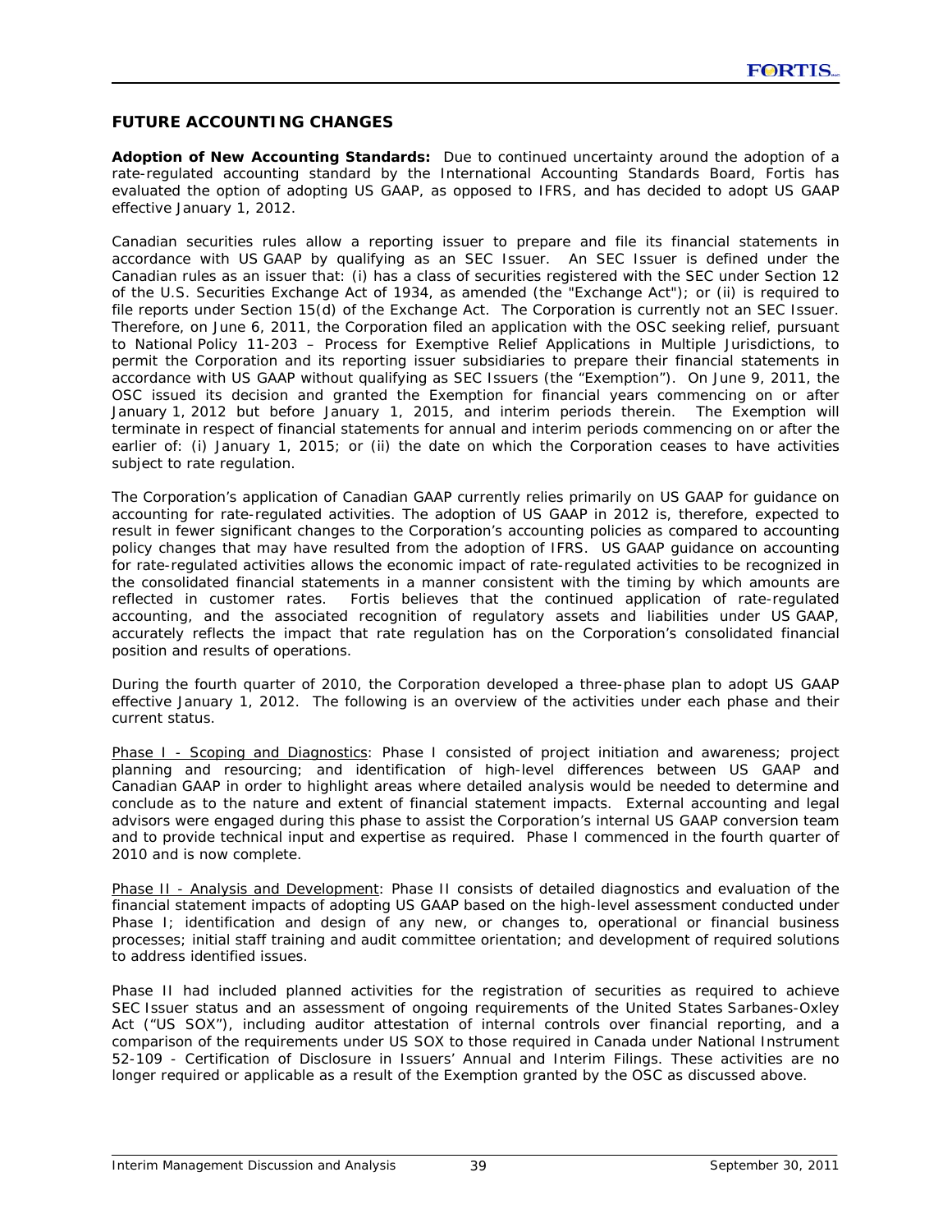## FUTURE ACCOUNTING CHANGES

**Adoption of New Accounting Standards:** Due to continued uncertainty around the adoption of a rate-regulated accounting standard by the International Accounting Standards Board, Fortis has evaluated the option of adopting US GAAP, as opposed to IFRS, and has decided to adopt US GAAP effective January 1, 2012.

Canadian securities rules allow a reporting issuer to prepare and file its financial statements in accordance with US GAAP by qualifying as an SEC Issuer. An SEC Issuer is defined under the Canadian rules as an issuer that: (i) has a class of securities registered with the SEC under Section 12 of the U.S. Securities Exchange Act of 1934, as amended (the "Exchange Act"); or (ii) is required to file reports under Section 15(d) of the Exchange Act. The Corporation is currently not an SEC Issuer. Therefore, on June 6, 2011, the Corporation filed an application with the OSC seeking relief, pursuant to National Policy 11-203 – Process for Exemptive Relief Applications in Multiple Jurisdictions, to permit the Corporation and its reporting issuer subsidiaries to prepare their financial statements in accordance with US GAAP without qualifying as SEC Issuers (the "Exemption"). On June 9, 2011, the OSC issued its decision and granted the Exemption for financial years commencing on or after January 1, 2012 but before January 1, 2015, and interim periods therein. The Exemption will terminate in respect of financial statements for annual and interim periods commencing on or after the earlier of: (i) January 1, 2015; or (ii) the date on which the Corporation ceases to have activities subject to rate regulation.

The Corporation's application of Canadian GAAP currently relies primarily on US GAAP for guidance on accounting for rate-regulated activities. The adoption of US GAAP in 2012 is, therefore, expected to result in fewer significant changes to the Corporation's accounting policies as compared to accounting policy changes that may have resulted from the adoption of IFRS. US GAAP guidance on accounting for rate-regulated activities allows the economic impact of rate-regulated activities to be recognized in the consolidated financial statements in a manner consistent with the timing by which amounts are reflected in customer rates. Fortis believes that the continued application of rate-regulated accounting, and the associated recognition of regulatory assets and liabilities under US GAAP, accurately reflects the impact that rate regulation has on the Corporation's consolidated financial position and results of operations.

During the fourth quarter of 2010, the Corporation developed a three-phase plan to adopt US GAAP effective January 1, 2012. The following is an overview of the activities under each phase and their current status.

Phase I - Scoping and Diagnostics: Phase I consisted of project initiation and awareness; project planning and resourcing; and identification of high-level differences between US GAAP and Canadian GAAP in order to highlight areas where detailed analysis would be needed to determine and conclude as to the nature and extent of financial statement impacts. External accounting and legal advisors were engaged during this phase to assist the Corporation's internal US GAAP conversion team and to provide technical input and expertise as required. Phase I commenced in the fourth quarter of 2010 and is now complete.

Phase II - Analysis and Development: Phase II consists of detailed diagnostics and evaluation of the financial statement impacts of adopting US GAAP based on the high-level assessment conducted under Phase I; identification and design of any new, or changes to, operational or financial business processes; initial staff training and audit committee orientation; and development of required solutions to address identified issues.

Phase II had included planned activities for the registration of securities as required to achieve SEC Issuer status and an assessment of ongoing requirements of the United States Sarbanes-Oxley Act ("US SOX"), including auditor attestation of internal controls over financial reporting, and a comparison of the requirements under US SOX to those required in Canada under National Instrument 52-109 - Certification of Disclosure in Issuers' Annual and Interim Filings. These activities are no longer required or applicable as a result of the Exemption granted by the OSC as discussed above.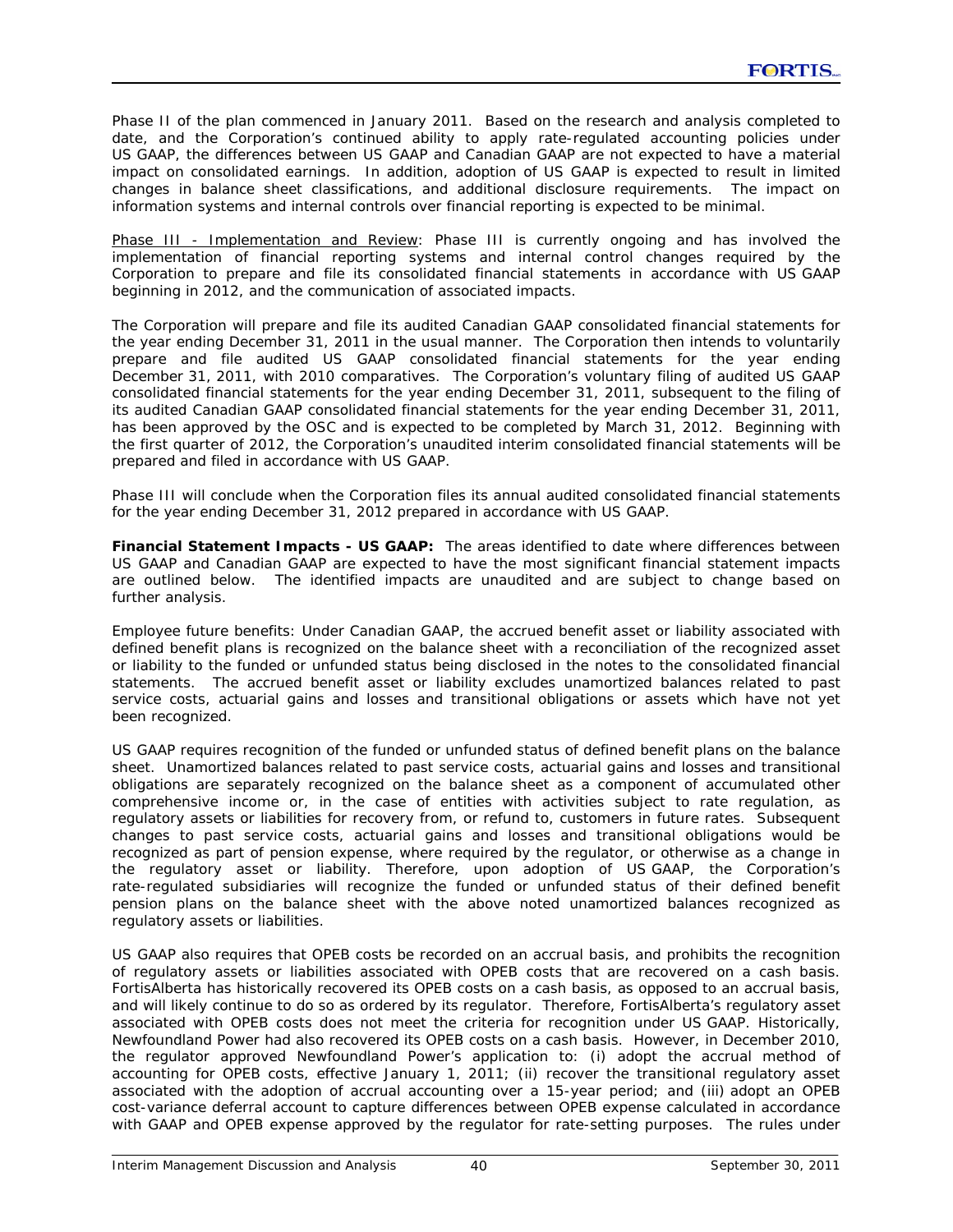Phase II of the plan commenced in January 2011. Based on the research and analysis completed to date, and the Corporation's continued ability to apply rate-regulated accounting policies under US GAAP, the differences between US GAAP and Canadian GAAP are not expected to have a material impact on consolidated earnings. In addition, adoption of US GAAP is expected to result in limited changes in balance sheet classifications, and additional disclosure requirements. The impact on information systems and internal controls over financial reporting is expected to be minimal.

Phase III - Implementation and Review: Phase III is currently ongoing and has involved the implementation of financial reporting systems and internal control changes required by the Corporation to prepare and file its consolidated financial statements in accordance with US GAAP beginning in 2012, and the communication of associated impacts.

The Corporation will prepare and file its audited Canadian GAAP consolidated financial statements for the year ending December 31, 2011 in the usual manner. The Corporation then intends to voluntarily prepare and file audited US GAAP consolidated financial statements for the year ending December 31, 2011, with 2010 comparatives. The Corporation's voluntary filing of audited US GAAP consolidated financial statements for the year ending December 31, 2011, subsequent to the filing of its audited Canadian GAAP consolidated financial statements for the year ending December 31, 2011, has been approved by the OSC and is expected to be completed by March 31, 2012. Beginning with the first quarter of 2012, the Corporation's unaudited interim consolidated financial statements will be prepared and filed in accordance with US GAAP.

Phase III will conclude when the Corporation files its annual audited consolidated financial statements for the year ending December 31, 2012 prepared in accordance with US GAAP.

**Financial Statement Impacts - US GAAP:** The areas identified to date where differences between US GAAP and Canadian GAAP are expected to have the most significant financial statement impacts are outlined below. The identified impacts are unaudited and are subject to change based on further analysis.

Employee future benefits: Under Canadian GAAP, the accrued benefit asset or liability associated with defined benefit plans is recognized on the balance sheet with a reconciliation of the recognized asset or liability to the funded or unfunded status being disclosed in the notes to the consolidated financial statements. The accrued benefit asset or liability excludes unamortized balances related to past service costs, actuarial gains and losses and transitional obligations or assets which have not yet been recognized.

US GAAP requires recognition of the funded or unfunded status of defined benefit plans on the balance sheet. Unamortized balances related to past service costs, actuarial gains and losses and transitional obligations are separately recognized on the balance sheet as a component of accumulated other comprehensive income or, in the case of entities with activities subject to rate regulation, as regulatory assets or liabilities for recovery from, or refund to, customers in future rates. Subsequent changes to past service costs, actuarial gains and losses and transitional obligations would be recognized as part of pension expense, where required by the regulator, or otherwise as a change in the regulatory asset or liability. Therefore, upon adoption of US GAAP, the Corporation's rate-regulated subsidiaries will recognize the funded or unfunded status of their defined benefit pension plans on the balance sheet with the above noted unamortized balances recognized as regulatory assets or liabilities.

US GAAP also requires that OPEB costs be recorded on an accrual basis, and prohibits the recognition of regulatory assets or liabilities associated with OPEB costs that are recovered on a cash basis. FortisAlberta has historically recovered its OPEB costs on a cash basis, as opposed to an accrual basis, and will likely continue to do so as ordered by its regulator. Therefore, FortisAlberta's regulatory asset associated with OPEB costs does not meet the criteria for recognition under US GAAP. Historically, Newfoundland Power had also recovered its OPEB costs on a cash basis. However, in December 2010, the regulator approved Newfoundland Power's application to: (i) adopt the accrual method of accounting for OPEB costs, effective January 1, 2011; (ii) recover the transitional regulatory asset associated with the adoption of accrual accounting over a 15-year period; and (iii) adopt an OPEB cost-variance deferral account to capture differences between OPEB expense calculated in accordance with GAAP and OPEB expense approved by the regulator for rate-setting purposes. The rules under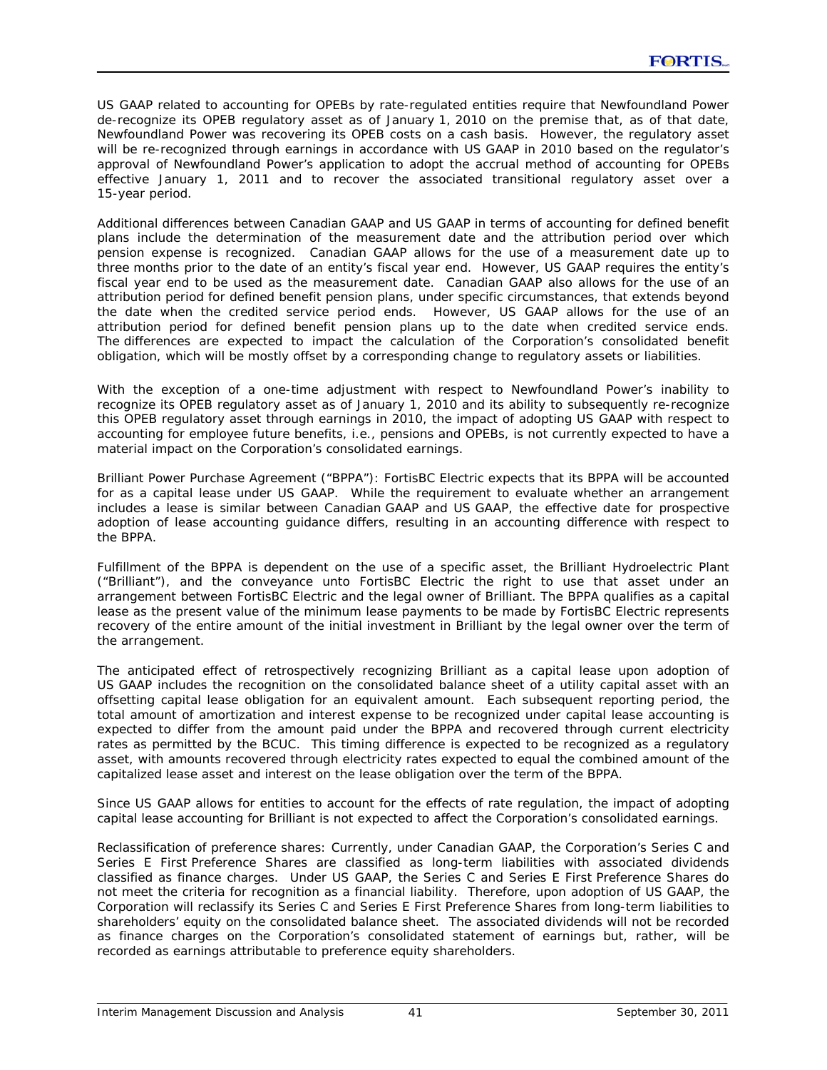US GAAP related to accounting for OPEBs by rate-regulated entities require that Newfoundland Power de-recognize its OPEB regulatory asset as of January 1, 2010 on the premise that, as of that date, Newfoundland Power was recovering its OPEB costs on a cash basis. However, the regulatory asset will be re-recognized through earnings in accordance with US GAAP in 2010 based on the regulator's approval of Newfoundland Power's application to adopt the accrual method of accounting for OPEBs effective January 1, 2011 and to recover the associated transitional regulatory asset over a 15-year period.

Additional differences between Canadian GAAP and US GAAP in terms of accounting for defined benefit plans include the determination of the measurement date and the attribution period over which pension expense is recognized. Canadian GAAP allows for the use of a measurement date up to three months prior to the date of an entity's fiscal year end. However, US GAAP requires the entity's fiscal year end to be used as the measurement date. Canadian GAAP also allows for the use of an attribution period for defined benefit pension plans, under specific circumstances, that extends beyond the date when the credited service period ends. However, US GAAP allows for the use of an attribution period for defined benefit pension plans up to the date when credited service ends. The differences are expected to impact the calculation of the Corporation's consolidated benefit obligation, which will be mostly offset by a corresponding change to regulatory assets or liabilities.

With the exception of a one-time adjustment with respect to Newfoundland Power's inability to recognize its OPEB regulatory asset as of January 1, 2010 and its ability to subsequently re-recognize this OPEB regulatory asset through earnings in 2010, the impact of adopting US GAAP with respect to accounting for employee future benefits, i.e., pensions and OPEBs, is not currently expected to have a material impact on the Corporation's consolidated earnings.

*Brilliant Power Purchase Agreement ("BPPA"):* FortisBC Electric expects that its BPPA will be accounted for as a capital lease under US GAAP. While the requirement to evaluate whether an arrangement includes a lease is similar between Canadian GAAP and US GAAP, the effective date for prospective adoption of lease accounting guidance differs, resulting in an accounting difference with respect to the BPPA.

Fulfillment of the BPPA is dependent on the use of a specific asset, the Brilliant Hydroelectric Plant ("Brilliant"), and the conveyance unto FortisBC Electric the right to use that asset under an arrangement between FortisBC Electric and the legal owner of Brilliant. The BPPA qualifies as a capital lease as the present value of the minimum lease payments to be made by FortisBC Electric represents recovery of the entire amount of the initial investment in Brilliant by the legal owner over the term of the arrangement.

The anticipated effect of retrospectively recognizing Brilliant as a capital lease upon adoption of US GAAP includes the recognition on the consolidated balance sheet of a utility capital asset with an offsetting capital lease obligation for an equivalent amount. Each subsequent reporting period, the total amount of amortization and interest expense to be recognized under capital lease accounting is expected to differ from the amount paid under the BPPA and recovered through current electricity rates as permitted by the BCUC. This timing difference is expected to be recognized as a regulatory asset, with amounts recovered through electricity rates expected to equal the combined amount of the capitalized lease asset and interest on the lease obligation over the term of the BPPA.

Since US GAAP allows for entities to account for the effects of rate regulation, the impact of adopting capital lease accounting for Brilliant is not expected to affect the Corporation's consolidated earnings.

*Reclassification of preference shares:* Currently, under Canadian GAAP, the Corporation's Series C and Series E First Preference Shares are classified as long-term liabilities with associated dividends classified as finance charges. Under US GAAP, the Series C and Series E First Preference Shares do not meet the criteria for recognition as a financial liability. Therefore, upon adoption of US GAAP, the Corporation will reclassify its Series C and Series E First Preference Shares from long-term liabilities to shareholders' equity on the consolidated balance sheet. The associated dividends will not be recorded as finance charges on the Corporation's consolidated statement of earnings but, rather, will be recorded as earnings attributable to preference equity shareholders.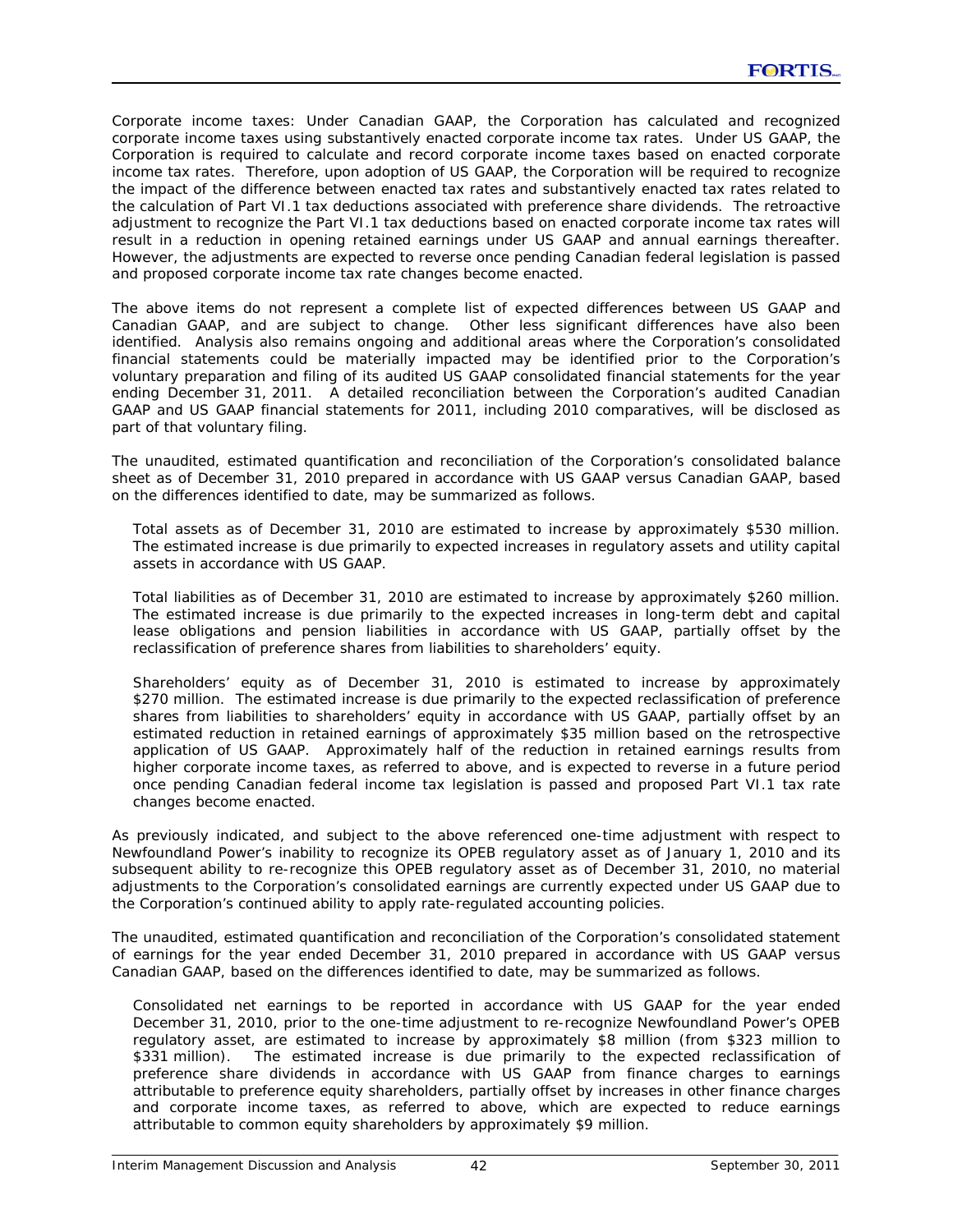Corporate income taxes: Under Canadian GAAP, the Corporation has calculated and recognized corporate income taxes using substantively enacted corporate income tax rates. Under US GAAP, the Corporation is required to calculate and record corporate income taxes based on enacted corporate income tax rates. Therefore, upon adoption of US GAAP, the Corporation will be required to recognize the impact of the difference between enacted tax rates and substantively enacted tax rates related to the calculation of Part VI.1 tax deductions associated with preference share dividends. The retroactive adjustment to recognize the Part VI.1 tax deductions based on enacted corporate income tax rates will result in a reduction in opening retained earnings under US GAAP and annual earnings thereafter. However, the adjustments are expected to reverse once pending Canadian federal legislation is passed and proposed corporate income tax rate changes become enacted.

The above items do not represent a complete list of expected differences between US GAAP and Canadian GAAP, and are subject to change. Other less significant differences have also been identified. Analysis also remains ongoing and additional areas where the Corporation's consolidated financial statements could be materially impacted may be identified prior to the Corporation's voluntary preparation and filing of its audited US GAAP consolidated financial statements for the year ending December 31, 2011. A detailed reconciliation between the Corporation's audited Canadian GAAP and US GAAP financial statements for 2011, including 2010 comparatives, will be disclosed as part of that voluntary filing.

The unaudited, estimated quantification and reconciliation of the Corporation's consolidated balance sheet as of December 31, 2010 prepared in accordance with US GAAP versus Canadian GAAP, based on the differences identified to date, may be summarized as follows.

Total assets as of December 31, 2010 are estimated to increase by approximately $530 million. The estimated increase is due primarily to expected increases in regulatory assets and utility capital assets in accordance with US GAAP.

Total liabilities as of December 31, 2010 are estimated to increase by approximately $260 million. The estimated increase is due primarily to the expected increases in long-term debt and capital lease obligations and pension liabilities in accordance with US GAAP, partially offset by the reclassification of preference shares from liabilities to shareholders' equity.

Shareholders' equity as of December 31, 2010 is estimated to increase by approximately $270 million. The estimated increase is due primarily to the expected reclassification of preference shares from liabilities to shareholders' equity in accordance with US GAAP, partially offset by an estimated reduction in retained earnings of approximately $35 million based on the retrospective application of US GAAP. Approximately half of the reduction in retained earnings results from higher corporate income taxes, as referred to above, and is expected to reverse in a future period once pending Canadian federal income tax legislation is passed and proposed Part VI.1 tax rate changes become enacted.

As previously indicated, and subject to the above referenced one-time adjustment with respect to Newfoundland Power's inability to recognize its OPEB regulatory asset as of January 1, 2010 and its subsequent ability to re-recognize this OPEB regulatory asset as of December 31, 2010, no material adjustments to the Corporation's consolidated earnings are currently expected under US GAAP due to the Corporation's continued ability to apply rate-regulated accounting policies.

The unaudited, estimated quantification and reconciliation of the Corporation's consolidated statement of earnings for the year ended December 31, 2010 prepared in accordance with US GAAP versus Canadian GAAP, based on the differences identified to date, may be summarized as follows.

Consolidated net earnings to be reported in accordance with US GAAP for the year ended December 31, 2010, prior to the one-time adjustment to re-recognize Newfoundland Power's OPEB regulatory asset, are estimated to increase by approximately $8 million (from $323 million to $331 million). The estimated increase is due primarily to the expected reclassification of preference share dividends in accordance with US GAAP from finance charges to earnings attributable to preference equity shareholders, partially offset by increases in other finance charges and corporate income taxes, as referred to above, which are expected to reduce earnings attributable to common equity shareholders by approximately $9 million.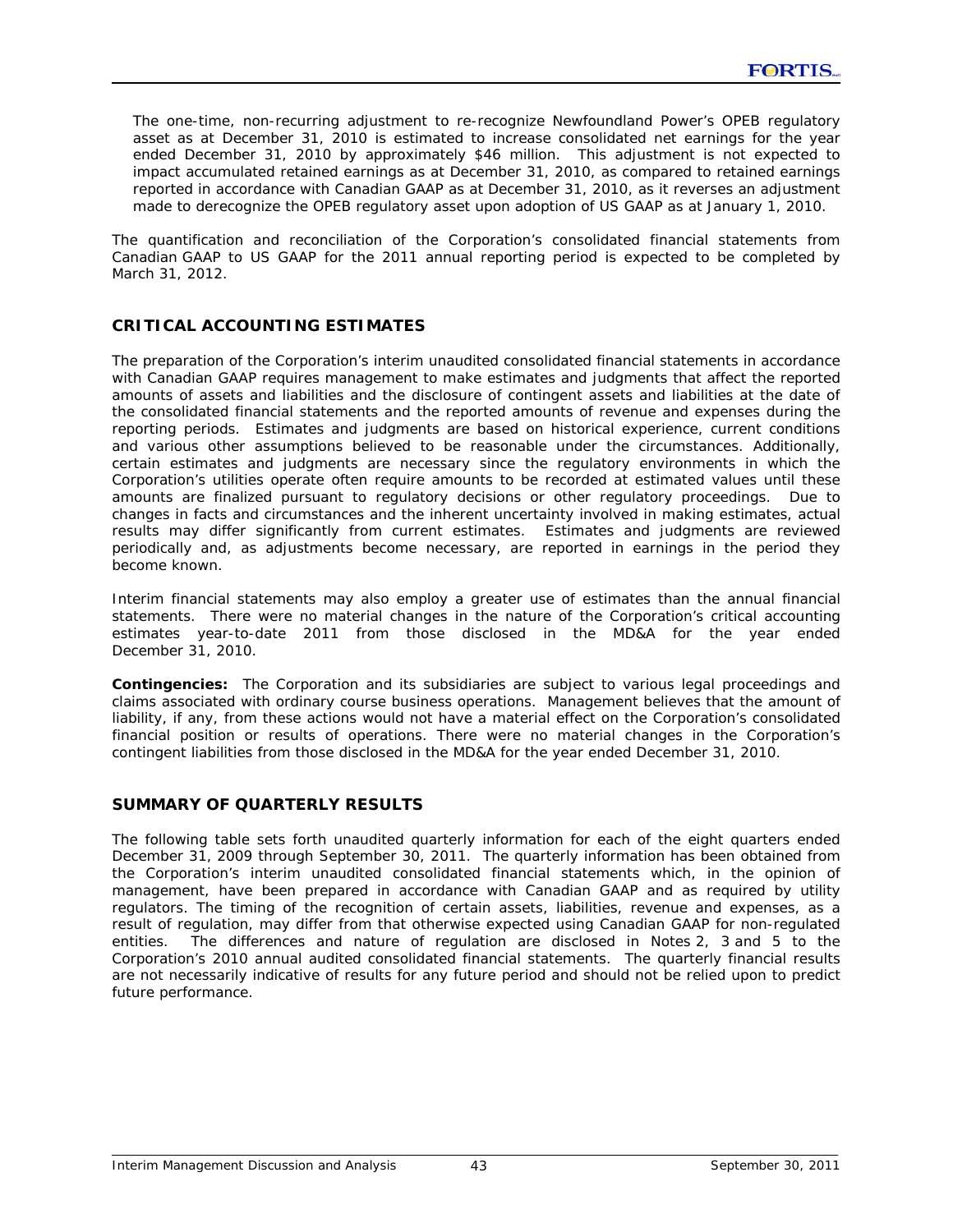The one-time, non-recurring adjustment to re-recognize Newfoundland Power's OPEB regulatory asset as at December 31, 2010 is estimated to increase consolidated net earnings for the year ended December 31, 2010 by approximately $46 million. This adjustment is not expected to impact accumulated retained earnings as at December 31, 2010, as compared to retained earnings reported in accordance with Canadian GAAP as at December 31, 2010, as it reverses an adjustment made to derecognize the OPEB regulatory asset upon adoption of US GAAP as at January 1, 2010.

The quantification and reconciliation of the Corporation's consolidated financial statements from Canadian GAAP to US GAAP for the 2011 annual reporting period is expected to be completed by March 31, 2012.

## CRITICAL ACCOUNTING ESTIMATES

The preparation of the Corporation's interim unaudited consolidated financial statements in accordance with Canadian GAAP requires management to make estimates and judgments that affect the reported amounts of assets and liabilities and the disclosure of contingent assets and liabilities at the date of the consolidated financial statements and the reported amounts of revenue and expenses during the reporting periods. Estimates and judgments are based on historical experience, current conditions and various other assumptions believed to be reasonable under the circumstances. Additionally, certain estimates and judgments are necessary since the regulatory environments in which the Corporation's utilities operate often require amounts to be recorded at estimated values until these amounts are finalized pursuant to regulatory decisions or other regulatory proceedings. Due to changes in facts and circumstances and the inherent uncertainty involved in making estimates, actual results may differ significantly from current estimates. Estimates and judgments are reviewed periodically and, as adjustments become necessary, are reported in earnings in the period they become known.

Interim financial statements may also employ a greater use of estimates than the annual financial statements. There were no material changes in the nature of the Corporation's critical accounting estimates year-to-date 2011 from those disclosed in the MD&A for the year ended December 31, 2010.

**Contingencies:** The Corporation and its subsidiaries are subject to various legal proceedings and claims associated with ordinary course business operations. Management believes that the amount of liability, if any, from these actions would not have a material effect on the Corporation's consolidated financial position or results of operations. There were no material changes in the Corporation's contingent liabilities from those disclosed in the MD&A for the year ended December 31, 2010.

## SUMMARY OF QUARTERLY RESULTS

The following table sets forth unaudited quarterly information for each of the eight quarters ended December 31, 2009 through September 30, 2011. The quarterly information has been obtained from the Corporation's interim unaudited consolidated financial statements which, in the opinion of management, have been prepared in accordance with Canadian GAAP and as required by utility regulators. The timing of the recognition of certain assets, liabilities, revenue and expenses, as a result of regulation, may differ from that otherwise expected using Canadian GAAP for non-regulated entities. The differences and nature of regulation are disclosed in Notes 2, 3 and 5 to the Corporation's 2010 annual audited consolidated financial statements. The quarterly financial results are not necessarily indicative of results for any future period and should not be relied upon to predict future performance.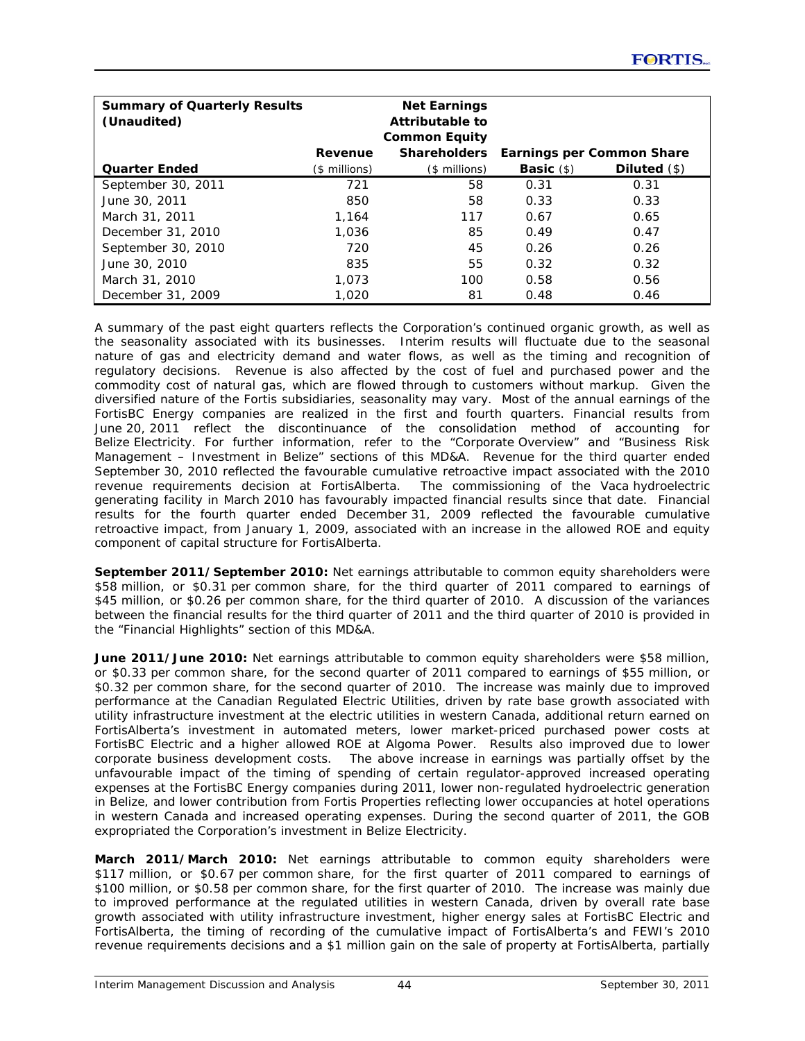| Summary of Quarterly Results (Unaudited) | Revenue | Net Earnings Attributable to Common Equity Shareholders | Earnings per Common Share | |
|---|---|---|---|---|
| **Quarter Ended** | ($ millions) | ($ millions) | **Basic** ($) | **Diluted** ($) |
| September 30, 2011 | 721 | 58 | 0.31 | 0.31 |
| June 30, 2011 | 850 | 58 | 0.33 | 0.33 |
| March 31, 2011 | 1,164 | 117 | 0.67 | 0.65 |
| December 31, 2010 | 1,036 | 85 | 0.49 | 0.47 |
| September 30, 2010 | 720 | 45 | 0.26 | 0.26 |
| June 30, 2010 | 835 | 55 | 0.32 | 0.32 |
| March 31, 2010 | 1,073 | 100 | 0.58 | 0.56 |
| December 31, 2009 | 1,020 | 81 | 0.48 | 0.46 |

A summary of the past eight quarters reflects the Corporation's continued organic growth, as well as the seasonality associated with its businesses. Interim results will fluctuate due to the seasonal nature of gas and electricity demand and water flows, as well as the timing and recognition of regulatory decisions. Revenue is also affected by the cost of fuel and purchased power and the commodity cost of natural gas, which are flowed through to customers without markup. Given the diversified nature of the Fortis subsidiaries, seasonality may vary. Most of the annual earnings of the FortisBC Energy companies are realized in the first and fourth quarters. Financial results from June 20, 2011 reflect the discontinuance of the consolidation method of accounting for Belize Electricity. For further information, refer to the "Corporate Overview" and "Business Risk Management – Investment in Belize" sections of this MD&A. Revenue for the third quarter ended September 30, 2010 reflected the favourable cumulative retroactive impact associated with the 2010 revenue requirements decision at FortisAlberta. The commissioning of the Vaca hydroelectric generating facility in March 2010 has favourably impacted financial results since that date. Financial results for the fourth quarter ended December 31, 2009 reflected the favourable cumulative retroactive impact, from January 1, 2009, associated with an increase in the allowed ROE and equity component of capital structure for FortisAlberta.

**September 2011/September 2010:** Net earnings attributable to common equity shareholders were $58 million, or $0.31 per common share, for the third quarter of 2011 compared to earnings of $45 million, or $0.26 per common share, for the third quarter of 2010. A discussion of the variances between the financial results for the third quarter of 2011 and the third quarter of 2010 is provided in the "Financial Highlights" section of this MD&A.

**June 2011/June 2010:** Net earnings attributable to common equity shareholders were $58 million, or $0.33 per common share, for the second quarter of 2011 compared to earnings of $55 million, or $0.32 per common share, for the second quarter of 2010. The increase was mainly due to improved performance at the Canadian Regulated Electric Utilities, driven by rate base growth associated with utility infrastructure investment at the electric utilities in western Canada, additional return earned on FortisAlberta's investment in automated meters, lower market-priced purchased power costs at FortisBC Electric and a higher allowed ROE at Algoma Power. Results also improved due to lower corporate business development costs. The above increase in earnings was partially offset by the unfavourable impact of the timing of spending of certain regulator-approved increased operating expenses at the FortisBC Energy companies during 2011, lower non-regulated hydroelectric generation in Belize, and lower contribution from Fortis Properties reflecting lower occupancies at hotel operations in western Canada and increased operating expenses. During the second quarter of 2011, the GOB expropriated the Corporation's investment in Belize Electricity.

**March 2011/March 2010:** Net earnings attributable to common equity shareholders were $117 million, or $0.67 per common share, for the first quarter of 2011 compared to earnings of $100 million, or $0.58 per common share, for the first quarter of 2010. The increase was mainly due to improved performance at the regulated utilities in western Canada, driven by overall rate base growth associated with utility infrastructure investment, higher energy sales at FortisBC Electric and FortisAlberta, the timing of recording of the cumulative impact of FortisAlberta's and FEWI's 2010 revenue requirements decisions and a $1 million gain on the sale of property at FortisAlberta, partially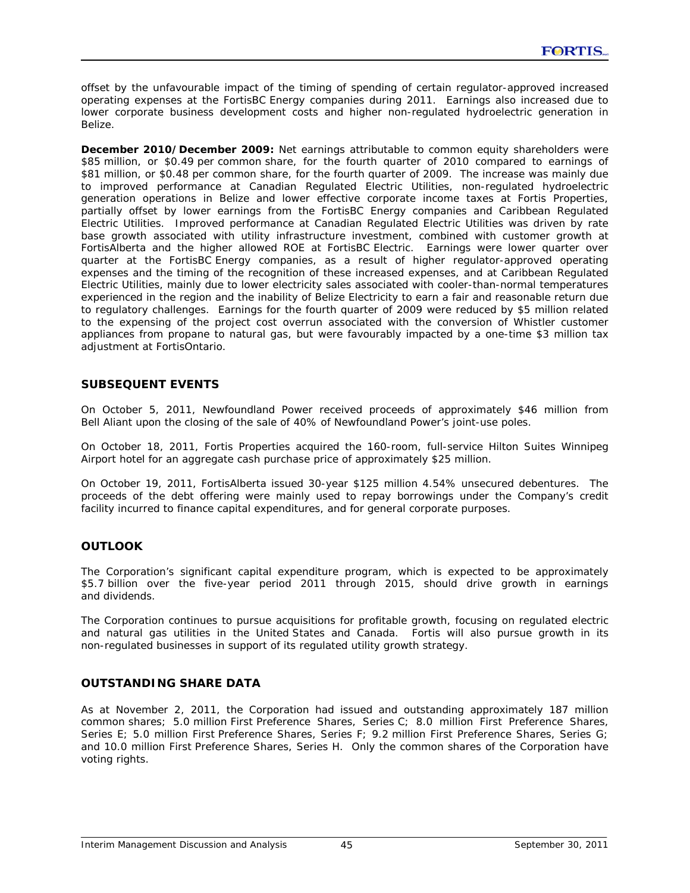offset by the unfavourable impact of the timing of spending of certain regulator-approved increased operating expenses at the FortisBC Energy companies during 2011. Earnings also increased due to lower corporate business development costs and higher non-regulated hydroelectric generation in Belize.

**December 2010/December 2009:** Net earnings attributable to common equity shareholders were $85 million, or $0.49 per common share, for the fourth quarter of 2010 compared to earnings of $81 million, or $0.48 per common share, for the fourth quarter of 2009. The increase was mainly due to improved performance at Canadian Regulated Electric Utilities, non-regulated hydroelectric generation operations in Belize and lower effective corporate income taxes at Fortis Properties, partially offset by lower earnings from the FortisBC Energy companies and Caribbean Regulated Electric Utilities. Improved performance at Canadian Regulated Electric Utilities was driven by rate base growth associated with utility infrastructure investment, combined with customer growth at FortisAlberta and the higher allowed ROE at FortisBC Electric. Earnings were lower quarter over quarter at the FortisBC Energy companies, as a result of higher regulator-approved operating expenses and the timing of the recognition of these increased expenses, and at Caribbean Regulated Electric Utilities, mainly due to lower electricity sales associated with cooler-than-normal temperatures experienced in the region and the inability of Belize Electricity to earn a fair and reasonable return due to regulatory challenges. Earnings for the fourth quarter of 2009 were reduced by $5 million related to the expensing of the project cost overrun associated with the conversion of Whistler customer appliances from propane to natural gas, but were favourably impacted by a one-time $3 million tax adjustment at FortisOntario.

## SUBSEQUENT EVENTS

On October 5, 2011, Newfoundland Power received proceeds of approximately $46 million from Bell Aliant upon the closing of the sale of 40% of Newfoundland Power's joint-use poles.

On October 18, 2011, Fortis Properties acquired the 160-room, full-service Hilton Suites Winnipeg Airport hotel for an aggregate cash purchase price of approximately $25 million.

On October 19, 2011, FortisAlberta issued 30-year $125 million 4.54% unsecured debentures. The proceeds of the debt offering were mainly used to repay borrowings under the Company's credit facility incurred to finance capital expenditures, and for general corporate purposes.

## OUTLOOK

The Corporation's significant capital expenditure program, which is expected to be approximately $5.7 billion over the five-year period 2011 through 2015, should drive growth in earnings and dividends.

The Corporation continues to pursue acquisitions for profitable growth, focusing on regulated electric and natural gas utilities in the United States and Canada. Fortis will also pursue growth in its non-regulated businesses in support of its regulated utility growth strategy.

## OUTSTANDING SHARE DATA

As at November 2, 2011, the Corporation had issued and outstanding approximately 187 million common shares; 5.0 million First Preference Shares, Series C; 8.0 million First Preference Shares, Series E; 5.0 million First Preference Shares, Series F; 9.2 million First Preference Shares, Series G; and 10.0 million First Preference Shares, Series H. Only the common shares of the Corporation have voting rights.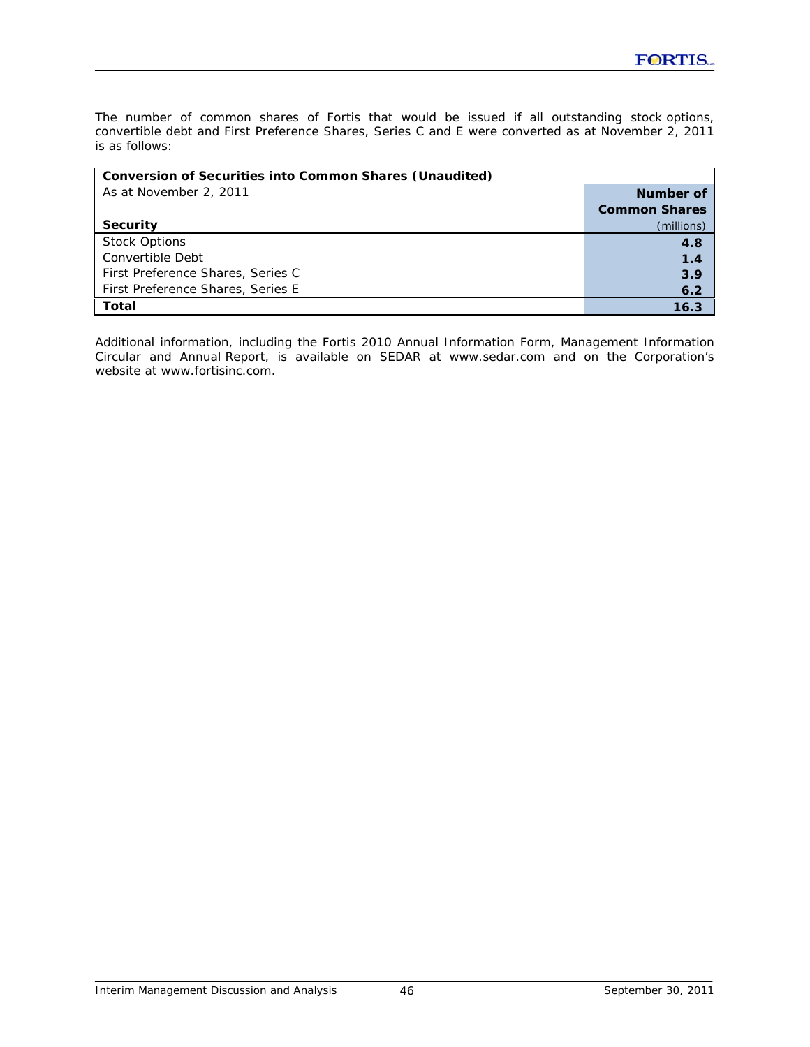The number of common shares of Fortis that would be issued if all outstanding stock options, convertible debt and First Preference Shares, Series C and E were converted as at November 2, 2011 is as follows:

| **Conversion of Securities into Common Shares (Unaudited)** | |
|---|---|
| As at November 2, 2011 | **Number of Common Shares** |
| **Security** | (millions) |
| Stock Options | **4.8** |
| Convertible Debt | **1.4** |
| First Preference Shares, Series C | **3.9** |
| First Preference Shares, Series E | **6.2** |
| **Total** | **16.3** |

Additional information, including the Fortis 2010 Annual Information Form, Management Information Circular and Annual Report, is available on SEDAR at www.sedar.com and on the Corporation's website at www.fortisinc.com.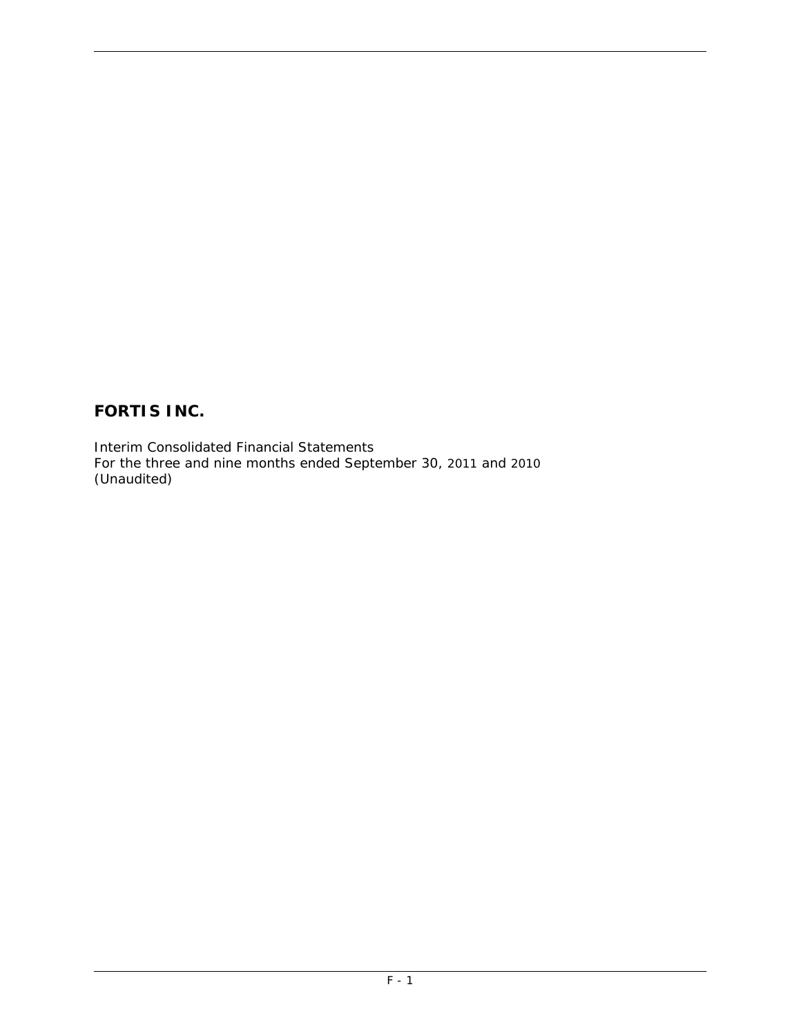# FORTIS INC.

Interim Consolidated Financial Statements
For the three and nine months ended September 30, 2011 and 2010
(Unaudited)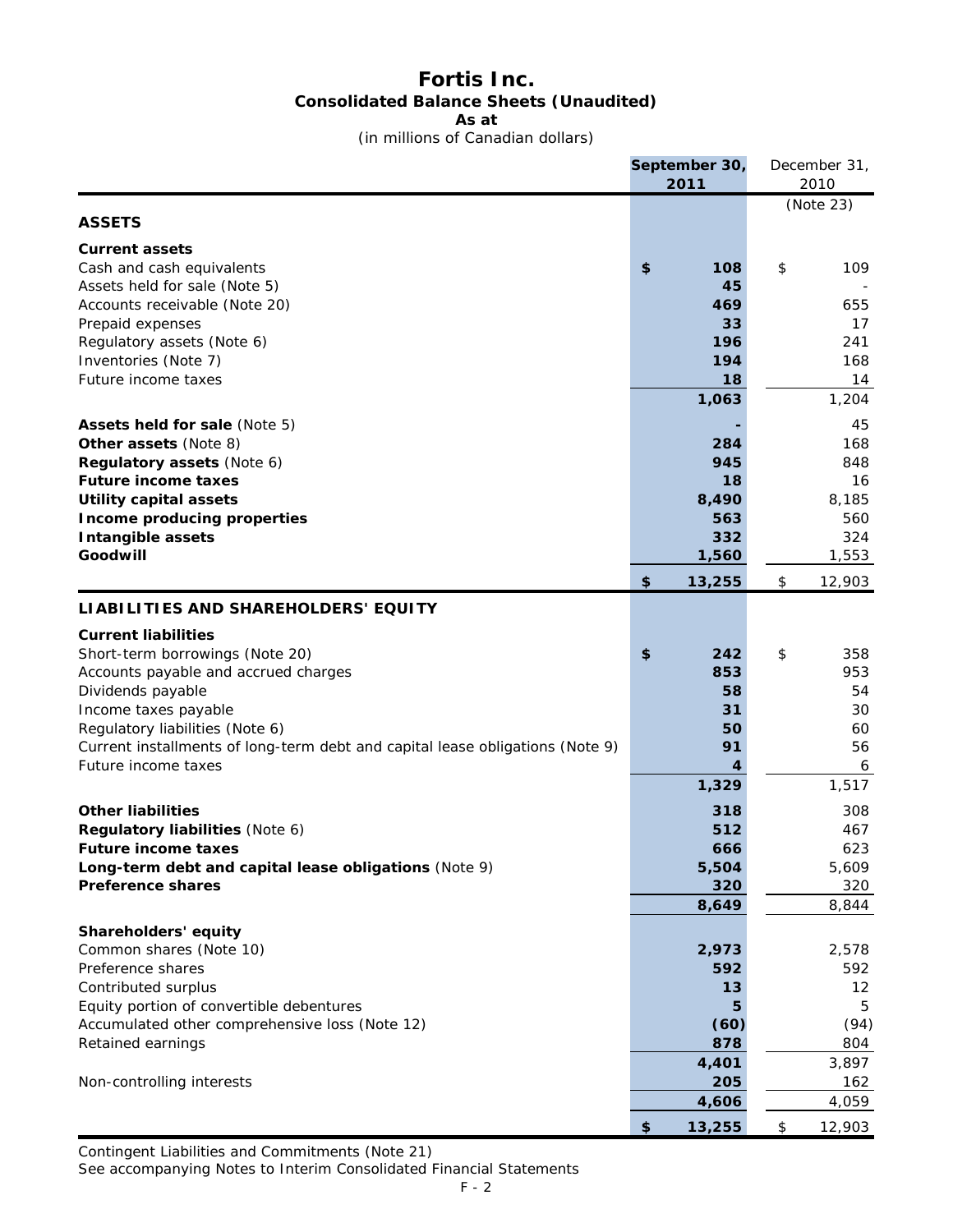# Fortis Inc.
## Consolidated Balance Sheets (Unaudited)
### As at
(in millions of Canadian dollars)

| | September 30, 2011 | December 31, 2010 (Note 23) |
|---|---|---|
| **ASSETS** | | |
| **Current assets** | | |
| Cash and cash equivalents | $ 108 | $ 109 |
| Assets held for sale (Note 5) | 45 | - |
| Accounts receivable (Note 20) | 469 | 655 |
| Prepaid expenses | 33 | 17 |
| Regulatory assets (Note 6) | 196 | 241 |
| Inventories (Note 7) | 194 | 168 |
| Future income taxes | 18 | 14 |
| | 1,063 | 1,204 |
| **Assets held for sale** (Note 5) | - | 45 |
| **Other assets** (Note 8) | 284 | 168 |
| **Regulatory assets** (Note 6) | 945 | 848 |
| **Future income taxes** | 18 | 16 |
| **Utility capital assets** | 8,490 | 8,185 |
| **Income producing properties** | 563 | 560 |
| **Intangible assets** | 332 | 324 |
| **Goodwill** | 1,560 | 1,553 |
| | $ 13,255 | $ 12,903 |
| **LIABILITIES AND SHAREHOLDERS' EQUITY** | | |
| **Current liabilities** | | |
| Short-term borrowings (Note 20) | $ 242 | $ 358 |
| Accounts payable and accrued charges | 853 | 953 |
| Dividends payable | 58 | 54 |
| Income taxes payable | 31 | 30 |
| Regulatory liabilities (Note 6) | 50 | 60 |
| Current installments of long-term debt and capital lease obligations (Note 9) | 91 | 56 |
| Future income taxes | 4 | 6 |
| | 1,329 | 1,517 |
| **Other liabilities** | 318 | 308 |
| **Regulatory liabilities** (Note 6) | 512 | 467 |
| **Future income taxes** | 666 | 623 |
| **Long-term debt and capital lease obligations** (Note 9) | 5,504 | 5,609 |
| **Preference shares** | 320 | 320 |
| | 8,649 | 8,844 |
| **Shareholders' equity** | | |
| Common shares (Note 10) | 2,973 | 2,578 |
| Preference shares | 592 | 592 |
| Contributed surplus | 13 | 12 |
| Equity portion of convertible debentures | 5 | 5 |
| Accumulated other comprehensive loss (Note 12) | (60) | (94) |
| Retained earnings | 878 | 804 |
| | 4,401 | 3,897 |
| Non-controlling interests | 205 | 162 |
| | 4,606 | 4,059 |
| | $ 13,255 | $ 12,903 |

Contingent Liabilities and Commitments (Note 21)

See accompanying Notes to Interim Consolidated Financial Statements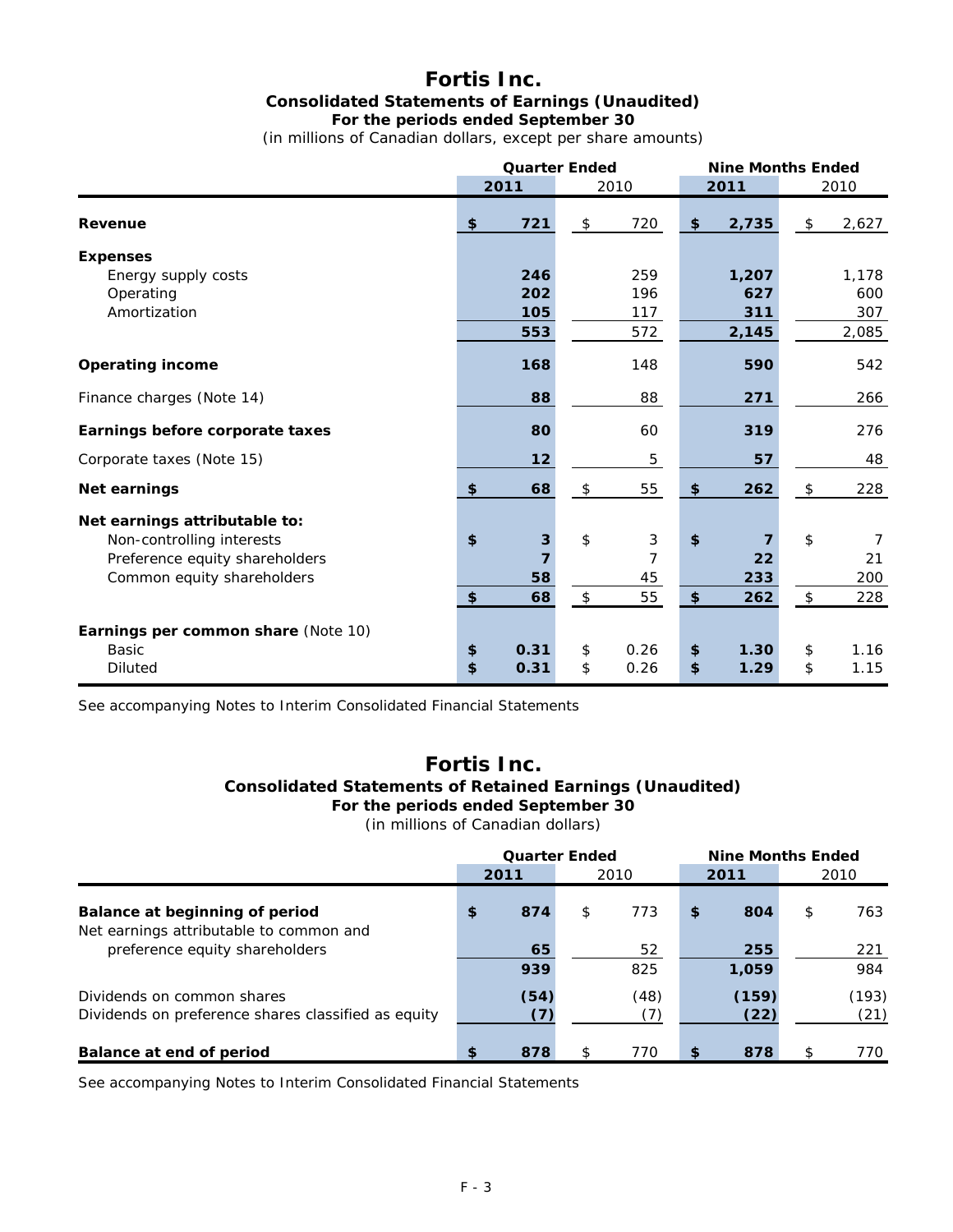# Fortis Inc.

**Consolidated Statements of Earnings (Unaudited)**
**For the periods ended September 30**
(in millions of Canadian dollars, except per share amounts)

| | Quarter Ended | | Nine Months Ended | |
|---|---|---|---|---|
| | **2011** | 2010 | **2011** | 2010 |
| **Revenue** | **$ 721** | $ 720 | **$ 2,735** | $ 2,627 |
| **Expenses** | | | | |
| Energy supply costs | **246** | 259 | **1,207** | 1,178 |
| Operating | **202** | 196 | **627** | 600 |
| Amortization | **105** | 117 | **311** | 307 |
| | **553** | 572 | **2,145** | 2,085 |
| **Operating income** | **168** | 148 | **590** | 542 |
| Finance charges (Note 14) | **88** | 88 | **271** | 266 |
| **Earnings before corporate taxes** | **80** | 60 | **319** | 276 |
| Corporate taxes (Note 15) | **12** | 5 | **57** | 48 |
| **Net earnings** | **$ 68** | $ 55 | **$ 262** | $ 228 |
| **Net earnings attributable to:** | | | | |
| Non-controlling interests | **$ 3** | $ 3 | **$ 7** | $ 7 |
| Preference equity shareholders | **7** | 7 | **22** | 21 |
| Common equity shareholders | **58** | 45 | **233** | 200 |
| | **$ 68** | $ 55 | **$ 262** | $ 228 |
| **Earnings per common share** (Note 10) | | | | |
| Basic | **$ 0.31** | $ 0.26 | **$ 1.30** | $ 1.16 |
| Diluted | **$ 0.31** | $ 0.26 | **$ 1.29** | $ 1.15 |

See accompanying Notes to Interim Consolidated Financial Statements

# Fortis Inc.

**Consolidated Statements of Retained Earnings (Unaudited)**
**For the periods ended September 30**
(in millions of Canadian dollars)

| | Quarter Ended | | Nine Months Ended | |
|---|---|---|---|---|
| | **2011** | 2010 | **2011** | 2010 |
| **Balance at beginning of period** | **$ 874** | $ 773 | **$ 804** | $ 763 |
| Net earnings attributable to common and preference equity shareholders | **65** | 52 | **255** | 221 |
| | **939** | 825 | **1,059** | 984 |
| Dividends on common shares | **(54)** | (48) | **(159)** | (193) |
| Dividends on preference shares classified as equity | **(7)** | (7) | **(22)** | (21) |
| **Balance at end of period** | **$ 878** | $ 770 | **$ 878** | $ 770 |

See accompanying Notes to Interim Consolidated Financial Statements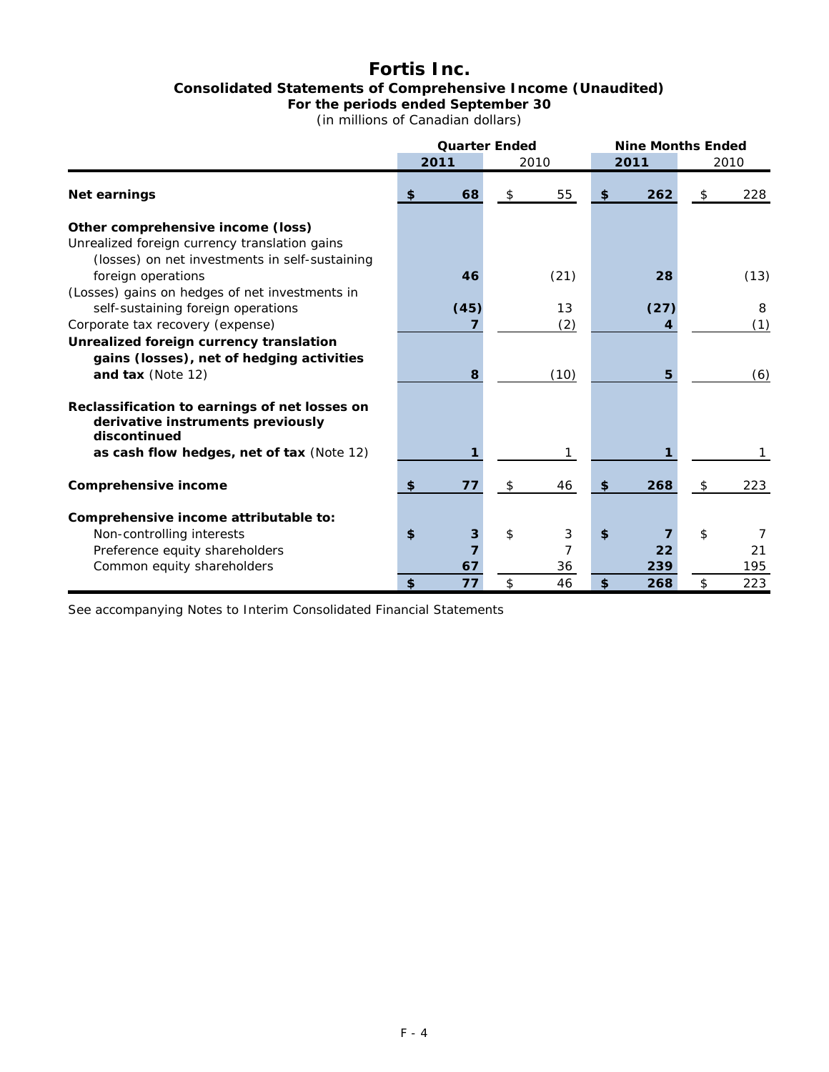# Fortis Inc.

## Consolidated Statements of Comprehensive Income (Unaudited)

### For the periods ended September 30

(in millions of Canadian dollars)

| | Quarter Ended | | Nine Months Ended | |
|---|---|---|---|---|
| | **2011** | 2010 | **2011** | 2010 |
| **Net earnings** | **$ 68** | $ 55 | **$ 262** | $ 228 |
| **Other comprehensive income (loss)** | | | | |
| Unrealized foreign currency translation gains (losses) on net investments in self-sustaining foreign operations | **46** | (21) | **28** | (13) |
| (Losses) gains on hedges of net investments in self-sustaining foreign operations | **(45)** | 13 | **(27)** | 8 |
| Corporate tax recovery (expense) | **7** | (2) | **4** | (1) |
| **Unrealized foreign currency translation gains (losses), net of hedging activities and tax** (Note 12) | **8** | (10) | **5** | (6) |
| **Reclassification to earnings of net losses on derivative instruments previously discontinued as cash flow hedges, net of tax** (Note 12) | **1** | 1 | **1** | 1 |
| **Comprehensive income** | **$ 77** | $ 46 | **$ 268** | $ 223 |
| **Comprehensive income attributable to:** | | | | |
| Non-controlling interests | **$ 3** | $ 3 | **$ 7** | $ 7 |
| Preference equity shareholders | **7** | 7 | **22** | 21 |
| Common equity shareholders | **67** | 36 | **239** | 195 |
| | **$ 77** | $ 46 | **$ 268** | $ 223 |

See accompanying Notes to Interim Consolidated Financial Statements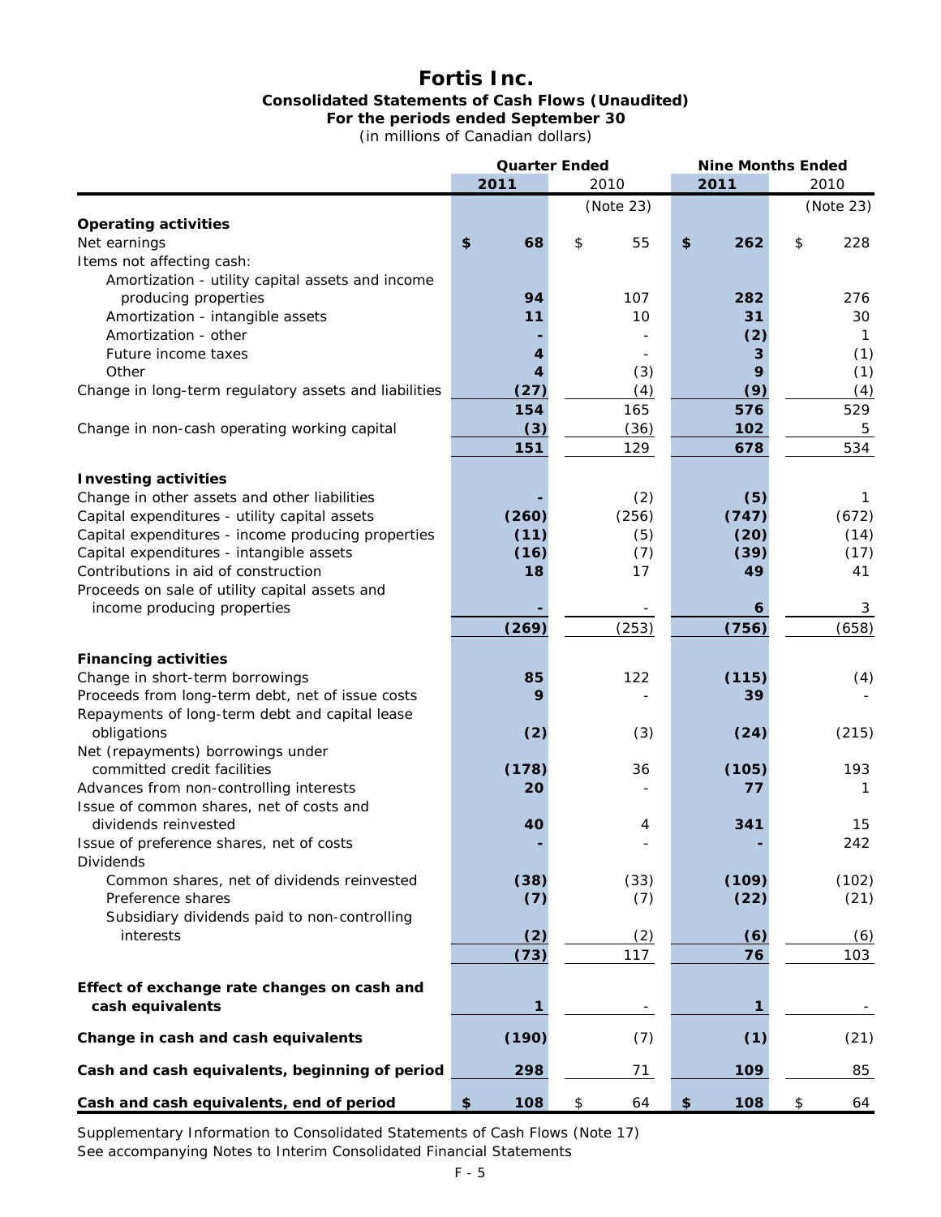# Fortis Inc.

**Consolidated Statements of Cash Flows (Unaudited)**
**For the periods ended September 30**
(in millions of Canadian dollars)

| | Quarter Ended | | Nine Months Ended | |
|---|---|---|---|---|
| | **2011** | 2010 | **2011** | 2010 |
| | | (Note 23) | | (Note 23) |
| **Operating activities** | | | | |
| Net earnings | **$ 68** | $ 55 | **$ 262** | $ 228 |
| Items not affecting cash: | | | | |
| Amortization - utility capital assets and income producing properties | **94** | 107 | **282** | 276 |
| Amortization - intangible assets | **11** | 10 | **31** | 30 |
| Amortization - other | **-** | - | **(2)** | 1 |
| Future income taxes | **4** | - | **3** | (1) |
| Other | **4** | (3) | **9** | (1) |
| Change in long-term regulatory assets and liabilities | **(27)** | (4) | **(9)** | (4) |
| | **154** | 165 | **576** | 529 |
| Change in non-cash operating working capital | **(3)** | (36) | **102** | 5 |
| | **151** | 129 | **678** | 534 |
| **Investing activities** | | | | |
| Change in other assets and other liabilities | **-** | (2) | **(5)** | 1 |
| Capital expenditures - utility capital assets | **(260)** | (256) | **(747)** | (672) |
| Capital expenditures - income producing properties | **(11)** | (5) | **(20)** | (14) |
| Capital expenditures - intangible assets | **(16)** | (7) | **(39)** | (17) |
| Contributions in aid of construction | **18** | 17 | **49** | 41 |
| Proceeds on sale of utility capital assets and income producing properties | **-** | - | **6** | 3 |
| | **(269)** | (253) | **(756)** | (658) |
| **Financing activities** | | | | |
| Change in short-term borrowings | **85** | 122 | **(115)** | (4) |
| Proceeds from long-term debt, net of issue costs | **9** | - | **39** | - |
| Repayments of long-term debt and capital lease obligations | **(2)** | (3) | **(24)** | (215) |
| Net (repayments) borrowings under committed credit facilities | **(178)** | 36 | **(105)** | 193 |
| Advances from non-controlling interests | **20** | - | **77** | 1 |
| Issue of common shares, net of costs and dividends reinvested | **40** | 4 | **341** | 15 |
| Issue of preference shares, net of costs | **-** | - | **-** | 242 |
| Dividends | | | | |
| Common shares, net of dividends reinvested | **(38)** | (33) | **(109)** | (102) |
| Preference shares | **(7)** | (7) | **(22)** | (21) |
| Subsidiary dividends paid to non-controlling interests | **(2)** | (2) | **(6)** | (6) |
| | **(73)** | 117 | **76** | 103 |
| **Effect of exchange rate changes on cash and cash equivalents** | **1** | - | **1** | - |
| **Change in cash and cash equivalents** | **(190)** | (7) | **(1)** | (21) |
| **Cash and cash equivalents, beginning of period** | **298** | 71 | **109** | 85 |
| **Cash and cash equivalents, end of period** | **$ 108** | $ 64 | **$ 108** | $ 64 |

Supplementary Information to Consolidated Statements of Cash Flows (Note 17)

See accompanying Notes to Interim Consolidated Financial Statements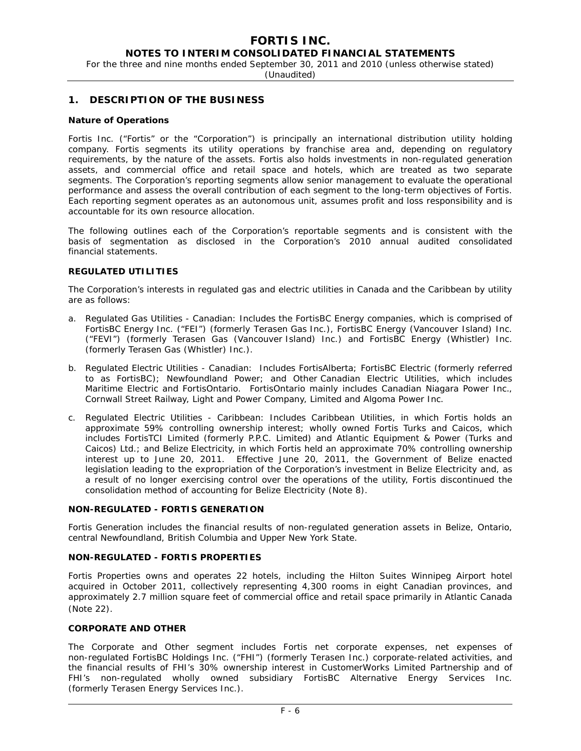## 1. DESCRIPTION OF THE BUSINESS

### Nature of Operations

Fortis Inc. ("Fortis" or the "Corporation") is principally an international distribution utility holding company. Fortis segments its utility operations by franchise area and, depending on regulatory requirements, by the nature of the assets. Fortis also holds investments in non-regulated generation assets, and commercial office and retail space and hotels, which are treated as two separate segments. The Corporation's reporting segments allow senior management to evaluate the operational performance and assess the overall contribution of each segment to the long-term objectives of Fortis. Each reporting segment operates as an autonomous unit, assumes profit and loss responsibility and is accountable for its own resource allocation.

The following outlines each of the Corporation's reportable segments and is consistent with the basis of segmentation as disclosed in the Corporation's 2010 annual audited consolidated financial statements.

### REGULATED UTILITIES

The Corporation's interests in regulated gas and electric utilities in Canada and the Caribbean by utility are as follows:

a. Regulated Gas Utilities - Canadian: Includes the FortisBC Energy companies, which is comprised of FortisBC Energy Inc. ("FEI") (formerly Terasen Gas Inc.), FortisBC Energy (Vancouver Island) Inc. ("FEVI") (formerly Terasen Gas (Vancouver Island) Inc.) and FortisBC Energy (Whistler) Inc. (formerly Terasen Gas (Whistler) Inc.).

b. Regulated Electric Utilities - Canadian: Includes FortisAlberta; FortisBC Electric (formerly referred to as FortisBC); Newfoundland Power; and Other Canadian Electric Utilities, which includes Maritime Electric and FortisOntario. FortisOntario mainly includes Canadian Niagara Power Inc., Cornwall Street Railway, Light and Power Company, Limited and Algoma Power Inc.

c. Regulated Electric Utilities - Caribbean: Includes Caribbean Utilities, in which Fortis holds an approximate 59% controlling ownership interest; wholly owned Fortis Turks and Caicos, which includes FortisTCI Limited (formerly P.P.C. Limited) and Atlantic Equipment & Power (Turks and Caicos) Ltd.; and Belize Electricity, in which Fortis held an approximate 70% controlling ownership interest up to June 20, 2011. Effective June 20, 2011, the Government of Belize enacted legislation leading to the expropriation of the Corporation's investment in Belize Electricity and, as a result of no longer exercising control over the operations of the utility, Fortis discontinued the consolidation method of accounting for Belize Electricity (Note 8).

### NON-REGULATED - FORTIS GENERATION

Fortis Generation includes the financial results of non-regulated generation assets in Belize, Ontario, central Newfoundland, British Columbia and Upper New York State.

### NON-REGULATED - FORTIS PROPERTIES

Fortis Properties owns and operates 22 hotels, including the Hilton Suites Winnipeg Airport hotel acquired in October 2011, collectively representing 4,300 rooms in eight Canadian provinces, and approximately 2.7 million square feet of commercial office and retail space primarily in Atlantic Canada (Note 22).

### CORPORATE AND OTHER

The Corporate and Other segment includes Fortis net corporate expenses, net expenses of non-regulated FortisBC Holdings Inc. ("FHI") (formerly Terasen Inc.) corporate-related activities, and the financial results of FHI's 30% ownership interest in CustomerWorks Limited Partnership and of FHI's non-regulated wholly owned subsidiary FortisBC Alternative Energy Services Inc. (formerly Terasen Energy Services Inc.).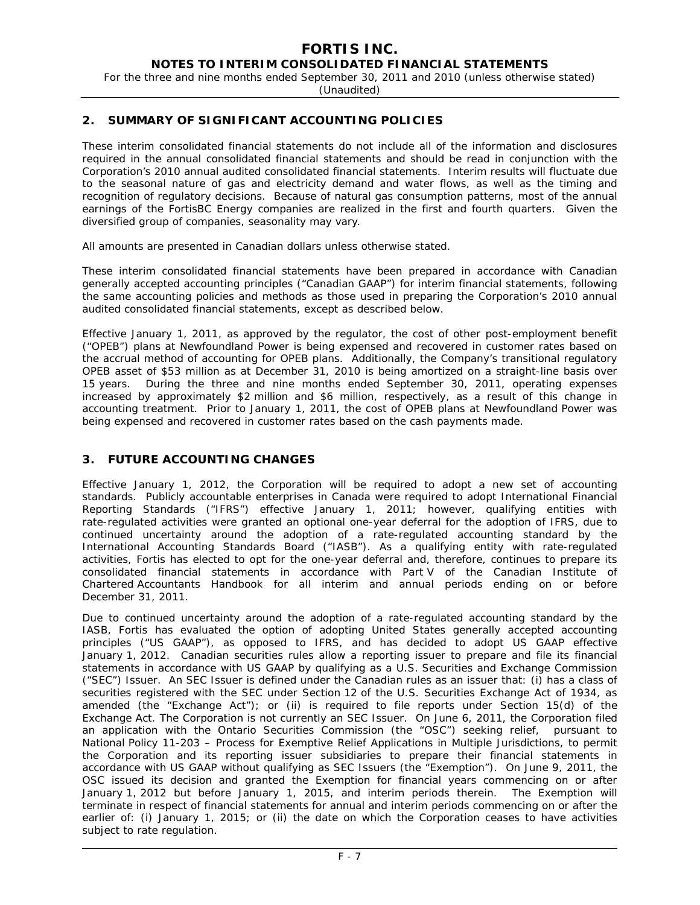## 2. SUMMARY OF SIGNIFICANT ACCOUNTING POLICIES

These interim consolidated financial statements do not include all of the information and disclosures required in the annual consolidated financial statements and should be read in conjunction with the Corporation's 2010 annual audited consolidated financial statements. Interim results will fluctuate due to the seasonal nature of gas and electricity demand and water flows, as well as the timing and recognition of regulatory decisions. Because of natural gas consumption patterns, most of the annual earnings of the FortisBC Energy companies are realized in the first and fourth quarters. Given the diversified group of companies, seasonality may vary.

All amounts are presented in Canadian dollars unless otherwise stated.

These interim consolidated financial statements have been prepared in accordance with Canadian generally accepted accounting principles ("Canadian GAAP") for interim financial statements, following the same accounting policies and methods as those used in preparing the Corporation's 2010 annual audited consolidated financial statements, except as described below.

Effective January 1, 2011, as approved by the regulator, the cost of other post-employment benefit ("OPEB") plans at Newfoundland Power is being expensed and recovered in customer rates based on the accrual method of accounting for OPEB plans. Additionally, the Company's transitional regulatory OPEB asset of $53 million as at December 31, 2010 is being amortized on a straight-line basis over 15 years. During the three and nine months ended September 30, 2011, operating expenses increased by approximately $2 million and $6 million, respectively, as a result of this change in accounting treatment. Prior to January 1, 2011, the cost of OPEB plans at Newfoundland Power was being expensed and recovered in customer rates based on the cash payments made.

## 3. FUTURE ACCOUNTING CHANGES

Effective January 1, 2012, the Corporation will be required to adopt a new set of accounting standards. Publicly accountable enterprises in Canada were required to adopt International Financial Reporting Standards ("IFRS") effective January 1, 2011; however, qualifying entities with rate-regulated activities were granted an optional one-year deferral for the adoption of IFRS, due to continued uncertainty around the adoption of a rate-regulated accounting standard by the International Accounting Standards Board ("IASB"). As a qualifying entity with rate-regulated activities, Fortis has elected to opt for the one-year deferral and, therefore, continues to prepare its consolidated financial statements in accordance with Part V of the Canadian Institute of Chartered Accountants Handbook for all interim and annual periods ending on or before December 31, 2011.

Due to continued uncertainty around the adoption of a rate-regulated accounting standard by the IASB, Fortis has evaluated the option of adopting United States generally accepted accounting principles ("US GAAP"), as opposed to IFRS, and has decided to adopt US GAAP effective January 1, 2012. Canadian securities rules allow a reporting issuer to prepare and file its financial statements in accordance with US GAAP by qualifying as a U.S. Securities and Exchange Commission ("SEC") Issuer. An SEC Issuer is defined under the Canadian rules as an issuer that: (i) has a class of securities registered with the SEC under Section 12 of the U.S. Securities Exchange Act of 1934, as amended (the "Exchange Act"); or (ii) is required to file reports under Section 15(d) of the Exchange Act. The Corporation is not currently an SEC Issuer. On June 6, 2011, the Corporation filed an application with the Ontario Securities Commission (the "OSC") seeking relief, pursuant to National Policy 11-203 – Process for Exemptive Relief Applications in Multiple Jurisdictions, to permit the Corporation and its reporting issuer subsidiaries to prepare their financial statements in accordance with US GAAP without qualifying as SEC Issuers (the "Exemption"). On June 9, 2011, the OSC issued its decision and granted the Exemption for financial years commencing on or after January 1, 2012 but before January 1, 2015, and interim periods therein. The Exemption will terminate in respect of financial statements for annual and interim periods commencing on or after the earlier of: (i) January 1, 2015; or (ii) the date on which the Corporation ceases to have activities subject to rate regulation.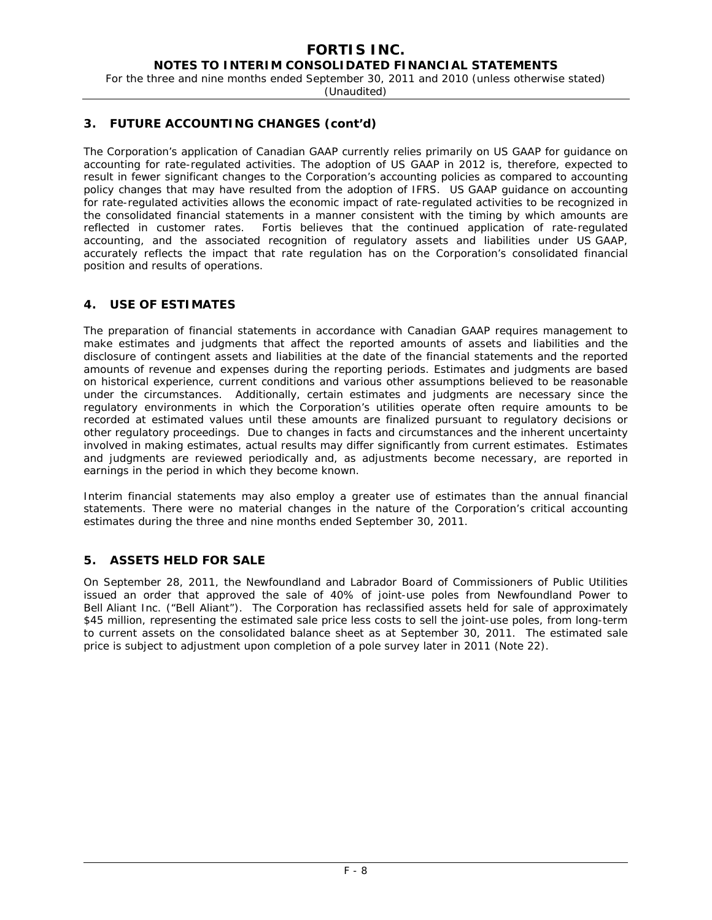## 3. FUTURE ACCOUNTING CHANGES (cont'd)

The Corporation's application of Canadian GAAP currently relies primarily on US GAAP for guidance on accounting for rate-regulated activities. The adoption of US GAAP in 2012 is, therefore, expected to result in fewer significant changes to the Corporation's accounting policies as compared to accounting policy changes that may have resulted from the adoption of IFRS. US GAAP guidance on accounting for rate-regulated activities allows the economic impact of rate-regulated activities to be recognized in the consolidated financial statements in a manner consistent with the timing by which amounts are reflected in customer rates. Fortis believes that the continued application of rate-regulated accounting, and the associated recognition of regulatory assets and liabilities under US GAAP, accurately reflects the impact that rate regulation has on the Corporation's consolidated financial position and results of operations.

## 4. USE OF ESTIMATES

The preparation of financial statements in accordance with Canadian GAAP requires management to make estimates and judgments that affect the reported amounts of assets and liabilities and the disclosure of contingent assets and liabilities at the date of the financial statements and the reported amounts of revenue and expenses during the reporting periods. Estimates and judgments are based on historical experience, current conditions and various other assumptions believed to be reasonable under the circumstances. Additionally, certain estimates and judgments are necessary since the regulatory environments in which the Corporation's utilities operate often require amounts to be recorded at estimated values until these amounts are finalized pursuant to regulatory decisions or other regulatory proceedings. Due to changes in facts and circumstances and the inherent uncertainty involved in making estimates, actual results may differ significantly from current estimates. Estimates and judgments are reviewed periodically and, as adjustments become necessary, are reported in earnings in the period in which they become known.

Interim financial statements may also employ a greater use of estimates than the annual financial statements. There were no material changes in the nature of the Corporation's critical accounting estimates during the three and nine months ended September 30, 2011.

## 5. ASSETS HELD FOR SALE

On September 28, 2011, the Newfoundland and Labrador Board of Commissioners of Public Utilities issued an order that approved the sale of 40% of joint-use poles from Newfoundland Power to Bell Aliant Inc. ("Bell Aliant"). The Corporation has reclassified assets held for sale of approximately $45 million, representing the estimated sale price less costs to sell the joint-use poles, from long-term to current assets on the consolidated balance sheet as at September 30, 2011. The estimated sale price is subject to adjustment upon completion of a pole survey later in 2011 (Note 22).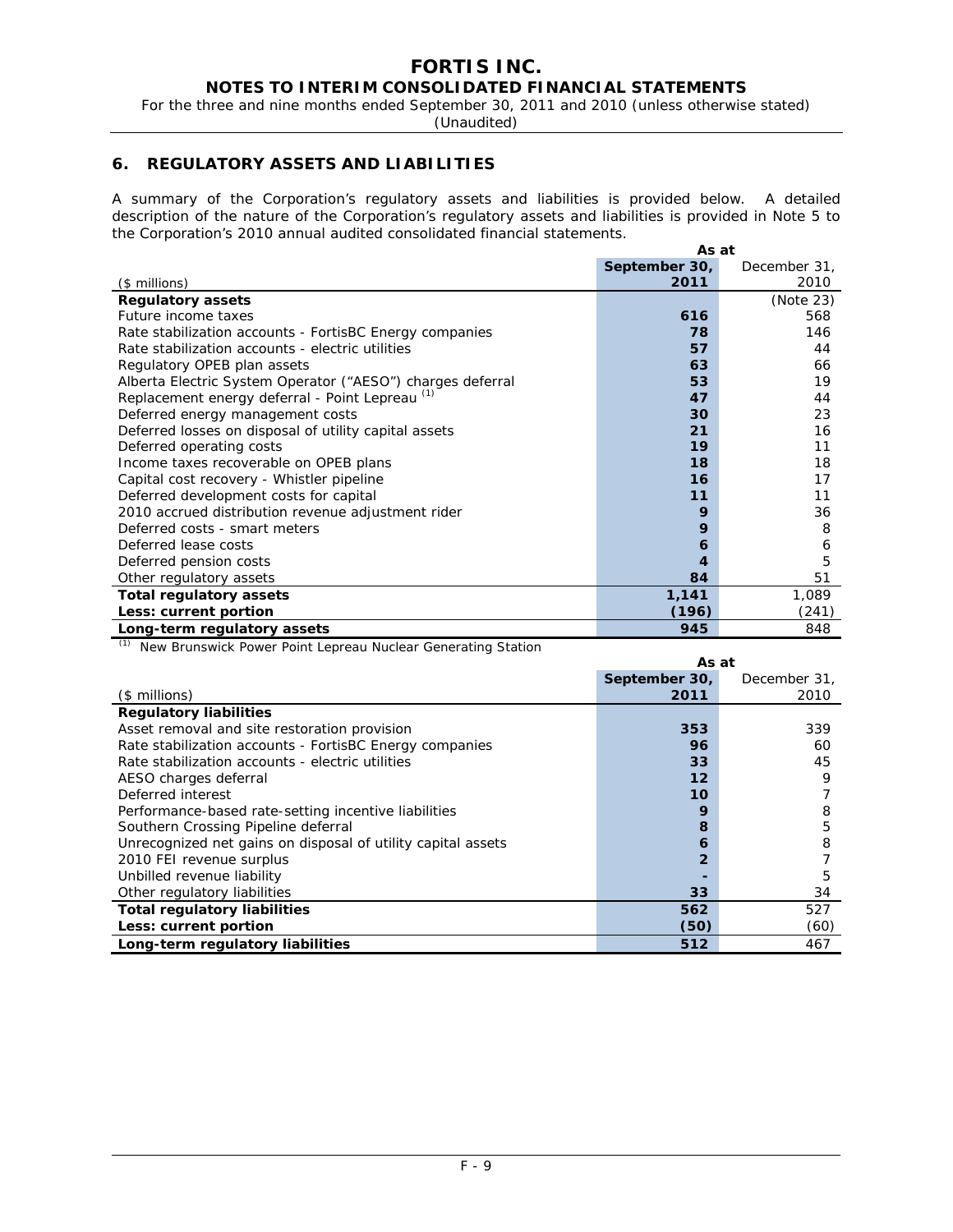## 6. REGULATORY ASSETS AND LIABILITIES

A summary of the Corporation's regulatory assets and liabilities is provided below. A detailed description of the nature of the Corporation's regulatory assets and liabilities is provided in Note 5 to the Corporation's 2010 annual audited consolidated financial statements.

| ($ millions) | As at September 30, 2011 | As at December 31, 2010 |
|---|---|---|
| **Regulatory assets** | | (Note 23) |
| Future income taxes | **616** | 568 |
| Rate stabilization accounts - FortisBC Energy companies | **78** | 146 |
| Rate stabilization accounts - electric utilities | **57** | 44 |
| Regulatory OPEB plan assets | **63** | 66 |
| Alberta Electric System Operator ("AESO") charges deferral | **53** | 19 |
| Replacement energy deferral - Point Lepreau [(1)] | **47** | 44 |
| Deferred energy management costs | **30** | 23 |
| Deferred losses on disposal of utility capital assets | **21** | 16 |
| Deferred operating costs | **19** | 11 |
| Income taxes recoverable on OPEB plans | **18** | 18 |
| Capital cost recovery - Whistler pipeline | **16** | 17 |
| Deferred development costs for capital | **11** | 11 |
| 2010 accrued distribution revenue adjustment rider | **9** | 36 |
| Deferred costs - smart meters | **9** | 8 |
| Deferred lease costs | **6** | 6 |
| Deferred pension costs | **4** | 5 |
| Other regulatory assets | **84** | 51 |
| **Total regulatory assets** | **1,141** | 1,089 |
| **Less: current portion** | **(196)** | (241) |
| **Long-term regulatory assets** | **945** | 848 |

(1) New Brunswick Power Point Lepreau Nuclear Generating Station

| ($ millions) | As at September 30, 2011 | As at December 31, 2010 |
|---|---|---|
| **Regulatory liabilities** | | |
| Asset removal and site restoration provision | **353** | 339 |
| Rate stabilization accounts - FortisBC Energy companies | **96** | 60 |
| Rate stabilization accounts - electric utilities | **33** | 45 |
| AESO charges deferral | **12** | 9 |
| Deferred interest | **10** | 7 |
| Performance-based rate-setting incentive liabilities | **9** | 8 |
| Southern Crossing Pipeline deferral | **8** | 5 |
| Unrecognized net gains on disposal of utility capital assets | **6** | 8 |
| 2010 FEI revenue surplus | **2** | 7 |
| Unbilled revenue liability | **-** | 5 |
| Other regulatory liabilities | **33** | 34 |
| **Total regulatory liabilities** | **562** | 527 |
| **Less: current portion** | **(50)** | (60) |
| **Long-term regulatory liabilities** | **512** | 467 |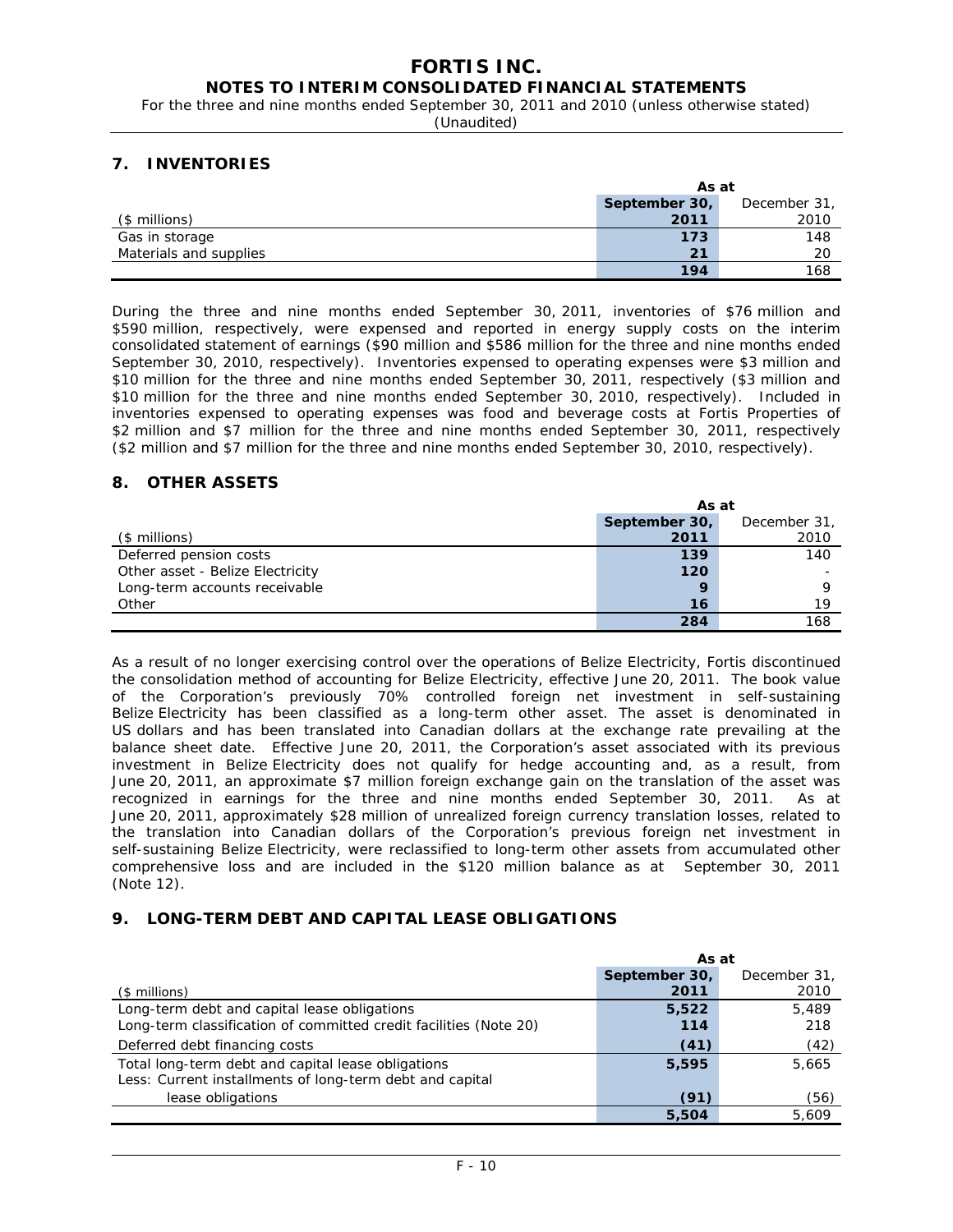## 7. INVENTORIES

| ($ millions) | As at September 30, 2011 | As at December 31, 2010 |
|---|---|---|
| Gas in storage | **173** | 148 |
| Materials and supplies | **21** | 20 |
| | **194** | 168 |

During the three and nine months ended September 30, 2011, inventories of $76 million and $590 million, respectively, were expensed and reported in energy supply costs on the interim consolidated statement of earnings ($90 million and $586 million for the three and nine months ended September 30, 2010, respectively). Inventories expensed to operating expenses were $3 million and $10 million for the three and nine months ended September 30, 2011, respectively ($3 million and $10 million for the three and nine months ended September 30, 2010, respectively). Included in inventories expensed to operating expenses was food and beverage costs at Fortis Properties of $2 million and $7 million for the three and nine months ended September 30, 2011, respectively ($2 million and $7 million for the three and nine months ended September 30, 2010, respectively).

## 8. OTHER ASSETS

| ($ millions) | As at September 30, 2011 | As at December 31, 2010 |
|---|---|---|
| Deferred pension costs | **139** | 140 |
| Other asset - Belize Electricity | **120** | - |
| Long-term accounts receivable | **9** | 9 |
| Other | **16** | 19 |
| | **284** | 168 |

As a result of no longer exercising control over the operations of Belize Electricity, Fortis discontinued the consolidation method of accounting for Belize Electricity, effective June 20, 2011. The book value of the Corporation's previously 70% controlled foreign net investment in self-sustaining Belize Electricity has been classified as a long-term other asset. The asset is denominated in US dollars and has been translated into Canadian dollars at the exchange rate prevailing at the balance sheet date. Effective June 20, 2011, the Corporation's asset associated with its previous investment in Belize Electricity does not qualify for hedge accounting and, as a result, from June 20, 2011, an approximate $7 million foreign exchange gain on the translation of the asset was recognized in earnings for the three and nine months ended September 30, 2011. As at June 20, 2011, approximately $28 million of unrealized foreign currency translation losses, related to the translation into Canadian dollars of the Corporation's previous foreign net investment in self-sustaining Belize Electricity, were reclassified to long-term other assets from accumulated other comprehensive loss and are included in the $120 million balance as at September 30, 2011 (Note 12).

## 9. LONG-TERM DEBT AND CAPITAL LEASE OBLIGATIONS

| ($ millions) | As at September 30, 2011 | As at December 31, 2010 |
|---|---|---|
| Long-term debt and capital lease obligations | **5,522** | 5,489 |
| Long-term classification of committed credit facilities (Note 20) | **114** | 218 |
| Deferred debt financing costs | **(41)** | (42) |
| Total long-term debt and capital lease obligations | **5,595** | 5,665 |
| Less: Current installments of long-term debt and capital lease obligations | **(91)** | (56) |
| | **5,504** | 5,609 |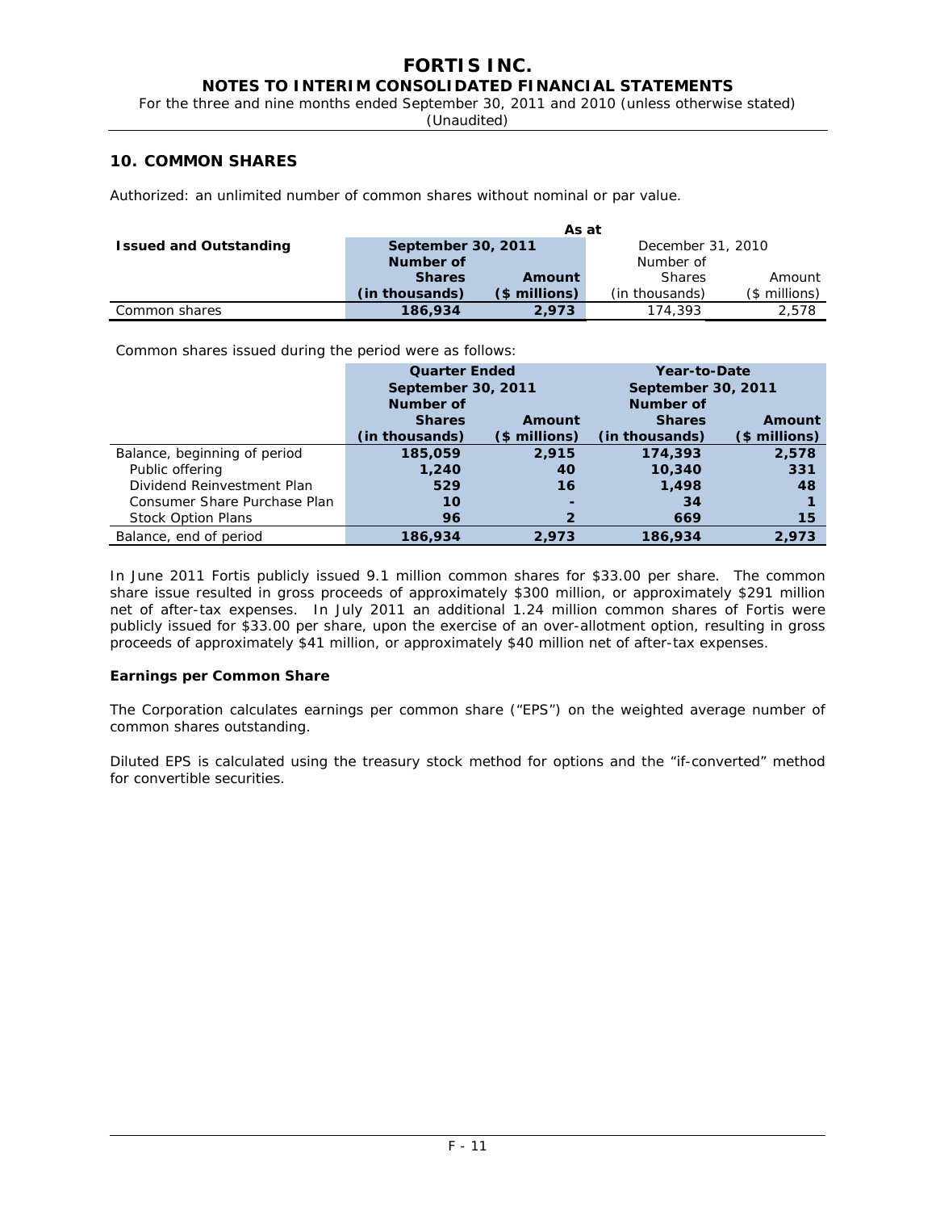## 10. COMMON SHARES

Authorized: an unlimited number of common shares without nominal or par value.

| Issued and Outstanding | As at | | | |
|---|---|---|---|---|
| | **September 30, 2011** | | December 31, 2010 | |
| | **Number of Shares (in thousands)** | **Amount ($ millions)** | Number of Shares (in thousands) | Amount ($ millions) |
| Common shares | **186,934** | **2,973** | 174,393 | 2,578 |

Common shares issued during the period were as follows:

| | **Quarter Ended September 30, 2011** | | **Year-to-Date September 30, 2011** | |
|---|---|---|---|---|
| | **Number of Shares (in thousands)** | **Amount ($ millions)** | **Number of Shares (in thousands)** | **Amount ($ millions)** |
| Balance, beginning of period | **185,059** | **2,915** | **174,393** | **2,578** |
| Public offering | **1,240** | **40** | **10,340** | **331** |
| Dividend Reinvestment Plan | **529** | **16** | **1,498** | **48** |
| Consumer Share Purchase Plan | **10** | **-** | **34** | **1** |
| Stock Option Plans | **96** | **2** | **669** | **15** |
| Balance, end of period | **186,934** | **2,973** | **186,934** | **2,973** |

In June 2011 Fortis publicly issued 9.1 million common shares for $33.00 per share. The common share issue resulted in gross proceeds of approximately $300 million, or approximately $291 million net of after-tax expenses. In July 2011 an additional 1.24 million common shares of Fortis were publicly issued for $33.00 per share, upon the exercise of an over-allotment option, resulting in gross proceeds of approximately $41 million, or approximately $40 million net of after-tax expenses.

**Earnings per Common Share**

The Corporation calculates earnings per common share ("EPS") on the weighted average number of common shares outstanding.

Diluted EPS is calculated using the treasury stock method for options and the "if-converted" method for convertible securities.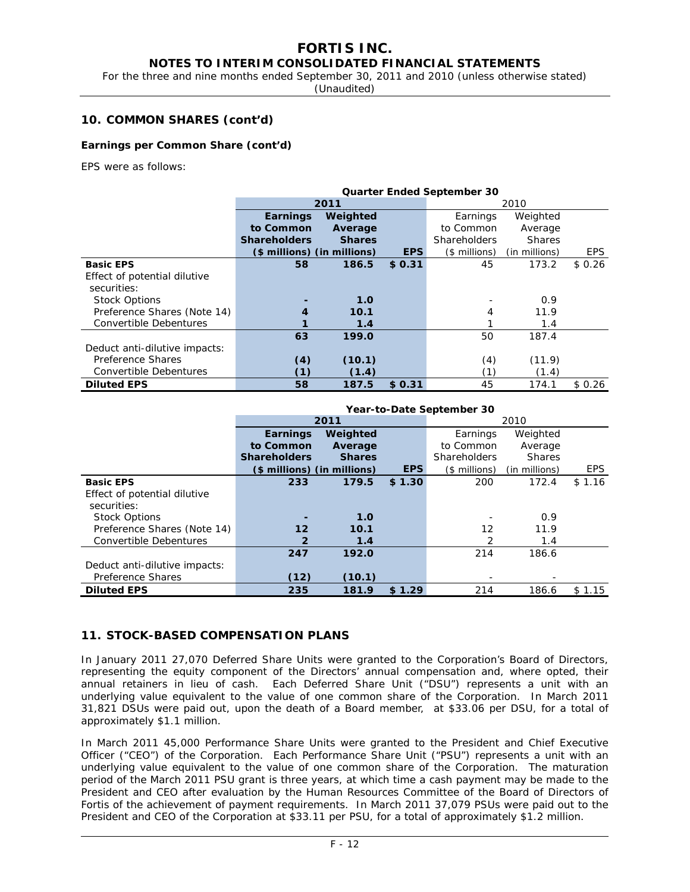## 10. COMMON SHARES (cont'd)

**Earnings per Common Share (cont'd)**

EPS were as follows:

| | Quarter Ended September 30 | | | | | |
|---|---|---|---|---|---|---|
| | **2011** | | | 2010 | | |
| | **Earnings to Common Shareholders ($ millions)** | **Weighted Average Shares (in millions)** | **EPS** | Earnings to Common Shareholders ($ millions) | Weighted Average Shares (in millions) | EPS |
| **Basic EPS** | **58** | **186.5** | **$ 0.31** | 45 | 173.2 | $ 0.26 |
| Effect of potential dilutive securities: | | | | | | |
| Stock Options | **-** | **1.0** | | - | 0.9 | |
| Preference Shares (Note 14) | **4** | **10.1** | | 4 | 11.9 | |
| Convertible Debentures | **1** | **1.4** | | 1 | 1.4 | |
| | **63** | **199.0** | | 50 | 187.4 | |
| Deduct anti-dilutive impacts: | | | | | | |
| Preference Shares | **(4)** | **(10.1)** | | (4) | (11.9) | |
| Convertible Debentures | **(1)** | **(1.4)** | | (1) | (1.4) | |
| **Diluted EPS** | **58** | **187.5** | **$ 0.31** | 45 | 174.1 | $ 0.26 |

| | Year-to-Date September 30 | | | | | |
|---|---|---|---|---|---|---|
| | **2011** | | | 2010 | | |
| | **Earnings to Common Shareholders ($ millions)** | **Weighted Average Shares (in millions)** | **EPS** | Earnings to Common Shareholders ($ millions) | Weighted Average Shares (in millions) | EPS |
| **Basic EPS** | **233** | **179.5** | **$ 1.30** | 200 | 172.4 | $ 1.16 |
| Effect of potential dilutive securities: | | | | | | |
| Stock Options | **-** | **1.0** | | - | 0.9 | |
| Preference Shares (Note 14) | **12** | **10.1** | | 12 | 11.9 | |
| Convertible Debentures | **2** | **1.4** | | 2 | 1.4 | |
| | **247** | **192.0** | | 214 | 186.6 | |
| Deduct anti-dilutive impacts: | | | | | | |
| Preference Shares | **(12)** | **(10.1)** | | - | - | |
| **Diluted EPS** | **235** | **181.9** | **$ 1.29** | 214 | 186.6 | $ 1.15 |

## 11. STOCK-BASED COMPENSATION PLANS

In January 2011 27,070 Deferred Share Units were granted to the Corporation's Board of Directors, representing the equity component of the Directors' annual compensation and, where opted, their annual retainers in lieu of cash. Each Deferred Share Unit ("DSU") represents a unit with an underlying value equivalent to the value of one common share of the Corporation. In March 2011 31,821 DSUs were paid out, upon the death of a Board member, at $33.06 per DSU, for a total of approximately $1.1 million.

In March 2011 45,000 Performance Share Units were granted to the President and Chief Executive Officer ("CEO") of the Corporation. Each Performance Share Unit ("PSU") represents a unit with an underlying value equivalent to the value of one common share of the Corporation. The maturation period of the March 2011 PSU grant is three years, at which time a cash payment may be made to the President and CEO after evaluation by the Human Resources Committee of the Board of Directors of Fortis of the achievement of payment requirements. In March 2011 37,079 PSUs were paid out to the President and CEO of the Corporation at $33.11 per PSU, for a total of approximately $1.2 million.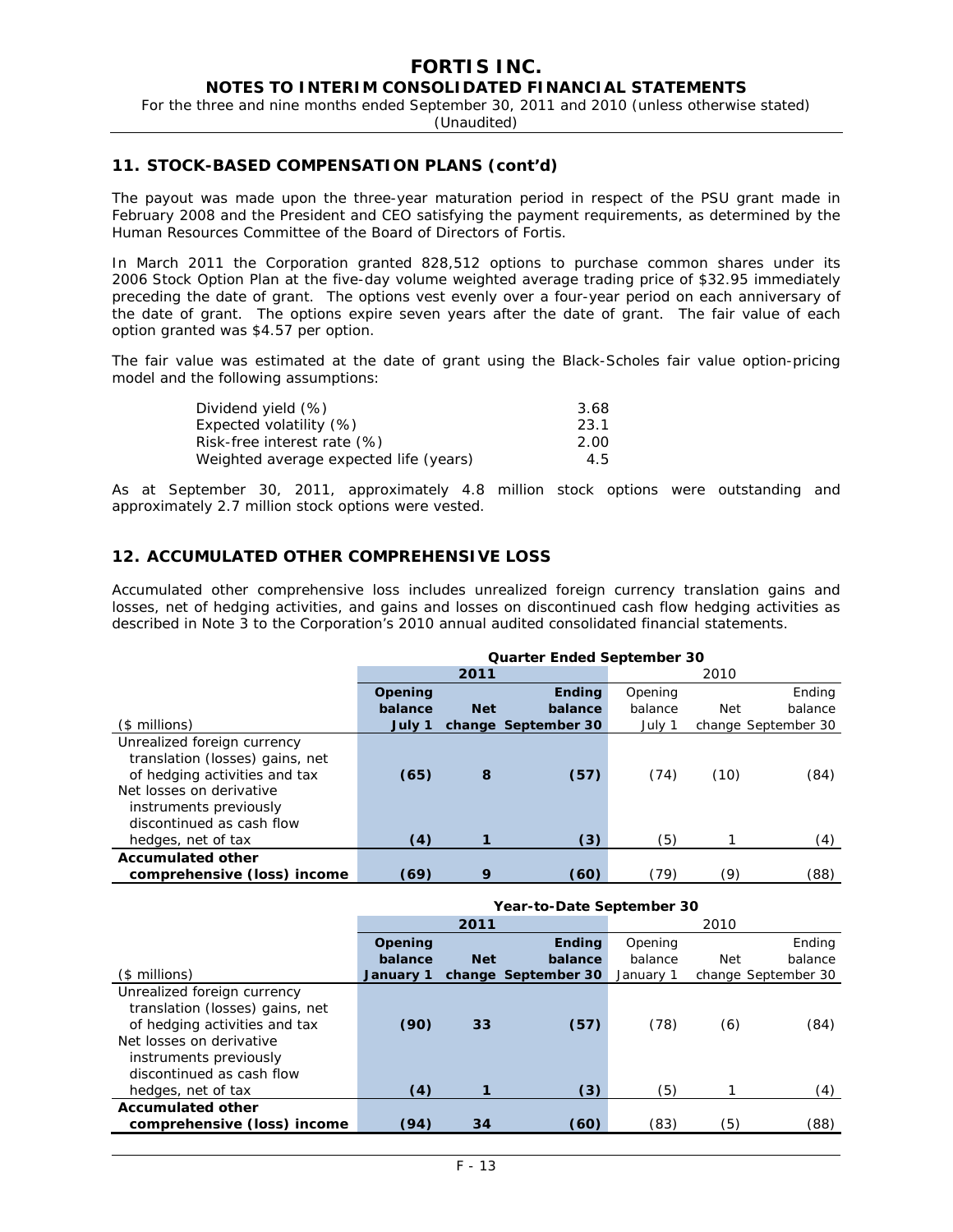## 11. STOCK-BASED COMPENSATION PLANS (cont'd)

The payout was made upon the three-year maturation period in respect of the PSU grant made in February 2008 and the President and CEO satisfying the payment requirements, as determined by the Human Resources Committee of the Board of Directors of Fortis.

In March 2011 the Corporation granted 828,512 options to purchase common shares under its 2006 Stock Option Plan at the five-day volume weighted average trading price of $32.95 immediately preceding the date of grant. The options vest evenly over a four-year period on each anniversary of the date of grant. The options expire seven years after the date of grant. The fair value of each option granted was $4.57 per option.

The fair value was estimated at the date of grant using the Black-Scholes fair value option-pricing model and the following assumptions:

| | |
|---|---|
| Dividend yield (%) | 3.68 |
| Expected volatility (%) | 23.1 |
| Risk-free interest rate (%) | 2.00 |
| Weighted average expected life (years) | 4.5 |

As at September 30, 2011, approximately 4.8 million stock options were outstanding and approximately 2.7 million stock options were vested.

## 12. ACCUMULATED OTHER COMPREHENSIVE LOSS

Accumulated other comprehensive loss includes unrealized foreign currency translation gains and losses, net of hedging activities, and gains and losses on discontinued cash flow hedging activities as described in Note 3 to the Corporation's 2010 annual audited consolidated financial statements.

| | **Quarter Ended September 30** | | | | | |
|---|---|---|---|---|---|---|
| | **2011** | | | 2010 | | |
| ($ millions) | **Opening balance July 1** | **Net change** | **Ending balance September 30** | Opening balance July 1 | Net change | Ending balance September 30 |
| Unrealized foreign currency translation (losses) gains, net of hedging activities and tax | **(65)** | **8** | **(57)** | (74) | (10) | (84) |
| Net losses on derivative instruments previously discontinued as cash flow hedges, net of tax | **(4)** | **1** | **(3)** | (5) | 1 | (4) |
| **Accumulated other comprehensive (loss) income** | **(69)** | **9** | **(60)** | (79) | (9) | (88) |

| | **Year-to-Date September 30** | | | | | |
|---|---|---|---|---|---|---|
| | **2011** | | | 2010 | | |
| ($ millions) | **Opening balance January 1** | **Net change** | **Ending balance September 30** | Opening balance January 1 | Net change | Ending balance September 30 |
| Unrealized foreign currency translation (losses) gains, net of hedging activities and tax | **(90)** | **33** | **(57)** | (78) | (6) | (84) |
| Net losses on derivative instruments previously discontinued as cash flow hedges, net of tax | **(4)** | **1** | **(3)** | (5) | 1 | (4) |
| **Accumulated other comprehensive (loss) income** | **(94)** | **34** | **(60)** | (83) | (5) | (88) |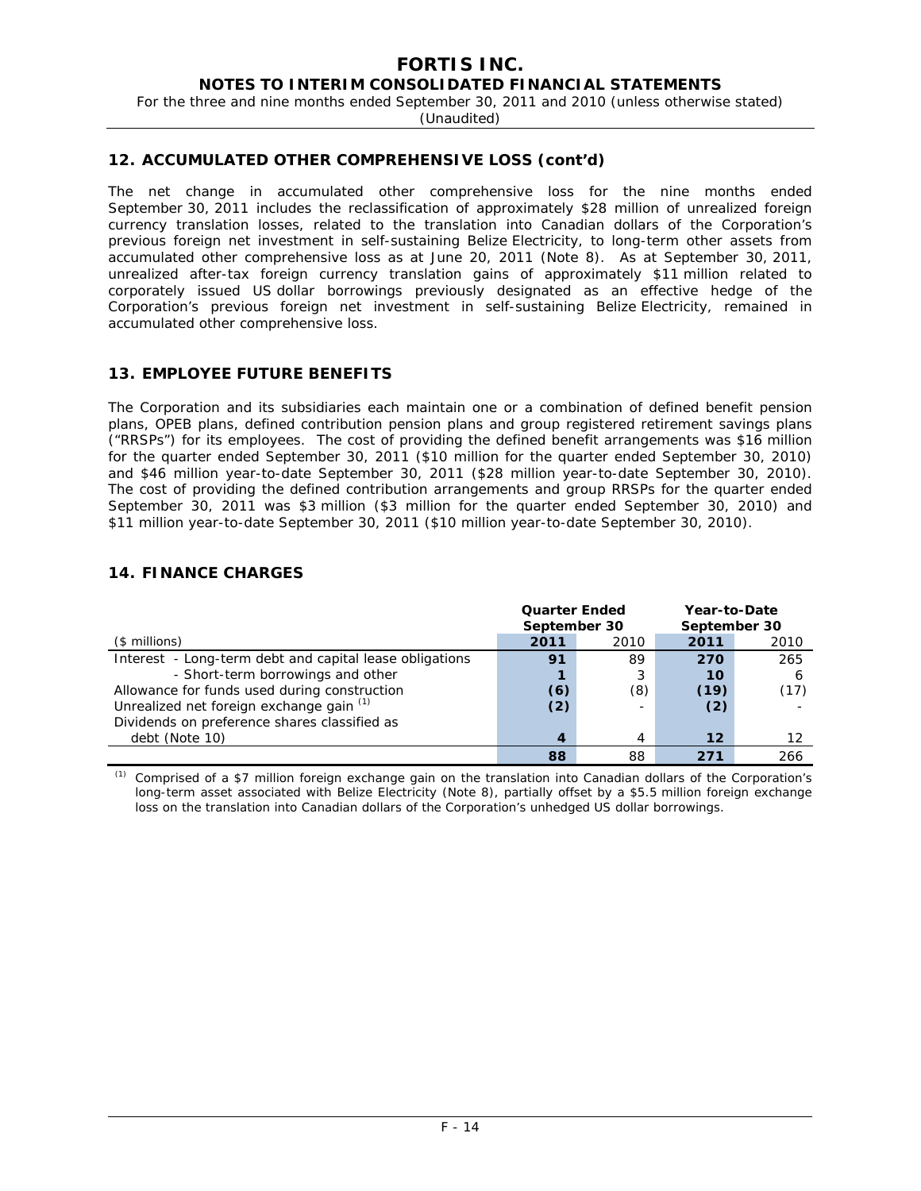## 12. ACCUMULATED OTHER COMPREHENSIVE LOSS (cont'd)

The net change in accumulated other comprehensive loss for the nine months ended September 30, 2011 includes the reclassification of approximately $28 million of unrealized foreign currency translation losses, related to the translation into Canadian dollars of the Corporation's previous foreign net investment in self-sustaining Belize Electricity, to long-term other assets from accumulated other comprehensive loss as at June 20, 2011 (Note 8). As at September 30, 2011, unrealized after-tax foreign currency translation gains of approximately $11 million related to corporately issued US dollar borrowings previously designated as an effective hedge of the Corporation's previous foreign net investment in self-sustaining Belize Electricity, remained in accumulated other comprehensive loss.

## 13. EMPLOYEE FUTURE BENEFITS

The Corporation and its subsidiaries each maintain one or a combination of defined benefit pension plans, OPEB plans, defined contribution pension plans and group registered retirement savings plans ("RRSPs") for its employees. The cost of providing the defined benefit arrangements was $16 million for the quarter ended September 30, 2011 ($10 million for the quarter ended September 30, 2010) and $46 million year-to-date September 30, 2011 ($28 million year-to-date September 30, 2010). The cost of providing the defined contribution arrangements and group RRSPs for the quarter ended September 30, 2011 was $3 million ($3 million for the quarter ended September 30, 2010) and $11 million year-to-date September 30, 2011 ($10 million year-to-date September 30, 2010).

## 14. FINANCE CHARGES

| | Quarter Ended September 30 | | Year-to-Date September 30 | |
|---|---|---|---|---|
| ($ millions) | **2011** | 2010 | **2011** | 2010 |
| Interest - Long-term debt and capital lease obligations | **91** | 89 | **270** | 265 |
| - Short-term borrowings and other | **1** | 3 | **10** | 6 |
| Allowance for funds used during construction | **(6)** | (8) | **(19)** | (17) |
| Unrealized net foreign exchange gain [1] | **(2)** | - | **(2)** | - |
| Dividends on preference shares classified as debt (Note 10) | **4** | 4 | **12** | 12 |
| | **88** | 88 | **271** | 266 |

[1] Comprised of a $7 million foreign exchange gain on the translation into Canadian dollars of the Corporation's long-term asset associated with Belize Electricity (Note 8), partially offset by a $5.5 million foreign exchange loss on the translation into Canadian dollars of the Corporation's unhedged US dollar borrowings.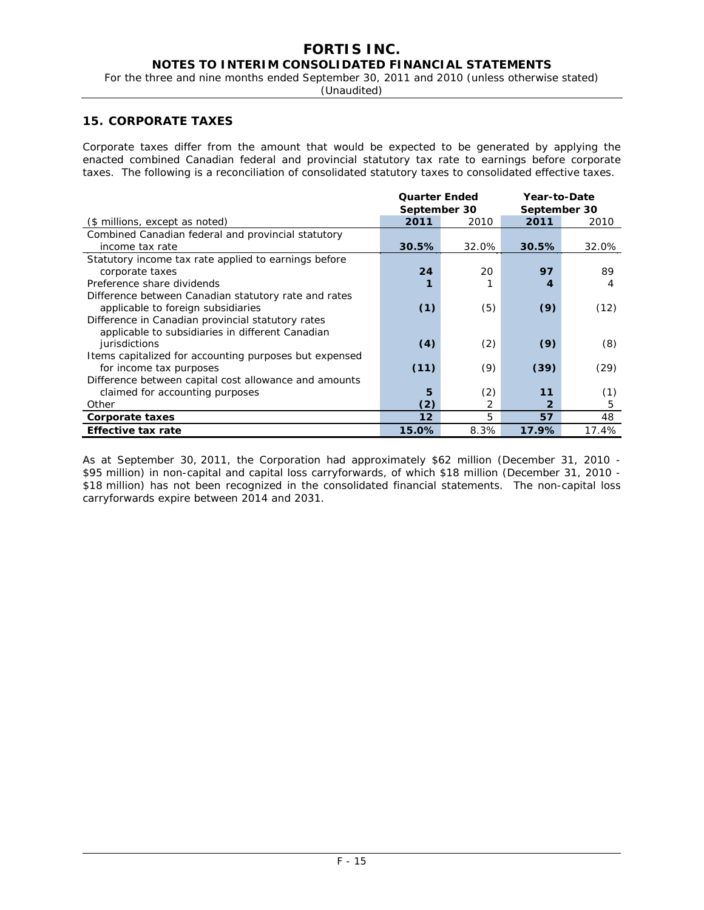## 15. CORPORATE TAXES

Corporate taxes differ from the amount that would be expected to be generated by applying the enacted combined Canadian federal and provincial statutory tax rate to earnings before corporate taxes. The following is a reconciliation of consolidated statutory taxes to consolidated effective taxes.

| | Quarter Ended September 30 | | Year-to-Date September 30 | |
|---|---|---|---|---|
| ($ millions, except as noted) | **2011** | 2010 | **2011** | 2010 |
| Combined Canadian federal and provincial statutory income tax rate | **30.5%** | 32.0% | **30.5%** | 32.0% |
| Statutory income tax rate applied to earnings before corporate taxes | **24** | 20 | **97** | 89 |
| Preference share dividends | **1** | 1 | **4** | 4 |
| Difference between Canadian statutory rate and rates applicable to foreign subsidiaries | **(1)** | (5) | **(9)** | (12) |
| Difference in Canadian provincial statutory rates applicable to subsidiaries in different Canadian jurisdictions | **(4)** | (2) | **(9)** | (8) |
| Items capitalized for accounting purposes but expensed for income tax purposes | **(11)** | (9) | **(39)** | (29) |
| Difference between capital cost allowance and amounts claimed for accounting purposes | **5** | (2) | **11** | (1) |
| Other | **(2)** | 2 | **2** | 5 |
| **Corporate taxes** | **12** | 5 | **57** | 48 |
| **Effective tax rate** | **15.0%** | 8.3% | **17.9%** | 17.4% |

As at September 30, 2011, the Corporation had approximately $62 million (December 31, 2010 - $95 million) in non-capital and capital loss carryforwards, of which $18 million (December 31, 2010 - $18 million) has not been recognized in the consolidated financial statements. The non-capital loss carryforwards expire between 2014 and 2031.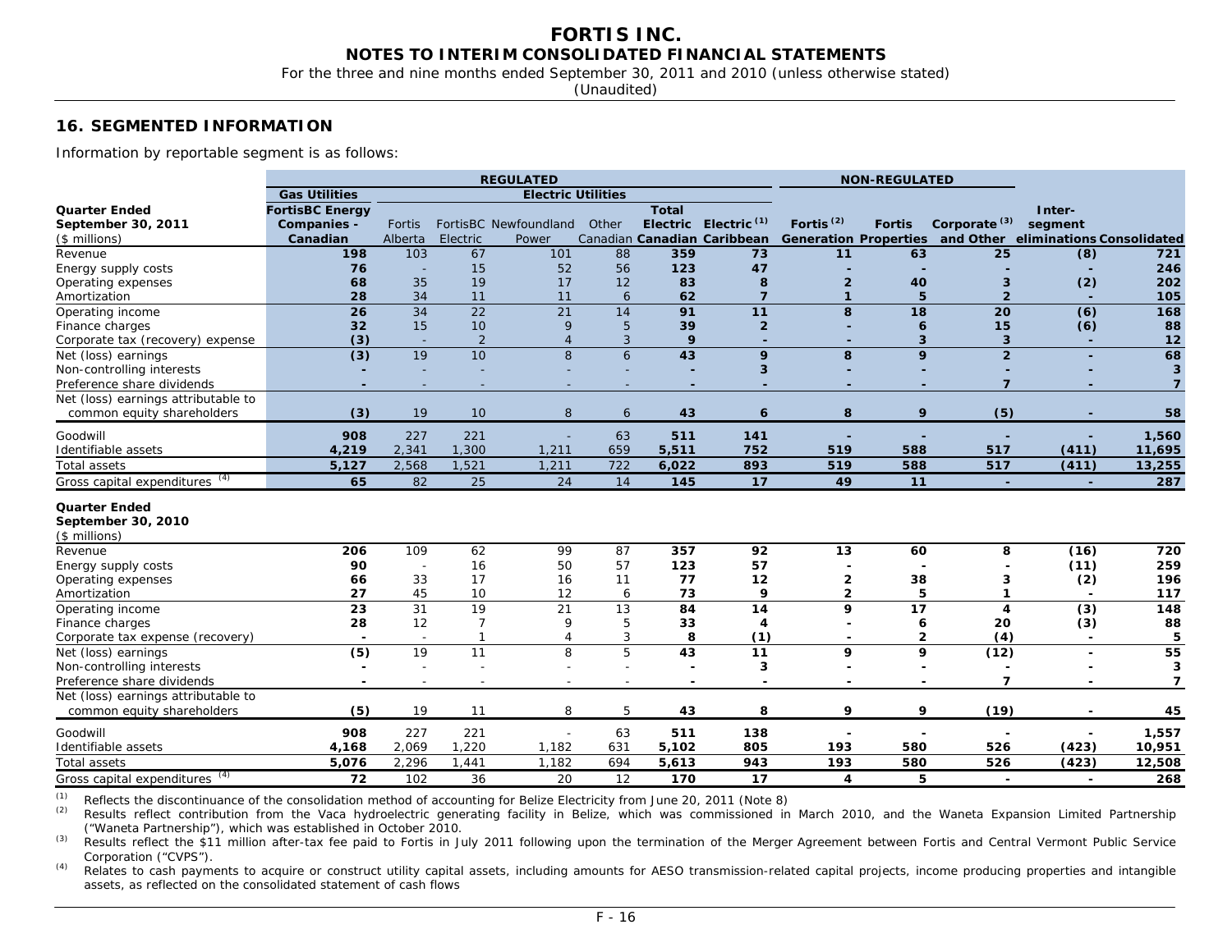## 16. SEGMENTED INFORMATION

Information by reportable segment is as follows:

| | REGULATED | | | | | | | NON-REGULATED | | | | |
|---|---|---|---|---|---|---|---|---|---|---|---|---|
| | Gas Utilities | Electric Utilities | | | | | | | | | | |
| **Quarter Ended September 30, 2011** ($ millions) | FortisBC Energy Companies - Canadian | Fortis Alberta | FortisBC Electric | Newfoundland Power | Other Canadian | Total Electric Canadian | Electric (1) Caribbean | Fortis (2) Generation | Fortis Properties | Corporate (3) and Other | Inter-segment eliminations | Consolidated |
| Revenue | 198 | 103 | 67 | 101 | 88 | 359 | 73 | 11 | 63 | 25 | (8) | 721 |
| Energy supply costs | 76 | - | 15 | 52 | 56 | 123 | 47 | - | - | - | - | 246 |
| Operating expenses | 68 | 35 | 19 | 17 | 12 | 83 | 8 | 2 | 40 | 3 | (2) | 202 |
| Amortization | 28 | 34 | 11 | 11 | 6 | 62 | 7 | 1 | 5 | 2 | - | 105 |
| Operating income | 26 | 34 | 22 | 21 | 14 | 91 | 11 | 8 | 18 | 20 | (6) | 168 |
| Finance charges | 32 | 15 | 10 | 9 | 5 | 39 | 2 | - | 6 | 15 | (6) | 88 |
| Corporate tax (recovery) expense | (3) | - | 2 | 4 | 3 | 9 | - | - | 3 | 3 | - | 12 |
| Net (loss) earnings | (3) | 19 | 10 | 8 | 6 | 43 | 9 | 8 | 9 | 2 | - | 68 |
| Non-controlling interests | - | - | - | - | - | - | 3 | - | - | - | - | 3 |
| Preference share dividends | - | - | - | - | - | - | - | - | - | 7 | - | 7 |
| Net (loss) earnings attributable to common equity shareholders | (3) | 19 | 10 | 8 | 6 | 43 | 6 | 8 | 9 | (5) | - | 58 |
| Goodwill | 908 | 227 | 221 | - | 63 | 511 | 141 | - | - | - | - | 1,560 |
| Identifiable assets | 4,219 | 2,341 | 1,300 | 1,211 | 659 | 5,511 | 752 | 519 | 588 | 517 | (411) | 11,695 |
| Total assets | 5,127 | 2,568 | 1,521 | 1,211 | 722 | 6,022 | 893 | 519 | 588 | 517 | (411) | 13,255 |
| Gross capital expenditures (4) | 65 | 82 | 25 | 24 | 14 | 145 | 17 | 49 | 11 | - | - | 287 |
| **Quarter Ended September 30, 2010** ($ millions) | | | | | | | | | | | | |
| Revenue | 206 | 109 | 62 | 99 | 87 | 357 | 92 | 13 | 60 | 8 | (16) | 720 |
| Energy supply costs | 90 | - | 16 | 50 | 57 | 123 | 57 | - | - | - | (11) | 259 |
| Operating expenses | 66 | 33 | 17 | 16 | 11 | 77 | 12 | 2 | 38 | 3 | (2) | 196 |
| Amortization | 27 | 45 | 10 | 12 | 6 | 73 | 9 | 2 | 5 | 1 | - | 117 |
| Operating income | 23 | 31 | 19 | 21 | 13 | 84 | 14 | 9 | 17 | 4 | (3) | 148 |
| Finance charges | 28 | 12 | 7 | 9 | 5 | 33 | 4 | - | 6 | 20 | (3) | 88 |
| Corporate tax expense (recovery) | - | - | 1 | 4 | 3 | 8 | (1) | - | 2 | (4) | - | 5 |
| Net (loss) earnings | (5) | 19 | 11 | 8 | 5 | 43 | 11 | 9 | 9 | (12) | - | 55 |
| Non-controlling interests | - | - | - | - | - | - | 3 | - | - | - | - | 3 |
| Preference share dividends | - | - | - | - | - | - | - | - | - | 7 | - | 7 |
| Net (loss) earnings attributable to common equity shareholders | (5) | 19 | 11 | 8 | 5 | 43 | 8 | 9 | 9 | (19) | - | 45 |
| Goodwill | 908 | 227 | 221 | - | 63 | 511 | 138 | - | - | - | - | 1,557 |
| Identifiable assets | 4,168 | 2,069 | 1,220 | 1,182 | 631 | 5,102 | 805 | 193 | 580 | 526 | (423) | 10,951 |
| Total assets | 5,076 | 2,296 | 1,441 | 1,182 | 694 | 5,613 | 943 | 193 | 580 | 526 | (423) | 12,508 |
| Gross capital expenditures (4) | 72 | 102 | 36 | 20 | 12 | 170 | 17 | 4 | 5 | - | - | 268 |

(1) Reflects the discontinuance of the consolidation method of accounting for Belize Electricity from June 20, 2011 (Note 8)

(2) Results reflect contribution from the Vaca hydroelectric generating facility in Belize, which was commissioned in March 2010, and the Waneta Expansion Limited Partnership ("Waneta Partnership"), which was established in October 2010.

(3) Results reflect the $11 million after-tax fee paid to Fortis in July 2011 following upon the termination of the Merger Agreement between Fortis and Central Vermont Public Service Corporation ("CVPS").

(4) Relates to cash payments to acquire or construct utility capital assets, including amounts for AESO transmission-related capital projects, income producing properties and intangible assets, as reflected on the consolidated statement of cash flows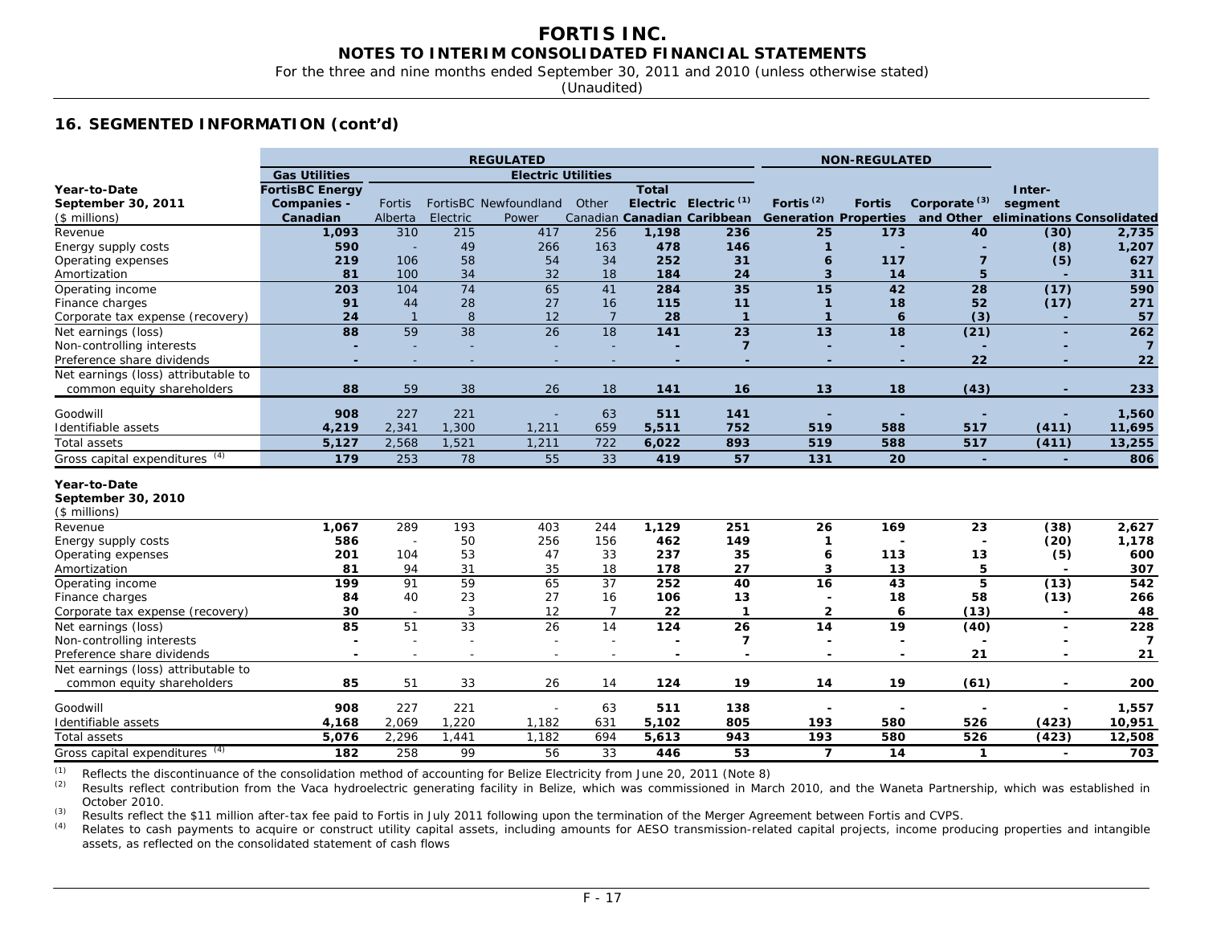## 16. SEGMENTED INFORMATION (cont'd)

| | REGULATED | | | | | | | NON-REGULATED | | | | |
|---|---|---|---|---|---|---|---|---|---|---|---|---|
| | Gas Utilities | Electric Utilities | | | | | | | | | | |
| Year-to-Date September 30, 2011 ($ millions) | FortisBC Energy Companies - Canadian | Fortis Alberta | FortisBC Electric | Newfoundland Power | Other Canadian | Total Electric Canadian | Electric [(1)] Caribbean | Fortis [(2)] Generation | Fortis Properties | Corporate [(3)] and Other | Inter-segment eliminations | Consolidated |
| Revenue | 1,093 | 310 | 215 | 417 | 256 | 1,198 | 236 | 25 | 173 | 40 | (30) | 2,735 |
| Energy supply costs | 590 | - | 49 | 266 | 163 | 478 | 146 | 1 | - | - | (8) | 1,207 |
| Operating expenses | 219 | 106 | 58 | 54 | 34 | 252 | 31 | 6 | 117 | 7 | (5) | 627 |
| Amortization | 81 | 100 | 34 | 32 | 18 | 184 | 24 | 3 | 14 | 5 | - | 311 |
| Operating income | 203 | 104 | 74 | 65 | 41 | 284 | 35 | 15 | 42 | 28 | (17) | 590 |
| Finance charges | 91 | 44 | 28 | 27 | 16 | 115 | 11 | 1 | 18 | 52 | (17) | 271 |
| Corporate tax expense (recovery) | 24 | 1 | 8 | 12 | 7 | 28 | 1 | 1 | 6 | (3) | - | 57 |
| Net earnings (loss) | 88 | 59 | 38 | 26 | 18 | 141 | 23 | 13 | 18 | (21) | - | 262 |
| Non-controlling interests | - | - | - | - | - | - | 7 | - | - | - | - | 7 |
| Preference share dividends | - | - | - | - | - | - | - | - | - | 22 | - | 22 |
| Net earnings (loss) attributable to common equity shareholders | 88 | 59 | 38 | 26 | 18 | 141 | 16 | 13 | 18 | (43) | - | 233 |
| Goodwill | 908 | 227 | 221 | - | 63 | 511 | 141 | - | - | - | - | 1,560 |
| Identifiable assets | 4,219 | 2,341 | 1,300 | 1,211 | 659 | 5,511 | 752 | 519 | 588 | 517 | (411) | 11,695 |
| Total assets | 5,127 | 2,568 | 1,521 | 1,211 | 722 | 6,022 | 893 | 519 | 588 | 517 | (411) | 13,255 |
| Gross capital expenditures [(4)] | 179 | 253 | 78 | 55 | 33 | 419 | 57 | 131 | 20 | - | - | 806 |
| **Year-to-Date September 30, 2010 ($ millions)** | | | | | | | | | | | | |
| Revenue | 1,067 | 289 | 193 | 403 | 244 | 1,129 | 251 | 26 | 169 | 23 | (38) | 2,627 |
| Energy supply costs | 586 | - | 50 | 256 | 156 | 462 | 149 | 1 | - | - | (20) | 1,178 |
| Operating expenses | 201 | 104 | 53 | 47 | 33 | 237 | 35 | 6 | 113 | 13 | (5) | 600 |
| Amortization | 81 | 94 | 31 | 35 | 18 | 178 | 27 | 3 | 13 | 5 | - | 307 |
| Operating income | 199 | 91 | 59 | 65 | 37 | 252 | 40 | 16 | 43 | 5 | (13) | 542 |
| Finance charges | 84 | 40 | 23 | 27 | 16 | 106 | 13 | - | 18 | 58 | (13) | 266 |
| Corporate tax expense (recovery) | 30 | - | 3 | 12 | 7 | 22 | 1 | 2 | 6 | (13) | - | 48 |
| Net earnings (loss) | 85 | 51 | 33 | 26 | 14 | 124 | 26 | 14 | 19 | (40) | - | 228 |
| Non-controlling interests | - | - | - | - | - | - | 7 | - | - | - | - | 7 |
| Preference share dividends | - | - | - | - | - | - | - | - | - | 21 | - | 21 |
| Net earnings (loss) attributable to common equity shareholders | 85 | 51 | 33 | 26 | 14 | 124 | 19 | 14 | 19 | (61) | - | 200 |
| Goodwill | 908 | 227 | 221 | - | 63 | 511 | 138 | - | - | - | - | 1,557 |
| Identifiable assets | 4,168 | 2,069 | 1,220 | 1,182 | 631 | 5,102 | 805 | 193 | 580 | 526 | (423) | 10,951 |
| Total assets | 5,076 | 2,296 | 1,441 | 1,182 | 694 | 5,613 | 943 | 193 | 580 | 526 | (423) | 12,508 |
| Gross capital expenditures [(4)] | 182 | 258 | 99 | 56 | 33 | 446 | 53 | 7 | 14 | 1 | - | 703 |

(1) Reflects the discontinuance of the consolidation method of accounting for Belize Electricity from June 20, 2011 (Note 8)

(2) Results reflect contribution from the Vaca hydroelectric generating facility in Belize, which was commissioned in March 2010, and the Waneta Partnership, which was established in October 2010.

(3) Results reflect the $11 million after-tax fee paid to Fortis in July 2011 following upon the termination of the Merger Agreement between Fortis and CVPS.

(4) Relates to cash payments to acquire or construct utility capital assets, including amounts for AESO transmission-related capital projects, income producing properties and intangible assets, as reflected on the consolidated statement of cash flows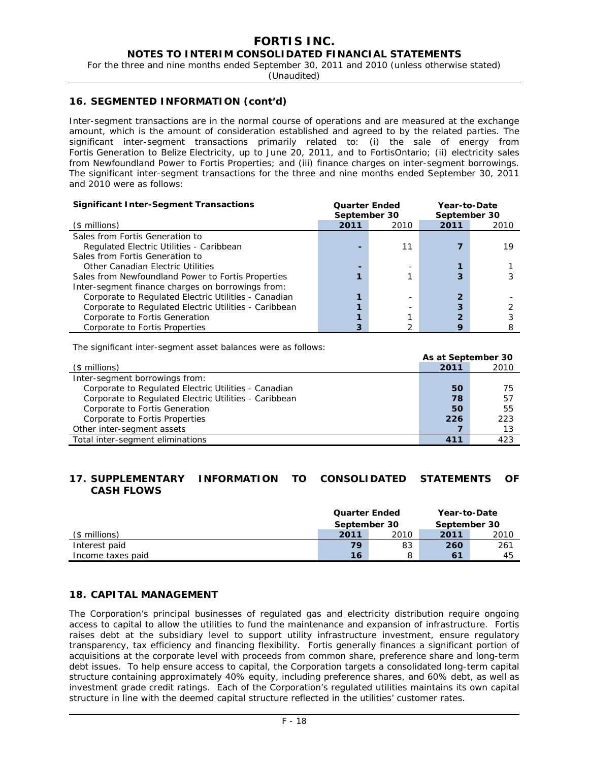## 16. SEGMENTED INFORMATION (cont'd)

Inter-segment transactions are in the normal course of operations and are measured at the exchange amount, which is the amount of consideration established and agreed to by the related parties. The significant inter-segment transactions primarily related to: (i) the sale of energy from Fortis Generation to Belize Electricity, up to June 20, 2011, and to FortisOntario; (ii) electricity sales from Newfoundland Power to Fortis Properties; and (iii) finance charges on inter-segment borrowings. The significant inter-segment transactions for the three and nine months ended September 30, 2011 and 2010 were as follows:

| Significant Inter-Segment Transactions | Quarter Ended September 30 | | Year-to-Date September 30 | |
|---|---|---|---|---|
| ($ millions) | **2011** | 2010 | **2011** | 2010 |
| Sales from Fortis Generation to | | | | |
| Regulated Electric Utilities - Caribbean | **-** | 11 | **7** | 19 |
| Sales from Fortis Generation to | | | | |
| Other Canadian Electric Utilities | **-** | - | **1** | 1 |
| Sales from Newfoundland Power to Fortis Properties | **1** | 1 | **3** | 3 |
| Inter-segment finance charges on borrowings from: | | | | |
| Corporate to Regulated Electric Utilities - Canadian | **1** | - | **2** | - |
| Corporate to Regulated Electric Utilities - Caribbean | **1** | - | **3** | 2 |
| Corporate to Fortis Generation | **1** | 1 | **2** | 3 |
| Corporate to Fortis Properties | **3** | 2 | **9** | 8 |

The significant inter-segment asset balances were as follows:

| | As at September 30 | |
|---|---|---|
| ($ millions) | **2011** | 2010 |
| Inter-segment borrowings from: | | |
| Corporate to Regulated Electric Utilities - Canadian | **50** | 75 |
| Corporate to Regulated Electric Utilities - Caribbean | **78** | 57 |
| Corporate to Fortis Generation | **50** | 55 |
| Corporate to Fortis Properties | **226** | 223 |
| Other inter-segment assets | **7** | 13 |
| Total inter-segment eliminations | **411** | 423 |

## 17. SUPPLEMENTARY INFORMATION TO CONSOLIDATED STATEMENTS OF CASH FLOWS

| | Quarter Ended September 30 | | Year-to-Date September 30 | |
|---|---|---|---|---|
| ($ millions) | **2011** | 2010 | **2011** | 2010 |
| Interest paid | **79** | 83 | **260** | 261 |
| Income taxes paid | **16** | 8 | **61** | 45 |

## 18. CAPITAL MANAGEMENT

The Corporation's principal businesses of regulated gas and electricity distribution require ongoing access to capital to allow the utilities to fund the maintenance and expansion of infrastructure. Fortis raises debt at the subsidiary level to support utility infrastructure investment, ensure regulatory transparency, tax efficiency and financing flexibility. Fortis generally finances a significant portion of acquisitions at the corporate level with proceeds from common share, preference share and long-term debt issues. To help ensure access to capital, the Corporation targets a consolidated long-term capital structure containing approximately 40% equity, including preference shares, and 60% debt, as well as investment grade credit ratings. Each of the Corporation's regulated utilities maintains its own capital structure in line with the deemed capital structure reflected in the utilities' customer rates.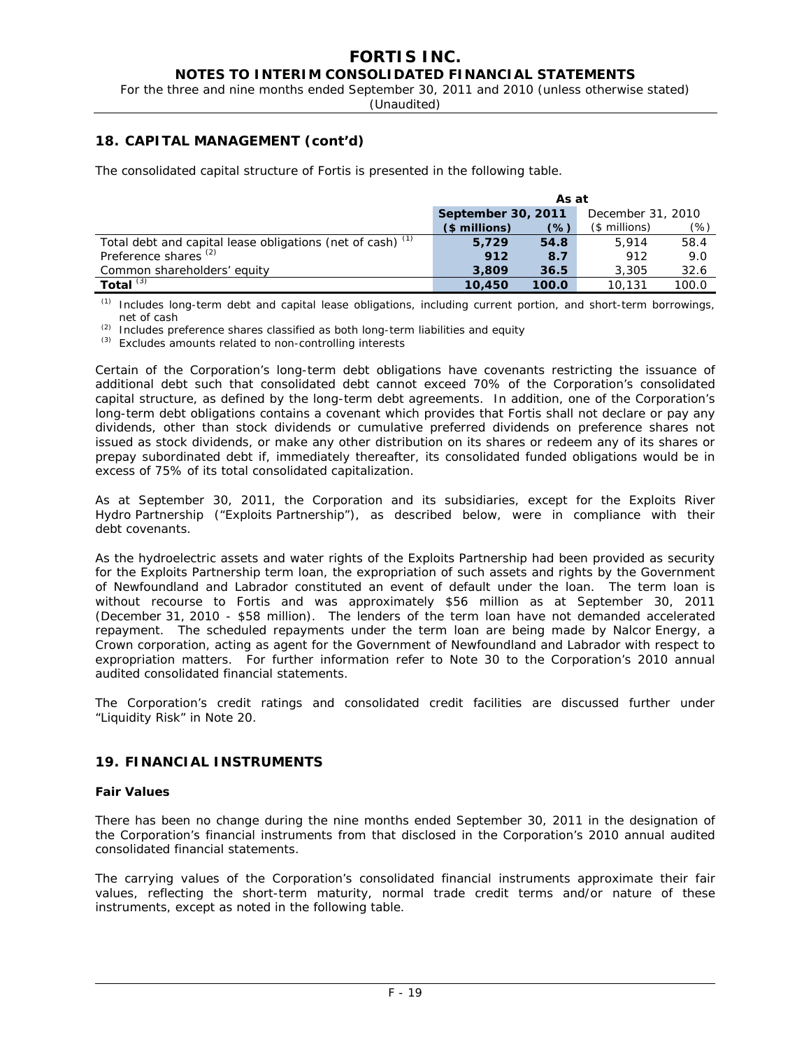## 18. CAPITAL MANAGEMENT (cont'd)

The consolidated capital structure of Fortis is presented in the following table.

| | As at | | | |
|---|---|---|---|---|
| | **September 30, 2011** | | December 31, 2010 | |
| | **($ millions)** | **(%)** | ($ millions) | (%) |
| Total debt and capital lease obligations (net of cash) [(1)] | **5,729** | **54.8** | 5,914 | 58.4 |
| Preference shares [(2)] | **912** | **8.7** | 912 | 9.0 |
| Common shareholders' equity | **3,809** | **36.5** | 3,305 | 32.6 |
| **Total** [(3)] | **10,450** | **100.0** | 10,131 | 100.0 |

[(1)] Includes long-term debt and capital lease obligations, including current portion, and short-term borrowings, net of cash

[(2)] Includes preference shares classified as both long-term liabilities and equity

[(3)] Excludes amounts related to non-controlling interests

Certain of the Corporation's long-term debt obligations have covenants restricting the issuance of additional debt such that consolidated debt cannot exceed 70% of the Corporation's consolidated capital structure, as defined by the long-term debt agreements. In addition, one of the Corporation's long-term debt obligations contains a covenant which provides that Fortis shall not declare or pay any dividends, other than stock dividends or cumulative preferred dividends on preference shares not issued as stock dividends, or make any other distribution on its shares or redeem any of its shares or prepay subordinated debt if, immediately thereafter, its consolidated funded obligations would be in excess of 75% of its total consolidated capitalization.

As at September 30, 2011, the Corporation and its subsidiaries, except for the Exploits River Hydro Partnership ("Exploits Partnership"), as described below, were in compliance with their debt covenants.

As the hydroelectric assets and water rights of the Exploits Partnership had been provided as security for the Exploits Partnership term loan, the expropriation of such assets and rights by the Government of Newfoundland and Labrador constituted an event of default under the loan. The term loan is without recourse to Fortis and was approximately $56 million as at September 30, 2011 (December 31, 2010 - $58 million). The lenders of the term loan have not demanded accelerated repayment. The scheduled repayments under the term loan are being made by Nalcor Energy, a Crown corporation, acting as agent for the Government of Newfoundland and Labrador with respect to expropriation matters. For further information refer to Note 30 to the Corporation's 2010 annual audited consolidated financial statements.

The Corporation's credit ratings and consolidated credit facilities are discussed further under "Liquidity Risk" in Note 20.

## 19. FINANCIAL INSTRUMENTS

### Fair Values

There has been no change during the nine months ended September 30, 2011 in the designation of the Corporation's financial instruments from that disclosed in the Corporation's 2010 annual audited consolidated financial statements.

The carrying values of the Corporation's consolidated financial instruments approximate their fair values, reflecting the short-term maturity, normal trade credit terms and/or nature of these instruments, except as noted in the following table.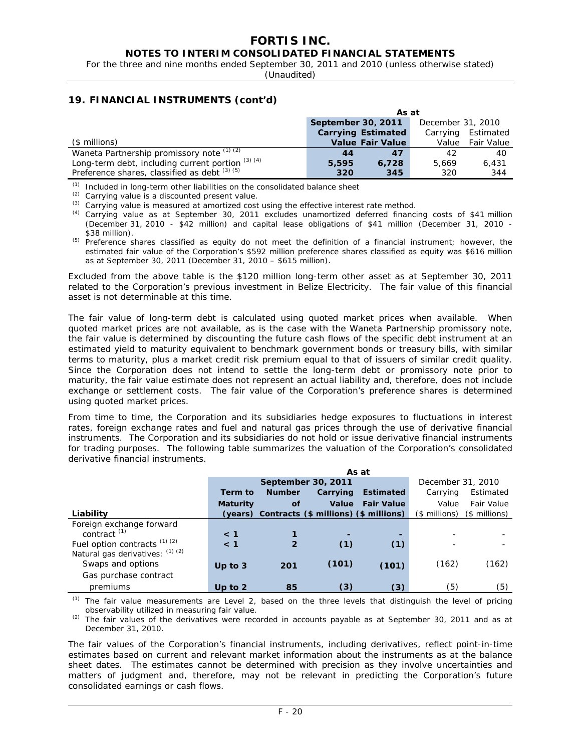## 19. FINANCIAL INSTRUMENTS (cont'd)

| | As at | | | |
|---|---|---|---|---|
| | September 30, 2011 | | December 31, 2010 | |
| ($ millions) | Carrying Value | Estimated Fair Value | Carrying Value | Estimated Fair Value |
| Waneta Partnership promissory note [(1) (2)] | 44 | 47 | 42 | 40 |
| Long-term debt, including current portion [(3) (4)] | 5,595 | 6,728 | 5,669 | 6,431 |
| Preference shares, classified as debt [(3) (5)] | 320 | 345 | 320 | 344 |

(1) Included in long-term other liabilities on the consolidated balance sheet

(2) Carrying value is a discounted present value.

(3) Carrying value is measured at amortized cost using the effective interest rate method.

(4) Carrying value as at September 30, 2011 excludes unamortized deferred financing costs of $41 million (December 31, 2010 - $42 million) and capital lease obligations of $41 million (December 31, 2010 - $38 million).

(5) Preference shares classified as equity do not meet the definition of a financial instrument; however, the estimated fair value of the Corporation's $592 million preference shares classified as equity was $616 million as at September 30, 2011 (December 31, 2010 – $615 million).

Excluded from the above table is the $120 million long-term other asset as at September 30, 2011 related to the Corporation's previous investment in Belize Electricity. The fair value of this financial asset is not determinable at this time.

The fair value of long-term debt is calculated using quoted market prices when available. When quoted market prices are not available, as is the case with the Waneta Partnership promissory note, the fair value is determined by discounting the future cash flows of the specific debt instrument at an estimated yield to maturity equivalent to benchmark government bonds or treasury bills, with similar terms to maturity, plus a market credit risk premium equal to that of issuers of similar credit quality. Since the Corporation does not intend to settle the long-term debt or promissory note prior to maturity, the fair value estimate does not represent an actual liability and, therefore, does not include exchange or settlement costs. The fair value of the Corporation's preference shares is determined using quoted market prices.

From time to time, the Corporation and its subsidiaries hedge exposures to fluctuations in interest rates, foreign exchange rates and fuel and natural gas prices through the use of derivative financial instruments. The Corporation and its subsidiaries do not hold or issue derivative financial instruments for trading purposes. The following table summarizes the valuation of the Corporation's consolidated derivative financial instruments.

| | As at | | | | | |
|---|---|---|---|---|---|---|
| | September 30, 2011 | | | | December 31, 2010 | |
| Liability | Term to Maturity (years) | Number of Contracts | Carrying Value ($ millions) | Estimated Fair Value ($ millions) | Carrying Value ($ millions) | Estimated Fair Value ($ millions) |
| Foreign exchange forward contract [(1)] | < 1 | 1 | - | - | - | - |
| Fuel option contracts [(1) (2)] | < 1 | 2 | (1) | (1) | - | - |
| Natural gas derivatives: [(1) (2)] | | | | | | |
| Swaps and options | Up to 3 | 201 | (101) | (101) | (162) | (162) |
| Gas purchase contract premiums | Up to 2 | 85 | (3) | (3) | (5) | (5) |

(1) The fair value measurements are Level 2, based on the three levels that distinguish the level of pricing observability utilized in measuring fair value.

(2) The fair values of the derivatives were recorded in accounts payable as at September 30, 2011 and as at December 31, 2010.

The fair values of the Corporation's financial instruments, including derivatives, reflect point-in-time estimates based on current and relevant market information about the instruments as at the balance sheet dates. The estimates cannot be determined with precision as they involve uncertainties and matters of judgment and, therefore, may not be relevant in predicting the Corporation's future consolidated earnings or cash flows.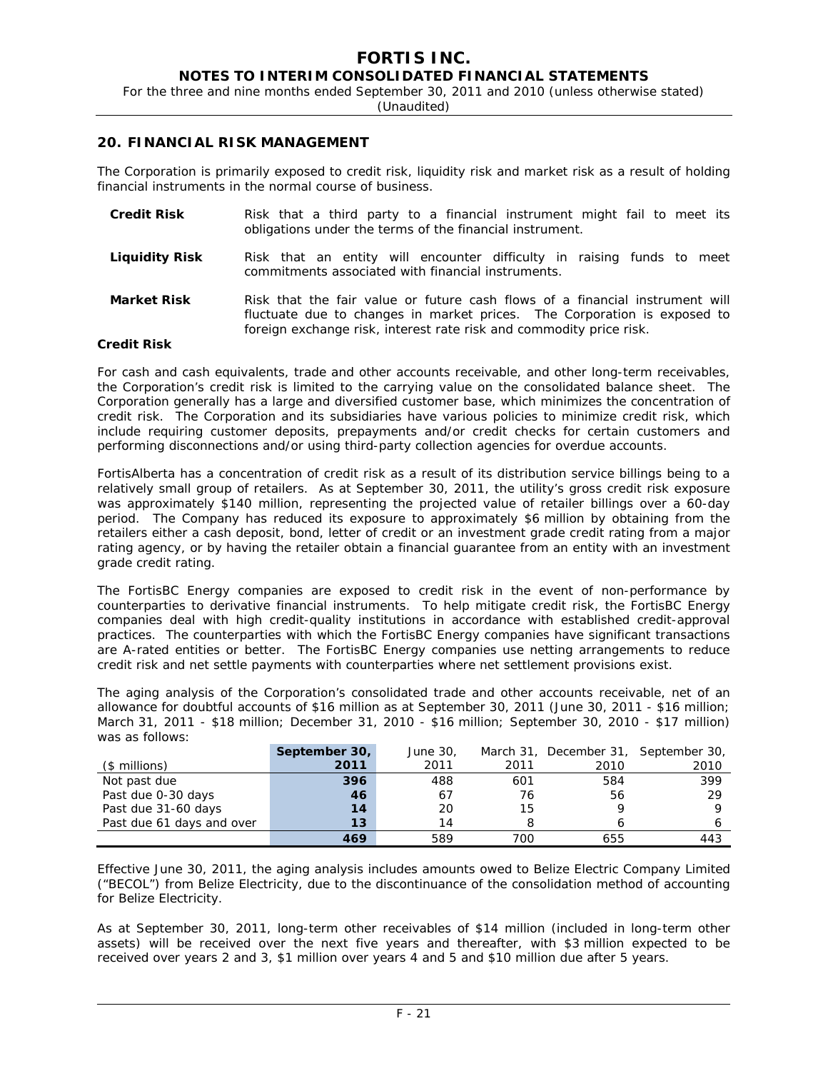## 20. FINANCIAL RISK MANAGEMENT

The Corporation is primarily exposed to credit risk, liquidity risk and market risk as a result of holding financial instruments in the normal course of business.

**Credit Risk** Risk that a third party to a financial instrument might fail to meet its obligations under the terms of the financial instrument.

**Liquidity Risk** Risk that an entity will encounter difficulty in raising funds to meet commitments associated with financial instruments.

**Market Risk** Risk that the fair value or future cash flows of a financial instrument will fluctuate due to changes in market prices. The Corporation is exposed to foreign exchange risk, interest rate risk and commodity price risk.

**Credit Risk**

For cash and cash equivalents, trade and other accounts receivable, and other long-term receivables, the Corporation's credit risk is limited to the carrying value on the consolidated balance sheet. The Corporation generally has a large and diversified customer base, which minimizes the concentration of credit risk. The Corporation and its subsidiaries have various policies to minimize credit risk, which include requiring customer deposits, prepayments and/or credit checks for certain customers and performing disconnections and/or using third-party collection agencies for overdue accounts.

FortisAlberta has a concentration of credit risk as a result of its distribution service billings being to a relatively small group of retailers. As at September 30, 2011, the utility's gross credit risk exposure was approximately $140 million, representing the projected value of retailer billings over a 60-day period. The Company has reduced its exposure to approximately $6 million by obtaining from the retailers either a cash deposit, bond, letter of credit or an investment grade credit rating from a major rating agency, or by having the retailer obtain a financial guarantee from an entity with an investment grade credit rating.

The FortisBC Energy companies are exposed to credit risk in the event of non-performance by counterparties to derivative financial instruments. To help mitigate credit risk, the FortisBC Energy companies deal with high credit-quality institutions in accordance with established credit-approval practices. The counterparties with which the FortisBC Energy companies have significant transactions are A-rated entities or better. The FortisBC Energy companies use netting arrangements to reduce credit risk and net settle payments with counterparties where net settlement provisions exist.

The aging analysis of the Corporation's consolidated trade and other accounts receivable, net of an allowance for doubtful accounts of $16 million as at September 30, 2011 (June 30, 2011 - $16 million; March 31, 2011 - $18 million; December 31, 2010 - $16 million; September 30, 2010 - $17 million) was as follows:

| ($ millions) | **September 30, 2011** | June 30, 2011 | March 31, 2011 | December 31, 2010 | September 30, 2010 |
|---|---|---|---|---|---|
| Not past due | **396** | 488 | 601 | 584 | 399 |
| Past due 0-30 days | **46** | 67 | 76 | 56 | 29 |
| Past due 31-60 days | **14** | 20 | 15 | 9 | 9 |
| Past due 61 days and over | **13** | 14 | 8 | 6 | 6 |
| | **469** | 589 | 700 | 655 | 443 |

Effective June 30, 2011, the aging analysis includes amounts owed to Belize Electric Company Limited ("BECOL") from Belize Electricity, due to the discontinuance of the consolidation method of accounting for Belize Electricity.

As at September 30, 2011, long-term other receivables of $14 million (included in long-term other assets) will be received over the next five years and thereafter, with $3 million expected to be received over years 2 and 3, $1 million over years 4 and 5 and $10 million due after 5 years.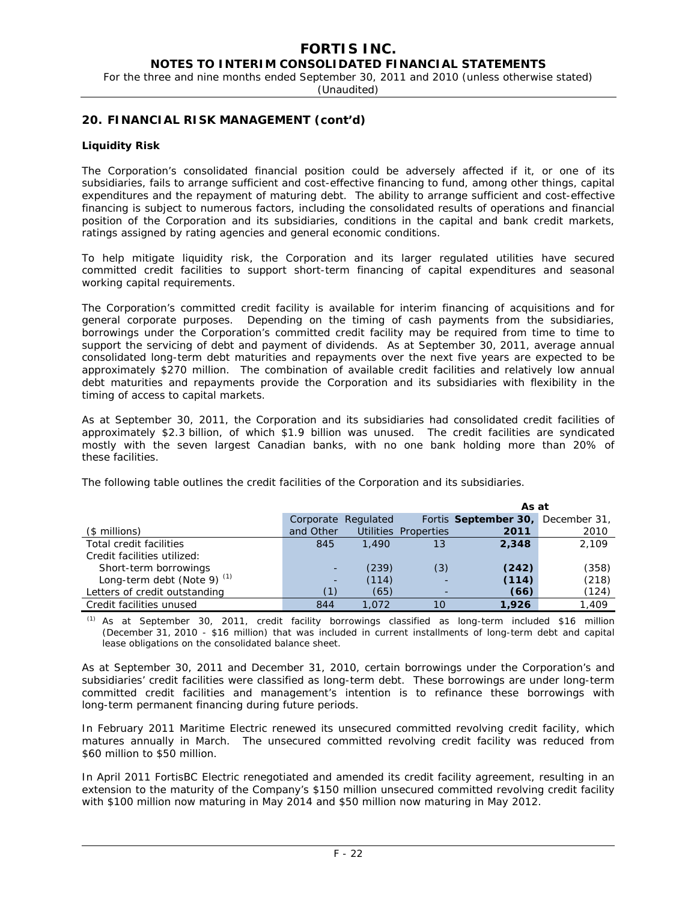## 20. FINANCIAL RISK MANAGEMENT (cont'd)

### Liquidity Risk

The Corporation's consolidated financial position could be adversely affected if it, or one of its subsidiaries, fails to arrange sufficient and cost-effective financing to fund, among other things, capital expenditures and the repayment of maturing debt. The ability to arrange sufficient and cost-effective financing is subject to numerous factors, including the consolidated results of operations and financial position of the Corporation and its subsidiaries, conditions in the capital and bank credit markets, ratings assigned by rating agencies and general economic conditions.

To help mitigate liquidity risk, the Corporation and its larger regulated utilities have secured committed credit facilities to support short-term financing of capital expenditures and seasonal working capital requirements.

The Corporation's committed credit facility is available for interim financing of acquisitions and for general corporate purposes. Depending on the timing of cash payments from the subsidiaries, borrowings under the Corporation's committed credit facility may be required from time to time to support the servicing of debt and payment of dividends. As at September 30, 2011, average annual consolidated long-term debt maturities and repayments over the next five years are expected to be approximately $270 million. The combination of available credit facilities and relatively low annual debt maturities and repayments provide the Corporation and its subsidiaries with flexibility in the timing of access to capital markets.

As at September 30, 2011, the Corporation and its subsidiaries had consolidated credit facilities of approximately $2.3 billion, of which $1.9 billion was unused. The credit facilities are syndicated mostly with the seven largest Canadian banks, with no one bank holding more than 20% of these facilities.

The following table outlines the credit facilities of the Corporation and its subsidiaries.

| | | | | As at | |
|---|---|---|---|---|---|
| ($ millions) | Corporate and Other | Regulated Utilities | Fortis Properties | **September 30, 2011** | December 31, 2010 |
| Total credit facilities | 845 | 1,490 | 13 | **2,348** | 2,109 |
| Credit facilities utilized: | | | | | |
| Short-term borrowings | - | (239) | (3) | **(242)** | (358) |
| Long-term debt (Note 9) [(1)] | - | (114) | - | **(114)** | (218) |
| Letters of credit outstanding | (1) | (65) | - | **(66)** | (124) |
| Credit facilities unused | 844 | 1,072 | 10 | **1,926** | 1,409 |

[(1)] As at September 30, 2011, credit facility borrowings classified as long-term included $16 million (December 31, 2010 - $16 million) that was included in current installments of long-term debt and capital lease obligations on the consolidated balance sheet.

As at September 30, 2011 and December 31, 2010, certain borrowings under the Corporation's and subsidiaries' credit facilities were classified as long-term debt. These borrowings are under long-term committed credit facilities and management's intention is to refinance these borrowings with long-term permanent financing during future periods.

In February 2011 Maritime Electric renewed its unsecured committed revolving credit facility, which matures annually in March. The unsecured committed revolving credit facility was reduced from $60 million to $50 million.

In April 2011 FortisBC Electric renegotiated and amended its credit facility agreement, resulting in an extension to the maturity of the Company's $150 million unsecured committed revolving credit facility with $100 million now maturing in May 2014 and $50 million now maturing in May 2012.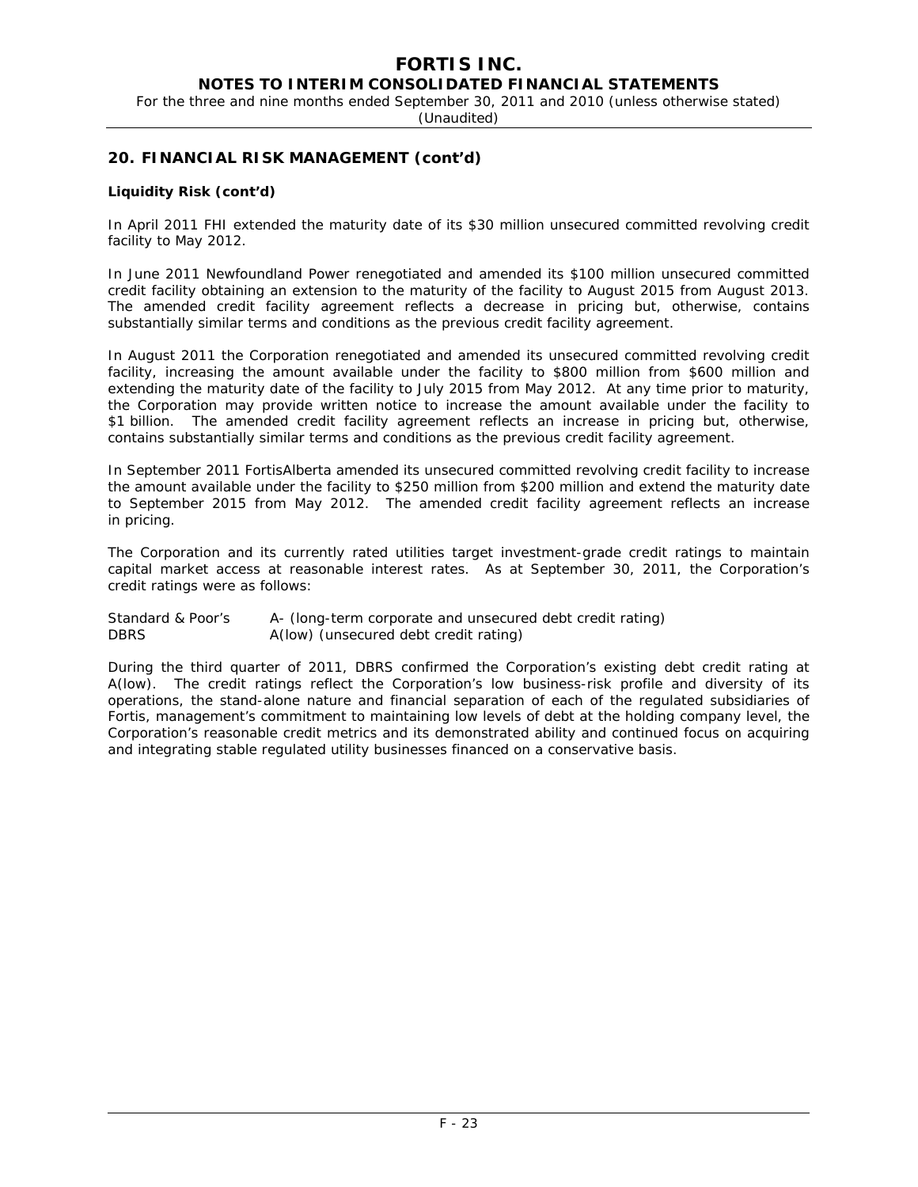## 20. FINANCIAL RISK MANAGEMENT (cont'd)

**Liquidity Risk (cont'd)**

In April 2011 FHI extended the maturity date of its $30 million unsecured committed revolving credit facility to May 2012.

In June 2011 Newfoundland Power renegotiated and amended its $100 million unsecured committed credit facility obtaining an extension to the maturity of the facility to August 2015 from August 2013. The amended credit facility agreement reflects a decrease in pricing but, otherwise, contains substantially similar terms and conditions as the previous credit facility agreement.

In August 2011 the Corporation renegotiated and amended its unsecured committed revolving credit facility, increasing the amount available under the facility to $800 million from $600 million and extending the maturity date of the facility to July 2015 from May 2012. At any time prior to maturity, the Corporation may provide written notice to increase the amount available under the facility to $1 billion. The amended credit facility agreement reflects an increase in pricing but, otherwise, contains substantially similar terms and conditions as the previous credit facility agreement.

In September 2011 FortisAlberta amended its unsecured committed revolving credit facility to increase the amount available under the facility to $250 million from $200 million and extend the maturity date to September 2015 from May 2012. The amended credit facility agreement reflects an increase in pricing.

The Corporation and its currently rated utilities target investment-grade credit ratings to maintain capital market access at reasonable interest rates. As at September 30, 2011, the Corporation's credit ratings were as follows:

| | |
|---|---|
| Standard & Poor's | A- (long-term corporate and unsecured debt credit rating) |
| DBRS | A(low) (unsecured debt credit rating) |

During the third quarter of 2011, DBRS confirmed the Corporation's existing debt credit rating at A(low). The credit ratings reflect the Corporation's low business-risk profile and diversity of its operations, the stand-alone nature and financial separation of each of the regulated subsidiaries of Fortis, management's commitment to maintaining low levels of debt at the holding company level, the Corporation's reasonable credit metrics and its demonstrated ability and continued focus on acquiring and integrating stable regulated utility businesses financed on a conservative basis.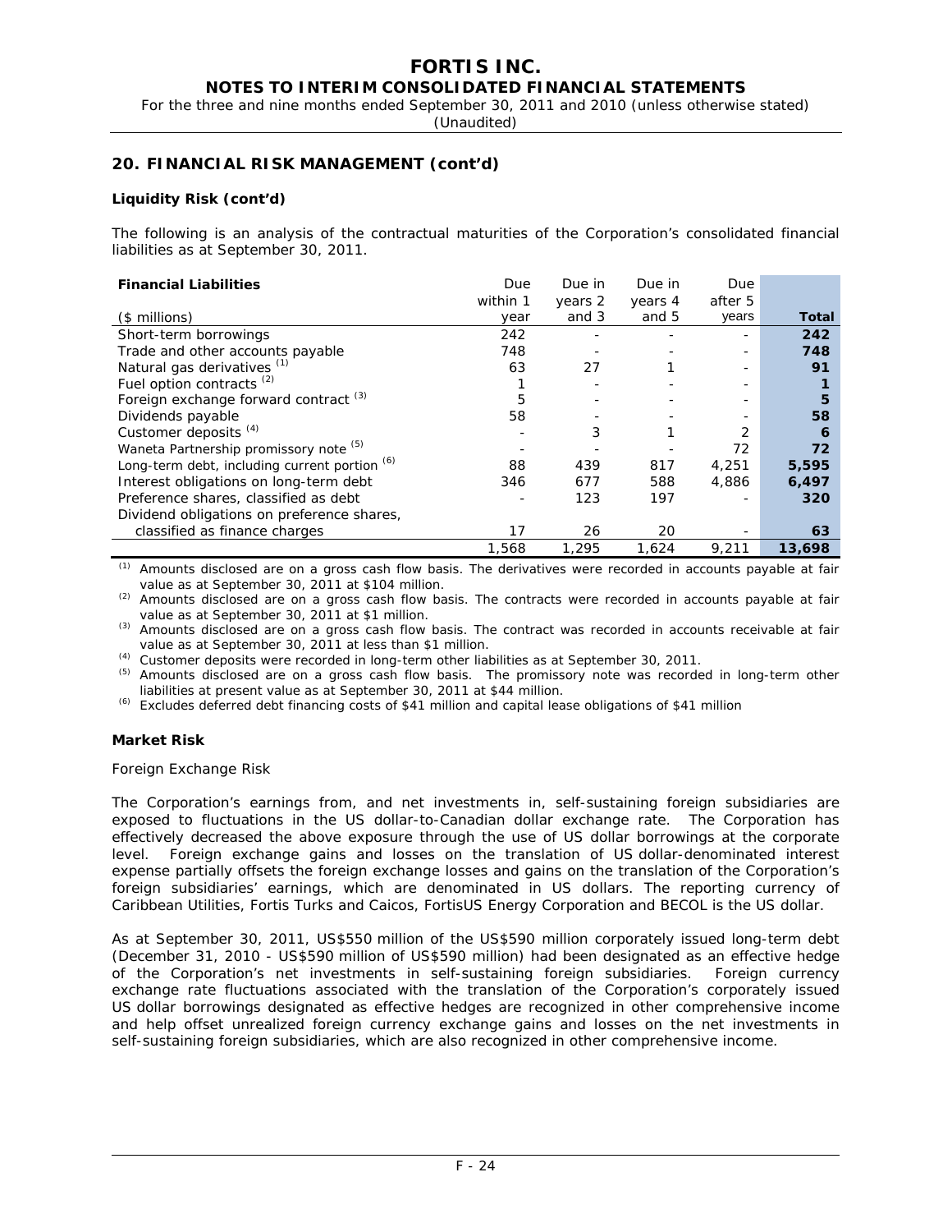## 20. FINANCIAL RISK MANAGEMENT (cont'd)

### Liquidity Risk (cont'd)

The following is an analysis of the contractual maturities of the Corporation's consolidated financial liabilities as at September 30, 2011.

| **Financial Liabilities** ($ millions) | Due within 1 year | Due in years 2 and 3 | Due in years 4 and 5 | Due after 5 years | **Total** |
|---|---|---|---|---|---|
| Short-term borrowings | 242 | - | - | - | **242** |
| Trade and other accounts payable | 748 | - | - | - | **748** |
| Natural gas derivatives [(1)] | 63 | 27 | 1 | - | **91** |
| Fuel option contracts [(2)] | 1 | - | - | - | **1** |
| Foreign exchange forward contract [(3)] | 5 | - | - | - | **5** |
| Dividends payable | 58 | - | - | - | **58** |
| Customer deposits [(4)] | - | 3 | 1 | 2 | **6** |
| Waneta Partnership promissory note [(5)] | - | - | - | 72 | **72** |
| Long-term debt, including current portion [(6)] | 88 | 439 | 817 | 4,251 | **5,595** |
| Interest obligations on long-term debt | 346 | 677 | 588 | 4,886 | **6,497** |
| Preference shares, classified as debt | - | 123 | 197 | - | **320** |
| Dividend obligations on preference shares, classified as finance charges | 17 | 26 | 20 | - | **63** |
| | 1,568 | 1,295 | 1,624 | 9,211 | **13,698** |

(1) Amounts disclosed are on a gross cash flow basis. The derivatives were recorded in accounts payable at fair value as at September 30, 2011 at $104 million.

(2) Amounts disclosed are on a gross cash flow basis. The contracts were recorded in accounts payable at fair value as at September 30, 2011 at $1 million.

(3) Amounts disclosed are on a gross cash flow basis. The contract was recorded in accounts receivable at fair value as at September 30, 2011 at less than $1 million.

(4) Customer deposits were recorded in long-term other liabilities as at September 30, 2011.

(5) Amounts disclosed are on a gross cash flow basis. The promissory note was recorded in long-term other liabilities at present value as at September 30, 2011 at $44 million.

(6) Excludes deferred debt financing costs of $41 million and capital lease obligations of $41 million

### Market Risk

*Foreign Exchange Risk*

The Corporation's earnings from, and net investments in, self-sustaining foreign subsidiaries are exposed to fluctuations in the US dollar-to-Canadian dollar exchange rate. The Corporation has effectively decreased the above exposure through the use of US dollar borrowings at the corporate level. Foreign exchange gains and losses on the translation of US dollar-denominated interest expense partially offsets the foreign exchange losses and gains on the translation of the Corporation's foreign subsidiaries' earnings, which are denominated in US dollars. The reporting currency of Caribbean Utilities, Fortis Turks and Caicos, FortisUS Energy Corporation and BECOL is the US dollar.

As at September 30, 2011, US$550 million of the US$590 million corporately issued long-term debt (December 31, 2010 - US$590 million of US$590 million) had been designated as an effective hedge of the Corporation's net investments in self-sustaining foreign subsidiaries. Foreign currency exchange rate fluctuations associated with the translation of the Corporation's corporately issued US dollar borrowings designated as effective hedges are recognized in other comprehensive income and help offset unrealized foreign currency exchange gains and losses on the net investments in self-sustaining foreign subsidiaries, which are also recognized in other comprehensive income.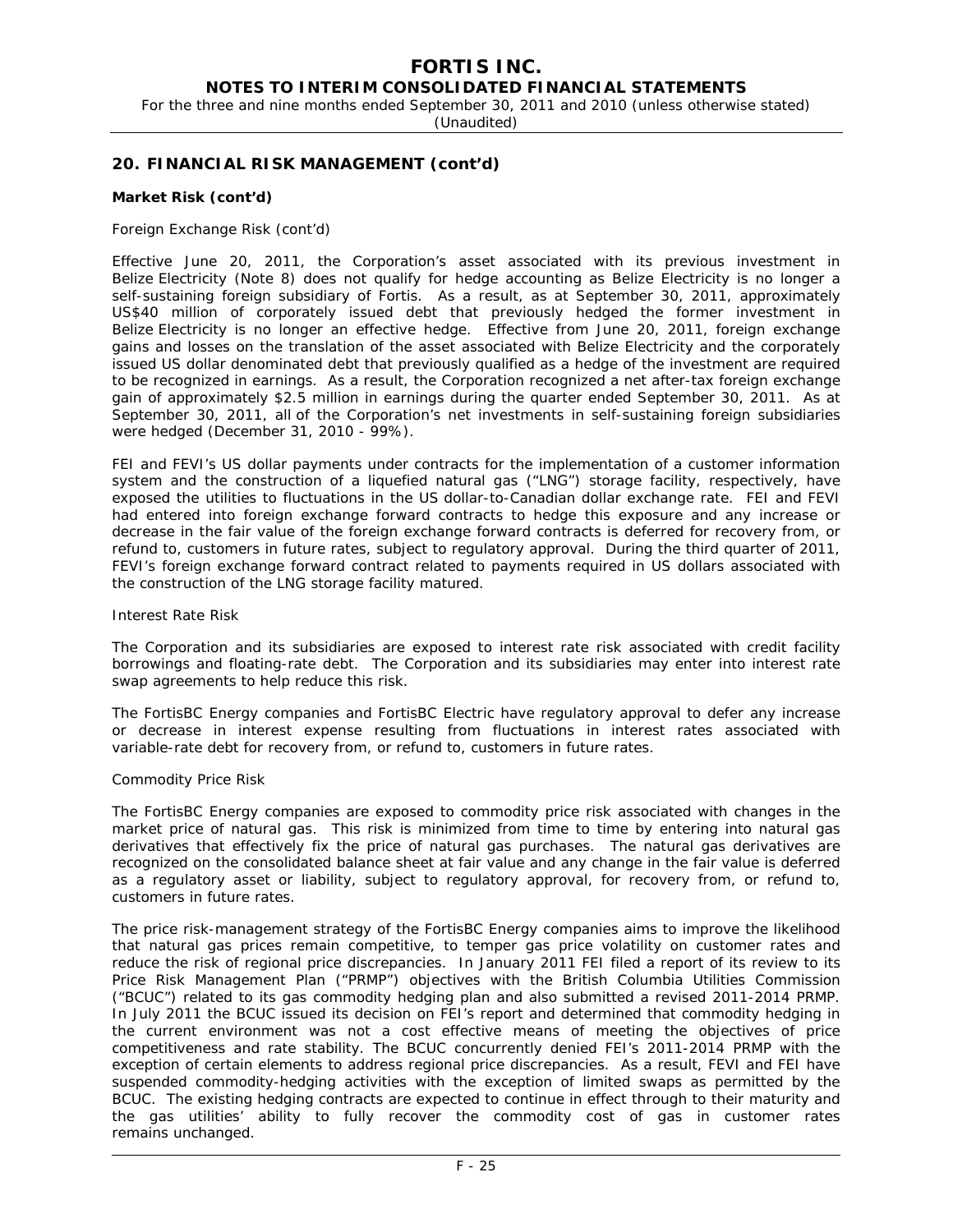## 20. FINANCIAL RISK MANAGEMENT (cont'd)

**Market Risk (cont'd)**

Foreign Exchange Risk (cont'd)

Effective June 20, 2011, the Corporation's asset associated with its previous investment in Belize Electricity (Note 8) does not qualify for hedge accounting as Belize Electricity is no longer a self-sustaining foreign subsidiary of Fortis. As a result, as at September 30, 2011, approximately US$40 million of corporately issued debt that previously hedged the former investment in Belize Electricity is no longer an effective hedge. Effective from June 20, 2011, foreign exchange gains and losses on the translation of the asset associated with Belize Electricity and the corporately issued US dollar denominated debt that previously qualified as a hedge of the investment are required to be recognized in earnings. As a result, the Corporation recognized a net after-tax foreign exchange gain of approximately $2.5 million in earnings during the quarter ended September 30, 2011. As at September 30, 2011, all of the Corporation's net investments in self-sustaining foreign subsidiaries were hedged (December 31, 2010 - 99%).

FEI and FEVI's US dollar payments under contracts for the implementation of a customer information system and the construction of a liquefied natural gas ("LNG") storage facility, respectively, have exposed the utilities to fluctuations in the US dollar-to-Canadian dollar exchange rate. FEI and FEVI had entered into foreign exchange forward contracts to hedge this exposure and any increase or decrease in the fair value of the foreign exchange forward contracts is deferred for recovery from, or refund to, customers in future rates, subject to regulatory approval. During the third quarter of 2011, FEVI's foreign exchange forward contract related to payments required in US dollars associated with the construction of the LNG storage facility matured.

Interest Rate Risk

The Corporation and its subsidiaries are exposed to interest rate risk associated with credit facility borrowings and floating-rate debt. The Corporation and its subsidiaries may enter into interest rate swap agreements to help reduce this risk.

The FortisBC Energy companies and FortisBC Electric have regulatory approval to defer any increase or decrease in interest expense resulting from fluctuations in interest rates associated with variable-rate debt for recovery from, or refund to, customers in future rates.

Commodity Price Risk

The FortisBC Energy companies are exposed to commodity price risk associated with changes in the market price of natural gas. This risk is minimized from time to time by entering into natural gas derivatives that effectively fix the price of natural gas purchases. The natural gas derivatives are recognized on the consolidated balance sheet at fair value and any change in the fair value is deferred as a regulatory asset or liability, subject to regulatory approval, for recovery from, or refund to, customers in future rates.

The price risk-management strategy of the FortisBC Energy companies aims to improve the likelihood that natural gas prices remain competitive, to temper gas price volatility on customer rates and reduce the risk of regional price discrepancies. In January 2011 FEI filed a report of its review to its Price Risk Management Plan ("PRMP") objectives with the British Columbia Utilities Commission ("BCUC") related to its gas commodity hedging plan and also submitted a revised 2011-2014 PRMP. In July 2011 the BCUC issued its decision on FEI's report and determined that commodity hedging in the current environment was not a cost effective means of meeting the objectives of price competitiveness and rate stability. The BCUC concurrently denied FEI's 2011-2014 PRMP with the exception of certain elements to address regional price discrepancies. As a result, FEVI and FEI have suspended commodity-hedging activities with the exception of limited swaps as permitted by the BCUC. The existing hedging contracts are expected to continue in effect through to their maturity and the gas utilities' ability to fully recover the commodity cost of gas in customer rates remains unchanged.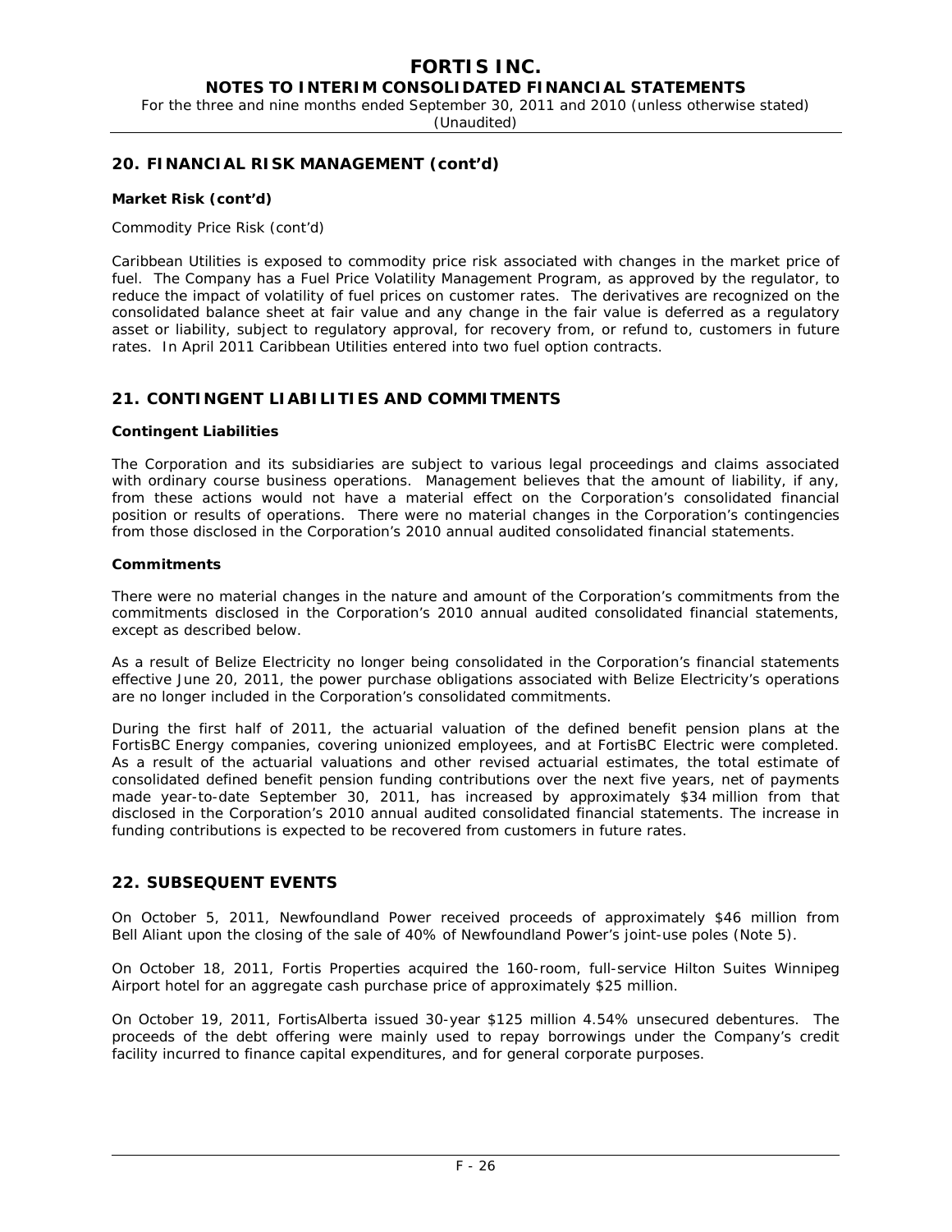## 20. FINANCIAL RISK MANAGEMENT (cont'd)

### Market Risk (cont'd)

*Commodity Price Risk (cont'd)*

Caribbean Utilities is exposed to commodity price risk associated with changes in the market price of fuel. The Company has a Fuel Price Volatility Management Program, as approved by the regulator, to reduce the impact of volatility of fuel prices on customer rates. The derivatives are recognized on the consolidated balance sheet at fair value and any change in the fair value is deferred as a regulatory asset or liability, subject to regulatory approval, for recovery from, or refund to, customers in future rates. In April 2011 Caribbean Utilities entered into two fuel option contracts.

## 21. CONTINGENT LIABILITIES AND COMMITMENTS

### Contingent Liabilities

The Corporation and its subsidiaries are subject to various legal proceedings and claims associated with ordinary course business operations. Management believes that the amount of liability, if any, from these actions would not have a material effect on the Corporation's consolidated financial position or results of operations. There were no material changes in the Corporation's contingencies from those disclosed in the Corporation's 2010 annual audited consolidated financial statements.

### Commitments

There were no material changes in the nature and amount of the Corporation's commitments from the commitments disclosed in the Corporation's 2010 annual audited consolidated financial statements, except as described below.

As a result of Belize Electricity no longer being consolidated in the Corporation's financial statements effective June 20, 2011, the power purchase obligations associated with Belize Electricity's operations are no longer included in the Corporation's consolidated commitments.

During the first half of 2011, the actuarial valuation of the defined benefit pension plans at the FortisBC Energy companies, covering unionized employees, and at FortisBC Electric were completed. As a result of the actuarial valuations and other revised actuarial estimates, the total estimate of consolidated defined benefit pension funding contributions over the next five years, net of payments made year-to-date September 30, 2011, has increased by approximately $34 million from that disclosed in the Corporation's 2010 annual audited consolidated financial statements. The increase in funding contributions is expected to be recovered from customers in future rates.

## 22. SUBSEQUENT EVENTS

On October 5, 2011, Newfoundland Power received proceeds of approximately $46 million from Bell Aliant upon the closing of the sale of 40% of Newfoundland Power's joint-use poles (Note 5).

On October 18, 2011, Fortis Properties acquired the 160-room, full-service Hilton Suites Winnipeg Airport hotel for an aggregate cash purchase price of approximately $25 million.

On October 19, 2011, FortisAlberta issued 30-year $125 million 4.54% unsecured debentures. The proceeds of the debt offering were mainly used to repay borrowings under the Company's credit facility incurred to finance capital expenditures, and for general corporate purposes.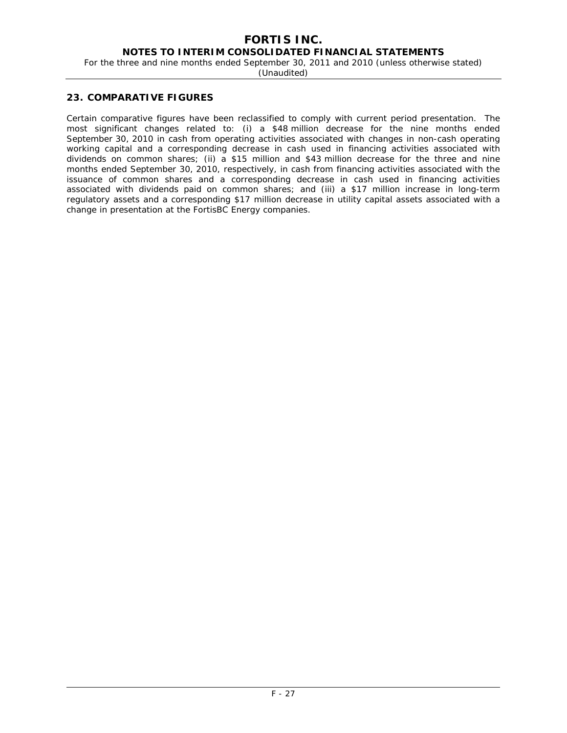## 23. COMPARATIVE FIGURES

Certain comparative figures have been reclassified to comply with current period presentation. The most significant changes related to: (i) a $48 million decrease for the nine months ended September 30, 2010 in cash from operating activities associated with changes in non-cash operating working capital and a corresponding decrease in cash used in financing activities associated with dividends on common shares; (ii) a $15 million and $43 million decrease for the three and nine months ended September 30, 2010, respectively, in cash from financing activities associated with the issuance of common shares and a corresponding decrease in cash used in financing activities associated with dividends paid on common shares; and (iii) a $17 million increase in long-term regulatory assets and a corresponding $17 million decrease in utility capital assets associated with a change in presentation at the FortisBC Energy companies.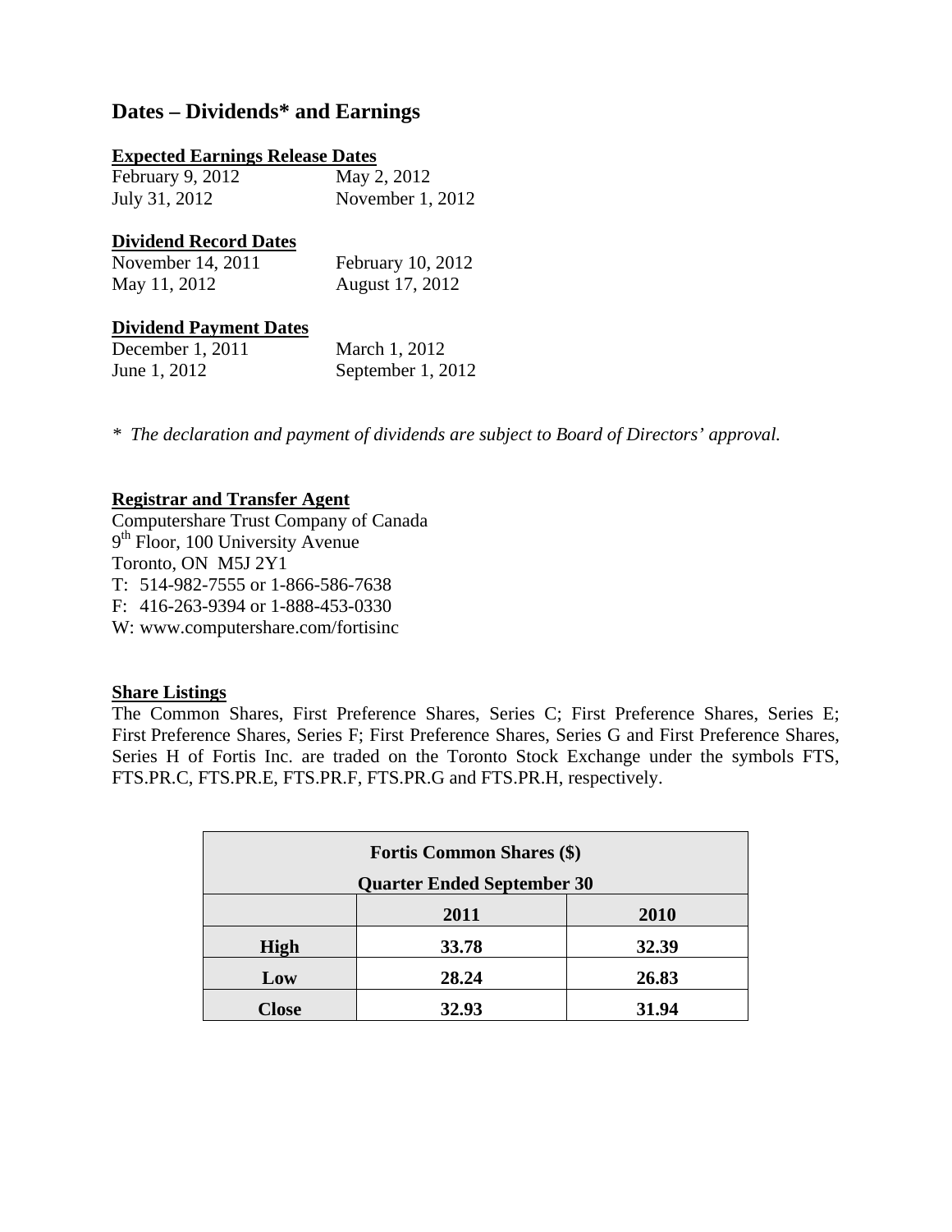## Dates – Dividends* and Earnings

**Expected Earnings Release Dates**

February 9, 2012 May 2, 2012
July 31, 2012 November 1, 2012

**Dividend Record Dates**

November 14, 2011 February 10, 2012
May 11, 2012 August 17, 2012

**Dividend Payment Dates**

December 1, 2011 March 1, 2012
June 1, 2012 September 1, 2012

*\* The declaration and payment of dividends are subject to Board of Directors' approval.*

**Registrar and Transfer Agent**

Computershare Trust Company of Canada
9th Floor, 100 University Avenue
Toronto, ON M5J 2Y1
T: 514-982-7555 or 1-866-586-7638
F: 416-263-9394 or 1-888-453-0330
W: www.computershare.com/fortisinc

**Share Listings**

The Common Shares, First Preference Shares, Series C; First Preference Shares, Series E; First Preference Shares, Series F; First Preference Shares, Series G and First Preference Shares, Series H of Fortis Inc. are traded on the Toronto Stock Exchange under the symbols FTS, FTS.PR.C, FTS.PR.E, FTS.PR.F, FTS.PR.G and FTS.PR.H, respectively.

| Fortis Common Shares ($) Quarter Ended September 30 | | |
|---|---|---|
| | 2011 | 2010 |
| High | 33.78 | 32.39 |
| Low | 28.24 | 26.83 |
| Close | 32.93 | 31.94 |